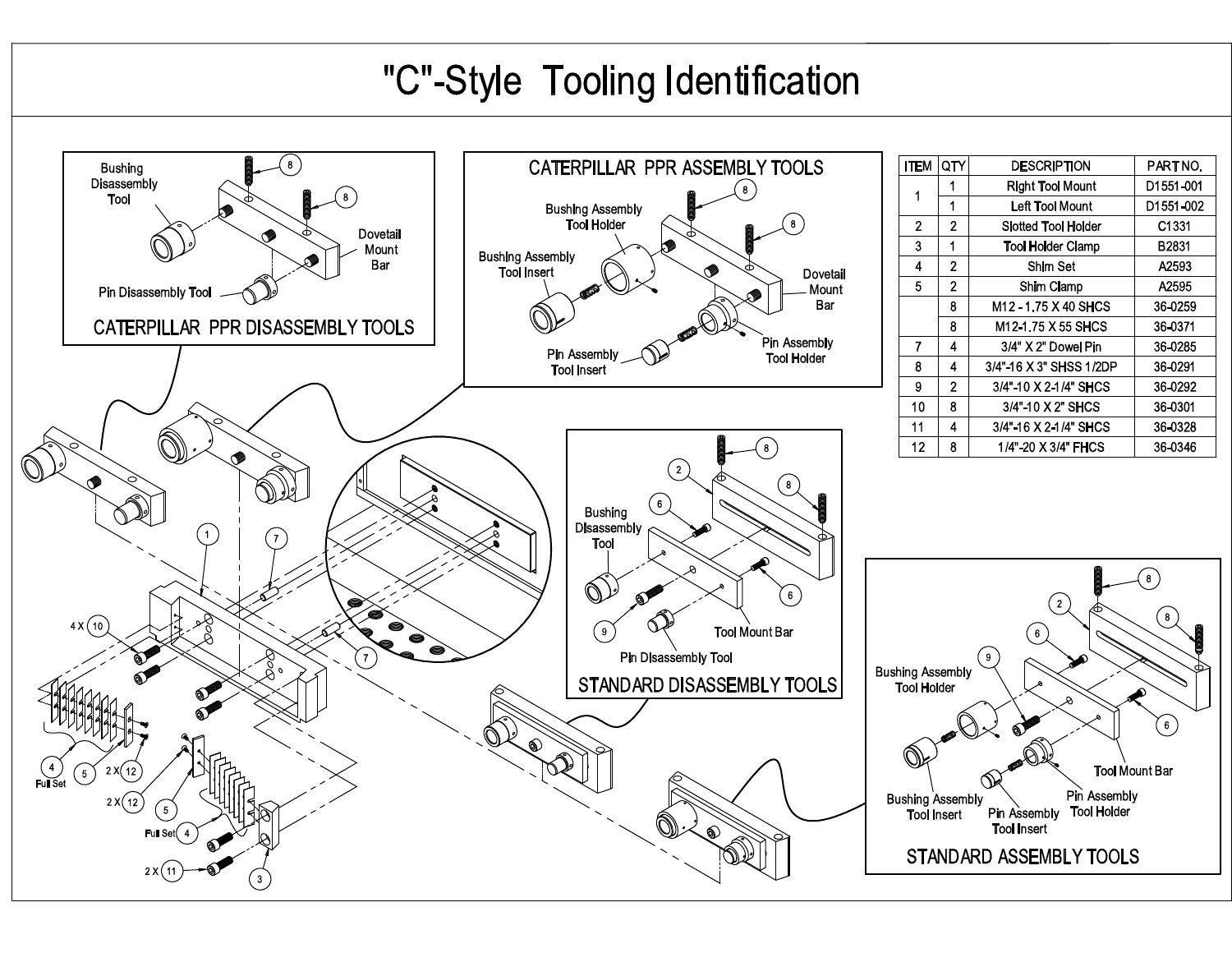# "C"-Style Tooling Identification

| ITEM | QTY | DESCRIPTION | PART NO. |
|---|---|---|---|
| 1 | 1 | Right Tool Mount | D1551-001 |
|  | 1 | Left Tool Mount | D1551-002 |
| 2 | 2 | Slotted Tool Holder | C1331 |
| 3 | 1 | Tool Holder Clamp | B2831 |
| 4 | 2 | Shim Set | A2593 |
| 5 | 2 | Shim Clamp | A2595 |
|  | 8 | M12 - 1.75 X 40 SHCS | 36-0259 |
|  | 8 | M12-1.75 X 55 SHCS | 36-0371 |
| 7 | 4 | 3/4" X 2" Dowel Pin | 36-0285 |
| 8 | 4 | 3/4"-16 X 3" SHSS 1/2DP | 36-0291 |
| 9 | 2 | 3/4"-10 X 2-1/4" SHCS | 36-0292 |
| 10 | 8 | 3/4"-10 X 2" SHCS | 36-0301 |
| 11 | 4 | 3/4"-16 X 2-1/4" SHCS | 36-0328 |
| 12 | 8 | 1/4"-20 X 3/4" FHCS | 36-0346 |

## CATERPILLAR PPR DISASSEMBLY TOOLS

Bushing Disassembly Tool; Pin Disassembly Tool; Dovetail Mount Bar; 8

## CATERPILLAR PPR ASSEMBLY TOOLS

Bushing Assembly Tool Holder; Bushing Assembly Tool Insert; Pin Assembly Tool Insert; Pin Assembly Tool Holder; Dovetail Mount Bar; 8

## STANDARD DISASSEMBLY TOOLS

Bushing Disassembly Tool; Pin Disassembly Tool; Tool Mount Bar; 2; 6; 8; 9

## STANDARD ASSEMBLY TOOLS

Bushing Assembly Tool Holder; Bushing Assembly Tool Insert; Pin Assembly Tool Insert; Pin Assembly Tool Holder; Tool Mount Bar; 2; 6; 8; 9

1; 7; 4 X 10; 4 Full Set; 5; 2 X 12; 3; 2 X 11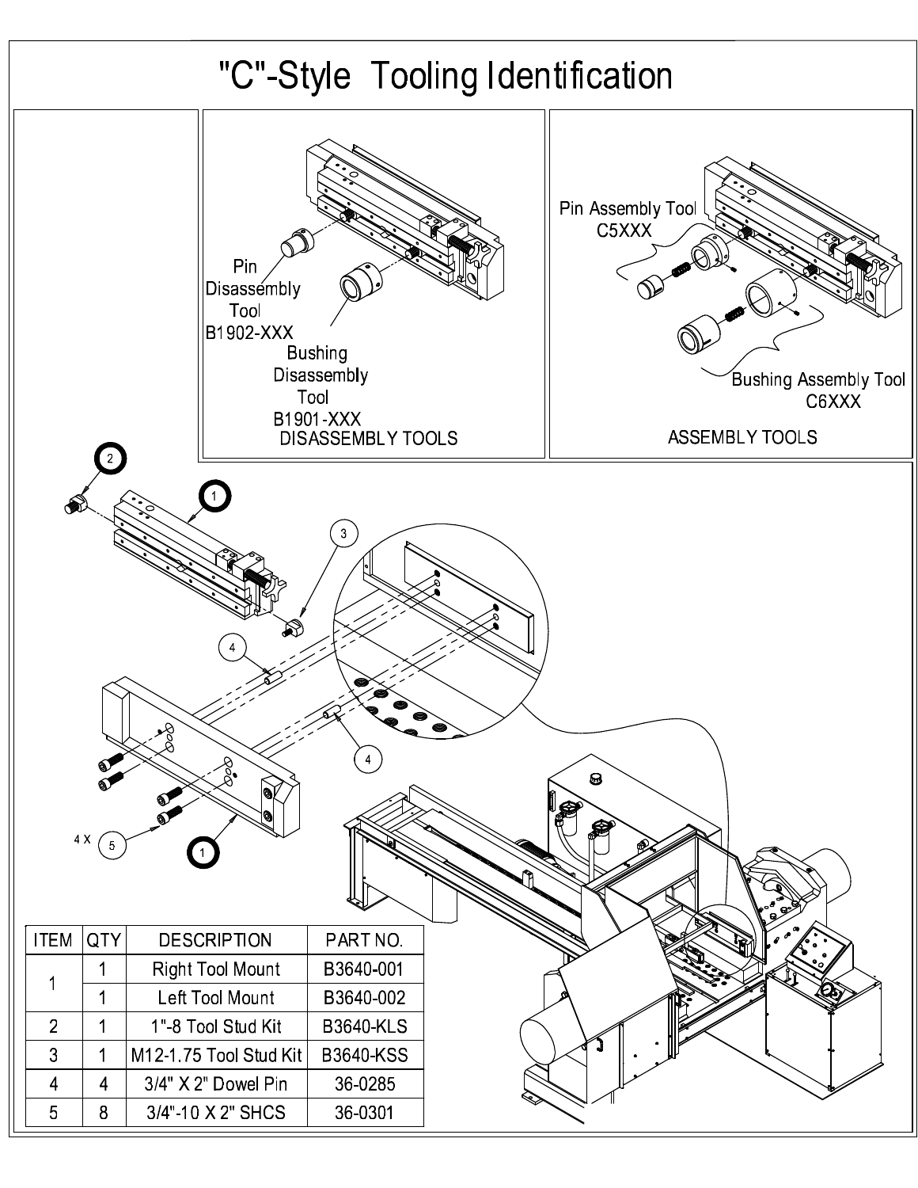# "C"-Style Tooling Identification

Pin Disassembly Tool B1902-XXX

Bushing Disassembly Tool B1901-XXX

DISASSEMBLY TOOLS

Pin Assembly Tool C5XXX

Bushing Assembly Tool C6XXX

ASSEMBLY TOOLS

| ITEM | QTY | DESCRIPTION | PART NO. |
|---|---|---|---|
| 1 | 1 | Right Tool Mount | B3640-001 |
| | 1 | Left Tool Mount | B3640-002 |
| 2 | 1 | 1"-8 Tool Stud Kit | B3640-KLS |
| 3 | 1 | M12-1.75 Tool Stud Kit | B3640-KSS |
| 4 | 4 | 3/4" X 2" Dowel Pin | 36-0285 |
| 5 | 8 | 3/4"-10 X 2" SHCS | 36-0301 |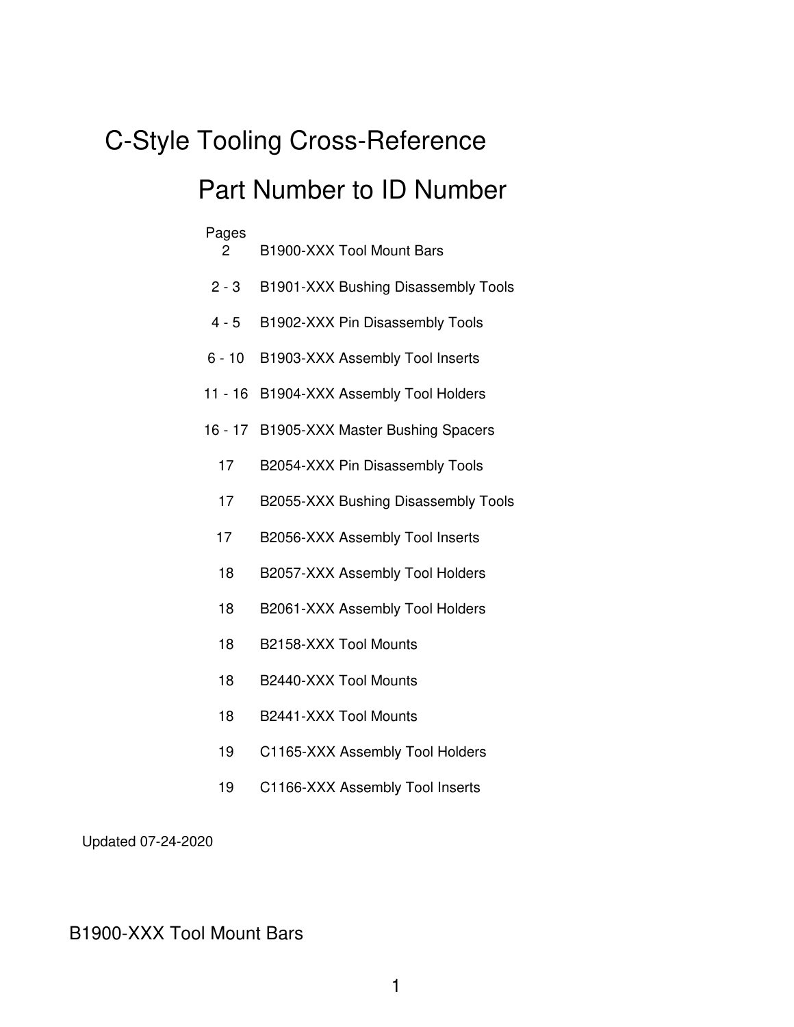# C-Style Tooling Cross-Reference

## Part Number to ID Number

| Pages | |
|---|---|
| 2 | B1900-XXX Tool Mount Bars |
| 2 - 3 | B1901-XXX Bushing Disassembly Tools |
| 4 - 5 | B1902-XXX Pin Disassembly Tools |
| 6 - 10 | B1903-XXX Assembly Tool Inserts |
| 11 - 16 | B1904-XXX Assembly Tool Holders |
| 16 - 17 | B1905-XXX Master Bushing Spacers |
| 17 | B2054-XXX Pin Disassembly Tools |
| 17 | B2055-XXX Bushing Disassembly Tools |
| 17 | B2056-XXX Assembly Tool Inserts |
| 18 | B2057-XXX Assembly Tool Holders |
| 18 | B2061-XXX Assembly Tool Holders |
| 18 | B2158-XXX Tool Mounts |
| 18 | B2440-XXX Tool Mounts |
| 18 | B2441-XXX Tool Mounts |
| 19 | C1165-XXX Assembly Tool Holders |
| 19 | C1166-XXX Assembly Tool Inserts |

Updated 07-24-2020

## B1900-XXX Tool Mount Bars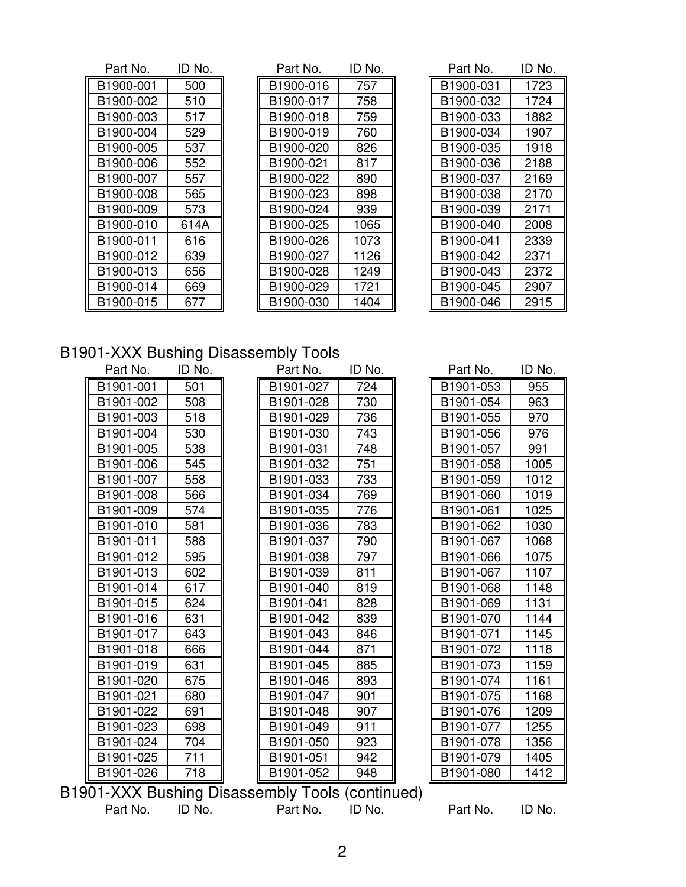| Part No. | ID No. | Part No. | ID No. | Part No. | ID No. |
|---|---|---|---|---|---|
| B1900-001 | 500 | B1900-016 | 757 | B1900-031 | 1723 |
| B1900-002 | 510 | B1900-017 | 758 | B1900-032 | 1724 |
| B1900-003 | 517 | B1900-018 | 759 | B1900-033 | 1882 |
| B1900-004 | 529 | B1900-019 | 760 | B1900-034 | 1907 |
| B1900-005 | 537 | B1900-020 | 826 | B1900-035 | 1918 |
| B1900-006 | 552 | B1900-021 | 817 | B1900-036 | 2188 |
| B1900-007 | 557 | B1900-022 | 890 | B1900-037 | 2169 |
| B1900-008 | 565 | B1900-023 | 898 | B1900-038 | 2170 |
| B1900-009 | 573 | B1900-024 | 939 | B1900-039 | 2171 |
| B1900-010 | 614A | B1900-025 | 1065 | B1900-040 | 2008 |
| B1900-011 | 616 | B1900-026 | 1073 | B1900-041 | 2339 |
| B1900-012 | 639 | B1900-027 | 1126 | B1900-042 | 2371 |
| B1900-013 | 656 | B1900-028 | 1249 | B1900-043 | 2372 |
| B1900-014 | 669 | B1900-029 | 1721 | B1900-045 | 2907 |
| B1900-015 | 677 | B1900-030 | 1404 | B1900-046 | 2915 |

## B1901-XXX Bushing Disassembly Tools

| Part No. | ID No. | Part No. | ID No. | Part No. | ID No. |
|---|---|---|---|---|---|
| B1901-001 | 501 | B1901-027 | 724 | B1901-053 | 955 |
| B1901-002 | 508 | B1901-028 | 730 | B1901-054 | 963 |
| B1901-003 | 518 | B1901-029 | 736 | B1901-055 | 970 |
| B1901-004 | 530 | B1901-030 | 743 | B1901-056 | 976 |
| B1901-005 | 538 | B1901-031 | 748 | B1901-057 | 991 |
| B1901-006 | 545 | B1901-032 | 751 | B1901-058 | 1005 |
| B1901-007 | 558 | B1901-033 | 733 | B1901-059 | 1012 |
| B1901-008 | 566 | B1901-034 | 769 | B1901-060 | 1019 |
| B1901-009 | 574 | B1901-035 | 776 | B1901-061 | 1025 |
| B1901-010 | 581 | B1901-036 | 783 | B1901-062 | 1030 |
| B1901-011 | 588 | B1901-037 | 790 | B1901-067 | 1068 |
| B1901-012 | 595 | B1901-038 | 797 | B1901-066 | 1075 |
| B1901-013 | 602 | B1901-039 | 811 | B1901-067 | 1107 |
| B1901-014 | 617 | B1901-040 | 819 | B1901-068 | 1148 |
| B1901-015 | 624 | B1901-041 | 828 | B1901-069 | 1131 |
| B1901-016 | 631 | B1901-042 | 839 | B1901-070 | 1144 |
| B1901-017 | 643 | B1901-043 | 846 | B1901-071 | 1145 |
| B1901-018 | 666 | B1901-044 | 871 | B1901-072 | 1118 |
| B1901-019 | 631 | B1901-045 | 885 | B1901-073 | 1159 |
| B1901-020 | 675 | B1901-046 | 893 | B1901-074 | 1161 |
| B1901-021 | 680 | B1901-047 | 901 | B1901-075 | 1168 |
| B1901-022 | 691 | B1901-048 | 907 | B1901-076 | 1209 |
| B1901-023 | 698 | B1901-049 | 911 | B1901-077 | 1255 |
| B1901-024 | 704 | B1901-050 | 923 | B1901-078 | 1356 |
| B1901-025 | 711 | B1901-051 | 942 | B1901-079 | 1405 |
| B1901-026 | 718 | B1901-052 | 948 | B1901-080 | 1412 |

## B1901-XXX Bushing Disassembly Tools (continued)

| Part No. | ID No. | Part No. | ID No. | Part No. | ID No. |
|---|---|---|---|---|---|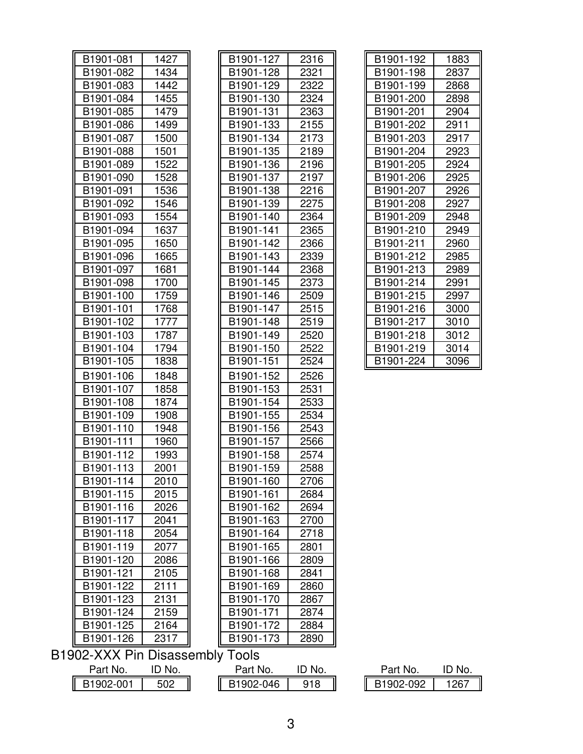| B1901-081 | 1427 |
|---|---|
| B1901-082 | 1434 |
| B1901-083 | 1442 |
| B1901-084 | 1455 |
| B1901-085 | 1479 |
| B1901-086 | 1499 |
| B1901-087 | 1500 |
| B1901-088 | 1501 |
| B1901-089 | 1522 |
| B1901-090 | 1528 |
| B1901-091 | 1536 |
| B1901-092 | 1546 |
| B1901-093 | 1554 |
| B1901-094 | 1637 |
| B1901-095 | 1650 |
| B1901-096 | 1665 |
| B1901-097 | 1681 |
| B1901-098 | 1700 |
| B1901-100 | 1759 |
| B1901-101 | 1768 |
| B1901-102 | 1777 |
| B1901-103 | 1787 |
| B1901-104 | 1794 |
| B1901-105 | 1838 |
| B1901-106 | 1848 |
| B1901-107 | 1858 |
| B1901-108 | 1874 |
| B1901-109 | 1908 |
| B1901-110 | 1948 |
| B1901-111 | 1960 |
| B1901-112 | 1993 |
| B1901-113 | 2001 |
| B1901-114 | 2010 |
| B1901-115 | 2015 |
| B1901-116 | 2026 |
| B1901-117 | 2041 |
| B1901-118 | 2054 |
| B1901-119 | 2077 |
| B1901-120 | 2086 |
| B1901-121 | 2105 |
| B1901-122 | 2111 |
| B1901-123 | 2131 |
| B1901-124 | 2159 |
| B1901-125 | 2164 |
| B1901-126 | 2317 |

| B1901-127 | 2316 |
|---|---|
| B1901-128 | 2321 |
| B1901-129 | 2322 |
| B1901-130 | 2324 |
| B1901-131 | 2363 |
| B1901-133 | 2155 |
| B1901-134 | 2173 |
| B1901-135 | 2189 |
| B1901-136 | 2196 |
| B1901-137 | 2197 |
| B1901-138 | 2216 |
| B1901-139 | 2275 |
| B1901-140 | 2364 |
| B1901-141 | 2365 |
| B1901-142 | 2366 |
| B1901-143 | 2339 |
| B1901-144 | 2368 |
| B1901-145 | 2373 |
| B1901-146 | 2509 |
| B1901-147 | 2515 |
| B1901-148 | 2519 |
| B1901-149 | 2520 |
| B1901-150 | 2522 |
| B1901-151 | 2524 |
| B1901-152 | 2526 |
| B1901-153 | 2531 |
| B1901-154 | 2533 |
| B1901-155 | 2534 |
| B1901-156 | 2543 |
| B1901-157 | 2566 |
| B1901-158 | 2574 |
| B1901-159 | 2588 |
| B1901-160 | 2706 |
| B1901-161 | 2684 |
| B1901-162 | 2694 |
| B1901-163 | 2700 |
| B1901-164 | 2718 |
| B1901-165 | 2801 |
| B1901-166 | 2809 |
| B1901-168 | 2841 |
| B1901-169 | 2860 |
| B1901-170 | 2867 |
| B1901-171 | 2874 |
| B1901-172 | 2884 |
| B1901-173 | 2890 |

| B1901-192 | 1883 |
|---|---|
| B1901-198 | 2837 |
| B1901-199 | 2868 |
| B1901-200 | 2898 |
| B1901-201 | 2904 |
| B1901-202 | 2911 |
| B1901-203 | 2917 |
| B1901-204 | 2923 |
| B1901-205 | 2924 |
| B1901-206 | 2925 |
| B1901-207 | 2926 |
| B1901-208 | 2927 |
| B1901-209 | 2948 |
| B1901-210 | 2949 |
| B1901-211 | 2960 |
| B1901-212 | 2985 |
| B1901-213 | 2989 |
| B1901-214 | 2991 |
| B1901-215 | 2997 |
| B1901-216 | 3000 |
| B1901-217 | 3010 |
| B1901-218 | 3012 |
| B1901-219 | 3014 |
| B1901-224 | 3096 |

## B1902-XXX Pin Disassembly Tools

| Part No. | ID No. |
|---|---|
| B1902-001 | 502 |

| Part No. | ID No. |
|---|---|
| B1902-046 | 918 |

| Part No. | ID No. |
|---|---|
| B1902-092 | 1267 |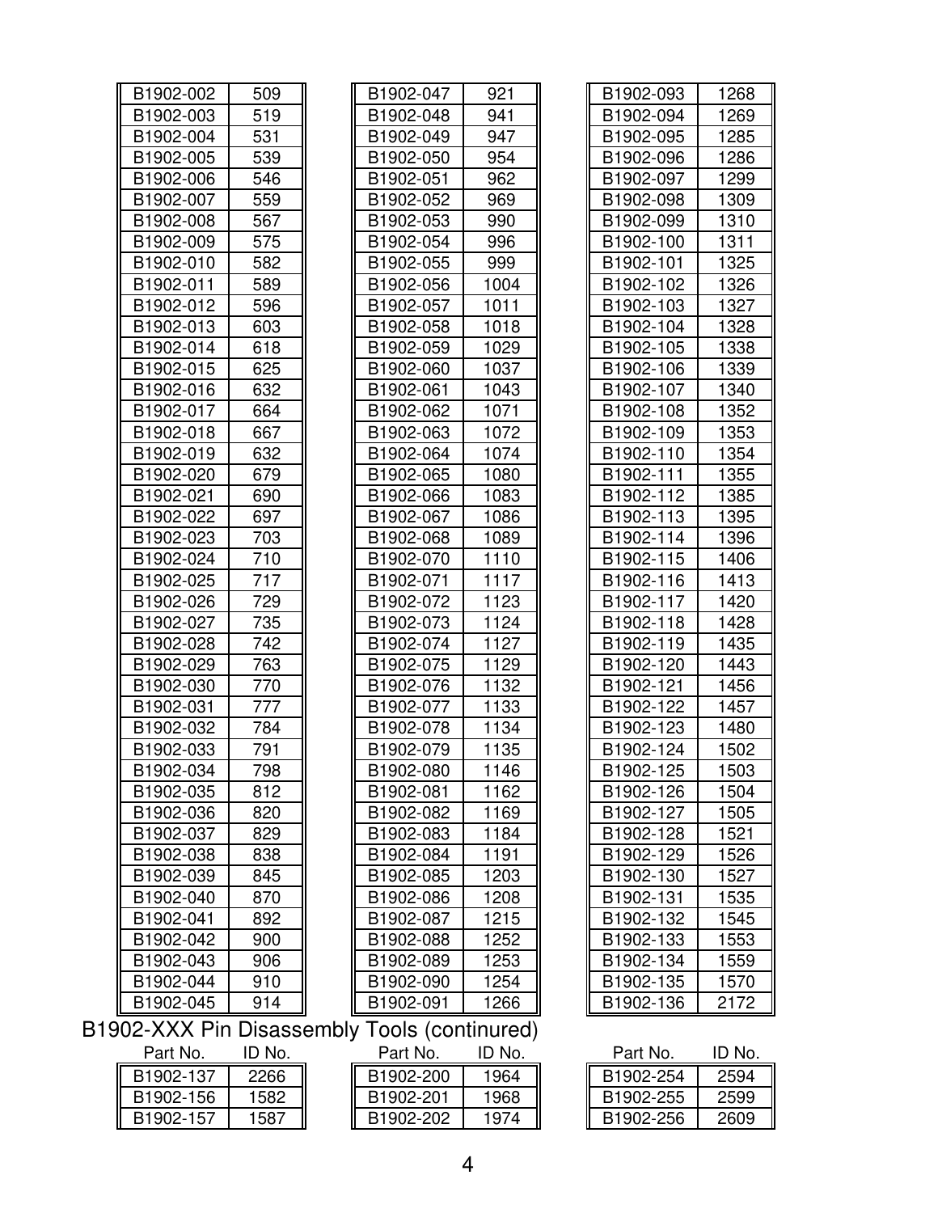| Part No. | ID No. |
|---|---|
| B1902-002 | 509 |
| B1902-003 | 519 |
| B1902-004 | 531 |
| B1902-005 | 539 |
| B1902-006 | 546 |
| B1902-007 | 559 |
| B1902-008 | 567 |
| B1902-009 | 575 |
| B1902-010 | 582 |
| B1902-011 | 589 |
| B1902-012 | 596 |
| B1902-013 | 603 |
| B1902-014 | 618 |
| B1902-015 | 625 |
| B1902-016 | 632 |
| B1902-017 | 664 |
| B1902-018 | 667 |
| B1902-019 | 632 |
| B1902-020 | 679 |
| B1902-021 | 690 |
| B1902-022 | 697 |
| B1902-023 | 703 |
| B1902-024 | 710 |
| B1902-025 | 717 |
| B1902-026 | 729 |
| B1902-027 | 735 |
| B1902-028 | 742 |
| B1902-029 | 763 |
| B1902-030 | 770 |
| B1902-031 | 777 |
| B1902-032 | 784 |
| B1902-033 | 791 |
| B1902-034 | 798 |
| B1902-035 | 812 |
| B1902-036 | 820 |
| B1902-037 | 829 |
| B1902-038 | 838 |
| B1902-039 | 845 |
| B1902-040 | 870 |
| B1902-041 | 892 |
| B1902-042 | 900 |
| B1902-043 | 906 |
| B1902-044 | 910 |
| B1902-045 | 914 |
| B1902-047 | 921 |
| B1902-048 | 941 |
| B1902-049 | 947 |
| B1902-050 | 954 |
| B1902-051 | 962 |
| B1902-052 | 969 |
| B1902-053 | 990 |
| B1902-054 | 996 |
| B1902-055 | 999 |
| B1902-056 | 1004 |
| B1902-057 | 1011 |
| B1902-058 | 1018 |
| B1902-059 | 1029 |
| B1902-060 | 1037 |
| B1902-061 | 1043 |
| B1902-062 | 1071 |
| B1902-063 | 1072 |
| B1902-064 | 1074 |
| B1902-065 | 1080 |
| B1902-066 | 1083 |
| B1902-067 | 1086 |
| B1902-068 | 1089 |
| B1902-070 | 1110 |
| B1902-071 | 1117 |
| B1902-072 | 1123 |
| B1902-073 | 1124 |
| B1902-074 | 1127 |
| B1902-075 | 1129 |
| B1902-076 | 1132 |
| B1902-077 | 1133 |
| B1902-078 | 1134 |
| B1902-079 | 1135 |
| B1902-080 | 1146 |
| B1902-081 | 1162 |
| B1902-082 | 1169 |
| B1902-083 | 1184 |
| B1902-084 | 1191 |
| B1902-085 | 1203 |
| B1902-086 | 1208 |
| B1902-087 | 1215 |
| B1902-088 | 1252 |
| B1902-089 | 1253 |
| B1902-090 | 1254 |
| B1902-091 | 1266 |
| B1902-093 | 1268 |
| B1902-094 | 1269 |
| B1902-095 | 1285 |
| B1902-096 | 1286 |
| B1902-097 | 1299 |
| B1902-098 | 1309 |
| B1902-099 | 1310 |
| B1902-100 | 1311 |
| B1902-101 | 1325 |
| B1902-102 | 1326 |
| B1902-103 | 1327 |
| B1902-104 | 1328 |
| B1902-105 | 1338 |
| B1902-106 | 1339 |
| B1902-107 | 1340 |
| B1902-108 | 1352 |
| B1902-109 | 1353 |
| B1902-110 | 1354 |
| B1902-111 | 1355 |
| B1902-112 | 1385 |
| B1902-113 | 1395 |
| B1902-114 | 1396 |
| B1902-115 | 1406 |
| B1902-116 | 1413 |
| B1902-117 | 1420 |
| B1902-118 | 1428 |
| B1902-119 | 1435 |
| B1902-120 | 1443 |
| B1902-121 | 1456 |
| B1902-122 | 1457 |
| B1902-123 | 1480 |
| B1902-124 | 1502 |
| B1902-125 | 1503 |
| B1902-126 | 1504 |
| B1902-127 | 1505 |
| B1902-128 | 1521 |
| B1902-129 | 1526 |
| B1902-130 | 1527 |
| B1902-131 | 1535 |
| B1902-132 | 1545 |
| B1902-133 | 1553 |
| B1902-134 | 1559 |
| B1902-135 | 1570 |
| B1902-136 | 2172 |

## B1902-XXX Pin Disassembly Tools (continured)

| Part No. | ID No. |
|---|---|
| B1902-137 | 2266 |
| B1902-156 | 1582 |
| B1902-157 | 1587 |
| B1902-200 | 1964 |
| B1902-201 | 1968 |
| B1902-202 | 1974 |
| B1902-254 | 2594 |
| B1902-255 | 2599 |
| B1902-256 | 2609 |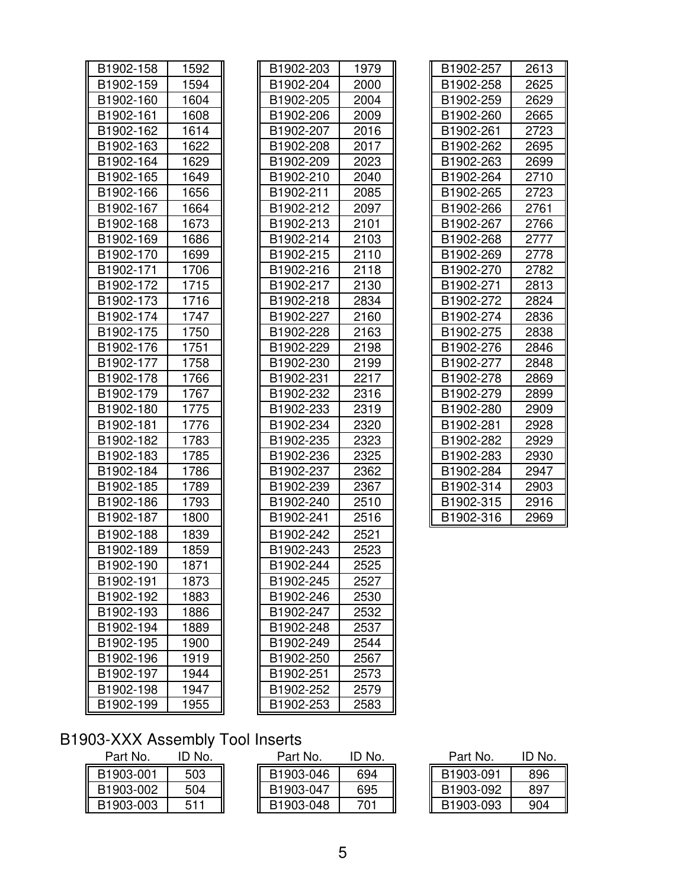| Part No. | ID No. |
|---|---|
| B1902-158 | 1592 |
| B1902-159 | 1594 |
| B1902-160 | 1604 |
| B1902-161 | 1608 |
| B1902-162 | 1614 |
| B1902-163 | 1622 |
| B1902-164 | 1629 |
| B1902-165 | 1649 |
| B1902-166 | 1656 |
| B1902-167 | 1664 |
| B1902-168 | 1673 |
| B1902-169 | 1686 |
| B1902-170 | 1699 |
| B1902-171 | 1706 |
| B1902-172 | 1715 |
| B1902-173 | 1716 |
| B1902-174 | 1747 |
| B1902-175 | 1750 |
| B1902-176 | 1751 |
| B1902-177 | 1758 |
| B1902-178 | 1766 |
| B1902-179 | 1767 |
| B1902-180 | 1775 |
| B1902-181 | 1776 |
| B1902-182 | 1783 |
| B1902-183 | 1785 |
| B1902-184 | 1786 |
| B1902-185 | 1789 |
| B1902-186 | 1793 |
| B1902-187 | 1800 |
| B1902-188 | 1839 |
| B1902-189 | 1859 |
| B1902-190 | 1871 |
| B1902-191 | 1873 |
| B1902-192 | 1883 |
| B1902-193 | 1886 |
| B1902-194 | 1889 |
| B1902-195 | 1900 |
| B1902-196 | 1919 |
| B1902-197 | 1944 |
| B1902-198 | 1947 |
| B1902-199 | 1955 |
| B1902-203 | 1979 |
| B1902-204 | 2000 |
| B1902-205 | 2004 |
| B1902-206 | 2009 |
| B1902-207 | 2016 |
| B1902-208 | 2017 |
| B1902-209 | 2023 |
| B1902-210 | 2040 |
| B1902-211 | 2085 |
| B1902-212 | 2097 |
| B1902-213 | 2101 |
| B1902-214 | 2103 |
| B1902-215 | 2110 |
| B1902-216 | 2118 |
| B1902-217 | 2130 |
| B1902-218 | 2834 |
| B1902-227 | 2160 |
| B1902-228 | 2163 |
| B1902-229 | 2198 |
| B1902-230 | 2199 |
| B1902-231 | 2217 |
| B1902-232 | 2316 |
| B1902-233 | 2319 |
| B1902-234 | 2320 |
| B1902-235 | 2323 |
| B1902-236 | 2325 |
| B1902-237 | 2362 |
| B1902-239 | 2367 |
| B1902-240 | 2510 |
| B1902-241 | 2516 |
| B1902-242 | 2521 |
| B1902-243 | 2523 |
| B1902-244 | 2525 |
| B1902-245 | 2527 |
| B1902-246 | 2530 |
| B1902-247 | 2532 |
| B1902-248 | 2537 |
| B1902-249 | 2544 |
| B1902-250 | 2567 |
| B1902-251 | 2573 |
| B1902-252 | 2579 |
| B1902-253 | 2583 |
| B1902-257 | 2613 |
| B1902-258 | 2625 |
| B1902-259 | 2629 |
| B1902-260 | 2665 |
| B1902-261 | 2723 |
| B1902-262 | 2695 |
| B1902-263 | 2699 |
| B1902-264 | 2710 |
| B1902-265 | 2723 |
| B1902-266 | 2761 |
| B1902-267 | 2766 |
| B1902-268 | 2777 |
| B1902-269 | 2778 |
| B1902-270 | 2782 |
| B1902-271 | 2813 |
| B1902-272 | 2824 |
| B1902-274 | 2836 |
| B1902-275 | 2838 |
| B1902-276 | 2846 |
| B1902-277 | 2848 |
| B1902-278 | 2869 |
| B1902-279 | 2899 |
| B1902-280 | 2909 |
| B1902-281 | 2928 |
| B1902-282 | 2929 |
| B1902-283 | 2930 |
| B1902-284 | 2947 |
| B1902-314 | 2903 |
| B1902-315 | 2916 |
| B1902-316 | 2969 |

## B1903-XXX Assembly Tool Inserts

| Part No. | ID No. |
|---|---|
| B1903-001 | 503 |
| B1903-002 | 504 |
| B1903-003 | 511 |
| B1903-046 | 694 |
| B1903-047 | 695 |
| B1903-048 | 701 |
| B1903-091 | 896 |
| B1903-092 | 897 |
| B1903-093 | 904 |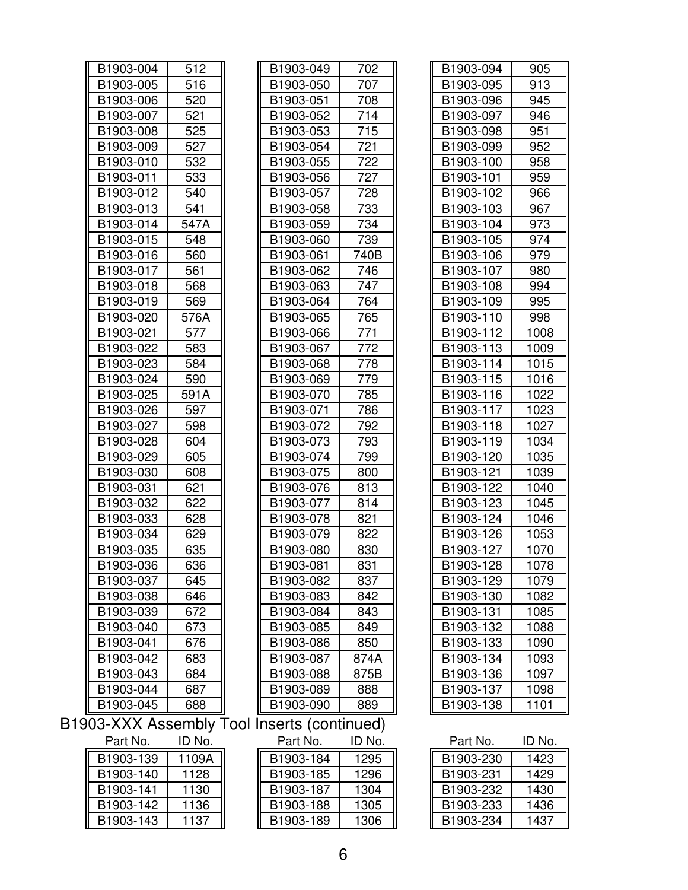| Part No. | ID No. |
|---|---|
| B1903-004 | 512 |
| B1903-005 | 516 |
| B1903-006 | 520 |
| B1903-007 | 521 |
| B1903-008 | 525 |
| B1903-009 | 527 |
| B1903-010 | 532 |
| B1903-011 | 533 |
| B1903-012 | 540 |
| B1903-013 | 541 |
| B1903-014 | 547A |
| B1903-015 | 548 |
| B1903-016 | 560 |
| B1903-017 | 561 |
| B1903-018 | 568 |
| B1903-019 | 569 |
| B1903-020 | 576A |
| B1903-021 | 577 |
| B1903-022 | 583 |
| B1903-023 | 584 |
| B1903-024 | 590 |
| B1903-025 | 591A |
| B1903-026 | 597 |
| B1903-027 | 598 |
| B1903-028 | 604 |
| B1903-029 | 605 |
| B1903-030 | 608 |
| B1903-031 | 621 |
| B1903-032 | 622 |
| B1903-033 | 628 |
| B1903-034 | 629 |
| B1903-035 | 635 |
| B1903-036 | 636 |
| B1903-037 | 645 |
| B1903-038 | 646 |
| B1903-039 | 672 |
| B1903-040 | 673 |
| B1903-041 | 676 |
| B1903-042 | 683 |
| B1903-043 | 684 |
| B1903-044 | 687 |
| B1903-045 | 688 |
| B1903-049 | 702 |
| B1903-050 | 707 |
| B1903-051 | 708 |
| B1903-052 | 714 |
| B1903-053 | 715 |
| B1903-054 | 721 |
| B1903-055 | 722 |
| B1903-056 | 727 |
| B1903-057 | 728 |
| B1903-058 | 733 |
| B1903-059 | 734 |
| B1903-060 | 739 |
| B1903-061 | 740B |
| B1903-062 | 746 |
| B1903-063 | 747 |
| B1903-064 | 764 |
| B1903-065 | 765 |
| B1903-066 | 771 |
| B1903-067 | 772 |
| B1903-068 | 778 |
| B1903-069 | 779 |
| B1903-070 | 785 |
| B1903-071 | 786 |
| B1903-072 | 792 |
| B1903-073 | 793 |
| B1903-074 | 799 |
| B1903-075 | 800 |
| B1903-076 | 813 |
| B1903-077 | 814 |
| B1903-078 | 821 |
| B1903-079 | 822 |
| B1903-080 | 830 |
| B1903-081 | 831 |
| B1903-082 | 837 |
| B1903-083 | 842 |
| B1903-084 | 843 |
| B1903-085 | 849 |
| B1903-086 | 850 |
| B1903-087 | 874A |
| B1903-088 | 875B |
| B1903-089 | 888 |
| B1903-090 | 889 |
| B1903-094 | 905 |
| B1903-095 | 913 |
| B1903-096 | 945 |
| B1903-097 | 946 |
| B1903-098 | 951 |
| B1903-099 | 952 |
| B1903-100 | 958 |
| B1903-101 | 959 |
| B1903-102 | 966 |
| B1903-103 | 967 |
| B1903-104 | 973 |
| B1903-105 | 974 |
| B1903-106 | 979 |
| B1903-107 | 980 |
| B1903-108 | 994 |
| B1903-109 | 995 |
| B1903-110 | 998 |
| B1903-112 | 1008 |
| B1903-113 | 1009 |
| B1903-114 | 1015 |
| B1903-115 | 1016 |
| B1903-116 | 1022 |
| B1903-117 | 1023 |
| B1903-118 | 1027 |
| B1903-119 | 1034 |
| B1903-120 | 1035 |
| B1903-121 | 1039 |
| B1903-122 | 1040 |
| B1903-123 | 1045 |
| B1903-124 | 1046 |
| B1903-126 | 1053 |
| B1903-127 | 1070 |
| B1903-128 | 1078 |
| B1903-129 | 1079 |
| B1903-130 | 1082 |
| B1903-131 | 1085 |
| B1903-132 | 1088 |
| B1903-133 | 1090 |
| B1903-134 | 1093 |
| B1903-136 | 1097 |
| B1903-137 | 1098 |
| B1903-138 | 1101 |

## B1903-XXX Assembly Tool Inserts (continued)

| Part No. | ID No. |
|---|---|
| B1903-139 | 1109A |
| B1903-140 | 1128 |
| B1903-141 | 1130 |
| B1903-142 | 1136 |
| B1903-143 | 1137 |
| B1903-184 | 1295 |
| B1903-185 | 1296 |
| B1903-187 | 1304 |
| B1903-188 | 1305 |
| B1903-189 | 1306 |
| B1903-230 | 1423 |
| B1903-231 | 1429 |
| B1903-232 | 1430 |
| B1903-233 | 1436 |
| B1903-234 | 1437 |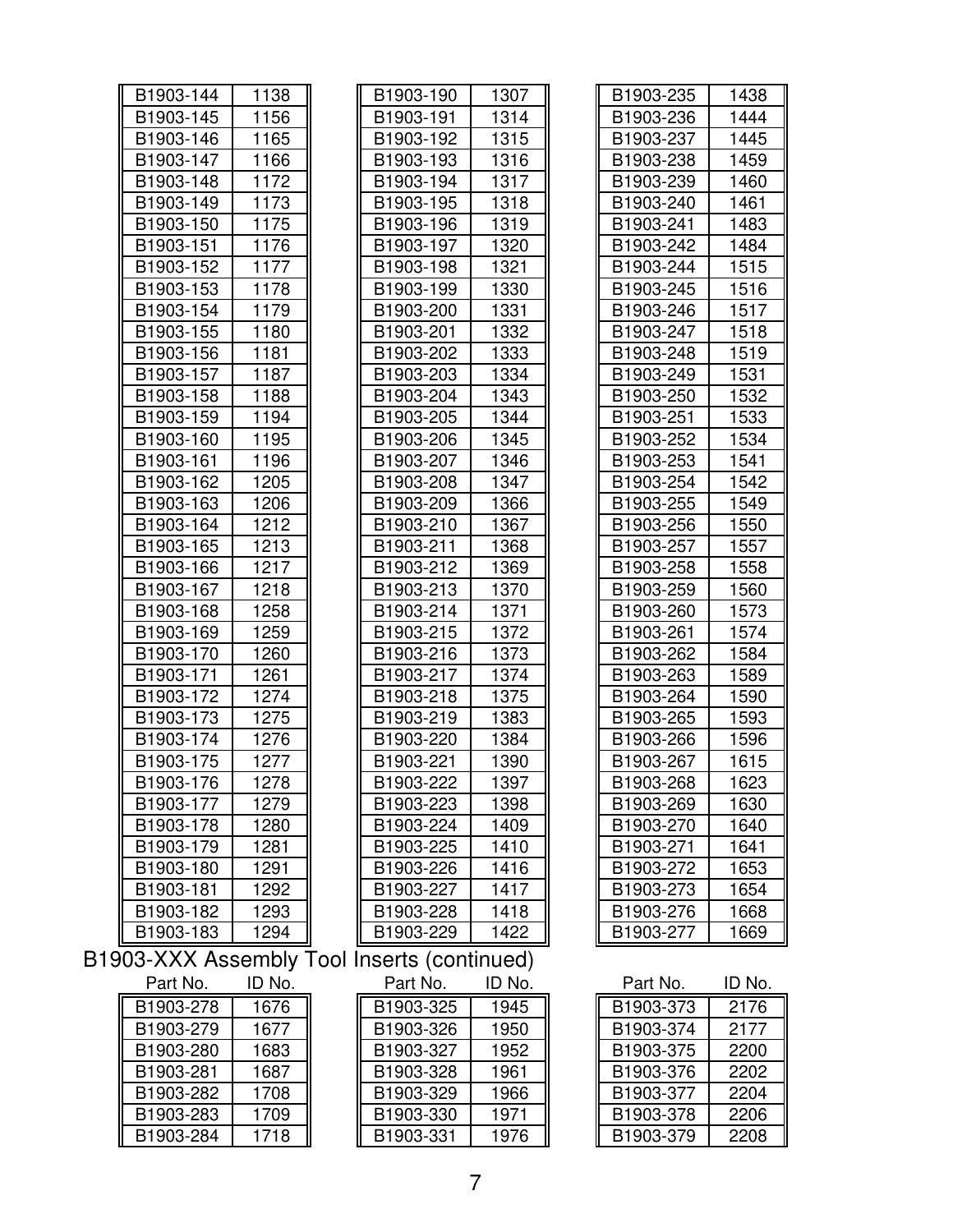| Part No. | ID No. |
|---|---|
| B1903-144 | 1138 |
| B1903-145 | 1156 |
| B1903-146 | 1165 |
| B1903-147 | 1166 |
| B1903-148 | 1172 |
| B1903-149 | 1173 |
| B1903-150 | 1175 |
| B1903-151 | 1176 |
| B1903-152 | 1177 |
| B1903-153 | 1178 |
| B1903-154 | 1179 |
| B1903-155 | 1180 |
| B1903-156 | 1181 |
| B1903-157 | 1187 |
| B1903-158 | 1188 |
| B1903-159 | 1194 |
| B1903-160 | 1195 |
| B1903-161 | 1196 |
| B1903-162 | 1205 |
| B1903-163 | 1206 |
| B1903-164 | 1212 |
| B1903-165 | 1213 |
| B1903-166 | 1217 |
| B1903-167 | 1218 |
| B1903-168 | 1258 |
| B1903-169 | 1259 |
| B1903-170 | 1260 |
| B1903-171 | 1261 |
| B1903-172 | 1274 |
| B1903-173 | 1275 |
| B1903-174 | 1276 |
| B1903-175 | 1277 |
| B1903-176 | 1278 |
| B1903-177 | 1279 |
| B1903-178 | 1280 |
| B1903-179 | 1281 |
| B1903-180 | 1291 |
| B1903-181 | 1292 |
| B1903-182 | 1293 |
| B1903-183 | 1294 |
| B1903-190 | 1307 |
| B1903-191 | 1314 |
| B1903-192 | 1315 |
| B1903-193 | 1316 |
| B1903-194 | 1317 |
| B1903-195 | 1318 |
| B1903-196 | 1319 |
| B1903-197 | 1320 |
| B1903-198 | 1321 |
| B1903-199 | 1330 |
| B1903-200 | 1331 |
| B1903-201 | 1332 |
| B1903-202 | 1333 |
| B1903-203 | 1334 |
| B1903-204 | 1343 |
| B1903-205 | 1344 |
| B1903-206 | 1345 |
| B1903-207 | 1346 |
| B1903-208 | 1347 |
| B1903-209 | 1366 |
| B1903-210 | 1367 |
| B1903-211 | 1368 |
| B1903-212 | 1369 |
| B1903-213 | 1370 |
| B1903-214 | 1371 |
| B1903-215 | 1372 |
| B1903-216 | 1373 |
| B1903-217 | 1374 |
| B1903-218 | 1375 |
| B1903-219 | 1383 |
| B1903-220 | 1384 |
| B1903-221 | 1390 |
| B1903-222 | 1397 |
| B1903-223 | 1398 |
| B1903-224 | 1409 |
| B1903-225 | 1410 |
| B1903-226 | 1416 |
| B1903-227 | 1417 |
| B1903-228 | 1418 |
| B1903-229 | 1422 |
| B1903-235 | 1438 |
| B1903-236 | 1444 |
| B1903-237 | 1445 |
| B1903-238 | 1459 |
| B1903-239 | 1460 |
| B1903-240 | 1461 |
| B1903-241 | 1483 |
| B1903-242 | 1484 |
| B1903-244 | 1515 |
| B1903-245 | 1516 |
| B1903-246 | 1517 |
| B1903-247 | 1518 |
| B1903-248 | 1519 |
| B1903-249 | 1531 |
| B1903-250 | 1532 |
| B1903-251 | 1533 |
| B1903-252 | 1534 |
| B1903-253 | 1541 |
| B1903-254 | 1542 |
| B1903-255 | 1549 |
| B1903-256 | 1550 |
| B1903-257 | 1557 |
| B1903-258 | 1558 |
| B1903-259 | 1560 |
| B1903-260 | 1573 |
| B1903-261 | 1574 |
| B1903-262 | 1584 |
| B1903-263 | 1589 |
| B1903-264 | 1590 |
| B1903-265 | 1593 |
| B1903-266 | 1596 |
| B1903-267 | 1615 |
| B1903-268 | 1623 |
| B1903-269 | 1630 |
| B1903-270 | 1640 |
| B1903-271 | 1641 |
| B1903-272 | 1653 |
| B1903-273 | 1654 |
| B1903-276 | 1668 |
| B1903-277 | 1669 |

## B1903-XXX Assembly Tool Inserts (continued)

| Part No. | ID No. |
|---|---|
| B1903-278 | 1676 |
| B1903-279 | 1677 |
| B1903-280 | 1683 |
| B1903-281 | 1687 |
| B1903-282 | 1708 |
| B1903-283 | 1709 |
| B1903-284 | 1718 |
| B1903-325 | 1945 |
| B1903-326 | 1950 |
| B1903-327 | 1952 |
| B1903-328 | 1961 |
| B1903-329 | 1966 |
| B1903-330 | 1971 |
| B1903-331 | 1976 |
| B1903-373 | 2176 |
| B1903-374 | 2177 |
| B1903-375 | 2200 |
| B1903-376 | 2202 |
| B1903-377 | 2204 |
| B1903-378 | 2206 |
| B1903-379 | 2208 |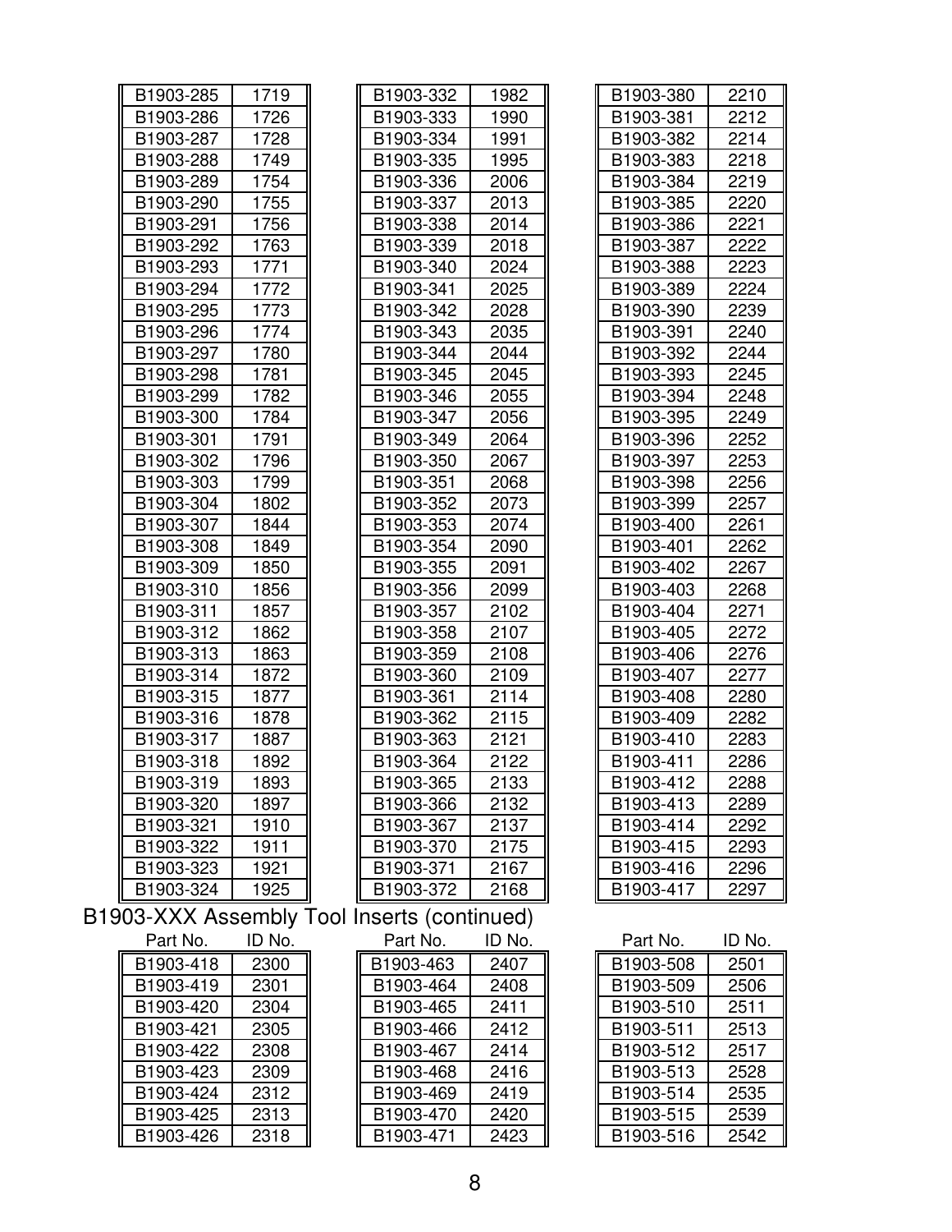| Part No. | ID No. |
| --- | --- |
| B1903-285 | 1719 |
| B1903-286 | 1726 |
| B1903-287 | 1728 |
| B1903-288 | 1749 |
| B1903-289 | 1754 |
| B1903-290 | 1755 |
| B1903-291 | 1756 |
| B1903-292 | 1763 |
| B1903-293 | 1771 |
| B1903-294 | 1772 |
| B1903-295 | 1773 |
| B1903-296 | 1774 |
| B1903-297 | 1780 |
| B1903-298 | 1781 |
| B1903-299 | 1782 |
| B1903-300 | 1784 |
| B1903-301 | 1791 |
| B1903-302 | 1796 |
| B1903-303 | 1799 |
| B1903-304 | 1802 |
| B1903-307 | 1844 |
| B1903-308 | 1849 |
| B1903-309 | 1850 |
| B1903-310 | 1856 |
| B1903-311 | 1857 |
| B1903-312 | 1862 |
| B1903-313 | 1863 |
| B1903-314 | 1872 |
| B1903-315 | 1877 |
| B1903-316 | 1878 |
| B1903-317 | 1887 |
| B1903-318 | 1892 |
| B1903-319 | 1893 |
| B1903-320 | 1897 |
| B1903-321 | 1910 |
| B1903-322 | 1911 |
| B1903-323 | 1921 |
| B1903-324 | 1925 |

| Part No. | ID No. |
| --- | --- |
| B1903-332 | 1982 |
| B1903-333 | 1990 |
| B1903-334 | 1991 |
| B1903-335 | 1995 |
| B1903-336 | 2006 |
| B1903-337 | 2013 |
| B1903-338 | 2014 |
| B1903-339 | 2018 |
| B1903-340 | 2024 |
| B1903-341 | 2025 |
| B1903-342 | 2028 |
| B1903-343 | 2035 |
| B1903-344 | 2044 |
| B1903-345 | 2045 |
| B1903-346 | 2055 |
| B1903-347 | 2056 |
| B1903-349 | 2064 |
| B1903-350 | 2067 |
| B1903-351 | 2068 |
| B1903-352 | 2073 |
| B1903-353 | 2074 |
| B1903-354 | 2090 |
| B1903-355 | 2091 |
| B1903-356 | 2099 |
| B1903-357 | 2102 |
| B1903-358 | 2107 |
| B1903-359 | 2108 |
| B1903-360 | 2109 |
| B1903-361 | 2114 |
| B1903-362 | 2115 |
| B1903-363 | 2121 |
| B1903-364 | 2122 |
| B1903-365 | 2133 |
| B1903-366 | 2132 |
| B1903-367 | 2137 |
| B1903-370 | 2175 |
| B1903-371 | 2167 |
| B1903-372 | 2168 |

| Part No. | ID No. |
| --- | --- |
| B1903-380 | 2210 |
| B1903-381 | 2212 |
| B1903-382 | 2214 |
| B1903-383 | 2218 |
| B1903-384 | 2219 |
| B1903-385 | 2220 |
| B1903-386 | 2221 |
| B1903-387 | 2222 |
| B1903-388 | 2223 |
| B1903-389 | 2224 |
| B1903-390 | 2239 |
| B1903-391 | 2240 |
| B1903-392 | 2244 |
| B1903-393 | 2245 |
| B1903-394 | 2248 |
| B1903-395 | 2249 |
| B1903-396 | 2252 |
| B1903-397 | 2253 |
| B1903-398 | 2256 |
| B1903-399 | 2257 |
| B1903-400 | 2261 |
| B1903-401 | 2262 |
| B1903-402 | 2267 |
| B1903-403 | 2268 |
| B1903-404 | 2271 |
| B1903-405 | 2272 |
| B1903-406 | 2276 |
| B1903-407 | 2277 |
| B1903-408 | 2280 |
| B1903-409 | 2282 |
| B1903-410 | 2283 |
| B1903-411 | 2286 |
| B1903-412 | 2288 |
| B1903-413 | 2289 |
| B1903-414 | 2292 |
| B1903-415 | 2293 |
| B1903-416 | 2296 |
| B1903-417 | 2297 |

## B1903-XXX Assembly Tool Inserts (continued)

| Part No. | ID No. |
| --- | --- |
| B1903-418 | 2300 |
| B1903-419 | 2301 |
| B1903-420 | 2304 |
| B1903-421 | 2305 |
| B1903-422 | 2308 |
| B1903-423 | 2309 |
| B1903-424 | 2312 |
| B1903-425 | 2313 |
| B1903-426 | 2318 |

| Part No. | ID No. |
| --- | --- |
| B1903-463 | 2407 |
| B1903-464 | 2408 |
| B1903-465 | 2411 |
| B1903-466 | 2412 |
| B1903-467 | 2414 |
| B1903-468 | 2416 |
| B1903-469 | 2419 |
| B1903-470 | 2420 |
| B1903-471 | 2423 |

| Part No. | ID No. |
| --- | --- |
| B1903-508 | 2501 |
| B1903-509 | 2506 |
| B1903-510 | 2511 |
| B1903-511 | 2513 |
| B1903-512 | 2517 |
| B1903-513 | 2528 |
| B1903-514 | 2535 |
| B1903-515 | 2539 |
| B1903-516 | 2542 |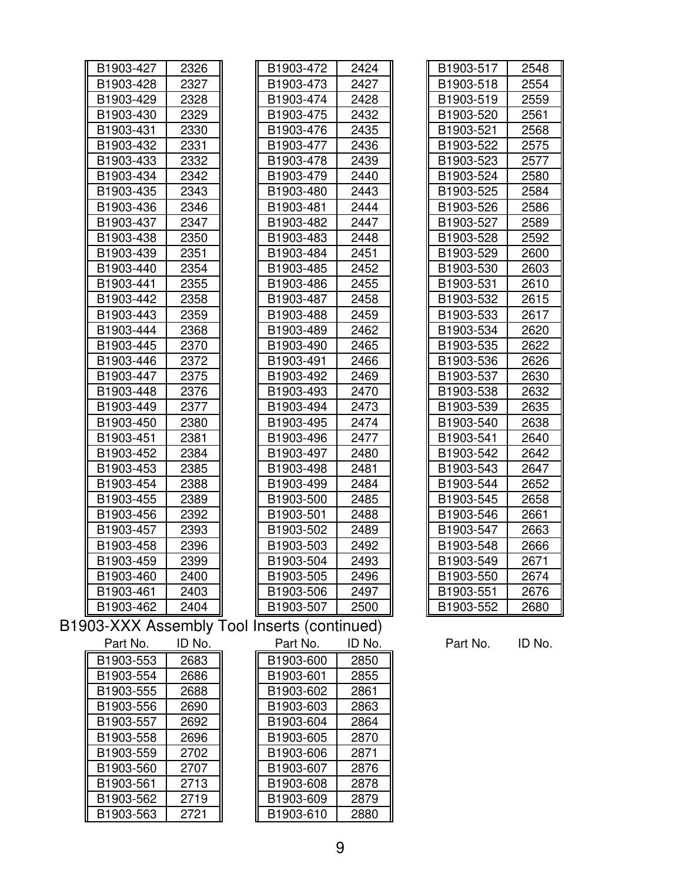| Part No. | ID No. |
|---|---|
| B1903-427 | 2326 |
| B1903-428 | 2327 |
| B1903-429 | 2328 |
| B1903-430 | 2329 |
| B1903-431 | 2330 |
| B1903-432 | 2331 |
| B1903-433 | 2332 |
| B1903-434 | 2342 |
| B1903-435 | 2343 |
| B1903-436 | 2346 |
| B1903-437 | 2347 |
| B1903-438 | 2350 |
| B1903-439 | 2351 |
| B1903-440 | 2354 |
| B1903-441 | 2355 |
| B1903-442 | 2358 |
| B1903-443 | 2359 |
| B1903-444 | 2368 |
| B1903-445 | 2370 |
| B1903-446 | 2372 |
| B1903-447 | 2375 |
| B1903-448 | 2376 |
| B1903-449 | 2377 |
| B1903-450 | 2380 |
| B1903-451 | 2381 |
| B1903-452 | 2384 |
| B1903-453 | 2385 |
| B1903-454 | 2388 |
| B1903-455 | 2389 |
| B1903-456 | 2392 |
| B1903-457 | 2393 |
| B1903-458 | 2396 |
| B1903-459 | 2399 |
| B1903-460 | 2400 |
| B1903-461 | 2403 |
| B1903-462 | 2404 |

| Part No. | ID No. |
|---|---|
| B1903-472 | 2424 |
| B1903-473 | 2427 |
| B1903-474 | 2428 |
| B1903-475 | 2432 |
| B1903-476 | 2435 |
| B1903-477 | 2436 |
| B1903-478 | 2439 |
| B1903-479 | 2440 |
| B1903-480 | 2443 |
| B1903-481 | 2444 |
| B1903-482 | 2447 |
| B1903-483 | 2448 |
| B1903-484 | 2451 |
| B1903-485 | 2452 |
| B1903-486 | 2455 |
| B1903-487 | 2458 |
| B1903-488 | 2459 |
| B1903-489 | 2462 |
| B1903-490 | 2465 |
| B1903-491 | 2466 |
| B1903-492 | 2469 |
| B1903-493 | 2470 |
| B1903-494 | 2473 |
| B1903-495 | 2474 |
| B1903-496 | 2477 |
| B1903-497 | 2480 |
| B1903-498 | 2481 |
| B1903-499 | 2484 |
| B1903-500 | 2485 |
| B1903-501 | 2488 |
| B1903-502 | 2489 |
| B1903-503 | 2492 |
| B1903-504 | 2493 |
| B1903-505 | 2496 |
| B1903-506 | 2497 |
| B1903-507 | 2500 |

| Part No. | ID No. |
|---|---|
| B1903-517 | 2548 |
| B1903-518 | 2554 |
| B1903-519 | 2559 |
| B1903-520 | 2561 |
| B1903-521 | 2568 |
| B1903-522 | 2575 |
| B1903-523 | 2577 |
| B1903-524 | 2580 |
| B1903-525 | 2584 |
| B1903-526 | 2586 |
| B1903-527 | 2589 |
| B1903-528 | 2592 |
| B1903-529 | 2600 |
| B1903-530 | 2603 |
| B1903-531 | 2610 |
| B1903-532 | 2615 |
| B1903-533 | 2617 |
| B1903-534 | 2620 |
| B1903-535 | 2622 |
| B1903-536 | 2626 |
| B1903-537 | 2630 |
| B1903-538 | 2632 |
| B1903-539 | 2635 |
| B1903-540 | 2638 |
| B1903-541 | 2640 |
| B1903-542 | 2642 |
| B1903-543 | 2647 |
| B1903-544 | 2652 |
| B1903-545 | 2658 |
| B1903-546 | 2661 |
| B1903-547 | 2663 |
| B1903-548 | 2666 |
| B1903-549 | 2671 |
| B1903-550 | 2674 |
| B1903-551 | 2676 |
| B1903-552 | 2680 |

## B1903-XXX Assembly Tool Inserts (continued)

| Part No. | ID No. |
|---|---|
| B1903-553 | 2683 |
| B1903-554 | 2686 |
| B1903-555 | 2688 |
| B1903-556 | 2690 |
| B1903-557 | 2692 |
| B1903-558 | 2696 |
| B1903-559 | 2702 |
| B1903-560 | 2707 |
| B1903-561 | 2713 |
| B1903-562 | 2719 |
| B1903-563 | 2721 |

| Part No. | ID No. |
|---|---|
| B1903-600 | 2850 |
| B1903-601 | 2855 |
| B1903-602 | 2861 |
| B1903-603 | 2863 |
| B1903-604 | 2864 |
| B1903-605 | 2870 |
| B1903-606 | 2871 |
| B1903-607 | 2876 |
| B1903-608 | 2878 |
| B1903-609 | 2879 |
| B1903-610 | 2880 |

| Part No. | ID No. |
|---|---|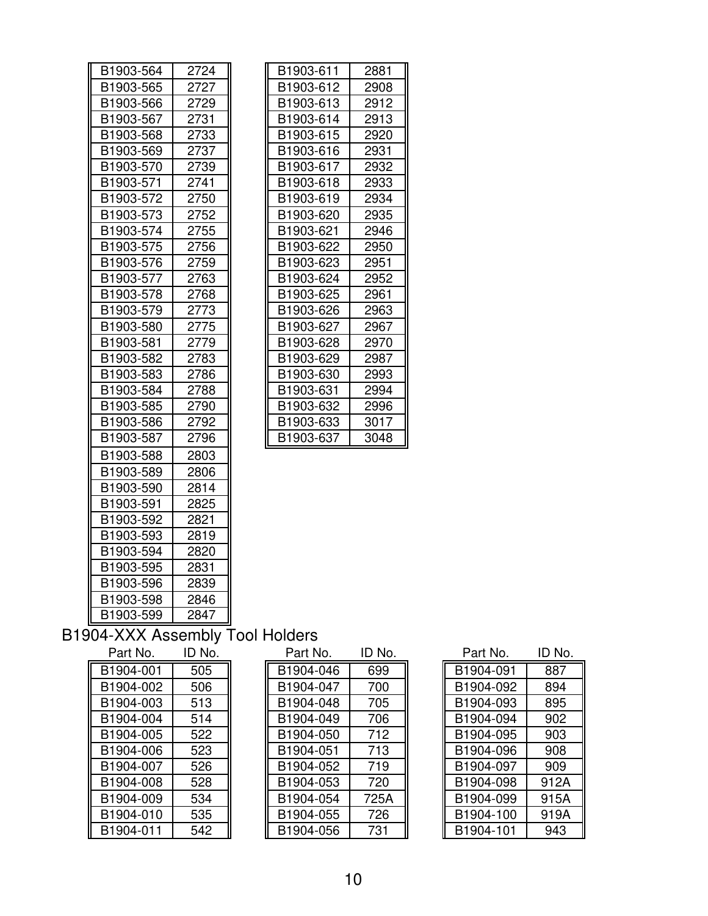| B1903-564 | 2724 |
|---|---|
| B1903-565 | 2727 |
| B1903-566 | 2729 |
| B1903-567 | 2731 |
| B1903-568 | 2733 |
| B1903-569 | 2737 |
| B1903-570 | 2739 |
| B1903-571 | 2741 |
| B1903-572 | 2750 |
| B1903-573 | 2752 |
| B1903-574 | 2755 |
| B1903-575 | 2756 |
| B1903-576 | 2759 |
| B1903-577 | 2763 |
| B1903-578 | 2768 |
| B1903-579 | 2773 |
| B1903-580 | 2775 |
| B1903-581 | 2779 |
| B1903-582 | 2783 |
| B1903-583 | 2786 |
| B1903-584 | 2788 |
| B1903-585 | 2790 |
| B1903-586 | 2792 |
| B1903-587 | 2796 |
| B1903-588 | 2803 |
| B1903-589 | 2806 |
| B1903-590 | 2814 |
| B1903-591 | 2825 |
| B1903-592 | 2821 |
| B1903-593 | 2819 |
| B1903-594 | 2820 |
| B1903-595 | 2831 |
| B1903-596 | 2839 |
| B1903-598 | 2846 |
| B1903-599 | 2847 |

| B1903-611 | 2881 |
|---|---|
| B1903-612 | 2908 |
| B1903-613 | 2912 |
| B1903-614 | 2913 |
| B1903-615 | 2920 |
| B1903-616 | 2931 |
| B1903-617 | 2932 |
| B1903-618 | 2933 |
| B1903-619 | 2934 |
| B1903-620 | 2935 |
| B1903-621 | 2946 |
| B1903-622 | 2950 |
| B1903-623 | 2951 |
| B1903-624 | 2952 |
| B1903-625 | 2961 |
| B1903-626 | 2963 |
| B1903-627 | 2967 |
| B1903-628 | 2970 |
| B1903-629 | 2987 |
| B1903-630 | 2993 |
| B1903-631 | 2994 |
| B1903-632 | 2996 |
| B1903-633 | 3017 |
| B1903-637 | 3048 |

## B1904-XXX Assembly Tool Holders

| Part No. | ID No. |
|---|---|
| B1904-001 | 505 |
| B1904-002 | 506 |
| B1904-003 | 513 |
| B1904-004 | 514 |
| B1904-005 | 522 |
| B1904-006 | 523 |
| B1904-007 | 526 |
| B1904-008 | 528 |
| B1904-009 | 534 |
| B1904-010 | 535 |
| B1904-011 | 542 |

| Part No. | ID No. |
|---|---|
| B1904-046 | 699 |
| B1904-047 | 700 |
| B1904-048 | 705 |
| B1904-049 | 706 |
| B1904-050 | 712 |
| B1904-051 | 713 |
| B1904-052 | 719 |
| B1904-053 | 720 |
| B1904-054 | 725A |
| B1904-055 | 726 |
| B1904-056 | 731 |

| Part No. | ID No. |
|---|---|
| B1904-091 | 887 |
| B1904-092 | 894 |
| B1904-093 | 895 |
| B1904-094 | 902 |
| B1904-095 | 903 |
| B1904-096 | 908 |
| B1904-097 | 909 |
| B1904-098 | 912A |
| B1904-099 | 915A |
| B1904-100 | 919A |
| B1904-101 | 943 |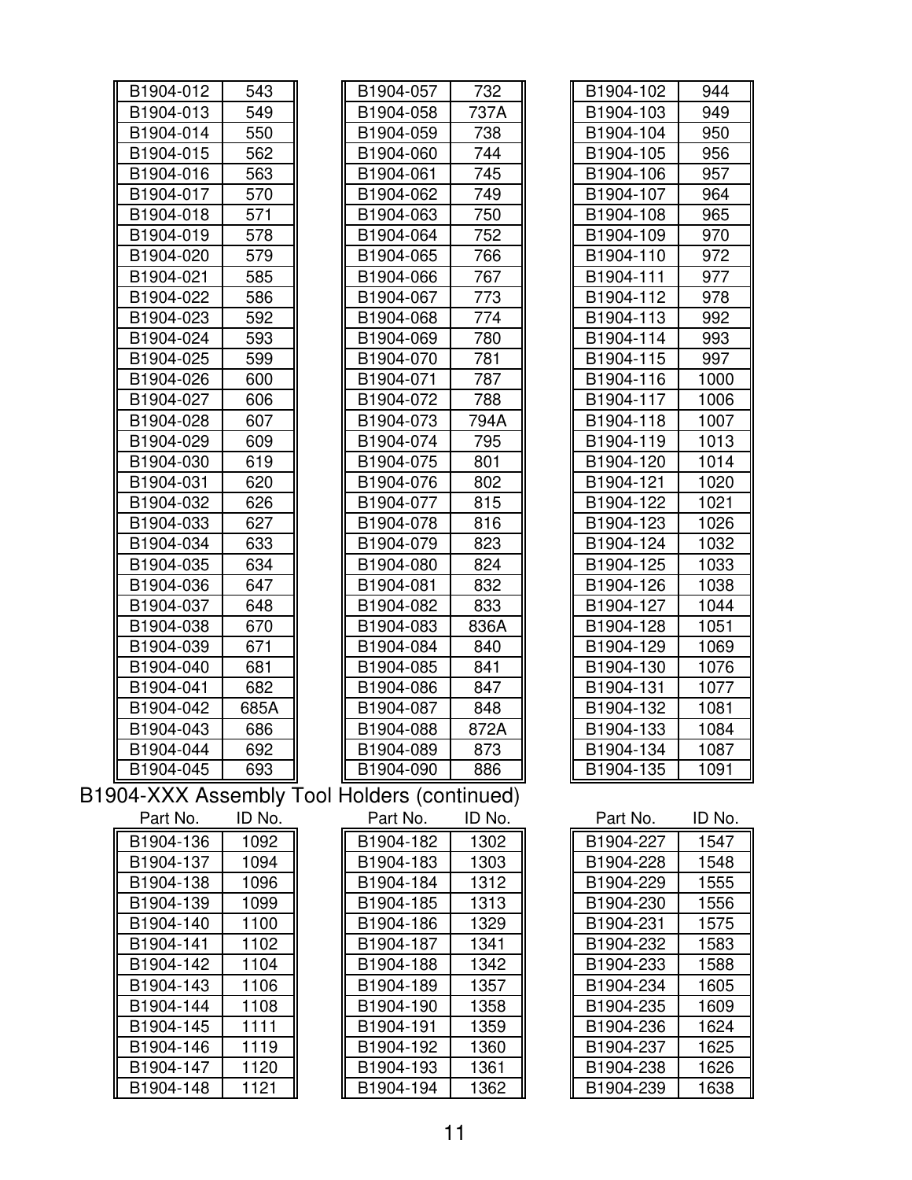| Part No. | ID No. |
|---|---|
| B1904-012 | 543 |
| B1904-013 | 549 |
| B1904-014 | 550 |
| B1904-015 | 562 |
| B1904-016 | 563 |
| B1904-017 | 570 |
| B1904-018 | 571 |
| B1904-019 | 578 |
| B1904-020 | 579 |
| B1904-021 | 585 |
| B1904-022 | 586 |
| B1904-023 | 592 |
| B1904-024 | 593 |
| B1904-025 | 599 |
| B1904-026 | 600 |
| B1904-027 | 606 |
| B1904-028 | 607 |
| B1904-029 | 609 |
| B1904-030 | 619 |
| B1904-031 | 620 |
| B1904-032 | 626 |
| B1904-033 | 627 |
| B1904-034 | 633 |
| B1904-035 | 634 |
| B1904-036 | 647 |
| B1904-037 | 648 |
| B1904-038 | 670 |
| B1904-039 | 671 |
| B1904-040 | 681 |
| B1904-041 | 682 |
| B1904-042 | 685A |
| B1904-043 | 686 |
| B1904-044 | 692 |
| B1904-045 | 693 |
| B1904-057 | 732 |
| B1904-058 | 737A |
| B1904-059 | 738 |
| B1904-060 | 744 |
| B1904-061 | 745 |
| B1904-062 | 749 |
| B1904-063 | 750 |
| B1904-064 | 752 |
| B1904-065 | 766 |
| B1904-066 | 767 |
| B1904-067 | 773 |
| B1904-068 | 774 |
| B1904-069 | 780 |
| B1904-070 | 781 |
| B1904-071 | 787 |
| B1904-072 | 788 |
| B1904-073 | 794A |
| B1904-074 | 795 |
| B1904-075 | 801 |
| B1904-076 | 802 |
| B1904-077 | 815 |
| B1904-078 | 816 |
| B1904-079 | 823 |
| B1904-080 | 824 |
| B1904-081 | 832 |
| B1904-082 | 833 |
| B1904-083 | 836A |
| B1904-084 | 840 |
| B1904-085 | 841 |
| B1904-086 | 847 |
| B1904-087 | 848 |
| B1904-088 | 872A |
| B1904-089 | 873 |
| B1904-090 | 886 |
| B1904-102 | 944 |
| B1904-103 | 949 |
| B1904-104 | 950 |
| B1904-105 | 956 |
| B1904-106 | 957 |
| B1904-107 | 964 |
| B1904-108 | 965 |
| B1904-109 | 970 |
| B1904-110 | 972 |
| B1904-111 | 977 |
| B1904-112 | 978 |
| B1904-113 | 992 |
| B1904-114 | 993 |
| B1904-115 | 997 |
| B1904-116 | 1000 |
| B1904-117 | 1006 |
| B1904-118 | 1007 |
| B1904-119 | 1013 |
| B1904-120 | 1014 |
| B1904-121 | 1020 |
| B1904-122 | 1021 |
| B1904-123 | 1026 |
| B1904-124 | 1032 |
| B1904-125 | 1033 |
| B1904-126 | 1038 |
| B1904-127 | 1044 |
| B1904-128 | 1051 |
| B1904-129 | 1069 |
| B1904-130 | 1076 |
| B1904-131 | 1077 |
| B1904-132 | 1081 |
| B1904-133 | 1084 |
| B1904-134 | 1087 |
| B1904-135 | 1091 |

## B1904-XXX Assembly Tool Holders (continued)

| Part No. | ID No. |
|---|---|
| B1904-136 | 1092 |
| B1904-137 | 1094 |
| B1904-138 | 1096 |
| B1904-139 | 1099 |
| B1904-140 | 1100 |
| B1904-141 | 1102 |
| B1904-142 | 1104 |
| B1904-143 | 1106 |
| B1904-144 | 1108 |
| B1904-145 | 1111 |
| B1904-146 | 1119 |
| B1904-147 | 1120 |
| B1904-148 | 1121 |
| B1904-182 | 1302 |
| B1904-183 | 1303 |
| B1904-184 | 1312 |
| B1904-185 | 1313 |
| B1904-186 | 1329 |
| B1904-187 | 1341 |
| B1904-188 | 1342 |
| B1904-189 | 1357 |
| B1904-190 | 1358 |
| B1904-191 | 1359 |
| B1904-192 | 1360 |
| B1904-193 | 1361 |
| B1904-194 | 1362 |
| B1904-227 | 1547 |
| B1904-228 | 1548 |
| B1904-229 | 1555 |
| B1904-230 | 1556 |
| B1904-231 | 1575 |
| B1904-232 | 1583 |
| B1904-233 | 1588 |
| B1904-234 | 1605 |
| B1904-235 | 1609 |
| B1904-236 | 1624 |
| B1904-237 | 1625 |
| B1904-238 | 1626 |
| B1904-239 | 1638 |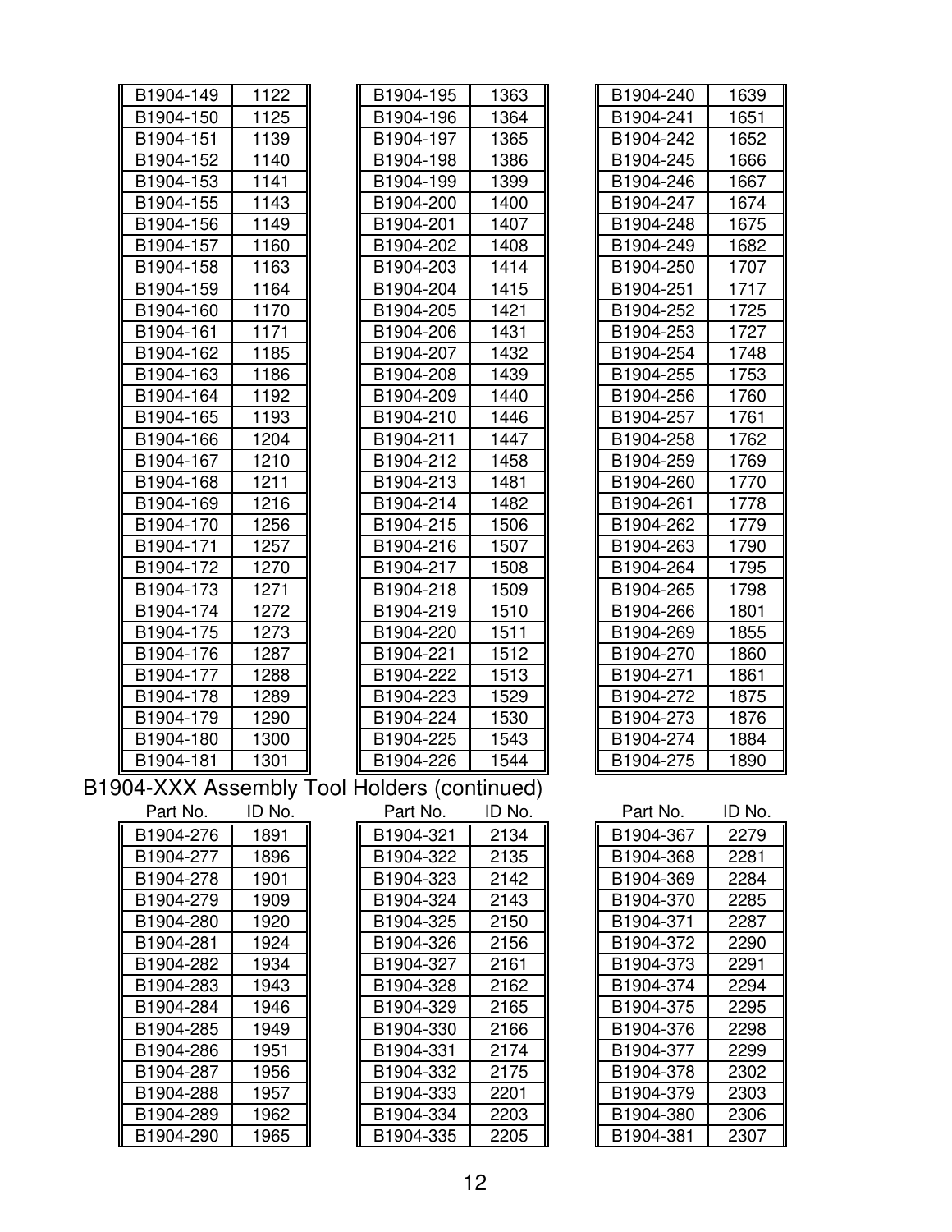| Part No. | ID No. |
|---|---|
| B1904-149 | 1122 |
| B1904-150 | 1125 |
| B1904-151 | 1139 |
| B1904-152 | 1140 |
| B1904-153 | 1141 |
| B1904-155 | 1143 |
| B1904-156 | 1149 |
| B1904-157 | 1160 |
| B1904-158 | 1163 |
| B1904-159 | 1164 |
| B1904-160 | 1170 |
| B1904-161 | 1171 |
| B1904-162 | 1185 |
| B1904-163 | 1186 |
| B1904-164 | 1192 |
| B1904-165 | 1193 |
| B1904-166 | 1204 |
| B1904-167 | 1210 |
| B1904-168 | 1211 |
| B1904-169 | 1216 |
| B1904-170 | 1256 |
| B1904-171 | 1257 |
| B1904-172 | 1270 |
| B1904-173 | 1271 |
| B1904-174 | 1272 |
| B1904-175 | 1273 |
| B1904-176 | 1287 |
| B1904-177 | 1288 |
| B1904-178 | 1289 |
| B1904-179 | 1290 |
| B1904-180 | 1300 |
| B1904-181 | 1301 |
| B1904-195 | 1363 |
| B1904-196 | 1364 |
| B1904-197 | 1365 |
| B1904-198 | 1386 |
| B1904-199 | 1399 |
| B1904-200 | 1400 |
| B1904-201 | 1407 |
| B1904-202 | 1408 |
| B1904-203 | 1414 |
| B1904-204 | 1415 |
| B1904-205 | 1421 |
| B1904-206 | 1431 |
| B1904-207 | 1432 |
| B1904-208 | 1439 |
| B1904-209 | 1440 |
| B1904-210 | 1446 |
| B1904-211 | 1447 |
| B1904-212 | 1458 |
| B1904-213 | 1481 |
| B1904-214 | 1482 |
| B1904-215 | 1506 |
| B1904-216 | 1507 |
| B1904-217 | 1508 |
| B1904-218 | 1509 |
| B1904-219 | 1510 |
| B1904-220 | 1511 |
| B1904-221 | 1512 |
| B1904-222 | 1513 |
| B1904-223 | 1529 |
| B1904-224 | 1530 |
| B1904-225 | 1543 |
| B1904-226 | 1544 |
| B1904-240 | 1639 |
| B1904-241 | 1651 |
| B1904-242 | 1652 |
| B1904-245 | 1666 |
| B1904-246 | 1667 |
| B1904-247 | 1674 |
| B1904-248 | 1675 |
| B1904-249 | 1682 |
| B1904-250 | 1707 |
| B1904-251 | 1717 |
| B1904-252 | 1725 |
| B1904-253 | 1727 |
| B1904-254 | 1748 |
| B1904-255 | 1753 |
| B1904-256 | 1760 |
| B1904-257 | 1761 |
| B1904-258 | 1762 |
| B1904-259 | 1769 |
| B1904-260 | 1770 |
| B1904-261 | 1778 |
| B1904-262 | 1779 |
| B1904-263 | 1790 |
| B1904-264 | 1795 |
| B1904-265 | 1798 |
| B1904-266 | 1801 |
| B1904-269 | 1855 |
| B1904-270 | 1860 |
| B1904-271 | 1861 |
| B1904-272 | 1875 |
| B1904-273 | 1876 |
| B1904-274 | 1884 |
| B1904-275 | 1890 |

## B1904-XXX Assembly Tool Holders (continued)

| Part No. | ID No. |
|---|---|
| B1904-276 | 1891 |
| B1904-277 | 1896 |
| B1904-278 | 1901 |
| B1904-279 | 1909 |
| B1904-280 | 1920 |
| B1904-281 | 1924 |
| B1904-282 | 1934 |
| B1904-283 | 1943 |
| B1904-284 | 1946 |
| B1904-285 | 1949 |
| B1904-286 | 1951 |
| B1904-287 | 1956 |
| B1904-288 | 1957 |
| B1904-289 | 1962 |
| B1904-290 | 1965 |
| B1904-321 | 2134 |
| B1904-322 | 2135 |
| B1904-323 | 2142 |
| B1904-324 | 2143 |
| B1904-325 | 2150 |
| B1904-326 | 2156 |
| B1904-327 | 2161 |
| B1904-328 | 2162 |
| B1904-329 | 2165 |
| B1904-330 | 2166 |
| B1904-331 | 2174 |
| B1904-332 | 2175 |
| B1904-333 | 2201 |
| B1904-334 | 2203 |
| B1904-335 | 2205 |
| B1904-367 | 2279 |
| B1904-368 | 2281 |
| B1904-369 | 2284 |
| B1904-370 | 2285 |
| B1904-371 | 2287 |
| B1904-372 | 2290 |
| B1904-373 | 2291 |
| B1904-374 | 2294 |
| B1904-375 | 2295 |
| B1904-376 | 2298 |
| B1904-377 | 2299 |
| B1904-378 | 2302 |
| B1904-379 | 2303 |
| B1904-380 | 2306 |
| B1904-381 | 2307 |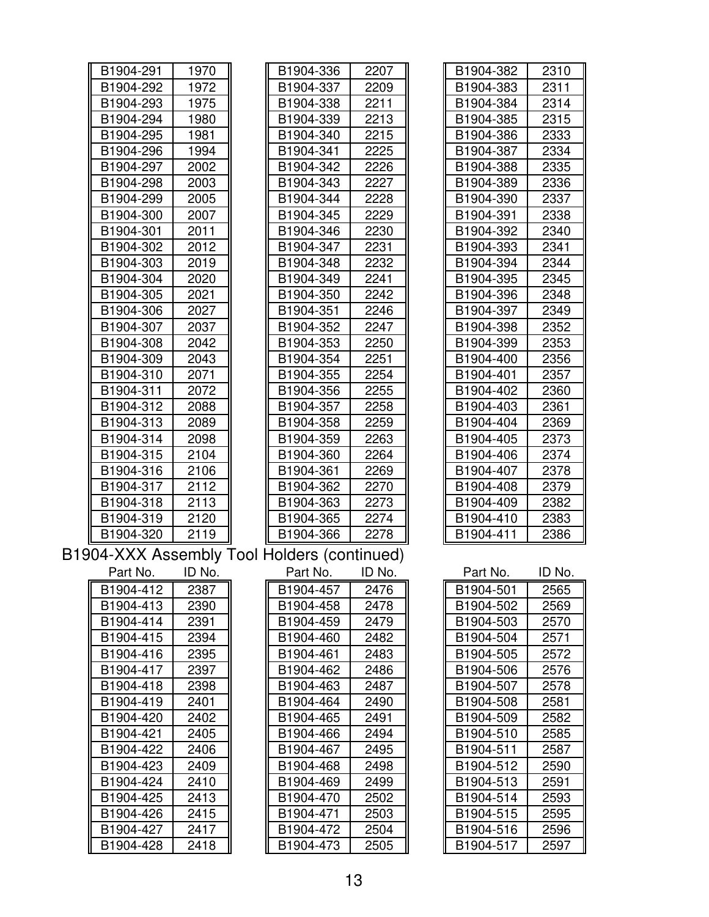| Part No. | ID No. |
|---|---|
| B1904-291 | 1970 |
| B1904-292 | 1972 |
| B1904-293 | 1975 |
| B1904-294 | 1980 |
| B1904-295 | 1981 |
| B1904-296 | 1994 |
| B1904-297 | 2002 |
| B1904-298 | 2003 |
| B1904-299 | 2005 |
| B1904-300 | 2007 |
| B1904-301 | 2011 |
| B1904-302 | 2012 |
| B1904-303 | 2019 |
| B1904-304 | 2020 |
| B1904-305 | 2021 |
| B1904-306 | 2027 |
| B1904-307 | 2037 |
| B1904-308 | 2042 |
| B1904-309 | 2043 |
| B1904-310 | 2071 |
| B1904-311 | 2072 |
| B1904-312 | 2088 |
| B1904-313 | 2089 |
| B1904-314 | 2098 |
| B1904-315 | 2104 |
| B1904-316 | 2106 |
| B1904-317 | 2112 |
| B1904-318 | 2113 |
| B1904-319 | 2120 |
| B1904-320 | 2119 |

| Part No. | ID No. |
|---|---|
| B1904-336 | 2207 |
| B1904-337 | 2209 |
| B1904-338 | 2211 |
| B1904-339 | 2213 |
| B1904-340 | 2215 |
| B1904-341 | 2225 |
| B1904-342 | 2226 |
| B1904-343 | 2227 |
| B1904-344 | 2228 |
| B1904-345 | 2229 |
| B1904-346 | 2230 |
| B1904-347 | 2231 |
| B1904-348 | 2232 |
| B1904-349 | 2241 |
| B1904-350 | 2242 |
| B1904-351 | 2246 |
| B1904-352 | 2247 |
| B1904-353 | 2250 |
| B1904-354 | 2251 |
| B1904-355 | 2254 |
| B1904-356 | 2255 |
| B1904-357 | 2258 |
| B1904-358 | 2259 |
| B1904-359 | 2263 |
| B1904-360 | 2264 |
| B1904-361 | 2269 |
| B1904-362 | 2270 |
| B1904-363 | 2273 |
| B1904-365 | 2274 |
| B1904-366 | 2278 |

| Part No. | ID No. |
|---|---|
| B1904-382 | 2310 |
| B1904-383 | 2311 |
| B1904-384 | 2314 |
| B1904-385 | 2315 |
| B1904-386 | 2333 |
| B1904-387 | 2334 |
| B1904-388 | 2335 |
| B1904-389 | 2336 |
| B1904-390 | 2337 |
| B1904-391 | 2338 |
| B1904-392 | 2340 |
| B1904-393 | 2341 |
| B1904-394 | 2344 |
| B1904-395 | 2345 |
| B1904-396 | 2348 |
| B1904-397 | 2349 |
| B1904-398 | 2352 |
| B1904-399 | 2353 |
| B1904-400 | 2356 |
| B1904-401 | 2357 |
| B1904-402 | 2360 |
| B1904-403 | 2361 |
| B1904-404 | 2369 |
| B1904-405 | 2373 |
| B1904-406 | 2374 |
| B1904-407 | 2378 |
| B1904-408 | 2379 |
| B1904-409 | 2382 |
| B1904-410 | 2383 |
| B1904-411 | 2386 |

## B1904-XXX Assembly Tool Holders (continued)

| Part No. | ID No. |
|---|---|
| B1904-412 | 2387 |
| B1904-413 | 2390 |
| B1904-414 | 2391 |
| B1904-415 | 2394 |
| B1904-416 | 2395 |
| B1904-417 | 2397 |
| B1904-418 | 2398 |
| B1904-419 | 2401 |
| B1904-420 | 2402 |
| B1904-421 | 2405 |
| B1904-422 | 2406 |
| B1904-423 | 2409 |
| B1904-424 | 2410 |
| B1904-425 | 2413 |
| B1904-426 | 2415 |
| B1904-427 | 2417 |
| B1904-428 | 2418 |

| Part No. | ID No. |
|---|---|
| B1904-457 | 2476 |
| B1904-458 | 2478 |
| B1904-459 | 2479 |
| B1904-460 | 2482 |
| B1904-461 | 2483 |
| B1904-462 | 2486 |
| B1904-463 | 2487 |
| B1904-464 | 2490 |
| B1904-465 | 2491 |
| B1904-466 | 2494 |
| B1904-467 | 2495 |
| B1904-468 | 2498 |
| B1904-469 | 2499 |
| B1904-470 | 2502 |
| B1904-471 | 2503 |
| B1904-472 | 2504 |
| B1904-473 | 2505 |

| Part No. | ID No. |
|---|---|
| B1904-501 | 2565 |
| B1904-502 | 2569 |
| B1904-503 | 2570 |
| B1904-504 | 2571 |
| B1904-505 | 2572 |
| B1904-506 | 2576 |
| B1904-507 | 2578 |
| B1904-508 | 2581 |
| B1904-509 | 2582 |
| B1904-510 | 2585 |
| B1904-511 | 2587 |
| B1904-512 | 2590 |
| B1904-513 | 2591 |
| B1904-514 | 2593 |
| B1904-515 | 2595 |
| B1904-516 | 2596 |
| B1904-517 | 2597 |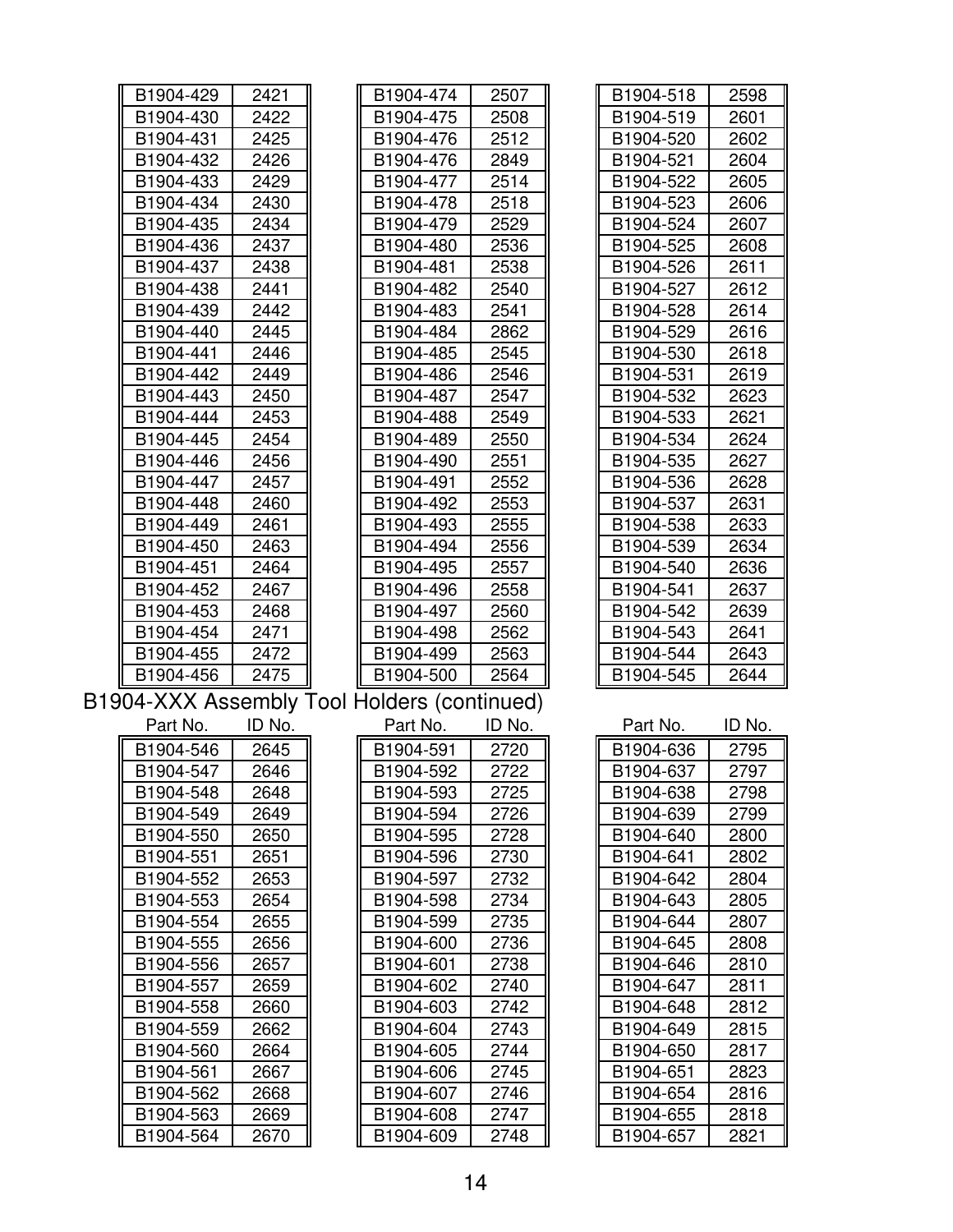| Part No. | ID No. |
|---|---|
| B1904-429 | 2421 |
| B1904-430 | 2422 |
| B1904-431 | 2425 |
| B1904-432 | 2426 |
| B1904-433 | 2429 |
| B1904-434 | 2430 |
| B1904-435 | 2434 |
| B1904-436 | 2437 |
| B1904-437 | 2438 |
| B1904-438 | 2441 |
| B1904-439 | 2442 |
| B1904-440 | 2445 |
| B1904-441 | 2446 |
| B1904-442 | 2449 |
| B1904-443 | 2450 |
| B1904-444 | 2453 |
| B1904-445 | 2454 |
| B1904-446 | 2456 |
| B1904-447 | 2457 |
| B1904-448 | 2460 |
| B1904-449 | 2461 |
| B1904-450 | 2463 |
| B1904-451 | 2464 |
| B1904-452 | 2467 |
| B1904-453 | 2468 |
| B1904-454 | 2471 |
| B1904-455 | 2472 |
| B1904-456 | 2475 |

| Part No. | ID No. |
|---|---|
| B1904-474 | 2507 |
| B1904-475 | 2508 |
| B1904-476 | 2512 |
| B1904-476 | 2849 |
| B1904-477 | 2514 |
| B1904-478 | 2518 |
| B1904-479 | 2529 |
| B1904-480 | 2536 |
| B1904-481 | 2538 |
| B1904-482 | 2540 |
| B1904-483 | 2541 |
| B1904-484 | 2862 |
| B1904-485 | 2545 |
| B1904-486 | 2546 |
| B1904-487 | 2547 |
| B1904-488 | 2549 |
| B1904-489 | 2550 |
| B1904-490 | 2551 |
| B1904-491 | 2552 |
| B1904-492 | 2553 |
| B1904-493 | 2555 |
| B1904-494 | 2556 |
| B1904-495 | 2557 |
| B1904-496 | 2558 |
| B1904-497 | 2560 |
| B1904-498 | 2562 |
| B1904-499 | 2563 |
| B1904-500 | 2564 |

| Part No. | ID No. |
|---|---|
| B1904-518 | 2598 |
| B1904-519 | 2601 |
| B1904-520 | 2602 |
| B1904-521 | 2604 |
| B1904-522 | 2605 |
| B1904-523 | 2606 |
| B1904-524 | 2607 |
| B1904-525 | 2608 |
| B1904-526 | 2611 |
| B1904-527 | 2612 |
| B1904-528 | 2614 |
| B1904-529 | 2616 |
| B1904-530 | 2618 |
| B1904-531 | 2619 |
| B1904-532 | 2623 |
| B1904-533 | 2621 |
| B1904-534 | 2624 |
| B1904-535 | 2627 |
| B1904-536 | 2628 |
| B1904-537 | 2631 |
| B1904-538 | 2633 |
| B1904-539 | 2634 |
| B1904-540 | 2636 |
| B1904-541 | 2637 |
| B1904-542 | 2639 |
| B1904-543 | 2641 |
| B1904-544 | 2643 |
| B1904-545 | 2644 |

## B1904-XXX Assembly Tool Holders (continued)

| Part No. | ID No. |
|---|---|
| B1904-546 | 2645 |
| B1904-547 | 2646 |
| B1904-548 | 2648 |
| B1904-549 | 2649 |
| B1904-550 | 2650 |
| B1904-551 | 2651 |
| B1904-552 | 2653 |
| B1904-553 | 2654 |
| B1904-554 | 2655 |
| B1904-555 | 2656 |
| B1904-556 | 2657 |
| B1904-557 | 2659 |
| B1904-558 | 2660 |
| B1904-559 | 2662 |
| B1904-560 | 2664 |
| B1904-561 | 2667 |
| B1904-562 | 2668 |
| B1904-563 | 2669 |
| B1904-564 | 2670 |

| Part No. | ID No. |
|---|---|
| B1904-591 | 2720 |
| B1904-592 | 2722 |
| B1904-593 | 2725 |
| B1904-594 | 2726 |
| B1904-595 | 2728 |
| B1904-596 | 2730 |
| B1904-597 | 2732 |
| B1904-598 | 2734 |
| B1904-599 | 2735 |
| B1904-600 | 2736 |
| B1904-601 | 2738 |
| B1904-602 | 2740 |
| B1904-603 | 2742 |
| B1904-604 | 2743 |
| B1904-605 | 2744 |
| B1904-606 | 2745 |
| B1904-607 | 2746 |
| B1904-608 | 2747 |
| B1904-609 | 2748 |

| Part No. | ID No. |
|---|---|
| B1904-636 | 2795 |
| B1904-637 | 2797 |
| B1904-638 | 2798 |
| B1904-639 | 2799 |
| B1904-640 | 2800 |
| B1904-641 | 2802 |
| B1904-642 | 2804 |
| B1904-643 | 2805 |
| B1904-644 | 2807 |
| B1904-645 | 2808 |
| B1904-646 | 2810 |
| B1904-647 | 2811 |
| B1904-648 | 2812 |
| B1904-649 | 2815 |
| B1904-650 | 2817 |
| B1904-651 | 2823 |
| B1904-654 | 2816 |
| B1904-655 | 2818 |
| B1904-657 | 2821 |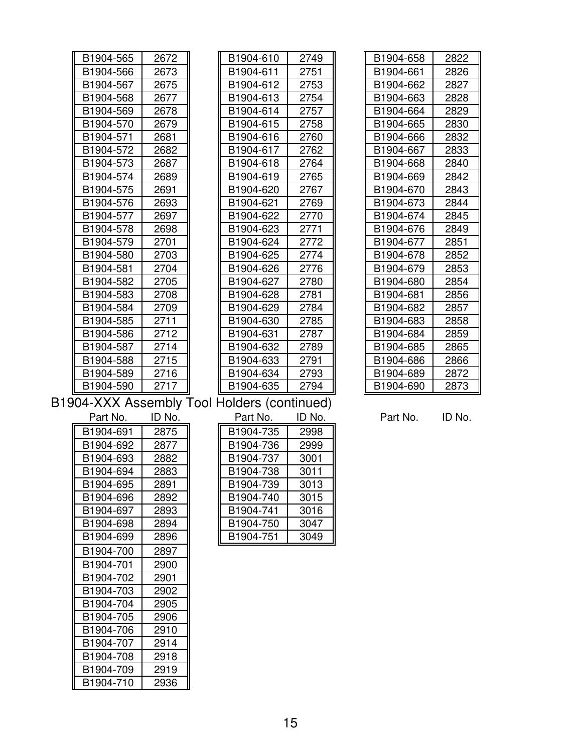| Part No. | ID No. |
|---|---|
| B1904-565 | 2672 |
| B1904-566 | 2673 |
| B1904-567 | 2675 |
| B1904-568 | 2677 |
| B1904-569 | 2678 |
| B1904-570 | 2679 |
| B1904-571 | 2681 |
| B1904-572 | 2682 |
| B1904-573 | 2687 |
| B1904-574 | 2689 |
| B1904-575 | 2691 |
| B1904-576 | 2693 |
| B1904-577 | 2697 |
| B1904-578 | 2698 |
| B1904-579 | 2701 |
| B1904-580 | 2703 |
| B1904-581 | 2704 |
| B1904-582 | 2705 |
| B1904-583 | 2708 |
| B1904-584 | 2709 |
| B1904-585 | 2711 |
| B1904-586 | 2712 |
| B1904-587 | 2714 |
| B1904-588 | 2715 |
| B1904-589 | 2716 |
| B1904-590 | 2717 |

| Part No. | ID No. |
|---|---|
| B1904-610 | 2749 |
| B1904-611 | 2751 |
| B1904-612 | 2753 |
| B1904-613 | 2754 |
| B1904-614 | 2757 |
| B1904-615 | 2758 |
| B1904-616 | 2760 |
| B1904-617 | 2762 |
| B1904-618 | 2764 |
| B1904-619 | 2765 |
| B1904-620 | 2767 |
| B1904-621 | 2769 |
| B1904-622 | 2770 |
| B1904-623 | 2771 |
| B1904-624 | 2772 |
| B1904-625 | 2774 |
| B1904-626 | 2776 |
| B1904-627 | 2780 |
| B1904-628 | 2781 |
| B1904-629 | 2784 |
| B1904-630 | 2785 |
| B1904-631 | 2787 |
| B1904-632 | 2789 |
| B1904-633 | 2791 |
| B1904-634 | 2793 |
| B1904-635 | 2794 |

| Part No. | ID No. |
|---|---|
| B1904-658 | 2822 |
| B1904-661 | 2826 |
| B1904-662 | 2827 |
| B1904-663 | 2828 |
| B1904-664 | 2829 |
| B1904-665 | 2830 |
| B1904-666 | 2832 |
| B1904-667 | 2833 |
| B1904-668 | 2840 |
| B1904-669 | 2842 |
| B1904-670 | 2843 |
| B1904-673 | 2844 |
| B1904-674 | 2845 |
| B1904-676 | 2849 |
| B1904-677 | 2851 |
| B1904-678 | 2852 |
| B1904-679 | 2853 |
| B1904-680 | 2854 |
| B1904-681 | 2856 |
| B1904-682 | 2857 |
| B1904-683 | 2858 |
| B1904-684 | 2859 |
| B1904-685 | 2865 |
| B1904-686 | 2866 |
| B1904-689 | 2872 |
| B1904-690 | 2873 |

## B1904-XXX Assembly Tool Holders (continued)

| Part No. | ID No. |
|---|---|
| B1904-691 | 2875 |
| B1904-692 | 2877 |
| B1904-693 | 2882 |
| B1904-694 | 2883 |
| B1904-695 | 2891 |
| B1904-696 | 2892 |
| B1904-697 | 2893 |
| B1904-698 | 2894 |
| B1904-699 | 2896 |
| B1904-700 | 2897 |
| B1904-701 | 2900 |
| B1904-702 | 2901 |
| B1904-703 | 2902 |
| B1904-704 | 2905 |
| B1904-705 | 2906 |
| B1904-706 | 2910 |
| B1904-707 | 2914 |
| B1904-708 | 2918 |
| B1904-709 | 2919 |
| B1904-710 | 2936 |

| Part No. | ID No. |
|---|---|
| B1904-735 | 2998 |
| B1904-736 | 2999 |
| B1904-737 | 3001 |
| B1904-738 | 3011 |
| B1904-739 | 3013 |
| B1904-740 | 3015 |
| B1904-741 | 3016 |
| B1904-750 | 3047 |
| B1904-751 | 3049 |

| Part No. | ID No. |
|---|---|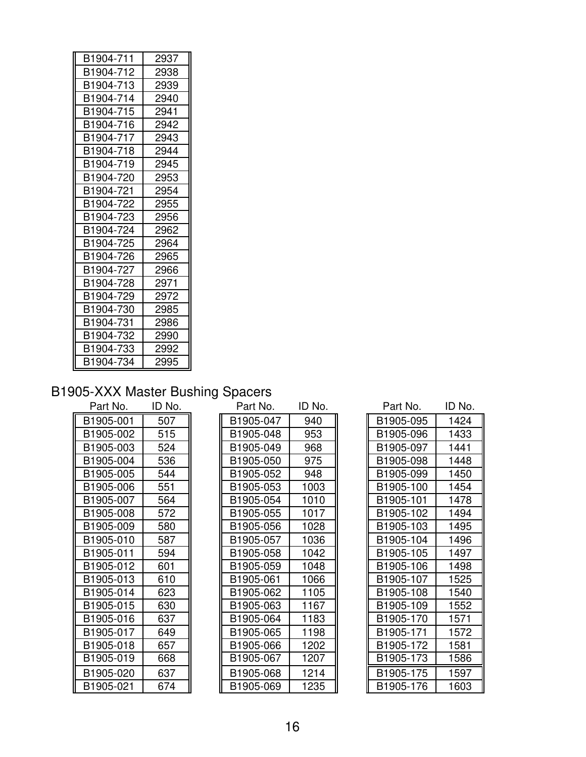| | |
|---|---|
| B1904-711 | 2937 |
| B1904-712 | 2938 |
| B1904-713 | 2939 |
| B1904-714 | 2940 |
| B1904-715 | 2941 |
| B1904-716 | 2942 |
| B1904-717 | 2943 |
| B1904-718 | 2944 |
| B1904-719 | 2945 |
| B1904-720 | 2953 |
| B1904-721 | 2954 |
| B1904-722 | 2955 |
| B1904-723 | 2956 |
| B1904-724 | 2962 |
| B1904-725 | 2964 |
| B1904-726 | 2965 |
| B1904-727 | 2966 |
| B1904-728 | 2971 |
| B1904-729 | 2972 |
| B1904-730 | 2985 |
| B1904-731 | 2986 |
| B1904-732 | 2990 |
| B1904-733 | 2992 |
| B1904-734 | 2995 |

## B1905-XXX Master Bushing Spacers

| Part No. | ID No. | Part No. | ID No. | Part No. | ID No. |
|---|---|---|---|---|---|
| B1905-001 | 507 | B1905-047 | 940 | B1905-095 | 1424 |
| B1905-002 | 515 | B1905-048 | 953 | B1905-096 | 1433 |
| B1905-003 | 524 | B1905-049 | 968 | B1905-097 | 1441 |
| B1905-004 | 536 | B1905-050 | 975 | B1905-098 | 1448 |
| B1905-005 | 544 | B1905-052 | 948 | B1905-099 | 1450 |
| B1905-006 | 551 | B1905-053 | 1003 | B1905-100 | 1454 |
| B1905-007 | 564 | B1905-054 | 1010 | B1905-101 | 1478 |
| B1905-008 | 572 | B1905-055 | 1017 | B1905-102 | 1494 |
| B1905-009 | 580 | B1905-056 | 1028 | B1905-103 | 1495 |
| B1905-010 | 587 | B1905-057 | 1036 | B1905-104 | 1496 |
| B1905-011 | 594 | B1905-058 | 1042 | B1905-105 | 1497 |
| B1905-012 | 601 | B1905-059 | 1048 | B1905-106 | 1498 |
| B1905-013 | 610 | B1905-061 | 1066 | B1905-107 | 1525 |
| B1905-014 | 623 | B1905-062 | 1105 | B1905-108 | 1540 |
| B1905-015 | 630 | B1905-063 | 1167 | B1905-109 | 1552 |
| B1905-016 | 637 | B1905-064 | 1183 | B1905-170 | 1571 |
| B1905-017 | 649 | B1905-065 | 1198 | B1905-171 | 1572 |
| B1905-018 | 657 | B1905-066 | 1202 | B1905-172 | 1581 |
| B1905-019 | 668 | B1905-067 | 1207 | B1905-173 | 1586 |
| B1905-020 | 637 | B1905-068 | 1214 | B1905-175 | 1597 |
| B1905-021 | 674 | B1905-069 | 1235 | B1905-176 | 1603 |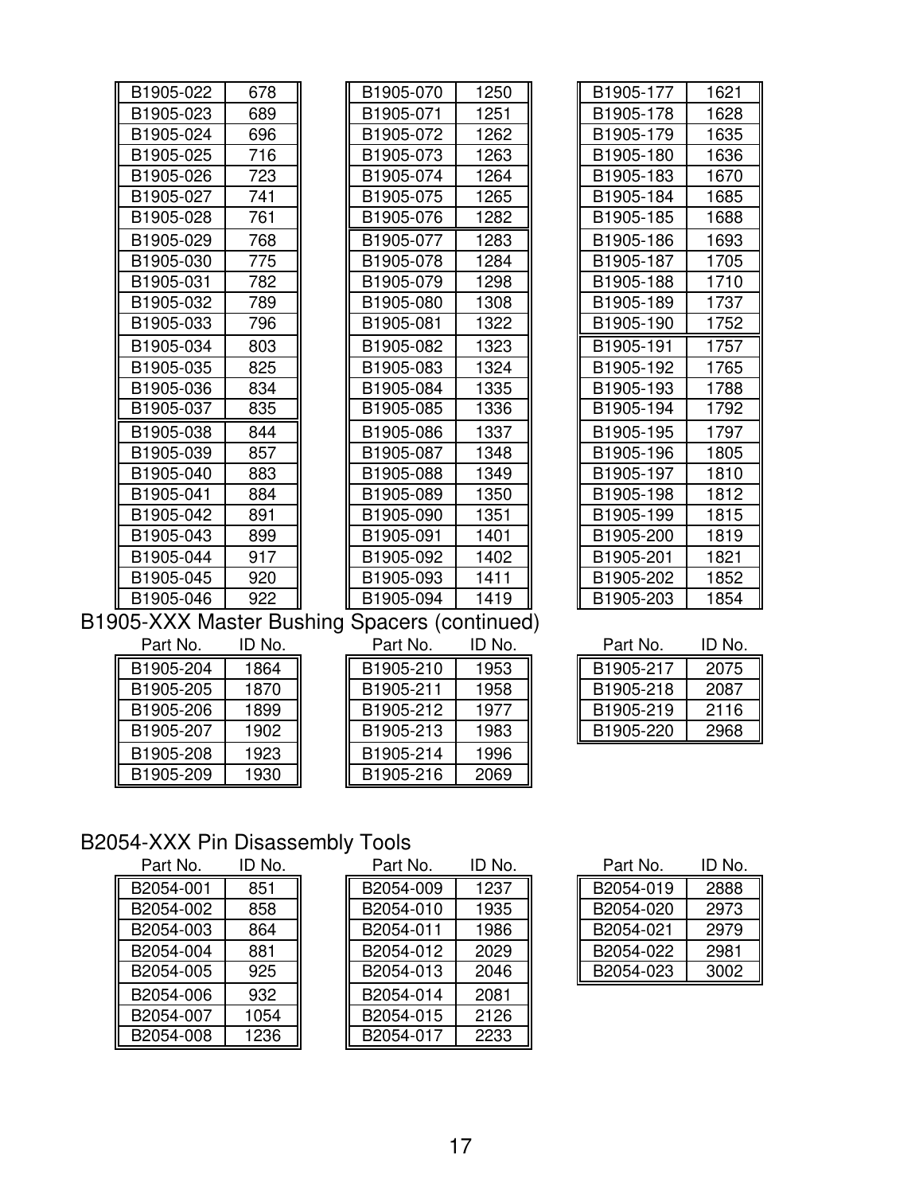| Part No. | ID No. | | Part No. | ID No. | | Part No. | ID No. |
|---|---|---|---|---|---|---|---|
| B1905-022 | 678 | | B1905-070 | 1250 | | B1905-177 | 1621 |
| B1905-023 | 689 | | B1905-071 | 1251 | | B1905-178 | 1628 |
| B1905-024 | 696 | | B1905-072 | 1262 | | B1905-179 | 1635 |
| B1905-025 | 716 | | B1905-073 | 1263 | | B1905-180 | 1636 |
| B1905-026 | 723 | | B1905-074 | 1264 | | B1905-183 | 1670 |
| B1905-027 | 741 | | B1905-075 | 1265 | | B1905-184 | 1685 |
| B1905-028 | 761 | | B1905-076 | 1282 | | B1905-185 | 1688 |
| B1905-029 | 768 | | B1905-077 | 1283 | | B1905-186 | 1693 |
| B1905-030 | 775 | | B1905-078 | 1284 | | B1905-187 | 1705 |
| B1905-031 | 782 | | B1905-079 | 1298 | | B1905-188 | 1710 |
| B1905-032 | 789 | | B1905-080 | 1308 | | B1905-189 | 1737 |
| B1905-033 | 796 | | B1905-081 | 1322 | | B1905-190 | 1752 |
| B1905-034 | 803 | | B1905-082 | 1323 | | B1905-191 | 1757 |
| B1905-035 | 825 | | B1905-083 | 1324 | | B1905-192 | 1765 |
| B1905-036 | 834 | | B1905-084 | 1335 | | B1905-193 | 1788 |
| B1905-037 | 835 | | B1905-085 | 1336 | | B1905-194 | 1792 |
| B1905-038 | 844 | | B1905-086 | 1337 | | B1905-195 | 1797 |
| B1905-039 | 857 | | B1905-087 | 1348 | | B1905-196 | 1805 |
| B1905-040 | 883 | | B1905-088 | 1349 | | B1905-197 | 1810 |
| B1905-041 | 884 | | B1905-089 | 1350 | | B1905-198 | 1812 |
| B1905-042 | 891 | | B1905-090 | 1351 | | B1905-199 | 1815 |
| B1905-043 | 899 | | B1905-091 | 1401 | | B1905-200 | 1819 |
| B1905-044 | 917 | | B1905-092 | 1402 | | B1905-201 | 1821 |
| B1905-045 | 920 | | B1905-093 | 1411 | | B1905-202 | 1852 |
| B1905-046 | 922 | | B1905-094 | 1419 | | B1905-203 | 1854 |

## B1905-XXX Master Bushing Spacers (continued)

| Part No. | ID No. | | Part No. | ID No. | | Part No. | ID No. |
|---|---|---|---|---|---|---|---|
| B1905-204 | 1864 | | B1905-210 | 1953 | | B1905-217 | 2075 |
| B1905-205 | 1870 | | B1905-211 | 1958 | | B1905-218 | 2087 |
| B1905-206 | 1899 | | B1905-212 | 1977 | | B1905-219 | 2116 |
| B1905-207 | 1902 | | B1905-213 | 1983 | | B1905-220 | 2968 |
| B1905-208 | 1923 | | B1905-214 | 1996 | | | |
| B1905-209 | 1930 | | B1905-216 | 2069 | | | |

## B2054-XXX Pin Disassembly Tools

| Part No. | ID No. | | Part No. | ID No. | | Part No. | ID No. |
|---|---|---|---|---|---|---|---|
| B2054-001 | 851 | | B2054-009 | 1237 | | B2054-019 | 2888 |
| B2054-002 | 858 | | B2054-010 | 1935 | | B2054-020 | 2973 |
| B2054-003 | 864 | | B2054-011 | 1986 | | B2054-021 | 2979 |
| B2054-004 | 881 | | B2054-012 | 2029 | | B2054-022 | 2981 |
| B2054-005 | 925 | | B2054-013 | 2046 | | B2054-023 | 3002 |
| B2054-006 | 932 | | B2054-014 | 2081 | | | |
| B2054-007 | 1054 | | B2054-015 | 2126 | | | |
| B2054-008 | 1236 | | B2054-017 | 2233 | | | |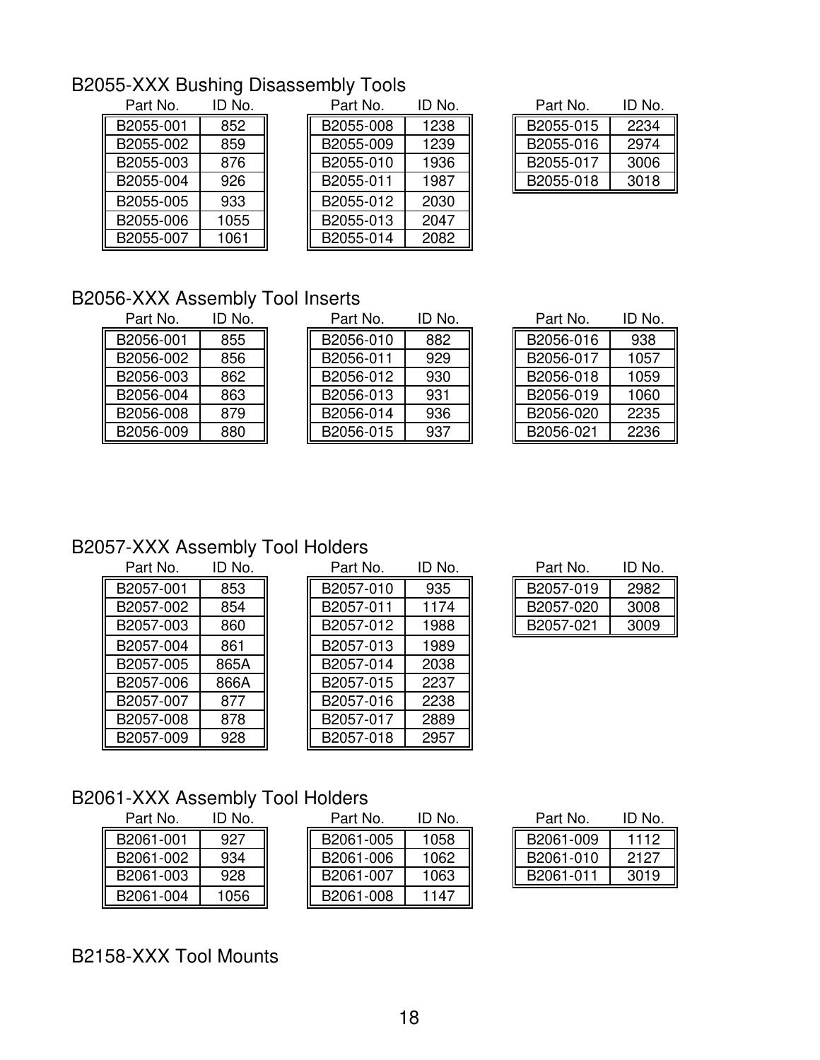## B2055-XXX Bushing Disassembly Tools

| Part No. | ID No. |
|---|---|
| B2055-001 | 852 |
| B2055-002 | 859 |
| B2055-003 | 876 |
| B2055-004 | 926 |
| B2055-005 | 933 |
| B2055-006 | 1055 |
| B2055-007 | 1061 |

| Part No. | ID No. |
|---|---|
| B2055-008 | 1238 |
| B2055-009 | 1239 |
| B2055-010 | 1936 |
| B2055-011 | 1987 |
| B2055-012 | 2030 |
| B2055-013 | 2047 |
| B2055-014 | 2082 |

| Part No. | ID No. |
|---|---|
| B2055-015 | 2234 |
| B2055-016 | 2974 |
| B2055-017 | 3006 |
| B2055-018 | 3018 |

## B2056-XXX Assembly Tool Inserts

| Part No. | ID No. |
|---|---|
| B2056-001 | 855 |
| B2056-002 | 856 |
| B2056-003 | 862 |
| B2056-004 | 863 |
| B2056-008 | 879 |
| B2056-009 | 880 |

| Part No. | ID No. |
|---|---|
| B2056-010 | 882 |
| B2056-011 | 929 |
| B2056-012 | 930 |
| B2056-013 | 931 |
| B2056-014 | 936 |
| B2056-015 | 937 |

| Part No. | ID No. |
|---|---|
| B2056-016 | 938 |
| B2056-017 | 1057 |
| B2056-018 | 1059 |
| B2056-019 | 1060 |
| B2056-020 | 2235 |
| B2056-021 | 2236 |

## B2057-XXX Assembly Tool Holders

| Part No. | ID No. |
|---|---|
| B2057-001 | 853 |
| B2057-002 | 854 |
| B2057-003 | 860 |
| B2057-004 | 861 |
| B2057-005 | 865A |
| B2057-006 | 866A |
| B2057-007 | 877 |
| B2057-008 | 878 |
| B2057-009 | 928 |

| Part No. | ID No. |
|---|---|
| B2057-010 | 935 |
| B2057-011 | 1174 |
| B2057-012 | 1988 |
| B2057-013 | 1989 |
| B2057-014 | 2038 |
| B2057-015 | 2237 |
| B2057-016 | 2238 |
| B2057-017 | 2889 |
| B2057-018 | 2957 |

| Part No. | ID No. |
|---|---|
| B2057-019 | 2982 |
| B2057-020 | 3008 |
| B2057-021 | 3009 |

## B2061-XXX Assembly Tool Holders

| Part No. | ID No. |
|---|---|
| B2061-001 | 927 |
| B2061-002 | 934 |
| B2061-003 | 928 |
| B2061-004 | 1056 |

| Part No. | ID No. |
|---|---|
| B2061-005 | 1058 |
| B2061-006 | 1062 |
| B2061-007 | 1063 |
| B2061-008 | 1147 |

| Part No. | ID No. |
|---|---|
| B2061-009 | 1112 |
| B2061-010 | 2127 |
| B2061-011 | 3019 |

## B2158-XXX Tool Mounts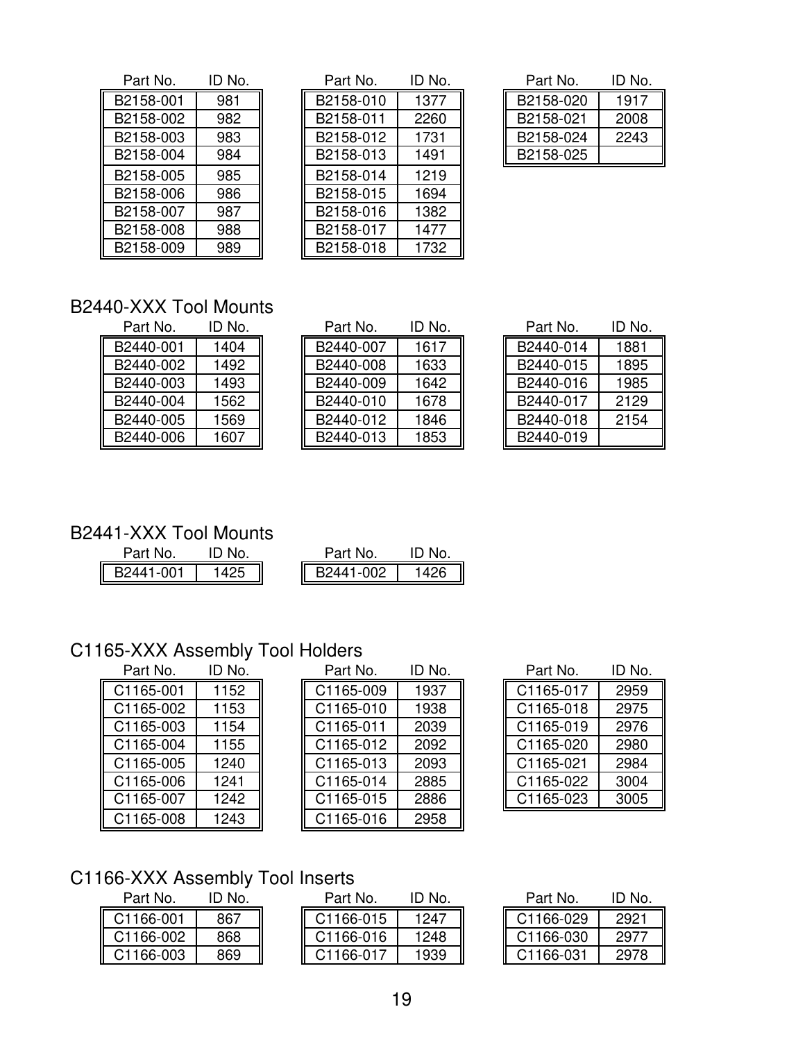| Part No. | ID No. |
|---|---|
| B2158-001 | 981 |
| B2158-002 | 982 |
| B2158-003 | 983 |
| B2158-004 | 984 |
| B2158-005 | 985 |
| B2158-006 | 986 |
| B2158-007 | 987 |
| B2158-008 | 988 |
| B2158-009 | 989 |

| Part No. | ID No. |
|---|---|
| B2158-010 | 1377 |
| B2158-011 | 2260 |
| B2158-012 | 1731 |
| B2158-013 | 1491 |
| B2158-014 | 1219 |
| B2158-015 | 1694 |
| B2158-016 | 1382 |
| B2158-017 | 1477 |
| B2158-018 | 1732 |

| Part No. | ID No. |
|---|---|
| B2158-020 | 1917 |
| B2158-021 | 2008 |
| B2158-024 | 2243 |
| B2158-025 | |

## B2440-XXX Tool Mounts

| Part No. | ID No. |
|---|---|
| B2440-001 | 1404 |
| B2440-002 | 1492 |
| B2440-003 | 1493 |
| B2440-004 | 1562 |
| B2440-005 | 1569 |
| B2440-006 | 1607 |

| Part No. | ID No. |
|---|---|
| B2440-007 | 1617 |
| B2440-008 | 1633 |
| B2440-009 | 1642 |
| B2440-010 | 1678 |
| B2440-012 | 1846 |
| B2440-013 | 1853 |

| Part No. | ID No. |
|---|---|
| B2440-014 | 1881 |
| B2440-015 | 1895 |
| B2440-016 | 1985 |
| B2440-017 | 2129 |
| B2440-018 | 2154 |
| B2440-019 | |

## B2441-XXX Tool Mounts

| Part No. | ID No. |
|---|---|
| B2441-001 | 1425 |

| Part No. | ID No. |
|---|---|
| B2441-002 | 1426 |

## C1165-XXX Assembly Tool Holders

| Part No. | ID No. |
|---|---|
| C1165-001 | 1152 |
| C1165-002 | 1153 |
| C1165-003 | 1154 |
| C1165-004 | 1155 |
| C1165-005 | 1240 |
| C1165-006 | 1241 |
| C1165-007 | 1242 |
| C1165-008 | 1243 |

| Part No. | ID No. |
|---|---|
| C1165-009 | 1937 |
| C1165-010 | 1938 |
| C1165-011 | 2039 |
| C1165-012 | 2092 |
| C1165-013 | 2093 |
| C1165-014 | 2885 |
| C1165-015 | 2886 |
| C1165-016 | 2958 |

| Part No. | ID No. |
|---|---|
| C1165-017 | 2959 |
| C1165-018 | 2975 |
| C1165-019 | 2976 |
| C1165-020 | 2980 |
| C1165-021 | 2984 |
| C1165-022 | 3004 |
| C1165-023 | 3005 |

## C1166-XXX Assembly Tool Inserts

| Part No. | ID No. |
|---|---|
| C1166-001 | 867 |
| C1166-002 | 868 |
| C1166-003 | 869 |

| Part No. | ID No. |
|---|---|
| C1166-015 | 1247 |
| C1166-016 | 1248 |
| C1166-017 | 1939 |

| Part No. | ID No. |
|---|---|
| C1166-029 | 2921 |
| C1166-030 | 2977 |
| C1166-031 | 2978 |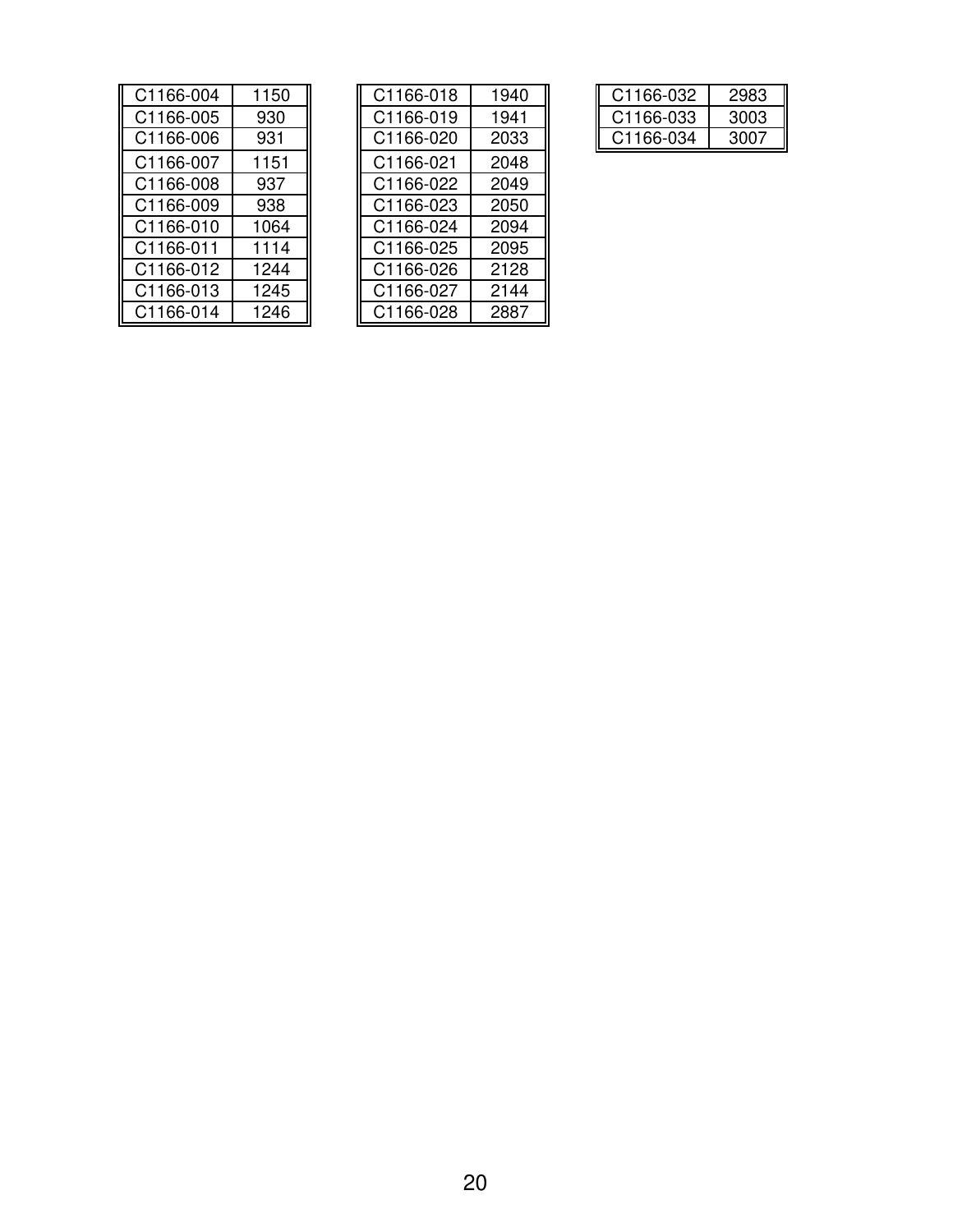| C1166-004 | 1150 |
|---|---|
| C1166-005 | 930 |
| C1166-006 | 931 |
| C1166-007 | 1151 |
| C1166-008 | 937 |
| C1166-009 | 938 |
| C1166-010 | 1064 |
| C1166-011 | 1114 |
| C1166-012 | 1244 |
| C1166-013 | 1245 |
| C1166-014 | 1246 |

| C1166-018 | 1940 |
|---|---|
| C1166-019 | 1941 |
| C1166-020 | 2033 |
| C1166-021 | 2048 |
| C1166-022 | 2049 |
| C1166-023 | 2050 |
| C1166-024 | 2094 |
| C1166-025 | 2095 |
| C1166-026 | 2128 |
| C1166-027 | 2144 |
| C1166-028 | 2887 |

| C1166-032 | 2983 |
|---|---|
| C1166-033 | 3003 |
| C1166-034 | 3007 |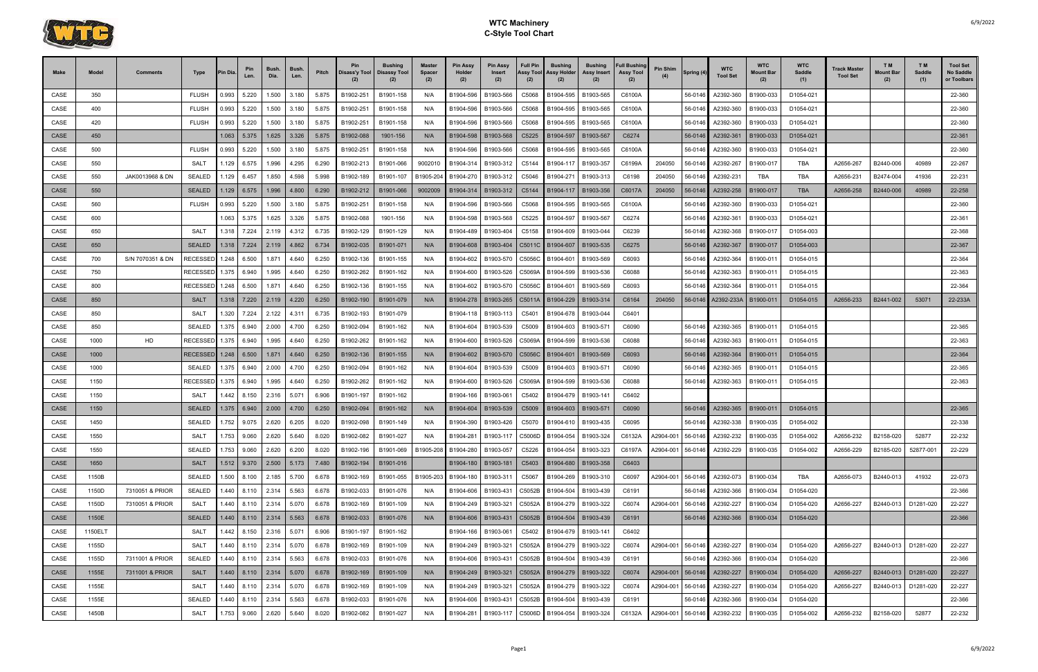# WTC Machinery
## C-Style Tool Chart

| Make | Model | Comments | Type | Pin Dia. | Pin Len. | Bush. Dia. | Bush. Len. | Pitch | Pin Disass'y Tool (2) | Bushing Disassy Tool (2) | Master Spacer (2) | Pin Assy Holder (2) | Pin Assy Insert (2) | Full Pin Assy Tool (2) | Bushing Assy Holder (2) | Bushing Assy Insert (2) | Full Bushing Assy Tool (2) | Pin Shim (4) | Spring (4) | WTC Tool Set | WTC Mount Bar (2) | WTC Saddle (1) | Track Master Tool Set | T M Mount Bar (2) | T M Saddle (1) | Tool Set No Saddle or Toolbars |
|---|---|---|---|---|---|---|---|---|---|---|---|---|---|---|---|---|---|---|---|---|---|---|---|---|---|---|
| CASE | 350 | | FLUSH | 0.993 | 5.220 | 1.500 | 3.180 | 5.875 | B1902-251 | B1901-158 | N/A | B1904-596 | B1903-566 | C5068 | B1904-595 | B1903-565 | C6100A | | 56-0146 | A2392-360 | B1900-033 | D1054-021 | | | | 22-360 |
| CASE | 400 | | FLUSH | 0.993 | 5.220 | 1.500 | 3.180 | 5.875 | B1902-251 | B1901-158 | N/A | B1904-596 | B1903-566 | C5068 | B1904-595 | B1903-565 | C6100A | | 56-0146 | A2392-360 | B1900-033 | D1054-021 | | | | 22-360 |
| CASE | 420 | | FLUSH | 0.993 | 5.220 | 1.500 | 3.180 | 5.875 | B1902-251 | B1901-158 | N/A | B1904-596 | B1903-566 | C5068 | B1904-595 | B1903-565 | C6100A | | 56-0146 | A2392-360 | B1900-033 | D1054-021 | | | | 22-360 |
| CASE | 450 | | | 1.063 | 5.375 | 1.625 | 3.326 | 5.875 | B1902-088 | 1901-156 | N/A | B1904-598 | B1903-568 | C5225 | B1904-597 | B1903-567 | C6274 | | 56-0146 | A2392-361 | B1900-033 | D1054-021 | | | | 22-361 |
| CASE | 500 | | FLUSH | 0.993 | 5.220 | 1.500 | 3.180 | 5.875 | B1902-251 | B1901-158 | N/A | B1904-596 | B1903-566 | C5068 | B1904-595 | B1903-565 | C6100A | | 56-0146 | A2392-360 | B1900-033 | D1054-021 | | | | 22-360 |
| CASE | 550 | | SALT | 1.129 | 6.575 | 1.996 | 4.295 | 6.290 | B1902-213 | B1901-066 | 9002010 | B1904-314 | B1903-312 | C5144 | B1904-117 | B1903-357 | C6199A | 204050 | 56-0146 | A2392-267 | B1900-017 | TBA | A2656-267 | B2440-006 | 40989 | 22-267 |
| CASE | 550 | JAK0013968 & DN | SEALED | 1.129 | 6.457 | 1.850 | 4.598 | 5.998 | B1902-189 | B1901-107 | B1905-204 | B1904-270 | B1903-312 | C5046 | B1904-271 | B1903-313 | C6198 | 204050 | 56-0146 | A2392-231 | TBA | TBA | A2656-231 | B2474-004 | 41936 | 22-231 |
| CASE | 550 | | SEALED | 1.129 | 6.575 | 1.996 | 4.800 | 6.290 | B1902-212 | B1901-066 | 9002009 | B1904-314 | B1903-312 | C5144 | B1904-117 | B1903-356 | C6017A | 204050 | 56-0146 | A2392-258 | B1900-017 | TBA | A2656-258 | B2440-006 | 40989 | 22-258 |
| CASE | 560 | | FLUSH | 0.993 | 5.220 | 1.500 | 3.180 | 5.875 | B1902-251 | B1901-158 | N/A | B1904-596 | B1903-566 | C5068 | B1904-595 | B1903-565 | C6100A | | 56-0146 | A2392-360 | B1900-033 | D1054-021 | | | | 22-360 |
| CASE | 600 | | | 1.063 | 5.375 | 1.625 | 3.326 | 5.875 | B1902-088 | 1901-156 | N/A | B1904-598 | B1903-568 | C5225 | B1904-597 | B1903-567 | C6274 | | 56-0146 | A2392-361 | B1900-033 | D1054-021 | | | | 22-361 |
| CASE | 650 | | SALT | 1.318 | 7.224 | 2.119 | 4.312 | 6.735 | B1902-129 | B1901-129 | N/A | B1904-489 | B1903-404 | C5158 | B1904-609 | B1903-044 | C6239 | | 56-0146 | A2392-368 | B1900-017 | D1054-003 | | | | 22-368 |
| CASE | 650 | | SEALED | 1.318 | 7.224 | 2.119 | 4.862 | 6.734 | B1902-035 | B1901-071 | N/A | B1904-608 | B1903-404 | C5011C | B1904-607 | B1903-535 | C6275 | | 56-0146 | A2392-367 | B1900-017 | D1054-003 | | | | 22-367 |
| CASE | 700 | S/N 7070351 & DN | RECESSED | 1.248 | 6.500 | 1.871 | 4.640 | 6.250 | B1902-136 | B1901-155 | N/A | B1904-602 | B1903-570 | C5056C | B1904-601 | B1903-569 | C6093 | | 56-0146 | A2392-364 | B1900-011 | D1054-015 | | | | 22-364 |
| CASE | 750 | | RECESSED | 1.375 | 6.940 | 1.995 | 4.640 | 6.250 | B1902-262 | B1901-162 | N/A | B1904-600 | B1903-526 | C5069A | B1904-599 | B1903-536 | C6088 | | 56-0146 | A2392-363 | B1900-011 | D1054-015 | | | | 22-363 |
| CASE | 800 | | RECESSED | 1.248 | 6.500 | 1.871 | 4.640 | 6.250 | B1902-136 | B1901-155 | N/A | B1904-602 | B1903-570 | C5056C | B1904-601 | B1903-569 | C6093 | | 56-0146 | A2392-364 | B1900-011 | D1054-015 | | | | 22-364 |
| CASE | 850 | | SALT | 1.318 | 7.220 | 2.119 | 4.220 | 6.250 | B1902-190 | B1901-079 | N/A | B1904-278 | B1903-265 | C5011A | B1904-229 | B1903-314 | C6164 | 204050 | 56-0146 | A2392-233A | B1900-011 | D1054-015 | A2656-233 | B2441-002 | 53071 | 22-233A |
| CASE | 850 | | SALT | 1.320 | 7.224 | 2.122 | 4.311 | 6.735 | B1902-193 | B1901-079 | | B1904-118 | B1903-113 | C5401 | B1904-678 | B1903-044 | C6401 | | | | | | | | | |
| CASE | 850 | | SEALED | 1.375 | 6.940 | 2.000 | 4.700 | 6.250 | B1902-094 | B1901-162 | N/A | B1904-604 | B1903-539 | C5009 | B1904-603 | B1903-571 | C6090 | | 56-0146 | A2392-365 | B1900-011 | D1054-015 | | | | 22-365 |
| CASE | 1000 | HD | RECESSED | 1.375 | 6.940 | 1.995 | 4.640 | 6.250 | B1902-262 | B1901-162 | N/A | B1904-600 | B1903-526 | C5069A | B1904-599 | B1903-536 | C6088 | | 56-0146 | A2392-363 | B1900-011 | D1054-015 | | | | 22-363 |
| CASE | 1000 | | RECESSED | 1.248 | 6.500 | 1.871 | 4.640 | 6.250 | B1902-136 | B1901-155 | N/A | B1904-602 | B1903-570 | C5056C | B1904-601 | B1903-569 | C6093 | | 56-0146 | A2392-364 | B1900-011 | D1054-015 | | | | 22-364 |
| CASE | 1000 | | SEALED | 1.375 | 6.940 | 2.000 | 4.700 | 6.250 | B1902-094 | B1901-162 | N/A | B1904-604 | B1903-539 | C5009 | B1904-603 | B1903-571 | C6090 | | 56-0146 | A2392-365 | B1900-011 | D1054-015 | | | | 22-365 |
| CASE | 1150 | | RECESSED | 1.375 | 6.940 | 1.995 | 4.640 | 6.250 | B1902-262 | B1901-162 | N/A | B1904-600 | B1903-526 | C5069A | B1904-599 | B1903-536 | C6088 | | 56-0146 | A2392-363 | B1900-011 | D1054-015 | | | | 22-363 |
| CASE | 1150 | | SALT | 1.442 | 8.150 | 2.316 | 5.071 | 6.906 | B1901-197 | B1901-162 | | B1904-166 | B1903-061 | C5402 | B1904-679 | B1903-141 | C6402 | | | | | | | | | |
| CASE | 1150 | | SEALED | 1.375 | 6.940 | 2.000 | 4.700 | 6.250 | B1902-094 | B1901-162 | N/A | B1904-604 | B1903-539 | C5009 | B1904-603 | B1903-571 | C6090 | | 56-0146 | A2392-365 | B1900-011 | D1054-015 | | | | 22-365 |
| CASE | 1450 | | SEALED | 1.752 | 9.075 | 2.620 | 6.205 | 8.020 | B1902-098 | B1901-149 | N/A | B1904-390 | B1903-426 | C5070 | B1904-610 | B1903-435 | C6095 | | 56-0146 | A2392-338 | B1900-035 | D1054-002 | | | | 22-338 |
| CASE | 1550 | | SALT | 1.753 | 9.060 | 2.620 | 5.640 | 8.020 | B1902-082 | B1901-027 | N/A | B1904-281 | B1903-117 | C5006D | B1904-054 | B1903-324 | C6132A | A2904-001 | 56-0146 | A2392-232 | B1900-035 | D1054-002 | A2656-232 | B2158-020 | 52877 | 22-232 |
| CASE | 1550 | | SEALED | 1.753 | 9.060 | 2.620 | 6.200 | 8.020 | B1902-196 | B1901-069 | B1905-208 | B1904-280 | B1903-057 | C5226 | B1904-054 | B1903-323 | C6197A | A2904-001 | 56-0146 | A2392-229 | B1900-035 | D1054-002 | A2656-229 | B2185-020 | 52877-001 | 22-229 |
| CASE | 1650 | | SALT | 1.512 | 9.370 | 2.500 | 5.173 | 7.480 | B1902-194 | B1901-016 | | B1904-180 | B1903-181 | C5403 | B1904-680 | B1903-358 | C6403 | | | | | | | | | |
| CASE | 1150B | | SEALED | 1.500 | 8.100 | 2.185 | 5.700 | 6.678 | B1902-169 | B1901-055 | B1905-203 | B1904-180 | B1903-311 | C5067 | B1904-269 | B1903-310 | C6097 | A2904-001 | 56-0146 | A2392-073 | B1900-034 | TBA | A2656-073 | B2440-013 | 41932 | 22-073 |
| CASE | 1150D | 7310051 & PRIOR | SEALED | 1.440 | 8.110 | 2.314 | 5.563 | 6.678 | B1902-033 | B1901-076 | N/A | B1904-606 | B1903-431 | C5052B | B1904-504 | B1903-439 | C6191 | | 56-0146 | A2392-366 | B1900-034 | D1054-020 | | | | 22-366 |
| CASE | 1150D | 7310051 & PRIOR | SALT | 1.440 | 8.110 | 2.314 | 5.070 | 6.678 | B1902-169 | B1901-109 | N/A | B1904-249 | B1903-321 | C5052A | B1904-279 | B1903-322 | C6074 | A2904-001 | 56-0146 | A2392-227 | B1900-034 | D1054-020 | A2656-227 | B2440-013 | D1281-020 | 22-227 |
| CASE | 1150E | | SEALED | 1.440 | 8.110 | 2.314 | 5.563 | 6.678 | B1902-033 | B1901-076 | N/A | B1904-606 | B1903-431 | C5052B | B1904-504 | B1903-439 | C6191 | | 56-0146 | A2392-366 | B1900-034 | D1054-020 | | | | 22-366 |
| CASE | 1150ELT | | SALT | 1.442 | 8.150 | 2.316 | 5.071 | 6.906 | B1901-197 | B1901-162 | | B1904-166 | B1903-061 | C5402 | B1904-679 | B1903-141 | C6402 | | | | | | | | | |
| CASE | 1155D | | SALT | 1.440 | 8.110 | 2.314 | 5.070 | 6.678 | B1902-169 | B1901-109 | N/A | B1904-249 | B1903-321 | C5052A | B1904-279 | B1903-322 | C6074 | A2904-001 | 56-0146 | A2392-227 | B1900-034 | D1054-020 | A2656-227 | B2440-013 | D1281-020 | 22-227 |
| CASE | 1155D | 7311001 & PRIOR | SEALED | 1.440 | 8.110 | 2.314 | 5.563 | 6.678 | B1902-033 | B1901-076 | N/A | B1904-606 | B1903-431 | C5052B | B1904-504 | B1903-439 | C6191 | | 56-0146 | A2392-366 | B1900-034 | D1054-020 | | | | 22-366 |
| CASE | 1155E | 7311001 & PRIOR | SALT | 1.440 | 8.110 | 2.314 | 5.070 | 6.678 | B1902-169 | B1901-109 | N/A | B1904-249 | B1903-321 | C5052A | B1904-279 | B1903-322 | C6074 | A2904-001 | 56-0146 | A2392-227 | B1900-034 | D1054-020 | A2656-227 | B2440-013 | D1281-020 | 22-227 |
| CASE | 1155E | | SALT | 1.440 | 8.110 | 2.314 | 5.070 | 6.678 | B1902-169 | B1901-109 | N/A | B1904-249 | B1903-321 | C5052A | B1904-279 | B1903-322 | C6074 | A2904-001 | 56-0146 | A2392-227 | B1900-034 | D1054-020 | A2656-227 | B2440-013 | D1281-020 | 22-227 |
| CASE | 1155E | | SEALED | 1.440 | 8.110 | 2.314 | 5.563 | 6.678 | B1902-033 | B1901-076 | N/A | B1904-606 | B1903-431 | C5052B | B1904-504 | B1903-439 | C6191 | | 56-0146 | A2392-366 | B1900-034 | D1054-020 | | | | 22-366 |
| CASE | 1450B | | SALT | 1.753 | 9.060 | 2.620 | 5.640 | 8.020 | B1902-082 | B1901-027 | N/A | B1904-281 | B1903-117 | C5006D | B1904-054 | B1903-324 | C6132A | A2904-001 | 56-0146 | A2392-232 | B1900-035 | D1054-002 | A2656-232 | B2158-020 | 52877 | 22-232 |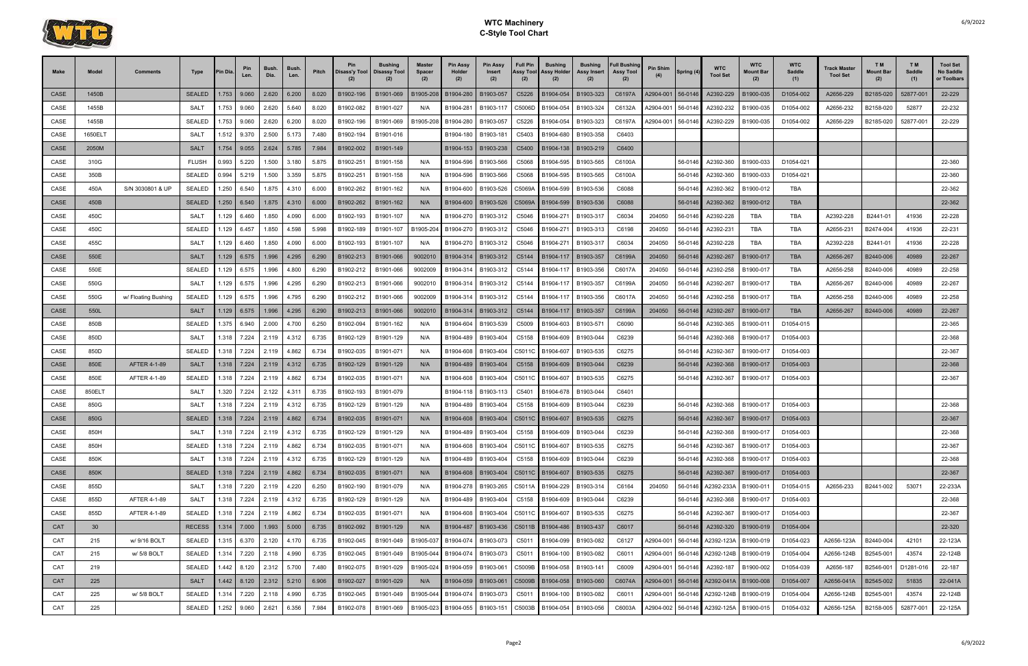# WTC Machinery
## C-Style Tool Chart

| Make | Model | Comments | Type | Pin Dia. | Pin Len. | Bush. Dia. | Bush. Len. | Pitch | Pin Disass'y Tool (2) | Bushing Disassy Tool (2) | Master Spacer (2) | Pin Assy Holder (2) | Pin Assy Insert (2) | Full Pin Assy Tool (2) | Bushing Assy Holder (2) | Bushing Assy Insert (2) | Full Bushing Assy Tool (2) | Pin Shim (4) | Spring (4) | WTC Tool Set | WTC Mount Bar (2) | WTC Saddle (1) | Track Master Tool Set | T M Mount Bar (2) | T M Saddle (1) | Tool Set No Saddle or Toolbars |
|---|---|---|---|---|---|---|---|---|---|---|---|---|---|---|---|---|---|---|---|---|---|---|---|---|---|---|
| CASE | 1450B | | SEALED | 1.753 | 9.060 | 2.620 | 6.200 | 8.020 | B1902-196 | B1901-069 | B1905-208 | B1904-280 | B1903-057 | C5226 | B1904-054 | B1903-323 | C6197A | A2904-001 | 56-0146 | A2392-229 | B1900-035 | D1054-002 | A2656-229 | B2185-020 | 52877-001 | 22-229 |
| CASE | 1455B | | SALT | 1.753 | 9.060 | 2.620 | 5.640 | 8.020 | B1902-082 | B1901-027 | N/A | B1904-281 | B1903-117 | C5006D | B1904-054 | B1903-324 | C6132A | A2904-001 | 56-0146 | A2392-232 | B1900-035 | D1054-002 | A2656-232 | B2158-020 | 52877 | 22-232 |
| CASE | 1455B | | SEALED | 1.753 | 9.060 | 2.620 | 6.200 | 8.020 | B1902-196 | B1901-069 | B1905-208 | B1904-280 | B1903-057 | C5226 | B1904-054 | B1903-323 | C6197A | A2904-001 | 56-0146 | A2392-229 | B1900-035 | D1054-002 | A2656-229 | B2185-020 | 52877-001 | 22-229 |
| CASE | 1650ELT | | SALT | 1.512 | 9.370 | 2.500 | 5.173 | 7.480 | B1902-194 | B1901-016 | | B1904-180 | B1903-181 | C5403 | B1904-680 | B1903-358 | C6403 | | | | | | | | | |
| CASE | 2050M | | SALT | 1.754 | 9.055 | 2.624 | 5.785 | 7.984 | B1902-002 | B1901-149 | | B1904-153 | B1903-238 | C5400 | B1904-138 | B1903-219 | C6400 | | | | | | | | | |
| CASE | 310G | | FLUSH | 0.993 | 5.220 | 1.500 | 3.180 | 5.875 | B1902-251 | B1901-158 | N/A | B1904-596 | B1903-566 | C5068 | B1904-595 | B1903-565 | C6100A | | 56-0146 | A2392-360 | B1900-033 | D1054-021 | | | | 22-360 |
| CASE | 350B | | SEALED | 0.994 | 5.219 | 1.500 | 3.359 | 5.875 | B1902-251 | B1901-158 | N/A | B1904-596 | B1903-566 | C5068 | B1904-595 | B1903-565 | C6100A | | 56-0146 | A2392-360 | B1900-033 | D1054-021 | | | | 22-360 |
| CASE | 450A | S/N 3030801 & UP | SEALED | 1.250 | 6.540 | 1.875 | 4.310 | 6.000 | B1902-262 | B1901-162 | N/A | B1904-600 | B1903-526 | C5069A | B1904-599 | B1903-536 | C6088 | | 56-0146 | A2392-362 | B1900-012 | TBA | | | | 22-362 |
| CASE | 450B | | SEALED | 1.250 | 6.540 | 1.875 | 4.310 | 6.000 | B1902-262 | B1901-162 | N/A | B1904-600 | B1903-526 | C5069A | B1904-599 | B1903-536 | C6088 | | 56-0146 | A2392-362 | B1900-012 | TBA | | | | 22-362 |
| CASE | 450C | | SALT | 1.129 | 6.460 | 1.850 | 4.090 | 6.000 | B1902-193 | B1901-107 | N/A | B1904-270 | B1903-312 | C5046 | B1904-271 | B1903-317 | C6034 | 204050 | 56-0146 | A2392-228 | TBA | TBA | A2392-228 | B2441-01 | 41936 | 22-228 |
| CASE | 450C | | SEALED | 1.129 | 6.457 | 1.850 | 4.598 | 5.998 | B1902-189 | B1901-107 | B1905-204 | B1904-270 | B1903-312 | C5046 | B1904-271 | B1903-313 | C6198 | 204050 | 56-0146 | A2392-231 | TBA | TBA | A2656-231 | B2474-004 | 41936 | 22-231 |
| CASE | 455C | | SALT | 1.129 | 6.460 | 1.850 | 4.090 | 6.000 | B1902-193 | B1901-107 | N/A | B1904-270 | B1903-312 | C5046 | B1904-271 | B1903-317 | C6034 | 204050 | 56-0146 | A2392-228 | TBA | TBA | A2392-228 | B2441-01 | 41936 | 22-228 |
| CASE | 550E | | SALT | 1.129 | 6.575 | 1.996 | 4.295 | 6.290 | B1902-213 | B1901-066 | 9002010 | B1904-314 | B1903-312 | C5144 | B1904-117 | B1903-357 | C6199A | 204050 | 56-0146 | A2392-267 | B1900-017 | TBA | A2656-267 | B2440-006 | 40989 | 22-267 |
| CASE | 550E | | SEALED | 1.129 | 6.575 | 1.996 | 4.800 | 6.290 | B1902-212 | B1901-066 | 9002009 | B1904-314 | B1903-312 | C5144 | B1904-117 | B1903-356 | C6017A | 204050 | 56-0146 | A2392-258 | B1900-017 | TBA | A2656-258 | B2440-006 | 40989 | 22-258 |
| CASE | 550G | | SALT | 1.129 | 6.575 | 1.996 | 4.295 | 6.290 | B1902-213 | B1901-066 | 9002010 | B1904-314 | B1903-312 | C5144 | B1904-117 | B1903-357 | C6199A | 204050 | 56-0146 | A2392-267 | B1900-017 | TBA | A2656-267 | B2440-006 | 40989 | 22-267 |
| CASE | 550G | w/ Floating Bushing | SEALED | 1.129 | 6.575 | 1.996 | 4.795 | 6.290 | B1902-212 | B1901-066 | 9002009 | B1904-314 | B1903-312 | C5144 | B1904-117 | B1903-356 | C6017A | 204050 | 56-0146 | A2392-258 | B1900-017 | TBA | A2656-258 | B2440-006 | 40989 | 22-258 |
| CASE | 550L | | SALT | 1.129 | 6.575 | 1.996 | 4.295 | 6.290 | B1902-213 | B1901-066 | 9002010 | B1904-314 | B1903-312 | C5144 | B1904-117 | B1903-357 | C6199A | 204050 | 56-0146 | A2392-267 | B1900-017 | TBA | A2656-267 | B2440-006 | 40989 | 22-267 |
| CASE | 850B | | SEALED | 1.375 | 6.940 | 2.000 | 4.700 | 6.250 | B1902-094 | B1901-162 | N/A | B1904-604 | B1903-539 | C5009 | B1904-603 | B1903-571 | C6090 | | 56-0146 | A2392-365 | B1900-011 | D1054-015 | | | | 22-365 |
| CASE | 850D | | SALT | 1.318 | 7.224 | 2.119 | 4.312 | 6.735 | B1902-129 | B1901-129 | N/A | B1904-489 | B1903-404 | C5158 | B1904-609 | B1903-044 | C6239 | | 56-0146 | A2392-368 | B1900-017 | D1054-003 | | | | 22-368 |
| CASE | 850D | | SEALED | 1.318 | 7.224 | 2.119 | 4.862 | 6.734 | B1902-035 | B1901-071 | N/A | B1904-608 | B1903-404 | C5011C | B1904-607 | B1903-535 | C6275 | | 56-0146 | A2392-367 | B1900-017 | D1054-003 | | | | 22-367 |
| CASE | 850E | AFTER 4-1-89 | SALT | 1.318 | 7.224 | 2.119 | 4.312 | 6.735 | B1902-129 | B1901-129 | N/A | B1904-489 | B1903-404 | C5158 | B1904-609 | B1903-044 | C6239 | | 56-0146 | A2392-368 | B1900-017 | D1054-003 | | | | 22-368 |
| CASE | 850E | AFTER 4-1-89 | SEALED | 1.318 | 7.224 | 2.119 | 4.862 | 6.734 | B1902-035 | B1901-071 | N/A | B1904-608 | B1903-404 | C5011C | B1904-607 | B1903-535 | C6275 | | 56-0146 | A2392-367 | B1900-017 | D1054-003 | | | | 22-367 |
| CASE | 850ELT | | SALT | 1.320 | 7.224 | 2.122 | 4.311 | 6.735 | B1902-193 | B1901-079 | | B1904-118 | B1903-113 | C5401 | B1904-678 | B1903-044 | C6401 | | | | | | | | | |
| CASE | 850G | | SALT | 1.318 | 7.224 | 2.119 | 4.312 | 6.735 | B1902-129 | B1901-129 | N/A | B1904-489 | B1903-404 | C5158 | B1904-609 | B1903-044 | C6239 | | 56-0146 | A2392-368 | B1900-017 | D1054-003 | | | | 22-368 |
| CASE | 850G | | SEALED | 1.318 | 7.224 | 2.119 | 4.862 | 6.734 | B1902-035 | B1901-071 | N/A | B1904-608 | B1903-404 | C5011C | B1904-607 | B1903-535 | C6275 | | 56-0146 | A2392-367 | B1900-017 | D1054-003 | | | | 22-367 |
| CASE | 850H | | SALT | 1.318 | 7.224 | 2.119 | 4.312 | 6.735 | B1902-129 | B1901-129 | N/A | B1904-489 | B1903-404 | C5158 | B1904-609 | B1903-044 | C6239 | | 56-0146 | A2392-368 | B1900-017 | D1054-003 | | | | 22-368 |
| CASE | 850H | | SEALED | 1.318 | 7.224 | 2.119 | 4.862 | 6.734 | B1902-035 | B1901-071 | N/A | B1904-608 | B1903-404 | C5011C | B1904-607 | B1903-535 | C6275 | | 56-0146 | A2392-367 | B1900-017 | D1054-003 | | | | 22-367 |
| CASE | 850K | | SALT | 1.318 | 7.224 | 2.119 | 4.312 | 6.735 | B1902-129 | B1901-129 | N/A | B1904-489 | B1903-404 | C5158 | B1904-609 | B1903-044 | C6239 | | 56-0146 | A2392-368 | B1900-017 | D1054-003 | | | | 22-368 |
| CASE | 850K | | SEALED | 1.318 | 7.224 | 2.119 | 4.862 | 6.734 | B1902-035 | B1901-071 | N/A | B1904-608 | B1903-404 | C5011C | B1904-607 | B1903-535 | C6275 | | 56-0146 | A2392-367 | B1900-017 | D1054-003 | | | | 22-367 |
| CASE | 855D | | SALT | 1.318 | 7.220 | 2.119 | 4.220 | 6.250 | B1902-190 | B1901-079 | N/A | B1904-278 | B1903-265 | C5011A | B1904-229 | B1903-314 | C6164 | 204050 | 56-0146 | A2392-233A | B1900-011 | D1054-015 | A2656-233 | B2441-002 | 53071 | 22-233A |
| CASE | 855D | AFTER 4-1-89 | SALT | 1.318 | 7.224 | 2.119 | 4.312 | 6.735 | B1902-129 | B1901-129 | N/A | B1904-489 | B1903-404 | C5158 | B1904-609 | B1903-044 | C6239 | | 56-0146 | A2392-368 | B1900-017 | D1054-003 | | | | 22-368 |
| CASE | 855D | AFTER 4-1-89 | SEALED | 1.318 | 7.224 | 2.119 | 4.862 | 6.734 | B1902-035 | B1901-071 | N/A | B1904-608 | B1903-404 | C5011C | B1904-607 | B1903-535 | C6275 | | 56-0146 | A2392-367 | B1900-017 | D1054-003 | | | | 22-367 |
| CAT | 30 | | RECESS | 1.314 | 7.000 | 1.993 | 5.000 | 6.735 | B1902-092 | B1901-129 | N/A | B1904-487 | B1903-436 | C5011B | B1904-486 | B1903-437 | C6017 | | 56-0146 | A2392-320 | B1900-019 | D1054-004 | | | | 22-320 |
| CAT | 215 | w/ 9/16 BOLT | SEALED | 1.315 | 6.370 | 2.120 | 4.170 | 6.735 | B1902-045 | B1901-049 | B1905-037 | B1904-074 | B1903-073 | C5011 | B1904-099 | B1903-082 | C6127 | A2904-001 | 56-0146 | A2392-123A | B1900-019 | D1054-023 | A2656-123A | B2440-004 | 42101 | 22-123A |
| CAT | 215 | w/ 5/8 BOLT | SEALED | 1.314 | 7.220 | 2.118 | 4.990 | 6.735 | B1902-045 | B1901-049 | B1905-044 | B1904-074 | B1903-073 | C5011 | B1904-100 | B1903-082 | C6011 | A2904-001 | 56-0146 | A2392-124B | B1900-019 | D1054-004 | A2656-124B | B2545-001 | 43574 | 22-124B |
| CAT | 219 | | SEALED | 1.442 | 8.120 | 2.312 | 5.700 | 7.480 | B1902-075 | B1901-029 | B1905-024 | B1904-059 | B1903-061 | C5009B | B1904-058 | B1903-141 | C6009 | A2904-001 | 56-0146 | A2392-187 | B1900-002 | D1054-039 | A2656-187 | B2546-001 | D1261-016 | 22-187 |
| CAT | 225 | | SALT | 1.442 | 8.120 | 2.312 | 5.210 | 6.906 | B1902-027 | B1901-029 | N/A | B1904-059 | B1903-061 | C5009B | B1904-058 | B1903-060 | C6074A | A2904-001 | 56-0146 | A2392-041A | B1900-008 | D1054-007 | A2656-041A | B2545-002 | 51835 | 22-041A |
| CAT | 225 | w/ 5/8 BOLT | SEALED | 1.314 | 7.220 | 2.118 | 4.990 | 6.735 | B1902-045 | B1901-049 | B1905-044 | B1904-074 | B1903-073 | C5011 | B1904-100 | B1903-082 | C6011 | A2904-001 | 56-0146 | A2392-124B | B1900-019 | D1054-004 | A2656-124B | B2545-001 | 43574 | 22-124B |
| CAT | 225 | | SEALED | 1.252 | 9.060 | 2.621 | 6.356 | 7.984 | B1902-078 | B1901-069 | B1905-023 | B1904-055 | B1903-151 | C5003B | B1904-054 | B1903-056 | C6003A | A2904-002 | 56-0146 | A2392-125A | B1900-015 | D1054-032 | A2656-125A | B2158-005 | 52877-001 | 22-125A |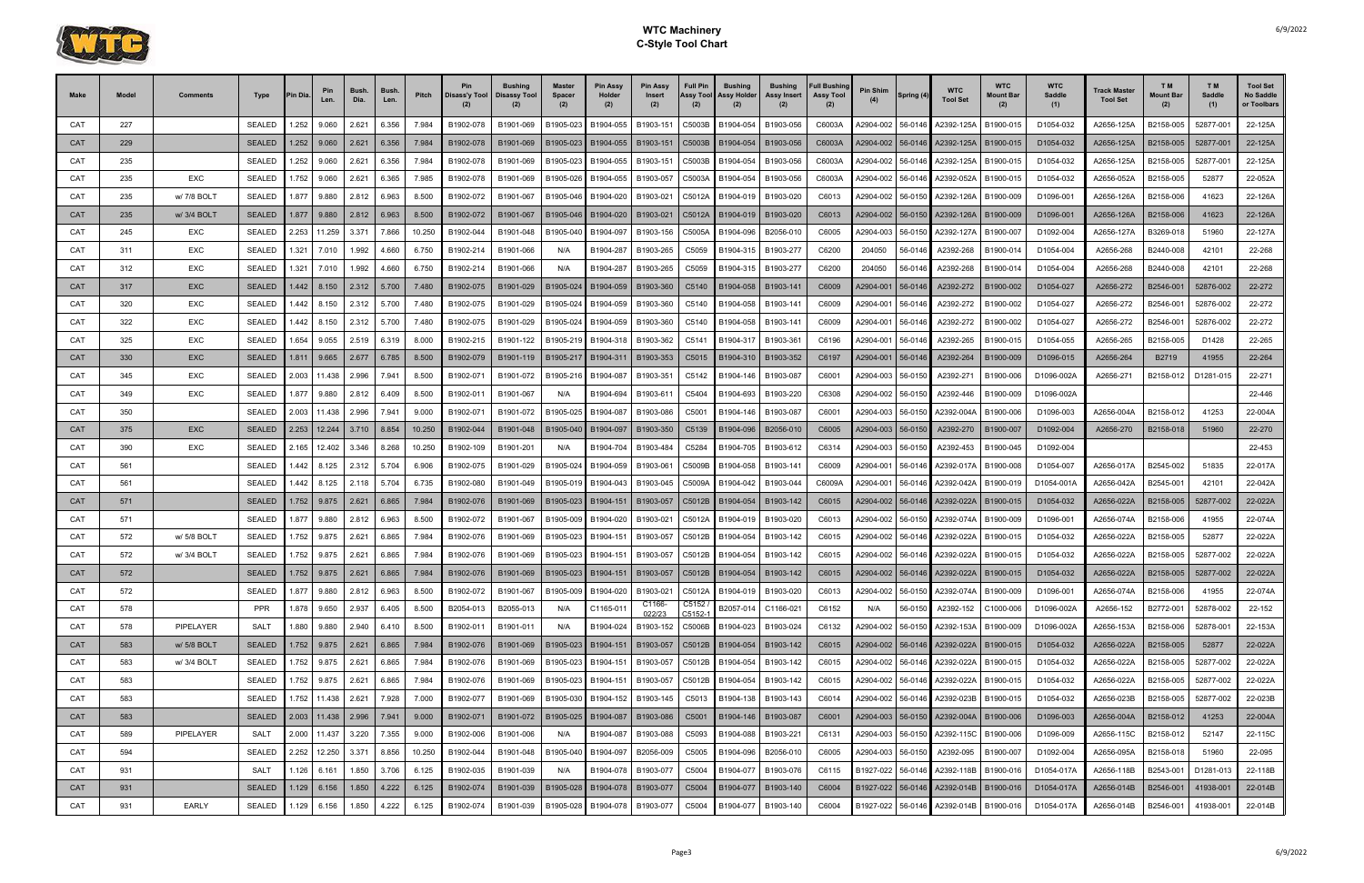# WTC Machinery
## C-Style Tool Chart

| Make | Model | Comments | Type | Pin Dia. | Pin Len. | Bush. Dia. | Bush. Len. | Pitch | Pin Disass'y Tool (2) | Bushing Disassy Tool (2) | Master Spacer (2) | Pin Assy Holder (2) | Pin Assy Insert (2) | Full Pin Assy Tool (2) | Bushing Assy Holder (2) | Bushing Assy Insert (2) | Full Bushing Assy Tool (2) | Pin Shim (4) | Spring (4) | WTC Tool Set | WTC Mount Bar (2) | WTC Saddle (1) | Track Master Tool Set | T M Mount Bar (2) | T M Saddle (1) | Tool Set No Saddle or Toolbars |
|---|---|---|---|---|---|---|---|---|---|---|---|---|---|---|---|---|---|---|---|---|---|---|---|---|---|---|
| CAT | 227 | | SEALED | 1.252 | 9.060 | 2.621 | 6.356 | 7.984 | B1902-078 | B1901-069 | B1905-023 | B1904-055 | B1903-151 | C5003B | B1904-054 | B1903-056 | C6003A | A2904-002 | 56-0146 | A2392-125A | B1900-015 | D1054-032 | A2656-125A | B2158-005 | 52877-001 | 22-125A |
| CAT | 229 | | SEALED | 1.252 | 9.060 | 2.621 | 6.356 | 7.984 | B1902-078 | B1901-069 | B1905-023 | B1904-055 | B1903-151 | C5003B | B1904-054 | B1903-056 | C6003A | A2904-002 | 56-0146 | A2392-125A | B1900-015 | D1054-032 | A2656-125A | B2158-005 | 52877-001 | 22-125A |
| CAT | 235 | | SEALED | 1.252 | 9.060 | 2.621 | 6.356 | 7.984 | B1902-078 | B1901-069 | B1905-023 | B1904-055 | B1903-151 | C5003B | B1904-054 | B1903-056 | C6003A | A2904-002 | 56-0146 | A2392-125A | B1900-015 | D1054-032 | A2656-125A | B2158-005 | 52877-001 | 22-125A |
| CAT | 235 | EXC | SEALED | 1.752 | 9.060 | 2.621 | 6.365 | 7.985 | B1902-078 | B1901-069 | B1905-026 | B1904-055 | B1903-057 | C5003A | B1904-054 | B1903-056 | C6003A | A2904-002 | 56-0146 | A2392-052A | B1900-015 | D1054-032 | A2656-052A | B2158-005 | 52877 | 22-052A |
| CAT | 235 | w/ 7/8 BOLT | SEALED | 1.877 | 9.880 | 2.812 | 6.963 | 8.500 | B1902-072 | B1901-067 | B1905-046 | B1904-020 | B1903-021 | C5012A | B1904-019 | B1903-020 | C6013 | A2904-002 | 56-0150 | A2392-126A | B1900-009 | D1096-001 | A2656-126A | B2158-006 | 41623 | 22-126A |
| CAT | 235 | w/ 3/4 BOLT | SEALED | 1.877 | 9.880 | 2.812 | 6.963 | 8.500 | B1902-072 | B1901-067 | B1905-046 | B1904-020 | B1903-021 | C5012A | B1904-019 | B1903-020 | C6013 | A2904-002 | 56-0150 | A2392-126A | B1900-009 | D1096-001 | A2656-126A | B2158-006 | 41623 | 22-126A |
| CAT | 245 | EXC | SEALED | 2.253 | 11.259 | 3.371 | 7.866 | 10.250 | B1902-044 | B1901-048 | B1905-040 | B1904-097 | B1903-156 | C5005A | B1904-096 | B2056-010 | C6005 | A2904-003 | 56-0150 | A2392-127A | B1900-007 | D1092-004 | A2656-127A | B3269-018 | 51960 | 22-127A |
| CAT | 311 | EXC | SEALED | 1.321 | 7.010 | 1.992 | 4.660 | 6.750 | B1902-214 | B1901-066 | N/A | B1904-287 | B1903-265 | C5059 | B1904-315 | B1903-277 | C6200 | 204050 | 56-0146 | A2392-268 | B1900-014 | D1054-004 | A2656-268 | B2440-008 | 42101 | 22-268 |
| CAT | 312 | EXC | SEALED | 1.321 | 7.010 | 1.992 | 4.660 | 6.750 | B1902-214 | B1901-066 | N/A | B1904-287 | B1903-265 | C5059 | B1904-315 | B1903-277 | C6200 | 204050 | 56-0146 | A2392-268 | B1900-014 | D1054-004 | A2656-268 | B2440-008 | 42101 | 22-268 |
| CAT | 317 | EXC | SEALED | 1.442 | 8.150 | 2.312 | 5.700 | 7.480 | B1902-075 | B1901-029 | B1905-024 | B1904-059 | B1903-360 | C5140 | B1904-058 | B1903-141 | C6009 | A2904-001 | 56-0146 | A2392-272 | B1900-002 | D1054-027 | A2656-272 | B2546-001 | 52876-002 | 22-272 |
| CAT | 320 | EXC | SEALED | 1.442 | 8.150 | 2.312 | 5.700 | 7.480 | B1902-075 | B1901-029 | B1905-024 | B1904-059 | B1903-360 | C5140 | B1904-058 | B1903-141 | C6009 | A2904-001 | 56-0146 | A2392-272 | B1900-002 | D1054-027 | A2656-272 | B2546-001 | 52876-002 | 22-272 |
| CAT | 322 | EXC | SEALED | 1.442 | 8.150 | 2.312 | 5.700 | 7.480 | B1902-075 | B1901-029 | B1905-024 | B1904-059 | B1903-360 | C5140 | B1904-058 | B1903-141 | C6009 | A2904-001 | 56-0146 | A2392-272 | B1900-002 | D1054-027 | A2656-272 | B2546-001 | 52876-002 | 22-272 |
| CAT | 325 | EXC | SEALED | 1.654 | 9.055 | 2.519 | 6.319 | 8.000 | B1902-215 | B1901-122 | B1905-219 | B1904-318 | B1903-362 | C5141 | B1904-317 | B1903-361 | C6196 | A2904-001 | 56-0146 | A2392-265 | B1900-015 | D1054-055 | A2656-265 | B2158-005 | D1428 | 22-265 |
| CAT | 330 | EXC | SEALED | 1.811 | 9.665 | 2.677 | 6.785 | 8.500 | B1902-079 | B1901-119 | B1905-217 | B1904-311 | B1903-353 | C5015 | B1904-310 | B1903-352 | C6197 | A2904-001 | 56-0146 | A2392-264 | B1900-009 | D1096-015 | A2656-264 | B2719 | 41955 | 22-264 |
| CAT | 345 | EXC | SEALED | 2.003 | 11.438 | 2.996 | 7.941 | 8.500 | B1902-071 | B1901-072 | B1905-216 | B1904-087 | B1903-351 | C5142 | B1904-146 | B1903-087 | C6001 | A2904-003 | 56-0150 | A2392-271 | B1900-006 | D1096-002A | A2656-271 | B2158-012 | D1281-015 | 22-271 |
| CAT | 349 | EXC | SEALED | 1.877 | 9.880 | 2.812 | 6.409 | 8.500 | B1902-011 | B1901-067 | N/A | B1904-694 | B1903-611 | C5404 | B1904-693 | B1903-220 | C6308 | A2904-002 | 56-0150 | A2392-446 | B1900-009 | D1096-002A | | | | 22-446 |
| CAT | 350 | | SEALED | 2.003 | 11.438 | 2.996 | 7.941 | 9.000 | B1902-071 | B1901-072 | B1905-025 | B1904-087 | B1903-086 | C5001 | B1904-146 | B1903-087 | C6001 | A2904-003 | 56-0150 | A2392-004A | B1900-006 | D1096-003 | A2656-004A | B2158-012 | 41253 | 22-004A |
| CAT | 375 | EXC | SEALED | 2.253 | 12.244 | 3.710 | 8.854 | 10.250 | B1902-044 | B1901-048 | B1905-040 | B1904-097 | B1903-350 | C5139 | B1904-096 | B2056-010 | C6005 | A2904-003 | 56-0150 | A2392-270 | B1900-007 | D1092-004 | A2656-270 | B2158-018 | 51960 | 22-270 |
| CAT | 390 | EXC | SEALED | 2.165 | 12.402 | 3.346 | 8.268 | 10.250 | B1902-109 | B1901-201 | N/A | B1904-704 | B1903-484 | C5284 | B1904-705 | B1903-612 | C6314 | A2904-003 | 56-0150 | A2392-453 | B1900-045 | D1092-004 | | | | 22-453 |
| CAT | 561 | | SEALED | 1.442 | 8.125 | 2.312 | 5.704 | 6.906 | B1902-075 | B1901-029 | B1905-024 | B1904-059 | B1903-061 | C5009B | B1904-058 | B1903-141 | C6009 | A2904-001 | 56-0146 | A2392-017A | B1900-008 | D1054-007 | A2656-017A | B2545-002 | 51835 | 22-017A |
| CAT | 561 | | SEALED | 1.442 | 8.125 | 2.118 | 5.704 | 6.735 | B1902-080 | B1901-049 | B1905-019 | B1904-043 | B1903-045 | C5009A | B1904-042 | B1903-044 | C6009A | A2904-001 | 56-0146 | A2392-042A | B1900-019 | D1054-001A | A2656-042A | B2545-001 | 42101 | 22-042A |
| CAT | 571 | | SEALED | 1.752 | 9.875 | 2.621 | 6.865 | 7.984 | B1902-076 | B1901-069 | B1905-023 | B1904-151 | B1903-057 | C5012B | B1904-054 | B1903-142 | C6015 | A2904-002 | 56-0146 | A2392-022A | B1900-015 | D1054-032 | A2656-022A | B2158-005 | 52877-002 | 22-022A |
| CAT | 571 | | SEALED | 1.877 | 9.880 | 2.812 | 6.963 | 8.500 | B1902-072 | B1901-067 | B1905-009 | B1904-020 | B1903-021 | C5012A | B1904-019 | B1903-020 | C6013 | A2904-002 | 56-0150 | A2392-074A | B1900-009 | D1096-001 | A2656-074A | B2158-006 | 41955 | 22-074A |
| CAT | 572 | w/ 5/8 BOLT | SEALED | 1.752 | 9.875 | 2.621 | 6.865 | 7.984 | B1902-076 | B1901-069 | B1905-023 | B1904-151 | B1903-057 | C5012B | B1904-054 | B1903-142 | C6015 | A2904-002 | 56-0146 | A2392-022A | B1900-015 | D1054-032 | A2656-022A | B2158-005 | 52877 | 22-022A |
| CAT | 572 | w/ 3/4 BOLT | SEALED | 1.752 | 9.875 | 2.621 | 6.865 | 7.984 | B1902-076 | B1901-069 | B1905-023 | B1904-151 | B1903-057 | C5012B | B1904-054 | B1903-142 | C6015 | A2904-002 | 56-0146 | A2392-022A | B1900-015 | D1054-032 | A2656-022A | B2158-005 | 52877-002 | 22-022A |
| CAT | 572 | | SEALED | 1.752 | 9.875 | 2.621 | 6.865 | 7.984 | B1902-076 | B1901-069 | B1905-023 | B1904-151 | B1903-057 | C5012B | B1904-054 | B1903-142 | C6015 | A2904-002 | 56-0146 | A2392-022A | B1900-015 | D1054-032 | A2656-022A | B2158-005 | 52877-002 | 22-022A |
| CAT | 572 | | SEALED | 1.877 | 9.880 | 2.812 | 6.963 | 8.500 | B1902-072 | B1901-067 | B1905-009 | B1904-020 | B1903-021 | C5012A | B1904-019 | B1903-020 | C6013 | A2904-002 | 56-0150 | A2392-074A | B1900-009 | D1096-001 | A2656-074A | B2158-006 | 41955 | 22-074A |
| CAT | 578 | | PPR | 1.878 | 9.650 | 2.937 | 6.405 | 8.500 | B2054-013 | B2055-013 | N/A | C1165-011 | C1166-022/23 | C5152 / C5152-1 | B2057-014 | C1166-021 | C6152 | N/A | 56-0150 | A2392-152 | C1000-006 | D1096-002A | A2656-152 | B2772-001 | 52878-002 | 22-152 |
| CAT | 578 | PIPELAYER | SALT | 1.880 | 9.880 | 2.940 | 6.410 | 8.500 | B1902-011 | B1901-011 | N/A | B1904-024 | B1903-152 | C5006B | B1904-023 | B1903-024 | C6132 | A2904-002 | 56-0150 | A2392-153A | B1900-009 | D1096-002A | A2656-153A | B2158-006 | 52878-001 | 22-153A |
| CAT | 583 | w/ 5/8 BOLT | SEALED | 1.752 | 9.875 | 2.621 | 6.865 | 7.984 | B1902-076 | B1901-069 | B1905-023 | B1904-151 | B1903-057 | C5012B | B1904-054 | B1903-142 | C6015 | A2904-002 | 56-0146 | A2392-022A | B1900-015 | D1054-032 | A2656-022A | B2158-005 | 52877 | 22-022A |
| CAT | 583 | w/ 3/4 BOLT | SEALED | 1.752 | 9.875 | 2.621 | 6.865 | 7.984 | B1902-076 | B1901-069 | B1905-023 | B1904-151 | B1903-057 | C5012B | B1904-054 | B1903-142 | C6015 | A2904-002 | 56-0146 | A2392-022A | B1900-015 | D1054-032 | A2656-022A | B2158-005 | 52877-002 | 22-022A |
| CAT | 583 | | SEALED | 1.752 | 9.875 | 2.621 | 6.865 | 7.984 | B1902-076 | B1901-069 | B1905-023 | B1904-151 | B1903-057 | C5012B | B1904-054 | B1903-142 | C6015 | A2904-002 | 56-0146 | A2392-022A | B1900-015 | D1054-032 | A2656-022A | B2158-005 | 52877-002 | 22-022A |
| CAT | 583 | | SEALED | 1.752 | 11.438 | 2.621 | 7.928 | 7.000 | B1902-077 | B1901-069 | B1905-030 | B1904-152 | B1903-145 | C5013 | B1904-138 | B1903-143 | C6014 | A2904-002 | 56-0146 | A2392-023B | B1900-015 | D1054-032 | A2656-023B | B2158-005 | 52877-002 | 22-023B |
| CAT | 583 | | SEALED | 2.003 | 11.438 | 2.996 | 7.941 | 9.000 | B1902-071 | B1901-072 | B1905-025 | B1904-087 | B1903-086 | C5001 | B1904-146 | B1903-087 | C6001 | A2904-003 | 56-0150 | A2392-004A | B1900-006 | D1096-003 | A2656-004A | B2158-012 | 41253 | 22-004A |
| CAT | 589 | PIPELAYER | SALT | 2.000 | 11.437 | 3.220 | 7.355 | 9.000 | B1902-006 | B1901-006 | N/A | B1904-087 | B1903-088 | C5093 | B1904-088 | B1903-221 | C6131 | A2904-003 | 56-0150 | A2392-115C | B1900-006 | D1096-009 | A2656-115C | B2158-012 | 52147 | 22-115C |
| CAT | 594 | | SEALED | 2.252 | 12.250 | 3.371 | 8.856 | 10.250 | B1902-044 | B1901-048 | B1905-040 | B1904-097 | B2056-009 | C5005 | B1904-096 | B2056-010 | C6005 | A2904-003 | 56-0150 | A2392-095 | B1900-007 | D1092-004 | A2656-095A | B2158-018 | 51960 | 22-095 |
| CAT | 931 | | SALT | 1.126 | 6.161 | 1.850 | 3.706 | 6.125 | B1902-035 | B1901-039 | N/A | B1904-078 | B1903-077 | C5004 | B1904-077 | B1903-076 | C6115 | B1927-022 | 56-0146 | A2392-118B | B1900-016 | D1054-017A | A2656-118B | B2543-001 | D1281-013 | 22-118B |
| CAT | 931 | | SEALED | 1.129 | 6.156 | 1.850 | 4.222 | 6.125 | B1902-074 | B1901-039 | B1905-028 | B1904-078 | B1903-077 | C5004 | B1904-077 | B1903-140 | C6004 | B1927-022 | 56-0146 | A2392-014B | B1900-016 | D1054-017A | A2656-014B | B2546-001 | 41938-001 | 22-014B |
| CAT | 931 | EARLY | SEALED | 1.129 | 6.156 | 1.850 | 4.222 | 6.125 | B1902-074 | B1901-039 | B1905-028 | B1904-078 | B1903-077 | C5004 | B1904-077 | B1903-140 | C6004 | B1927-022 | 56-0146 | A2392-014B | B1900-016 | D1054-017A | A2656-014B | B2546-001 | 41938-001 | 22-014B |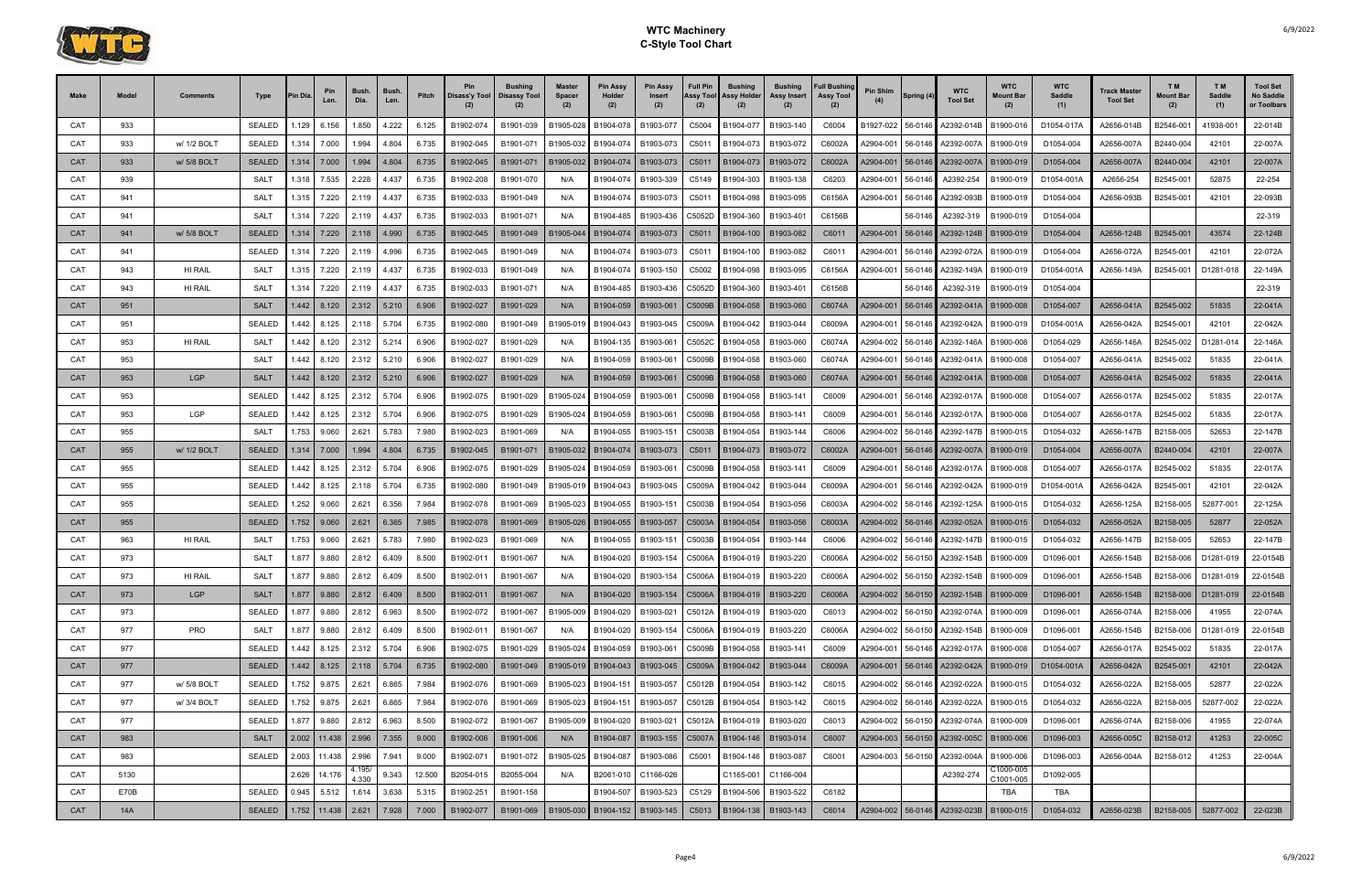# WTC Machinery
## C-Style Tool Chart

| Make | Model | Comments | Type | Pin Dia. | Pin Len. | Bush. Dia. | Bush. Len. | Pitch | Pin Disass'y Tool (2) | Bushing Disassy Tool (2) | Master Spacer (2) | Pin Assy Holder (2) | Pin Assy Insert (2) | Full Pin Assy Tool (2) | Bushing Assy Holder (2) | Bushing Assy Insert (2) | Full Bushing Assy Tool (2) | Pin Shim (4) | Spring (4) | WTC Tool Set | WTC Mount Bar (2) | WTC Saddle (1) | Track Master Tool Set | T M Mount Bar (2) | T M Saddle (1) | Tool Set No Saddle or Toolbars |
|---|---|---|---|---|---|---|---|---|---|---|---|---|---|---|---|---|---|---|---|---|---|---|---|---|---|---|
| CAT | 933 | | SEALED | 1.129 | 6.156 | 1.850 | 4.222 | 6.125 | B1902-074 | B1901-039 | B1905-028 | B1904-078 | B1903-077 | C5004 | B1904-077 | B1903-140 | C6004 | B1927-022 | 56-0146 | A2392-014B | B1900-016 | D1054-017A | A2656-014B | B2546-001 | 41938-001 | 22-014B |
| CAT | 933 | w/ 1/2 BOLT | SEALED | 1.314 | 7.000 | 1.994 | 4.804 | 6.735 | B1902-045 | B1901-071 | B1905-032 | B1904-074 | B1903-073 | C5011 | B1904-073 | B1903-072 | C6002A | A2904-001 | 56-0146 | A2392-007A | B1900-019 | D1054-004 | A2656-007A | B2440-004 | 42101 | 22-007A |
| CAT | 933 | w/ 5/8 BOLT | SEALED | 1.314 | 7.000 | 1.994 | 4.804 | 6.735 | B1902-045 | B1901-071 | B1905-032 | B1904-074 | B1903-073 | C5011 | B1904-073 | B1903-072 | C6002A | A2904-001 | 56-0146 | A2392-007A | B1900-019 | D1054-004 | A2656-007A | B2440-004 | 42101 | 22-007A |
| CAT | 939 | | SALT | 1.318 | 7.535 | 2.228 | 4.437 | 6.735 | B1902-208 | B1901-070 | N/A | B1904-074 | B1903-339 | C5149 | B1904-303 | B1903-138 | C6203 | A2904-001 | 56-0146 | A2392-254 | B1900-019 | D1054-001A | A2656-254 | B2545-001 | 52875 | 22-254 |
| CAT | 941 | | SALT | 1.315 | 7.220 | 2.119 | 4.437 | 6.735 | B1902-033 | B1901-049 | N/A | B1904-074 | B1903-073 | C5011 | B1904-098 | B1903-095 | C6156A | A2904-001 | 56-0146 | A2392-093B | B1900-019 | D1054-004 | A2656-093B | B2545-001 | 42101 | 22-093B |
| CAT | 941 | | SALT | 1.314 | 7.220 | 2.119 | 4.437 | 6.735 | B1902-033 | B1901-071 | N/A | B1904-485 | B1903-436 | C5052D | B1904-360 | B1903-401 | C6156B | | 56-0146 | A2392-319 | B1900-019 | D1054-004 | | | | 22-319 |
| CAT | 941 | w/ 5/8 BOLT | SEALED | 1.314 | 7.220 | 2.118 | 4.990 | 6.735 | B1902-045 | B1901-049 | B1905-044 | B1904-074 | B1903-073 | C5011 | B1904-100 | B1903-082 | C6011 | A2904-001 | 56-0146 | A2392-124B | B1900-019 | D1054-004 | A2656-124B | B2545-001 | 43574 | 22-124B |
| CAT | 941 | | SEALED | 1.314 | 7.220 | 2.119 | 4.996 | 6.735 | B1902-045 | B1901-049 | N/A | B1904-074 | B1903-073 | C5011 | B1904-100 | B1903-082 | C6011 | A2904-001 | 56-0146 | A2392-072A | B1900-019 | D1054-004 | A2656-072A | B2545-001 | 42101 | 22-072A |
| CAT | 943 | HI RAIL | SALT | 1.315 | 7.220 | 2.119 | 4.437 | 6.735 | B1902-033 | B1901-049 | N/A | B1904-074 | B1903-150 | C5002 | B1904-098 | B1903-095 | C6156A | A2904-001 | 56-0146 | A2392-149A | B1900-019 | D1054-001A | A2656-149A | B2545-001 | D1281-018 | 22-149A |
| CAT | 943 | HI RAIL | SALT | 1.314 | 7.220 | 2.119 | 4.437 | 6.735 | B1902-033 | B1901-071 | N/A | B1904-485 | B1903-436 | C5052D | B1904-360 | B1903-401 | C6156B | | 56-0146 | A2392-319 | B1900-019 | D1054-004 | | | | 22-319 |
| CAT | 951 | | SALT | 1.442 | 8.120 | 2.312 | 5.210 | 6.906 | B1902-027 | B1901-029 | N/A | B1904-059 | B1903-061 | C5009B | B1904-058 | B1903-060 | C6074A | A2904-001 | 56-0146 | A2392-041A | B1900-008 | D1054-007 | A2656-041A | B2545-002 | 51835 | 22-041A |
| CAT | 951 | | SEALED | 1.442 | 8.125 | 2.118 | 5.704 | 6.735 | B1902-080 | B1901-049 | B1905-019 | B1904-043 | B1903-045 | C5009A | B1904-042 | B1903-044 | C6009A | A2904-001 | 56-0146 | A2392-042A | B1900-019 | D1054-001A | A2656-042A | B2545-001 | 42101 | 22-042A |
| CAT | 953 | HI RAIL | SALT | 1.442 | 8.120 | 2.312 | 5.214 | 6.906 | B1902-027 | B1901-029 | N/A | B1904-135 | B1903-061 | C5052C | B1904-058 | B1903-060 | C6074A | A2904-002 | 56-0146 | A2392-146A | B1900-008 | D1054-029 | A2656-146A | B2545-002 | D1281-014 | 22-146A |
| CAT | 953 | | SALT | 1.442 | 8.120 | 2.312 | 5.210 | 6.906 | B1902-027 | B1901-029 | N/A | B1904-059 | B1903-061 | C5009B | B1904-058 | B1903-060 | C6074A | A2904-001 | 56-0146 | A2392-041A | B1900-008 | D1054-007 | A2656-041A | B2545-002 | 51835 | 22-041A |
| CAT | 953 | LGP | SALT | 1.442 | 8.120 | 2.312 | 5.210 | 6.906 | B1902-027 | B1901-029 | N/A | B1904-059 | B1903-061 | C5009B | B1904-058 | B1903-060 | C6074A | A2904-001 | 56-0146 | A2392-041A | B1900-008 | D1054-007 | A2656-041A | B2545-002 | 51835 | 22-041A |
| CAT | 953 | | SEALED | 1.442 | 8.125 | 2.312 | 5.704 | 6.906 | B1902-075 | B1901-029 | B1905-024 | B1904-059 | B1903-061 | C5009B | B1904-058 | B1903-141 | C6009 | A2904-001 | 56-0146 | A2392-017A | B1900-008 | D1054-007 | A2656-017A | B2545-002 | 51835 | 22-017A |
| CAT | 953 | LGP | SEALED | 1.442 | 8.125 | 2.312 | 5.704 | 6.906 | B1902-075 | B1901-029 | B1905-024 | B1904-059 | B1903-061 | C5009B | B1904-058 | B1903-141 | C6009 | A2904-001 | 56-0146 | A2392-017A | B1900-008 | D1054-007 | A2656-017A | B2545-002 | 51835 | 22-017A |
| CAT | 955 | | SALT | 1.753 | 9.060 | 2.621 | 5.783 | 7.980 | B1902-023 | B1901-069 | N/A | B1904-055 | B1903-151 | C5003B | B1904-054 | B1903-144 | C6006 | A2904-002 | 56-0146 | A2392-147B | B1900-015 | D1054-032 | A2656-147B | B2158-005 | 52653 | 22-147B |
| CAT | 955 | w/ 1/2 BOLT | SEALED | 1.314 | 7.000 | 1.994 | 4.804 | 6.735 | B1902-045 | B1901-071 | B1905-032 | B1904-074 | B1903-073 | C5011 | B1904-073 | B1903-072 | C6002A | A2904-001 | 56-0146 | A2392-007A | B1900-019 | D1054-004 | A2656-007A | B2440-004 | 42101 | 22-007A |
| CAT | 955 | | SEALED | 1.442 | 8.125 | 2.312 | 5.704 | 6.906 | B1902-075 | B1901-029 | B1905-024 | B1904-059 | B1903-061 | C5009B | B1904-058 | B1903-141 | C6009 | A2904-001 | 56-0146 | A2392-017A | B1900-008 | D1054-007 | A2656-017A | B2545-002 | 51835 | 22-017A |
| CAT | 955 | | SEALED | 1.442 | 8.125 | 2.118 | 5.704 | 6.735 | B1902-080 | B1901-049 | B1905-019 | B1904-043 | B1903-045 | C5009A | B1904-042 | B1903-044 | C6009A | A2904-001 | 56-0146 | A2392-042A | B1900-019 | D1054-001A | A2656-042A | B2545-001 | 42101 | 22-042A |
| CAT | 955 | | SEALED | 1.252 | 9.060 | 2.621 | 6.356 | 7.984 | B1902-078 | B1901-069 | B1905-023 | B1904-055 | B1903-151 | C5003B | B1904-054 | B1903-056 | C6003A | A2904-002 | 56-0146 | A2392-125A | B1900-015 | D1054-032 | A2656-125A | B2158-005 | 52877-001 | 22-125A |
| CAT | 955 | | SEALED | 1.752 | 9.060 | 2.621 | 6.365 | 7.985 | B1902-078 | B1901-069 | B1905-026 | B1904-055 | B1903-057 | C5003A | B1904-054 | B1903-056 | C6003A | A2904-002 | 56-0146 | A2392-052A | B1900-015 | D1054-032 | A2656-052A | B2158-005 | 52877 | 22-052A |
| CAT | 963 | HI RAIL | SALT | 1.753 | 9.060 | 2.621 | 5.783 | 7.980 | B1902-023 | B1901-069 | N/A | B1904-055 | B1903-151 | C5003B | B1904-054 | B1903-144 | C6006 | A2904-002 | 56-0146 | A2392-147B | B1900-015 | D1054-032 | A2656-147B | B2158-005 | 52653 | 22-147B |
| CAT | 973 | | SALT | 1.877 | 9.880 | 2.812 | 6.409 | 8.500 | B1902-011 | B1901-067 | N/A | B1904-020 | B1903-154 | C5006A | B1904-019 | B1903-220 | C6006A | A2904-002 | 56-0150 | A2392-154B | B1900-009 | D1096-001 | A2656-154B | B2158-006 | D1281-019 | 22-0154B |
| CAT | 973 | HI RAIL | SALT | 1.877 | 9.880 | 2.812 | 6.409 | 8.500 | B1902-011 | B1901-067 | N/A | B1904-020 | B1903-154 | C5006A | B1904-019 | B1903-220 | C6006A | A2904-002 | 56-0150 | A2392-154B | B1900-009 | D1096-001 | A2656-154B | B2158-006 | D1281-019 | 22-0154B |
| CAT | 973 | LGP | SALT | 1.877 | 9.880 | 2.812 | 6.409 | 8.500 | B1902-011 | B1901-067 | N/A | B1904-020 | B1903-154 | C5006A | B1904-019 | B1903-220 | C6006A | A2904-002 | 56-0150 | A2392-154B | B1900-009 | D1096-001 | A2656-154B | B2158-006 | D1281-019 | 22-0154B |
| CAT | 973 | | SEALED | 1.877 | 9.880 | 2.812 | 6.963 | 8.500 | B1902-072 | B1901-067 | B1905-009 | B1904-020 | B1903-021 | C5012A | B1904-019 | B1903-020 | C6013 | A2904-002 | 56-0150 | A2392-074A | B1900-009 | D1096-001 | A2656-074A | B2158-006 | 41955 | 22-074A |
| CAT | 977 | PRO | SALT | 1.877 | 9.880 | 2.812 | 6.409 | 8.500 | B1902-011 | B1901-067 | N/A | B1904-020 | B1903-154 | C5006A | B1904-019 | B1903-220 | C6006A | A2904-002 | 56-0150 | A2392-154B | B1900-009 | D1096-001 | A2656-154B | B2158-006 | D1281-019 | 22-0154B |
| CAT | 977 | | SEALED | 1.442 | 8.125 | 2.312 | 5.704 | 6.906 | B1902-075 | B1901-029 | B1905-024 | B1904-059 | B1903-061 | C5009B | B1904-058 | B1903-141 | C6009 | A2904-001 | 56-0146 | A2392-017A | B1900-008 | D1054-007 | A2656-017A | B2545-002 | 51835 | 22-017A |
| CAT | 977 | | SEALED | 1.442 | 8.125 | 2.118 | 5.704 | 6.735 | B1902-080 | B1901-049 | B1905-019 | B1904-043 | B1903-045 | C5009A | B1904-042 | B1903-044 | C6009A | A2904-001 | 56-0146 | A2392-042A | B1900-019 | D1054-001A | A2656-042A | B2545-001 | 42101 | 22-042A |
| CAT | 977 | w/ 5/8 BOLT | SEALED | 1.752 | 9.875 | 2.621 | 6.865 | 7.984 | B1902-076 | B1901-069 | B1905-023 | B1904-151 | B1903-057 | C5012B | B1904-054 | B1903-142 | C6015 | A2904-002 | 56-0146 | A2392-022A | B1900-015 | D1054-032 | A2656-022A | B2158-005 | 52877 | 22-022A |
| CAT | 977 | w/ 3/4 BOLT | SEALED | 1.752 | 9.875 | 2.621 | 6.865 | 7.984 | B1902-076 | B1901-069 | B1905-023 | B1904-151 | B1903-057 | C5012B | B1904-054 | B1903-142 | C6015 | A2904-002 | 56-0146 | A2392-022A | B1900-015 | D1054-032 | A2656-022A | B2158-005 | 52877-002 | 22-022A |
| CAT | 977 | | SEALED | 1.877 | 9.880 | 2.812 | 6.963 | 8.500 | B1902-072 | B1901-067 | B1905-009 | B1904-020 | B1903-021 | C5012A | B1904-019 | B1903-020 | C6013 | A2904-002 | 56-0150 | A2392-074A | B1900-009 | D1096-001 | A2656-074A | B2158-006 | 41955 | 22-074A |
| CAT | 983 | | SALT | 2.002 | 11.438 | 2.996 | 7.355 | 9.000 | B1902-006 | B1901-006 | N/A | B1904-087 | B1903-155 | C5007A | B1904-146 | B1903-014 | C6007 | A2904-003 | 56-0150 | A2392-005C | B1900-006 | D1096-003 | A2656-005C | B2158-012 | 41253 | 22-005C |
| CAT | 983 | | SEALED | 2.003 | 11.438 | 2.996 | 7.941 | 9.000 | B1902-071 | B1901-072 | B1905-025 | B1904-087 | B1903-086 | C5001 | B1904-146 | B1903-087 | C6001 | A2904-003 | 56-0150 | A2392-004A | B1900-006 | D1096-003 | A2656-004A | B2158-012 | 41253 | 22-004A |
| CAT | 5130 | | | 2.626 | 14.176 | 4.195/ 4.330 | 9.343 | 12.500 | B2054-015 | B2055-004 | N/A | B2061-010 | C1166-026 | | C1165-001 | C1166-004 | | | | A2392-274 | C1000-005 C1001-005 | D1092-005 | | | | |
| CAT | E70B | | SEALED | 0.945 | 5.512 | 1.614 | 3.638 | 5.315 | B1902-251 | B1901-158 | | B1904-507 | B1903-523 | C5129 | B1904-506 | B1903-522 | C6182 | | | | TBA | TBA | | | | |
| CAT | 14A | | SEALED | 1.752 | 11.438 | 2.621 | 7.928 | 7.000 | B1902-077 | B1901-069 | B1905-030 | B1904-152 | B1903-145 | C5013 | B1904-138 | B1903-143 | C6014 | A2904-002 | 56-0146 | A2392-023B | B1900-015 | D1054-032 | A2656-023B | B2158-005 | 52877-002 | 22-023B |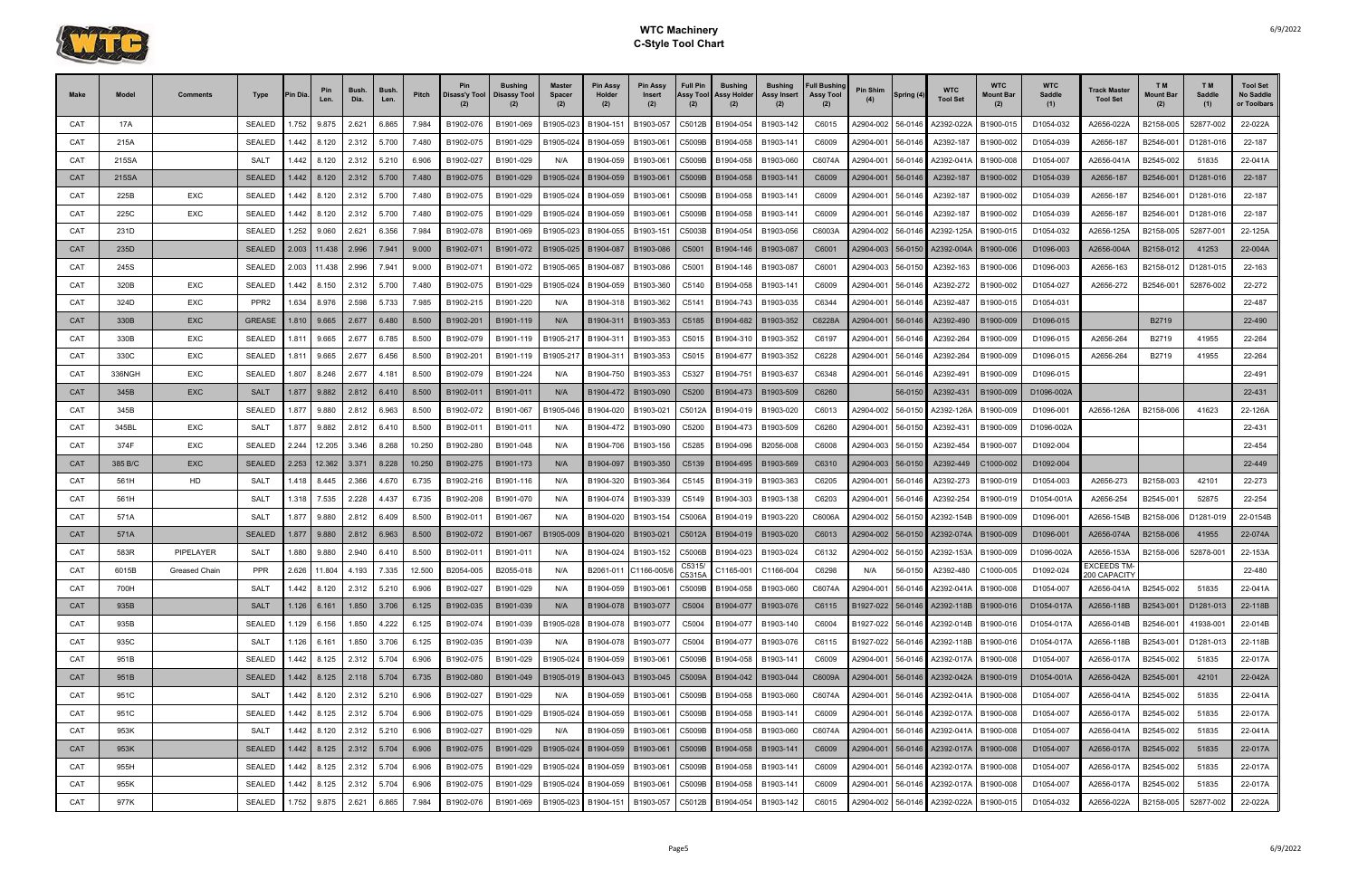# WTC Machinery
## C-Style Tool Chart

| Make | Model | Comments | Type | Pin Dia. | Pin Len. | Bush. Dia. | Bush. Len. | Pitch | Pin Disass'y Tool (2) | Bushing Disassy Tool (2) | Master Spacer (2) | Pin Assy Holder (2) | Pin Assy Insert (2) | Full Pin Assy Tool (2) | Bushing Assy Holder (2) | Bushing Assy Insert (2) | Full Bushing Assy Tool (2) | Pin Shim (4) | Spring (4) | WTC Tool Set | WTC Mount Bar (2) | WTC Saddle (1) | Track Master Tool Set | T M Mount Bar (2) | T M Saddle (1) | Tool Set No Saddle or Toolbars |
|---|---|---|---|---|---|---|---|---|---|---|---|---|---|---|---|---|---|---|---|---|---|---|---|---|---|---|
| CAT | 17A | | SEALED | 1.752 | 9.875 | 2.621 | 6.865 | 7.984 | B1902-076 | B1901-069 | B1905-023 | B1904-151 | B1903-057 | C5012B | B1904-054 | B1903-142 | C6015 | A2904-002 | 56-0146 | A2392-022A | B1900-015 | D1054-032 | A2656-022A | B2158-005 | 52877-002 | 22-022A |
| CAT | 215A | | SEALED | 1.442 | 8.120 | 2.312 | 5.700 | 7.480 | B1902-075 | B1901-029 | B1905-024 | B1904-059 | B1903-061 | C5009B | B1904-058 | B1903-141 | C6009 | A2904-001 | 56-0146 | A2392-187 | B1900-002 | D1054-039 | A2656-187 | B2546-001 | D1281-016 | 22-187 |
| CAT | 215SA | | SALT | 1.442 | 8.120 | 2.312 | 5.210 | 6.906 | B1902-027 | B1901-029 | N/A | B1904-059 | B1903-061 | C5009B | B1904-058 | B1903-060 | C6074A | A2904-001 | 56-0146 | A2392-041A | B1900-008 | D1054-007 | A2656-041A | B2545-002 | 51835 | 22-041A |
| CAT | 215SA | | SEALED | 1.442 | 8.120 | 2.312 | 5.700 | 7.480 | B1902-075 | B1901-029 | B1905-024 | B1904-059 | B1903-061 | C5009B | B1904-058 | B1903-141 | C6009 | A2904-001 | 56-0146 | A2392-187 | B1900-002 | D1054-039 | A2656-187 | B2546-001 | D1281-016 | 22-187 |
| CAT | 225B | EXC | SEALED | 1.442 | 8.120 | 2.312 | 5.700 | 7.480 | B1902-075 | B1901-029 | B1905-024 | B1904-059 | B1903-061 | C5009B | B1904-058 | B1903-141 | C6009 | A2904-001 | 56-0146 | A2392-187 | B1900-002 | D1054-039 | A2656-187 | B2546-001 | D1281-016 | 22-187 |
| CAT | 225C | EXC | SEALED | 1.442 | 8.120 | 2.312 | 5.700 | 7.480 | B1902-075 | B1901-029 | B1905-024 | B1904-059 | B1903-061 | C5009B | B1904-058 | B1903-141 | C6009 | A2904-001 | 56-0146 | A2392-187 | B1900-002 | D1054-039 | A2656-187 | B2546-001 | D1281-016 | 22-187 |
| CAT | 231D | | SEALED | 1.252 | 9.060 | 2.621 | 6.356 | 7.984 | B1902-078 | B1901-069 | B1905-023 | B1904-055 | B1903-151 | C5003B | B1904-054 | B1903-056 | C6003A | A2904-002 | 56-0146 | A2392-125A | B1900-015 | D1054-032 | A2656-125A | B2158-005 | 52877-001 | 22-125A |
| CAT | 235D | | SEALED | 2.003 | 11.438 | 2.996 | 7.941 | 9.000 | B1902-071 | B1901-072 | B1905-025 | B1904-087 | B1903-086 | C5001 | B1904-146 | B1903-087 | C6001 | A2904-003 | 56-0150 | A2392-004A | B1900-006 | D1096-003 | A2656-004A | B2158-012 | 41253 | 22-004A |
| CAT | 245S | | SEALED | 2.003 | 11.438 | 2.996 | 7.941 | 9.000 | B1902-071 | B1901-072 | B1905-065 | B1904-087 | B1903-086 | C5001 | B1904-146 | B1903-087 | C6001 | A2904-003 | 56-0150 | A2392-163 | B1900-006 | D1096-003 | A2656-163 | B2158-012 | D1281-015 | 22-163 |
| CAT | 320B | EXC | SEALED | 1.442 | 8.150 | 2.312 | 5.700 | 7.480 | B1902-075 | B1901-029 | B1905-024 | B1904-059 | B1903-360 | C5140 | B1904-058 | B1903-141 | C6009 | A2904-001 | 56-0146 | A2392-272 | B1900-002 | D1054-027 | A2656-272 | B2546-001 | 52876-002 | 22-272 |
| CAT | 324D | EXC | PPR2 | 1.634 | 8.976 | 2.598 | 5.733 | 7.985 | B1902-215 | B1901-220 | N/A | B1904-318 | B1903-362 | C5141 | B1904-743 | B1903-035 | C6344 | A2904-001 | 56-0146 | A2392-487 | B1900-015 | D1054-031 | | | | 22-487 |
| CAT | 330B | EXC | GREASE | 1.810 | 9.665 | 2.677 | 6.480 | 8.500 | B1902-201 | B1901-119 | N/A | B1904-311 | B1903-353 | C5185 | B1904-682 | B1903-352 | C6228A | A2904-001 | 56-0146 | A2392-490 | B1900-009 | D1096-015 | | B2719 | | 22-490 |
| CAT | 330B | EXC | SEALED | 1.811 | 9.665 | 2.677 | 6.785 | 8.500 | B1902-079 | B1901-119 | B1905-217 | B1904-311 | B1903-353 | C5015 | B1904-310 | B1903-352 | C6197 | A2904-001 | 56-0146 | A2392-264 | B1900-009 | D1096-015 | A2656-264 | B2719 | 41955 | 22-264 |
| CAT | 330C | EXC | SEALED | 1.811 | 9.665 | 2.677 | 6.456 | 8.500 | B1902-201 | B1901-119 | B1905-217 | B1904-311 | B1903-353 | C5015 | B1904-677 | B1903-352 | C6228 | A2904-001 | 56-0146 | A2392-264 | B1900-009 | D1096-015 | A2656-264 | B2719 | 41955 | 22-264 |
| CAT | 336NGH | EXC | SEALED | 1.807 | 8.246 | 2.677 | 4.181 | 8.500 | B1902-079 | B1901-224 | N/A | B1904-750 | B1903-353 | C5327 | B1904-751 | B1903-637 | C6348 | A2904-001 | 56-0146 | A2392-491 | B1900-009 | D1096-015 | | | | 22-491 |
| CAT | 345B | EXC | SALT | 1.877 | 9.882 | 2.812 | 6.410 | 8.500 | B1902-011 | B1901-011 | N/A | B1904-472 | B1903-090 | C5200 | B1904-473 | B1903-509 | C6260 | | 56-0150 | A2392-431 | B1900-009 | D1096-002A | | | | 22-431 |
| CAT | 345B | | SEALED | 1.877 | 9.880 | 2.812 | 6.963 | 8.500 | B1902-072 | B1901-067 | B1905-046 | B1904-020 | B1903-021 | C5012A | B1904-019 | B1903-020 | C6013 | A2904-002 | 56-0150 | A2392-126A | B1900-009 | D1096-001 | A2656-126A | B2158-006 | 41623 | 22-126A |
| CAT | 345BL | EXC | SALT | 1.877 | 9.882 | 2.812 | 6.410 | 8.500 | B1902-011 | B1901-011 | N/A | B1904-472 | B1903-090 | C5200 | B1904-473 | B1903-509 | C6260 | A2904-001 | 56-0150 | A2392-431 | B1900-009 | D1096-002A | | | | 22-431 |
| CAT | 374F | EXC | SEALED | 2.244 | 12.205 | 3.346 | 8.268 | 10.250 | B1902-280 | B1901-048 | N/A | B1904-706 | B1903-156 | C5285 | B1904-096 | B2056-008 | C6008 | A2904-003 | 56-0150 | A2392-454 | B1900-007 | D1092-004 | | | | 22-454 |
| CAT | 385 B/C | EXC | SEALED | 2.253 | 12.362 | 3.371 | 8.228 | 10.250 | B1902-275 | B1901-173 | N/A | B1904-097 | B1903-350 | C5139 | B1904-695 | B1903-569 | C6310 | A2904-003 | 56-0150 | A2392-449 | C1000-002 | D1092-004 | | | | 22-449 |
| CAT | 561H | HD | SALT | 1.418 | 8.445 | 2.366 | 4.670 | 6.735 | B1902-216 | B1901-116 | N/A | B1904-320 | B1903-364 | C5145 | B1904-319 | B1903-363 | C6205 | A2904-001 | 56-0146 | A2392-273 | B1900-019 | D1054-003 | A2656-273 | B2158-003 | 42101 | 22-273 |
| CAT | 561H | | SALT | 1.318 | 7.535 | 2.228 | 4.437 | 6.735 | B1902-208 | B1901-070 | N/A | B1904-074 | B1903-339 | C5149 | B1904-303 | B1903-138 | C6203 | A2904-001 | 56-0146 | A2392-254 | B1900-019 | D1054-001A | A2656-254 | B2545-001 | 52875 | 22-254 |
| CAT | 571A | | SALT | 1.877 | 9.880 | 2.812 | 6.409 | 8.500 | B1902-011 | B1901-067 | N/A | B1904-020 | B1903-154 | C5006A | B1904-019 | B1903-220 | C6006A | A2904-002 | 56-0150 | A2392-154B | B1900-009 | D1096-001 | A2656-154B | B2158-006 | D1281-019 | 22-0154B |
| CAT | 571A | | SEALED | 1.877 | 9.880 | 2.812 | 6.963 | 8.500 | B1902-072 | B1901-067 | B1905-009 | B1904-020 | B1903-021 | C5012A | B1904-019 | B1903-020 | C6013 | A2904-002 | 56-0150 | A2392-074A | B1900-009 | D1096-001 | A2656-074A | B2158-006 | 41955 | 22-074A |
| CAT | 583R | PIPELAYER | SALT | 1.880 | 9.880 | 2.940 | 6.410 | 8.500 | B1902-011 | B1901-011 | N/A | B1904-024 | B1903-152 | C5006B | B1904-023 | B1903-024 | C6132 | A2904-002 | 56-0150 | A2392-153A | B1900-009 | D1096-002A | A2656-153A | B2158-006 | 52878-001 | 22-153A |
| CAT | 6015B | Greased Chain | PPR | 2.626 | 11.804 | 4.193 | 7.335 | 12.500 | B2054-005 | B2055-018 | N/A | B2061-011 | C1166-005/6 | C5315/ C5315A | C1165-001 | C1166-004 | C6298 | N/A | 56-0150 | A2392-480 | C1000-005 | D1092-024 | EXCEEDS TM-200 CAPACITY | | | 22-480 |
| CAT | 700H | | SALT | 1.442 | 8.120 | 2.312 | 5.210 | 6.906 | B1902-027 | B1901-029 | N/A | B1904-059 | B1903-061 | C5009B | B1904-058 | B1903-060 | C6074A | A2904-001 | 56-0146 | A2392-041A | B1900-008 | D1054-007 | A2656-041A | B2545-002 | 51835 | 22-041A |
| CAT | 935B | | SALT | 1.126 | 6.161 | 1.850 | 3.706 | 6.125 | B1902-035 | B1901-039 | N/A | B1904-078 | B1903-077 | C5004 | B1904-077 | B1903-076 | C6115 | B1927-022 | 56-0146 | A2392-118B | B1900-016 | D1054-017A | A2656-118B | B2543-001 | D1281-013 | 22-118B |
| CAT | 935B | | SEALED | 1.129 | 6.156 | 1.850 | 4.222 | 6.125 | B1902-074 | B1901-039 | B1905-028 | B1904-078 | B1903-077 | C5004 | B1904-077 | B1903-140 | C6004 | B1927-022 | 56-0146 | A2392-014B | B1900-016 | D1054-017A | A2656-014B | B2546-001 | 41938-001 | 22-014B |
| CAT | 935C | | SALT | 1.126 | 6.161 | 1.850 | 3.706 | 6.125 | B1902-035 | B1901-039 | N/A | B1904-078 | B1903-077 | C5004 | B1904-077 | B1903-076 | C6115 | B1927-022 | 56-0146 | A2392-118B | B1900-016 | D1054-017A | A2656-118B | B2543-001 | D1281-013 | 22-118B |
| CAT | 951B | | SEALED | 1.442 | 8.125 | 2.312 | 5.704 | 6.906 | B1902-075 | B1901-029 | B1905-024 | B1904-059 | B1903-061 | C5009B | B1904-058 | B1903-141 | C6009 | A2904-001 | 56-0146 | A2392-017A | B1900-008 | D1054-007 | A2656-017A | B2545-002 | 51835 | 22-017A |
| CAT | 951B | | SEALED | 1.442 | 8.125 | 2.118 | 5.704 | 6.735 | B1902-080 | B1901-049 | B1905-019 | B1904-043 | B1903-045 | C5009A | B1904-042 | B1903-044 | C6009A | A2904-001 | 56-0146 | A2392-042A | B1900-019 | D1054-001A | A2656-042A | B2545-001 | 42101 | 22-042A |
| CAT | 951C | | SALT | 1.442 | 8.120 | 2.312 | 5.210 | 6.906 | B1902-027 | B1901-029 | N/A | B1904-059 | B1903-061 | C5009B | B1904-058 | B1903-060 | C6074A | A2904-001 | 56-0146 | A2392-041A | B1900-008 | D1054-007 | A2656-041A | B2545-002 | 51835 | 22-041A |
| CAT | 951C | | SEALED | 1.442 | 8.125 | 2.312 | 5.704 | 6.906 | B1902-075 | B1901-029 | B1905-024 | B1904-059 | B1903-061 | C5009B | B1904-058 | B1903-141 | C6009 | A2904-001 | 56-0146 | A2392-017A | B1900-008 | D1054-007 | A2656-017A | B2545-002 | 51835 | 22-017A |
| CAT | 953K | | SALT | 1.442 | 8.120 | 2.312 | 5.210 | 6.906 | B1902-027 | B1901-029 | N/A | B1904-059 | B1903-061 | C5009B | B1904-058 | B1903-060 | C6074A | A2904-001 | 56-0146 | A2392-041A | B1900-008 | D1054-007 | A2656-041A | B2545-002 | 51835 | 22-041A |
| CAT | 953K | | SEALED | 1.442 | 8.125 | 2.312 | 5.704 | 6.906 | B1902-075 | B1901-029 | B1905-024 | B1904-059 | B1903-061 | C5009B | B1904-058 | B1903-141 | C6009 | A2904-001 | 56-0146 | A2392-017A | B1900-008 | D1054-007 | A2656-017A | B2545-002 | 51835 | 22-017A |
| CAT | 955H | | SEALED | 1.442 | 8.125 | 2.312 | 5.704 | 6.906 | B1902-075 | B1901-029 | B1905-024 | B1904-059 | B1903-061 | C5009B | B1904-058 | B1903-141 | C6009 | A2904-001 | 56-0146 | A2392-017A | B1900-008 | D1054-007 | A2656-017A | B2545-002 | 51835 | 22-017A |
| CAT | 955K | | SEALED | 1.442 | 8.125 | 2.312 | 5.704 | 6.906 | B1902-075 | B1901-029 | B1905-024 | B1904-059 | B1903-061 | C5009B | B1904-058 | B1903-141 | C6009 | A2904-001 | 56-0146 | A2392-017A | B1900-008 | D1054-007 | A2656-017A | B2545-002 | 51835 | 22-017A |
| CAT | 977K | | SEALED | 1.752 | 9.875 | 2.621 | 6.865 | 7.984 | B1902-076 | B1901-069 | B1905-023 | B1904-151 | B1903-057 | C5012B | B1904-054 | B1903-142 | C6015 | A2904-002 | 56-0146 | A2392-022A | B1900-015 | D1054-032 | A2656-022A | B2158-005 | 52877-002 | 22-022A |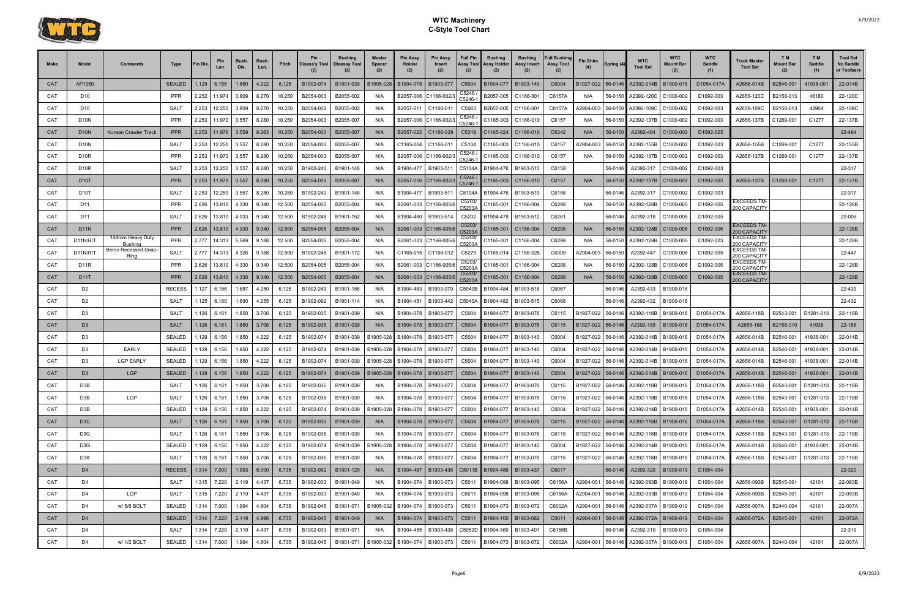# WTC Machinery
## C-Style Tool Chart

| Make | Model | Comments | Type | Pin Dia. | Pin Len. | Bush. Dia. | Bush. Len. | Pitch | Pin Disass'y Tool (2) | Bushing Disassy Tool (2) | Master Spacer (2) | Pin Assy Holder (2) | Pin Assy Insert (2) | Full Pin Assy Tool (2) | Bushing Assy Holder (2) | Bushing Assy Insert (2) | Full Bushing Assy Tool (2) | Pin Shim (4) | Spring (4) | WTC Tool Set | WTC Mount Bar (2) | WTC Saddle (1) | Track Master Tool Set | T M Mount Bar (2) | T M Saddle (1) | Tool Set No Saddle or Toolbars |
|---|---|---|---|---|---|---|---|---|---|---|---|---|---|---|---|---|---|---|---|---|---|---|---|---|---|---|
| CAT | AP1050 | | SEALED | 1.129 | 6.156 | 1.850 | 4.222 | 6.125 | B1902-074 | B1901-039 | B1905-028 | B1904-078 | B1903-077 | C5004 | B1904-077 | B1903-140 | C6004 | B1927-022 | 56-0146 | A2392-014B | B1900-016 | D1054-017A | A2656-014B | B2546-001 | 41938-001 | 22-014B |
| CAT | D10 | | PPR | 2.252 | 11.974 | 3.809 | 8.270 | 10.250 | B2054-003 | B2055-002 | N/A | B2057-006 | C1166-002/3 | C5246 / C5246-1 | B2057-005 | C1166-001 | C6157A | N/A | 56-0150 | A2392-120C | C1000-002 | D1092-003 | A2656-120C | B2158-013 | 46180 | 22-120C |
| CAT | D10 | | SALT | 2.253 | 12.250 | 3.809 | 8.270 | 10.250 | B2054-002 | B2055-002 | N/A | B2057-011 | C1166-011 | C5063 | B2057-005 | C1166-001 | C6157A | A2904-003 | 56-0150 | A2392-109C | C1000-002 | D1092-003 | A2656-109C | B2158-013 | 42904 | 22-109C |
| CAT | D10N | | PPR | 2.253 | 11.970 | 3.557 | 8.280 | 10.250 | B2054-003 | B2055-007 | N/A | B2057-006 | C1166-002/3 | C5246 / C5246-1 | C1165-003 | C1166-010 | C6157 | N/A | 56-0150 | A2392-137B | C1000-002 | D1092-003 | A2656-137B | C1269-001 | C1277 | 22-137B |
| CAT | D10N | Korean Crawler Track | PPR | 2.253 | 11.976 | 3.559 | 8.283 | 10.250 | B2054-003 | B2055-007 | N/A | B2057-022 | C1166-029 | C5319 | C1165-024 | C1166-010 | C6342 | N/A | 56-0150 | A2392-484 | C1000-002 | D1092-025 | | | | 22-484 |
| CAT | D10N | | SALT | 2.253 | 12.250 | 3.557 | 8.280 | 10.250 | B2054-002 | B2055-007 | N/A | C1165-004 | C1166-011 | C5104 | C1165-003 | C1166-010 | C6157 | A2904-003 | 56-0150 | A2392-155B | C1000-002 | D1092-003 | A2656-155B | C1269-001 | C1277 | 22-155B |
| CAT | D10R | | PPR | 2.253 | 11.970 | 3.557 | 8.280 | 10.250 | B2054-003 | B2055-007 | N/A | B2057-006 | C1166-002/3 | C5246 / C5246-1 | C1165-003 | C1166-010 | C6157 | N/A | 56-0150 | A2392-137B | C1000-002 | D1092-003 | A2656-137B | C1269-001 | C1277 | 22-137B |
| CAT | D10R | | SALT | 2.253 | 12.250 | 3.557 | 8.280 | 10.250 | B1902-240 | B1901-146 | N/A | B1904-477 | B1903-511 | C5104A | B1904-476 | B1903-510 | C6158 | | 56-0146 | A2392-317 | C1000-002 | D1092-003 | | | | 22-317 |
| CAT | D10T | | PPR | 2.253 | 11.970 | 3.557 | 8.280 | 10.250 | B2054-003 | B2055-007 | N/A | B2057-006 | C1166-002/3 | C5246 / C5246-1 | C1165-003 | C1166-010 | C6157 | N/A | 56-0150 | A2392-137B | C1000-002 | D1092-003 | A2656-137B | C1269-001 | C1277 | 22-137B |
| CAT | D10T | | SALT | 2.253 | 12.250 | 3.557 | 8.280 | 10.250 | B1902-240 | B1901-146 | N/A | B1904-477 | B1903-511 | C5104A | B1904-476 | B1903-510 | C6158 | | 56-0146 | A2392-317 | C1000-002 | D1092-003 | | | | 22-317 |
| CAT | D11 | | PPR | 2.626 | 13.810 | 4.330 | 9.340 | 12.500 | B2054-005 | B2055-004 | N/A | B2061-003 | C1166-005/6 | C5203/ C5203A | C1165-001 | C1166-004 | C6298 | N/A | 56-0150 | A2392-128B | C1000-005 | D1092-005 | EXCEEDS TM-200 CAPACITY | | | 22-128B |
| CAT | D11 | | SALT | 2.626 | 13.810 | 4.033 | 9.340 | 12.500 | B1902-248 | B1901-152 | N/A | B1904-480 | B1903-514 | C5202 | B1904-478 | B1903-512 | C6261 | | 56-0146 | A2392-318 | C1000-005 | D1092-005 | | | | 22-006 |
| CAT | D11N | | PPR | 2.626 | 13.810 | 4.330 | 9.340 | 12.500 | B2054-005 | B2055-004 | N/A | B2061-003 | C1166-005/6 | C5203/ C5203A | C1165-001 | C1166-004 | C6298 | N/A | 56-0150 | A2392-128B | C1000-005 | D1092-005 | EXCEEDS TM-200 CAPACITY | | | 22-128B |
| CAT | D11N/R/T | 144mm Heavy Duty Bushing | PPR | 2.777 | 14.313 | 5.569 | 9.188 | 12.500 | B2054-005 | B2055-004 | N/A | B2061-003 | C1166-005/6 | C5203/ C5203A | C1165-001 | C1166-004 | C6298 | N/A | 56-0150 | A2392-128B | C1000-005 | D1092-023 | EXCEEDS TM-200 CAPACITY | | | 22-128B |
| CAT | D11N/R/T | Berco Recessed Snap-Ring | SALT | 2.777 | 14.313 | 4.326 | 9.188 | 12.500 | B1902-248 | B1901-172 | N/A | C1165-015 | C1166-012 | C5279 | C1165-014 | C1166-028 | C6309 | A2904-003 | 56-0150 | A2392-447 | C1000-005 | D1092-005 | EXCEEDS TM-200 CAPACITY | | | 22-447 |
| CAT | D11R | | PPR | 2.626 | 13.810 | 4.330 | 9.340 | 12.500 | B2054-005 | B2055-004 | N/A | B2061-003 | C1166-005/6 | C5203/ C5203A | C1165-001 | C1166-004 | C6298 | N/A | 56-0150 | A2392-128B | C1000-005 | D1092-005 | EXCEEDS TM-200 CAPACITY | | | 22-128B |
| CAT | D11T | | PPR | 2.626 | 13.810 | 4.330 | 9.340 | 12.500 | B2054-005 | B2055-004 | N/A | B2061-003 | C1166-005/6 | C5203/ C5203A | C1165-001 | C1166-004 | C6298 | N/A | 56-0150 | A2392-128B | C1000-005 | D1092-005 | EXCEEDS TM-200 CAPACITY | | | 22-128B |
| CAT | D2 | | RECESS | 1.127 | 6.156 | 1.687 | 4.250 | 6.125 | B1902-249 | B1901-156 | N/A | B1904-483 | B1903-079 | C5040B | B1904-484 | B1903-516 | C6067 | | 56-0146 | A2392-433 | B1900-016 | | | | | 22-433 |
| CAT | D2 | | SALT | 1.125 | 6.180 | 1.690 | 4.255 | 6.125 | B1902-092 | B1901-114 | N/A | B1904-481 | B1903-442 | C5040A | B1904-482 | B1903-515 | C6068 | | 56-0146 | A2392-432 | B1900-016 | | | | | 22-432 |
| CAT | D3 | | SALT | 1.126 | 6.161 | 1.850 | 3.706 | 6.125 | B1902-035 | B1901-039 | N/A | B1904-078 | B1903-077 | C5004 | B1904-077 | B1903-076 | C6115 | B1927-022 | 56-0146 | A2392-118B | B1900-016 | D1054-017A | A2656-118B | B2543-001 | D1281-013 | 22-118B |
| CAT | D3 | | SALT | 1.126 | 6.161 | 1.850 | 3.706 | 6.125 | B1902-035 | B1901-039 | N/A | B1904-078 | B1903-077 | C5004 | B1904-077 | B1903-076 | C6115 | B1927-022 | 56-0146 | A2392-188 | B1900-016 | D1054-017A | A2656-188 | B2158-010 | 41938 | 22-188 |
| CAT | D3 | | SEALED | 1.129 | 6.156 | 1.850 | 4.222 | 6.125 | B1902-074 | B1901-039 | B1905-028 | B1904-078 | B1903-077 | C5004 | B1904-077 | B1903-140 | C6004 | B1927-022 | 56-0146 | A2392-014B | B1900-016 | D1054-017A | A2656-014B | B2546-001 | 41938-001 | 22-014B |
| CAT | D3 | EARLY | SEALED | 1.129 | 6.156 | 1.850 | 4.222 | 6.125 | B1902-074 | B1901-039 | B1905-028 | B1904-078 | B1903-077 | C5004 | B1904-077 | B1903-140 | C6004 | B1927-022 | 56-0146 | A2392-014B | B1900-016 | D1054-017A | A2656-014B | B2546-001 | 41938-001 | 22-014B |
| CAT | D3 | LGP EARLY | SEALED | 1.129 | 6.156 | 1.850 | 4.222 | 6.125 | B1902-074 | B1901-039 | B1905-028 | B1904-078 | B1903-077 | C5004 | B1904-077 | B1903-140 | C6004 | B1927-022 | 56-0146 | A2392-014B | B1900-016 | D1054-017A | A2656-014B | B2546-001 | 41938-001 | 22-014B |
| CAT | D3 | LGP | SEALED | 1.129 | 6.156 | 1.850 | 4.222 | 6.125 | B1902-074 | B1901-039 | B1905-028 | B1904-078 | B1903-077 | C5004 | B1904-077 | B1903-140 | C6004 | B1927-022 | 56-0146 | A2392-014B | B1900-016 | D1054-017A | A2656-014B | B2546-001 | 41938-001 | 22-014B |
| CAT | D3B | | SALT | 1.126 | 6.161 | 1.850 | 3.706 | 6.125 | B1902-035 | B1901-039 | N/A | B1904-078 | B1903-077 | C5004 | B1904-077 | B1903-076 | C6115 | B1927-022 | 56-0146 | A2392-118B | B1900-016 | D1054-017A | A2656-118B | B2543-001 | D1281-013 | 22-118B |
| CAT | D3B | LGP | SALT | 1.126 | 6.161 | 1.850 | 3.706 | 6.125 | B1902-035 | B1901-039 | N/A | B1904-078 | B1903-077 | C5004 | B1904-077 | B1903-076 | C6115 | B1927-022 | 56-0146 | A2392-118B | B1900-016 | D1054-017A | A2656-118B | B2543-001 | D1281-013 | 22-118B |
| CAT | D3B | | SEALED | 1.129 | 6.156 | 1.850 | 4.222 | 6.125 | B1902-074 | B1901-039 | B1905-028 | B1904-078 | B1903-077 | C5004 | B1904-077 | B1903-140 | C6004 | B1927-022 | 56-0146 | A2392-014B | B1900-016 | D1054-017A | A2656-014B | B2546-001 | 41938-001 | 22-014B |
| CAT | D3C | | SALT | 1.126 | 6.161 | 1.850 | 3.706 | 6.125 | B1902-035 | B1901-039 | N/A | B1904-078 | B1903-077 | C5004 | B1904-077 | B1903-076 | C6115 | B1927-022 | 56-0146 | A2392-118B | B1900-016 | D1054-017A | A2656-118B | B2543-001 | D1281-013 | 22-118B |
| CAT | D3G | | SALT | 1.126 | 6.161 | 1.850 | 3.706 | 6.125 | B1902-035 | B1901-039 | N/A | B1904-078 | B1903-077 | C5004 | B1904-077 | B1903-076 | C6115 | B1927-022 | 56-0146 | A2392-118B | B1900-016 | D1054-017A | A2656-118B | B2543-001 | D1281-013 | 22-118B |
| CAT | D3G | | SEALED | 1.129 | 6.156 | 1.850 | 4.222 | 6.125 | B1902-074 | B1901-039 | B1905-028 | B1904-078 | B1903-077 | C5004 | B1904-077 | B1903-140 | C6004 | B1927-022 | 56-0146 | A2392-014B | B1900-016 | D1054-017A | A2656-014B | B2546-001 | 41938-001 | 22-014B |
| CAT | D3K | | SALT | 1.126 | 6.161 | 1.850 | 3.706 | 6.125 | B1902-035 | B1901-039 | N/A | B1904-078 | B1903-077 | C5004 | B1904-077 | B1903-076 | C6115 | B1927-022 | 56-0146 | A2392-118B | B1900-016 | D1054-017A | A2656-118B | B2543-001 | D1281-013 | 22-118B |
| CAT | D4 | | RECESS | 1.314 | 7.000 | 1.993 | 5.000 | 6.735 | B1902-092 | B1901-129 | N/A | B1904-487 | B1903-436 | C5011B | B1904-486 | B1903-437 | C6017 | | 56-0146 | A2392-320 | B1900-019 | D1054-004 | | | | 22-320 |
| CAT | D4 | | SALT | 1.315 | 7.220 | 2.119 | 4.437 | 6.735 | B1902-033 | B1901-049 | N/A | B1904-074 | B1903-073 | C5011 | B1904-098 | B1903-095 | C6156A | A2904-001 | 56-0146 | A2392-093B | B1900-019 | D1054-004 | A2656-093B | B2545-001 | 42101 | 22-093B |
| CAT | D4 | LGP | SALT | 1.315 | 7.220 | 2.119 | 4.437 | 6.735 | B1902-033 | B1901-049 | N/A | B1904-074 | B1903-073 | C5011 | B1904-098 | B1903-095 | C6156A | A2904-001 | 56-0146 | A2392-093B | B1900-019 | D1054-004 | A2656-093B | B2545-001 | 42101 | 22-093B |
| CAT | D4 | w/ 5/8 BOLT | SEALED | 1.314 | 7.000 | 1.994 | 4.804 | 6.735 | B1902-045 | B1901-071 | B1905-032 | B1904-074 | B1903-073 | C5011 | B1904-073 | B1903-072 | C6002A | A2904-001 | 56-0146 | A2392-007A | B1900-019 | D1054-004 | A2656-007A | B2440-004 | 42101 | 22-007A |
| CAT | D4 | | SEALED | 1.314 | 7.220 | 2.119 | 4.996 | 6.735 | B1902-045 | B1901-049 | N/A | B1904-074 | B1903-073 | C5011 | B1904-100 | B1903-082 | C6011 | A2904-001 | 56-0146 | A2392-072A | B1900-019 | D1054-004 | A2656-072A | B2545-001 | 42101 | 22-072A |
| CAT | D4 | | SALT | 1.314 | 7.220 | 2.119 | 4.437 | 6.735 | B1902-033 | B1901-071 | N/A | B1904-485 | B1903-436 | C5052D | B1904-360 | B1903-401 | C6156B | | 56-0146 | A2392-319 | B1900-019 | D1054-004 | | | | 22-319 |
| CAT | D4 | w/ 1/2 BOLT | SEALED | 1.314 | 7.000 | 1.994 | 4.804 | 6.735 | B1902-045 | B1901-071 | B1905-032 | B1904-074 | B1903-073 | C5011 | B1904-073 | B1903-072 | C6002A | A2904-001 | 56-0146 | A2392-007A | B1900-019 | D1054-004 | A2656-007A | B2440-004 | 42101 | 22-007A |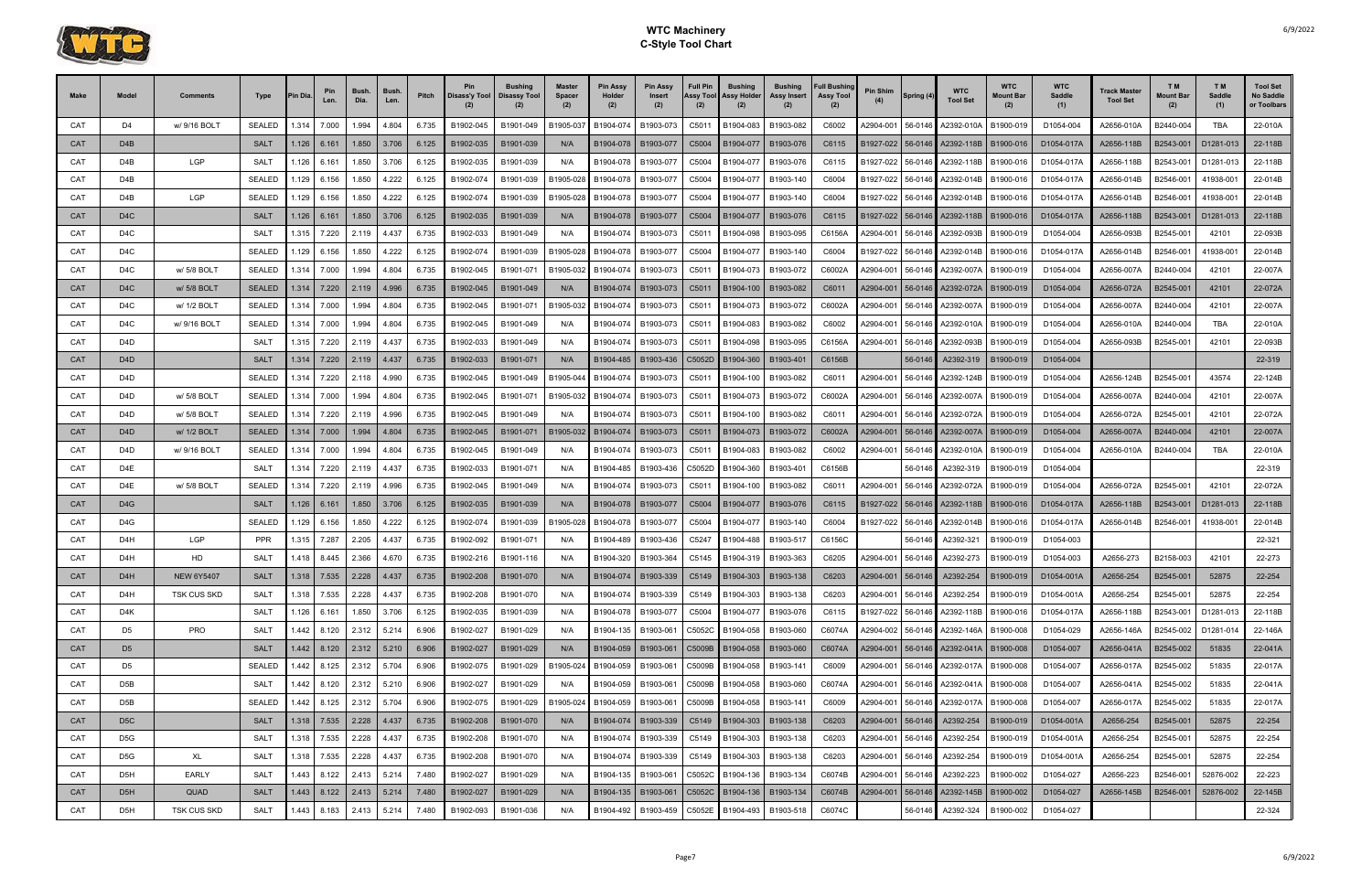# WTC Machinery
## C-Style Tool Chart

| Make | Model | Comments | Type | Pin Dia. | Pin Len. | Bush. Dia. | Bush. Len. | Pitch | Pin Disass'y Tool (2) | Bushing Disassy Tool (2) | Master Spacer (2) | Pin Assy Holder (2) | Pin Assy Insert (2) | Full Pin Assy Tool (2) | Bushing Assy Holder (2) | Bushing Assy Insert (2) | Full Bushing Assy Tool (2) | Pin Shim (4) | Spring (4) | WTC Tool Set | WTC Mount Bar (2) | WTC Saddle (1) | Track Master Tool Set | T M Mount Bar (2) | T M Saddle (1) | Tool Set No Saddle or Toolbars |
|---|---|---|---|---|---|---|---|---|---|---|---|---|---|---|---|---|---|---|---|---|---|---|---|---|---|---|
| CAT | D4 | w/ 9/16 BOLT | SEALED | 1.314 | 7.000 | 1.994 | 4.804 | 6.735 | B1902-045 | B1901-049 | B1905-037 | B1904-074 | B1903-073 | C5011 | B1904-083 | B1903-082 | C6002 | A2904-001 | 56-0146 | A2392-010A | B1900-019 | D1054-004 | A2656-010A | B2440-004 | TBA | 22-010A |
| CAT | D4B | | SALT | 1.126 | 6.161 | 1.850 | 3.706 | 6.125 | B1902-035 | B1901-039 | N/A | B1904-078 | B1903-077 | C5004 | B1904-077 | B1903-076 | C6115 | B1927-022 | 56-0146 | A2392-118B | B1900-016 | D1054-017A | A2656-118B | B2543-001 | D1281-013 | 22-118B |
| CAT | D4B | LGP | SALT | 1.126 | 6.161 | 1.850 | 3.706 | 6.125 | B1902-035 | B1901-039 | N/A | B1904-078 | B1903-077 | C5004 | B1904-077 | B1903-076 | C6115 | B1927-022 | 56-0146 | A2392-118B | B1900-016 | D1054-017A | A2656-118B | B2543-001 | D1281-013 | 22-118B |
| CAT | D4B | | SEALED | 1.129 | 6.156 | 1.850 | 4.222 | 6.125 | B1902-074 | B1901-039 | B1905-028 | B1904-078 | B1903-077 | C5004 | B1904-077 | B1903-140 | C6004 | B1927-022 | 56-0146 | A2392-014B | B1900-016 | D1054-017A | A2656-014B | B2546-001 | 41938-001 | 22-014B |
| CAT | D4B | LGP | SEALED | 1.129 | 6.156 | 1.850 | 4.222 | 6.125 | B1902-074 | B1901-039 | B1905-028 | B1904-078 | B1903-077 | C5004 | B1904-077 | B1903-140 | C6004 | B1927-022 | 56-0146 | A2392-014B | B1900-016 | D1054-017A | A2656-014B | B2546-001 | 41938-001 | 22-014B |
| CAT | D4C | | SALT | 1.126 | 6.161 | 1.850 | 3.706 | 6.125 | B1902-035 | B1901-039 | N/A | B1904-078 | B1903-077 | C5004 | B1904-077 | B1903-076 | C6115 | B1927-022 | 56-0146 | A2392-118B | B1900-016 | D1054-017A | A2656-118B | B2543-001 | D1281-013 | 22-118B |
| CAT | D4C | | SALT | 1.315 | 7.220 | 2.119 | 4.437 | 6.735 | B1902-033 | B1901-049 | N/A | B1904-074 | B1903-073 | C5011 | B1904-098 | B1903-095 | C6156A | A2904-001 | 56-0146 | A2392-093B | B1900-019 | D1054-004 | A2656-093B | B2545-001 | 42101 | 22-093B |
| CAT | D4C | | SEALED | 1.129 | 6.156 | 1.850 | 4.222 | 6.125 | B1902-074 | B1901-039 | B1905-028 | B1904-078 | B1903-077 | C5004 | B1904-077 | B1903-140 | C6004 | B1927-022 | 56-0146 | A2392-014B | B1900-016 | D1054-017A | A2656-014B | B2546-001 | 41938-001 | 22-014B |
| CAT | D4C | w/ 5/8 BOLT | SEALED | 1.314 | 7.000 | 1.994 | 4.804 | 6.735 | B1902-045 | B1901-071 | B1905-032 | B1904-074 | B1903-073 | C5011 | B1904-073 | B1903-072 | C6002A | A2904-001 | 56-0146 | A2392-007A | B1900-019 | D1054-004 | A2656-007A | B2440-004 | 42101 | 22-007A |
| CAT | D4C | w/ 5/8 BOLT | SEALED | 1.314 | 7.220 | 2.119 | 4.996 | 6.735 | B1902-045 | B1901-049 | N/A | B1904-074 | B1903-073 | C5011 | B1904-100 | B1903-082 | C6011 | A2904-001 | 56-0146 | A2392-072A | B1900-019 | D1054-004 | A2656-072A | B2545-001 | 42101 | 22-072A |
| CAT | D4C | w/ 1/2 BOLT | SEALED | 1.314 | 7.000 | 1.994 | 4.804 | 6.735 | B1902-045 | B1901-071 | B1905-032 | B1904-074 | B1903-073 | C5011 | B1904-073 | B1903-072 | C6002A | A2904-001 | 56-0146 | A2392-007A | B1900-019 | D1054-004 | A2656-007A | B2440-004 | 42101 | 22-007A |
| CAT | D4C | w/ 9/16 BOLT | SEALED | 1.314 | 7.000 | 1.994 | 4.804 | 6.735 | B1902-045 | B1901-049 | N/A | B1904-074 | B1903-073 | C5011 | B1904-083 | B1903-082 | C6002 | A2904-001 | 56-0146 | A2392-010A | B1900-019 | D1054-004 | A2656-010A | B2440-004 | TBA | 22-010A |
| CAT | D4D | | SALT | 1.315 | 7.220 | 2.119 | 4.437 | 6.735 | B1902-033 | B1901-049 | N/A | B1904-074 | B1903-073 | C5011 | B1904-098 | B1903-095 | C6156A | A2904-001 | 56-0146 | A2392-093B | B1900-019 | D1054-004 | A2656-093B | B2545-001 | 42101 | 22-093B |
| CAT | D4D | | SALT | 1.314 | 7.220 | 2.119 | 4.437 | 6.735 | B1902-033 | B1901-071 | N/A | B1904-485 | B1903-436 | C5052D | B1904-360 | B1903-401 | C6156B | | 56-0146 | A2392-319 | B1900-019 | D1054-004 | | | | 22-319 |
| CAT | D4D | | SEALED | 1.314 | 7.220 | 2.118 | 4.990 | 6.735 | B1902-045 | B1901-049 | B1905-044 | B1904-074 | B1903-073 | C5011 | B1904-100 | B1903-082 | C6011 | A2904-001 | 56-0146 | A2392-124B | B1900-019 | D1054-004 | A2656-124B | B2545-001 | 43574 | 22-124B |
| CAT | D4D | w/ 5/8 BOLT | SEALED | 1.314 | 7.000 | 1.994 | 4.804 | 6.735 | B1902-045 | B1901-071 | B1905-032 | B1904-074 | B1903-073 | C5011 | B1904-073 | B1903-072 | C6002A | A2904-001 | 56-0146 | A2392-007A | B1900-019 | D1054-004 | A2656-007A | B2440-004 | 42101 | 22-007A |
| CAT | D4D | w/ 5/8 BOLT | SEALED | 1.314 | 7.220 | 2.119 | 4.996 | 6.735 | B1902-045 | B1901-049 | N/A | B1904-074 | B1903-073 | C5011 | B1904-100 | B1903-082 | C6011 | A2904-001 | 56-0146 | A2392-072A | B1900-019 | D1054-004 | A2656-072A | B2545-001 | 42101 | 22-072A |
| CAT | D4D | w/ 1/2 BOLT | SEALED | 1.314 | 7.000 | 1.994 | 4.804 | 6.735 | B1902-045 | B1901-071 | B1905-032 | B1904-074 | B1903-073 | C5011 | B1904-073 | B1903-072 | C6002A | A2904-001 | 56-0146 | A2392-007A | B1900-019 | D1054-004 | A2656-007A | B2440-004 | 42101 | 22-007A |
| CAT | D4D | w/ 9/16 BOLT | SEALED | 1.314 | 7.000 | 1.994 | 4.804 | 6.735 | B1902-045 | B1901-049 | N/A | B1904-074 | B1903-073 | C5011 | B1904-083 | B1903-082 | C6002 | A2904-001 | 56-0146 | A2392-010A | B1900-019 | D1054-004 | A2656-010A | B2440-004 | TBA | 22-010A |
| CAT | D4E | | SALT | 1.314 | 7.220 | 2.119 | 4.437 | 6.735 | B1902-033 | B1901-071 | N/A | B1904-485 | B1903-436 | C5052D | B1904-360 | B1903-401 | C6156B | | 56-0146 | A2392-319 | B1900-019 | D1054-004 | | | | 22-319 |
| CAT | D4E | w/ 5/8 BOLT | SEALED | 1.314 | 7.220 | 2.119 | 4.996 | 6.735 | B1902-045 | B1901-049 | N/A | B1904-074 | B1903-073 | C5011 | B1904-100 | B1903-082 | C6011 | A2904-001 | 56-0146 | A2392-072A | B1900-019 | D1054-004 | A2656-072A | B2545-001 | 42101 | 22-072A |
| CAT | D4G | | SALT | 1.126 | 6.161 | 1.850 | 3.706 | 6.125 | B1902-035 | B1901-039 | N/A | B1904-078 | B1903-077 | C5004 | B1904-077 | B1903-076 | C6115 | B1927-022 | 56-0146 | A2392-118B | B1900-016 | D1054-017A | A2656-118B | B2543-001 | D1281-013 | 22-118B |
| CAT | D4G | | SEALED | 1.129 | 6.156 | 1.850 | 4.222 | 6.125 | B1902-074 | B1901-039 | B1905-028 | B1904-078 | B1903-077 | C5004 | B1904-077 | B1903-140 | C6004 | B1927-022 | 56-0146 | A2392-014B | B1900-016 | D1054-017A | A2656-014B | B2546-001 | 41938-001 | 22-014B |
| CAT | D4H | LGP | PPR | 1.315 | 7.287 | 2.205 | 4.437 | 6.735 | B1902-092 | B1901-071 | N/A | B1904-489 | B1903-436 | C5247 | B1904-488 | B1903-517 | C6156C | | 56-0146 | A2392-321 | B1900-019 | D1054-003 | | | | 22-321 |
| CAT | D4H | HD | SALT | 1.418 | 8.445 | 2.366 | 4.670 | 6.735 | B1902-216 | B1901-116 | N/A | B1904-320 | B1903-364 | C5145 | B1904-319 | B1903-363 | C6205 | A2904-001 | 56-0146 | A2392-273 | B1900-019 | D1054-003 | A2656-273 | B2158-003 | 42101 | 22-273 |
| CAT | D4H | NEW 6Y5407 | SALT | 1.318 | 7.535 | 2.228 | 4.437 | 6.735 | B1902-208 | B1901-070 | N/A | B1904-074 | B1903-339 | C5149 | B1904-303 | B1903-138 | C6203 | A2904-001 | 56-0146 | A2392-254 | B1900-019 | D1054-001A | A2656-254 | B2545-001 | 52875 | 22-254 |
| CAT | D4H | TSK CUS SKD | SALT | 1.318 | 7.535 | 2.228 | 4.437 | 6.735 | B1902-208 | B1901-070 | N/A | B1904-074 | B1903-339 | C5149 | B1904-303 | B1903-138 | C6203 | A2904-001 | 56-0146 | A2392-254 | B1900-019 | D1054-001A | A2656-254 | B2545-001 | 52875 | 22-254 |
| CAT | D4K | | SALT | 1.126 | 6.161 | 1.850 | 3.706 | 6.125 | B1902-035 | B1901-039 | N/A | B1904-078 | B1903-077 | C5004 | B1904-077 | B1903-076 | C6115 | B1927-022 | 56-0146 | A2392-118B | B1900-016 | D1054-017A | A2656-118B | B2543-001 | D1281-013 | 22-118B |
| CAT | D5 | PRO | SALT | 1.442 | 8.120 | 2.312 | 5.214 | 6.906 | B1902-027 | B1901-029 | N/A | B1904-135 | B1903-061 | C5052C | B1904-058 | B1903-060 | C6074A | A2904-002 | 56-0146 | A2392-146A | B1900-008 | D1054-029 | A2656-146A | B2545-002 | D1281-014 | 22-146A |
| CAT | D5 | | SALT | 1.442 | 8.120 | 2.312 | 5.210 | 6.906 | B1902-027 | B1901-029 | N/A | B1904-059 | B1903-061 | C5009B | B1904-058 | B1903-060 | C6074A | A2904-001 | 56-0146 | A2392-041A | B1900-008 | D1054-007 | A2656-041A | B2545-002 | 51835 | 22-041A |
| CAT | D5 | | SEALED | 1.442 | 8.125 | 2.312 | 5.704 | 6.906 | B1902-075 | B1901-029 | B1905-024 | B1904-059 | B1903-061 | C5009B | B1904-058 | B1903-141 | C6009 | A2904-001 | 56-0146 | A2392-017A | B1900-008 | D1054-007 | A2656-017A | B2545-002 | 51835 | 22-017A |
| CAT | D5B | | SALT | 1.442 | 8.120 | 2.312 | 5.210 | 6.906 | B1902-027 | B1901-029 | N/A | B1904-059 | B1903-061 | C5009B | B1904-058 | B1903-060 | C6074A | A2904-001 | 56-0146 | A2392-041A | B1900-008 | D1054-007 | A2656-041A | B2545-002 | 51835 | 22-041A |
| CAT | D5B | | SEALED | 1.442 | 8.125 | 2.312 | 5.704 | 6.906 | B1902-075 | B1901-029 | B1905-024 | B1904-059 | B1903-061 | C5009B | B1904-058 | B1903-141 | C6009 | A2904-001 | 56-0146 | A2392-017A | B1900-008 | D1054-007 | A2656-017A | B2545-002 | 51835 | 22-017A |
| CAT | D5C | | SALT | 1.318 | 7.535 | 2.228 | 4.437 | 6.735 | B1902-208 | B1901-070 | N/A | B1904-074 | B1903-339 | C5149 | B1904-303 | B1903-138 | C6203 | A2904-001 | 56-0146 | A2392-254 | B1900-019 | D1054-001A | A2656-254 | B2545-001 | 52875 | 22-254 |
| CAT | D5G | | SALT | 1.318 | 7.535 | 2.228 | 4.437 | 6.735 | B1902-208 | B1901-070 | N/A | B1904-074 | B1903-339 | C5149 | B1904-303 | B1903-138 | C6203 | A2904-001 | 56-0146 | A2392-254 | B1900-019 | D1054-001A | A2656-254 | B2545-001 | 52875 | 22-254 |
| CAT | D5G | XL | SALT | 1.318 | 7.535 | 2.228 | 4.437 | 6.735 | B1902-208 | B1901-070 | N/A | B1904-074 | B1903-339 | C5149 | B1904-303 | B1903-138 | C6203 | A2904-001 | 56-0146 | A2392-254 | B1900-019 | D1054-001A | A2656-254 | B2545-001 | 52875 | 22-254 |
| CAT | D5H | EARLY | SALT | 1.443 | 8.122 | 2.413 | 5.214 | 7.480 | B1902-027 | B1901-029 | N/A | B1904-135 | B1903-061 | C5052C | B1904-136 | B1903-134 | C6074B | A2904-001 | 56-0146 | A2392-223 | B1900-002 | D1054-027 | A2656-223 | B2546-001 | 52876-002 | 22-223 |
| CAT | D5H | QUAD | SALT | 1.443 | 8.122 | 2.413 | 5.214 | 7.480 | B1902-027 | B1901-029 | N/A | B1904-135 | B1903-061 | C5052C | B1904-136 | B1903-134 | C6074B | A2904-001 | 56-0146 | A2392-145B | B1900-002 | D1054-027 | A2656-145B | B2546-001 | 52876-002 | 22-145B |
| CAT | D5H | TSK CUS SKD | SALT | 1.443 | 8.183 | 2.413 | 5.214 | 7.480 | B1902-093 | B1901-036 | N/A | B1904-492 | B1903-459 | C5052E | B1904-493 | B1903-518 | C6074C | | 56-0146 | A2392-324 | B1900-002 | D1054-027 | | | | 22-324 |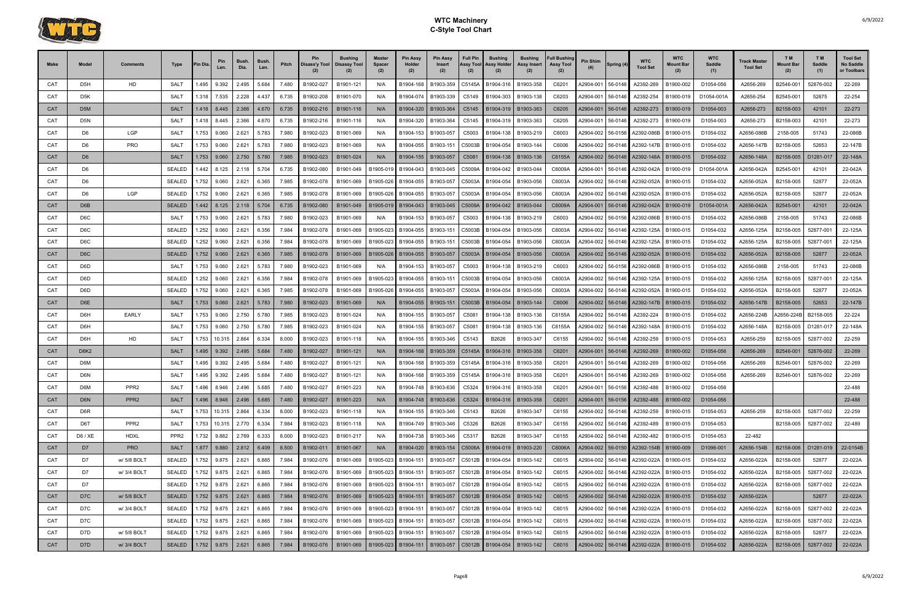# WTC Machinery
## C-Style Tool Chart

| Make | Model | Comments | Type | Pin Dia. | Pin Len. | Bush. Dia. | Bush. Len. | Pitch | Pin Disass'y Tool (2) | Bushing Disassy Tool (2) | Master Spacer (2) | Pin Assy Holder (2) | Pin Assy Insert (2) | Full Pin Assy Tool (2) | Bushing Assy Holder (2) | Bushing Assy Insert (2) | Full Bushing Assy Tool (2) | Pin Shim (4) | Spring (4) | WTC Tool Set | WTC Mount Bar (2) | WTC Saddle (1) | Track Master Tool Set | T M Mount Bar (2) | T M Saddle (1) | Tool Set No Saddle or Toolbars |
|---|---|---|---|---|---|---|---|---|---|---|---|---|---|---|---|---|---|---|---|---|---|---|---|---|---|---|
| CAT | D5H | HD | SALT | 1.495 | 9.392 | 2.495 | 5.684 | 7.480 | B1902-027 | B1901-121 | N/A | B1904-168 | B1903-359 | C5145A | B1904-316 | B1903-358 | C6201 | A2904-001 | 56-0146 | A2392-269 | B1900-002 | D1054-056 | A2656-269 | B2546-001 | 52876-002 | 22-269 |
| CAT | D5K | | SALT | 1.318 | 7.535 | 2.228 | 4.437 | 6.735 | B1902-208 | B1901-070 | N/A | B1904-074 | B1903-339 | C5149 | B1904-303 | B1903-138 | C6203 | A2904-001 | 56-0146 | A2392-254 | B1900-019 | D1054-001A | A2656-254 | B2545-001 | 52875 | 22-254 |
| CAT | D5M | | SALT | 1.418 | 8.445 | 2.366 | 4.670 | 6.735 | B1902-216 | B1901-116 | N/A | B1904-320 | B1903-364 | C5145 | B1904-319 | B1903-363 | C6205 | A2904-001 | 56-0146 | A2392-273 | B1900-019 | D1054-003 | A2656-273 | B2158-003 | 42101 | 22-273 |
| CAT | D5N | | SALT | 1.418 | 8.445 | 2.366 | 4.670 | 6.735 | B1902-216 | B1901-116 | N/A | B1904-320 | B1903-364 | C5145 | B1904-319 | B1903-363 | C6205 | A2904-001 | 56-0146 | A2392-273 | B1900-019 | D1054-003 | A2656-273 | B2158-003 | 42101 | 22-273 |
| CAT | D6 | LGP | SALT | 1.753 | 9.060 | 2.621 | 5.783 | 7.980 | B1902-023 | B1901-069 | N/A | B1904-153 | B1903-057 | C5003 | B1904-138 | B1903-219 | C6003 | A2904-002 | 56-0156 | A2392-086B | B1900-015 | D1054-032 | A2656-086B | 2158-005 | 51743 | 22-086B |
| CAT | D6 | PRO | SALT | 1.753 | 9.060 | 2.621 | 5.783 | 7.980 | B1902-023 | B1901-069 | N/A | B1904-055 | B1903-151 | C5003B | B1904-054 | B1903-144 | C6006 | A2904-002 | 56-0146 | A2392-147B | B1900-015 | D1054-032 | A2656-147B | B2158-005 | 52653 | 22-147B |
| CAT | D6 | | SALT | 1.753 | 9.060 | 2.750 | 5.780 | 7.985 | B1902-023 | B1901-024 | N/A | B1904-155 | B1903-057 | C5081 | B1904-138 | B1903-136 | C6155A | A2904-002 | 56-0146 | A2392-148A | B1900-015 | D1054-032 | A2656-148A | B2158-005 | D1281-017 | 22-148A |
| CAT | D6 | | SEALED | 1.442 | 8.125 | 2.118 | 5.704 | 6.735 | B1902-080 | B1901-049 | B1905-019 | B1904-043 | B1903-045 | C5009A | B1904-042 | B1903-044 | C6009A | A2904-001 | 56-0146 | A2392-042A | B1900-019 | D1054-001A | A2656-042A | B2545-001 | 42101 | 22-042A |
| CAT | D6 | | SEALED | 1.752 | 9.060 | 2.621 | 6.365 | 7.985 | B1902-078 | B1901-069 | B1905-026 | B1904-055 | B1903-057 | C5003A | B1904-054 | B1903-056 | C6003A | A2904-002 | 56-0146 | A2392-052A | B1900-015 | D1054-032 | A2656-052A | B2158-005 | 52877 | 22-052A |
| CAT | D6 | LGP | SEALED | 1.752 | 9.060 | 2.621 | 6.365 | 7.985 | B1902-078 | B1901-069 | B1905-026 | B1904-055 | B1903-057 | C5003A | B1904-054 | B1903-056 | C6003A | A2904-002 | 56-0146 | A2392-052A | B1900-015 | D1054-032 | A2656-052A | B2158-005 | 52877 | 22-052A |
| CAT | D6B | | SEALED | 1.442 | 8.125 | 2.118 | 5.704 | 6.735 | B1902-080 | B1901-049 | B1905-019 | B1904-043 | B1903-045 | C5009A | B1904-042 | B1903-044 | C6009A | A2904-001 | 56-0146 | A2392-042A | B1900-019 | D1054-001A | A2656-042A | B2545-001 | 42101 | 22-042A |
| CAT | D6C | | SALT | 1.753 | 9.060 | 2.621 | 5.783 | 7.980 | B1902-023 | B1901-069 | N/A | B1904-153 | B1903-057 | C5003 | B1904-138 | B1903-219 | C6003 | A2904-002 | 56-0156 | A2392-086B | B1900-015 | D1054-032 | A2656-086B | 2158-005 | 51743 | 22-086B |
| CAT | D6C | | SEALED | 1.252 | 9.060 | 2.621 | 6.356 | 7.984 | B1902-078 | B1901-069 | B1905-023 | B1904-055 | B1903-151 | C5003B | B1904-054 | B1903-056 | C6003A | A2904-002 | 56-0146 | A2392-125A | B1900-015 | D1054-032 | A2656-125A | B2158-005 | 52877-001 | 22-125A |
| CAT | D6C | | SEALED | 1.252 | 9.060 | 2.621 | 6.356 | 7.984 | B1902-078 | B1901-069 | B1905-023 | B1904-055 | B1903-151 | C5003B | B1904-054 | B1903-056 | C6003A | A2904-002 | 56-0146 | A2392-125A | B1900-015 | D1054-032 | A2656-125A | B2158-005 | 52877-001 | 22-125A |
| CAT | D6C | | SEALED | 1.752 | 9.060 | 2.621 | 6.365 | 7.985 | B1902-078 | B1901-069 | B1905-026 | B1904-055 | B1903-057 | C5003A | B1904-054 | B1903-056 | C6003A | A2904-002 | 56-0146 | A2392-052A | B1900-015 | D1054-032 | A2656-052A | B2158-005 | 52877 | 22-052A |
| CAT | D6D | | SALT | 1.753 | 9.060 | 2.621 | 5.783 | 7.980 | B1902-023 | B1901-069 | N/A | B1904-153 | B1903-057 | C5003 | B1904-138 | B1903-219 | C6003 | A2904-002 | 56-0156 | A2392-086B | B1900-015 | D1054-032 | A2656-086B | 2158-005 | 51743 | 22-086B |
| CAT | D6D | | SEALED | 1.252 | 9.060 | 2.621 | 6.356 | 7.984 | B1902-078 | B1901-069 | B1905-023 | B1904-055 | B1903-151 | C5003B | B1904-054 | B1903-056 | C6003A | A2904-002 | 56-0146 | A2392-125A | B1900-015 | D1054-032 | A2656-125A | B2158-005 | 52877-001 | 22-125A |
| CAT | D6D | | SEALED | 1.752 | 9.060 | 2.621 | 6.365 | 7.985 | B1902-078 | B1901-069 | B1905-026 | B1904-055 | B1903-057 | C5003A | B1904-054 | B1903-056 | C6003A | A2904-002 | 56-0146 | A2392-052A | B1900-015 | D1054-032 | A2656-052A | B2158-005 | 52877 | 22-052A |
| CAT | D6E | | SALT | 1.753 | 9.060 | 2.621 | 5.783 | 7.980 | B1902-023 | B1901-069 | N/A | B1904-055 | B1903-151 | C5003B | B1904-054 | B1903-144 | C6006 | A2904-002 | 56-0146 | A2392-147B | B1900-015 | D1054-032 | A2656-147B | B2158-005 | 52653 | 22-147B |
| CAT | D6H | EARLY | SALT | 1.753 | 9.060 | 2.750 | 5.780 | 7.985 | B1902-023 | B1901-024 | N/A | B1904-155 | B1903-057 | C5081 | B1904-138 | B1903-136 | C6155A | A2904-002 | 56-0146 | A2392-224 | B1900-015 | D1054-032 | A2656-224B | A2656-224B | B2158-005 | 22-224 |
| CAT | D6H | | SALT | 1.753 | 9.060 | 2.750 | 5.780 | 7.985 | B1902-023 | B1901-024 | N/A | B1904-155 | B1903-057 | C5081 | B1904-138 | B1903-136 | C6155A | A2904-002 | 56-0146 | A2392-148A | B1900-015 | D1054-032 | A2656-148A | B2158-005 | D1281-017 | 22-148A |
| CAT | D6H | HD | SALT | 1.753 | 10.315 | 2.864 | 6.334 | 8.000 | B1902-023 | B1901-118 | N/A | B1904-155 | B1903-346 | C5143 | B2626 | B1903-347 | C6155 | A2904-002 | 56-0146 | A2392-259 | B1900-015 | D1054-053 | A2656-259 | B2158-005 | 52877-002 | 22-259 |
| CAT | D6K2 | | SALT | 1.495 | 9.392 | 2.495 | 5.684 | 7.480 | B1902-027 | B1901-121 | N/A | B1904-168 | B1903-359 | C5145A | B1904-316 | B1903-358 | C6201 | A2904-001 | 56-0146 | A2392-269 | B1900-002 | D1054-056 | A2656-269 | B2546-001 | 52876-002 | 22-269 |
| CAT | D6M | | SALT | 1.495 | 9.392 | 2.495 | 5.684 | 7.480 | B1902-027 | B1901-121 | N/A | B1904-168 | B1903-359 | C5145A | B1904-316 | B1903-358 | C6201 | A2904-001 | 56-0146 | A2392-269 | B1900-002 | D1054-056 | A2656-269 | B2546-001 | 52876-002 | 22-269 |
| CAT | D6N | | SALT | 1.495 | 9.392 | 2.495 | 5.684 | 7.480 | B1902-027 | B1901-121 | N/A | B1904-168 | B1903-359 | C5145A | B1904-316 | B1903-358 | C6201 | A2904-001 | 56-0146 | A2392-269 | B1900-002 | D1054-056 | A2656-269 | B2546-001 | 52876-002 | 22-269 |
| CAT | D6M | PPR2 | SALT | 1.496 | 8.946 | 2.496 | 5.685 | 7.480 | B1902-027 | B1901-223 | N/A | B1904-748 | B1903-636 | C5324 | B1904-316 | B1903-358 | C6201 | A2904-001 | 56-0156 | A2392-488 | B1900-002 | D1054-056 | | | | 22-488 |
| CAT | D6N | PPR2 | SALT | 1.496 | 8.946 | 2.496 | 5.685 | 7.480 | B1902-027 | B1901-223 | N/A | B1904-748 | B1903-636 | C5324 | B1904-316 | B1903-358 | C6201 | A2904-001 | 56-0156 | A2392-488 | B1900-002 | D1054-056 | | | | 22-488 |
| CAT | D6R | | SALT | 1.753 | 10.315 | 2.864 | 6.334 | 8.000 | B1902-023 | B1901-118 | N/A | B1904-155 | B1903-346 | C5143 | B2626 | B1903-347 | C6155 | A2904-002 | 56-0146 | A2392-259 | B1900-015 | D1054-053 | A2656-259 | B2158-005 | 52877-002 | 22-259 |
| CAT | D6T | PPR2 | SALT | 1.753 | 10.315 | 2.770 | 6.334 | 7.984 | B1902-023 | B1901-118 | N/A | B1904-749 | B1903-346 | C5326 | B2626 | B1903-347 | C6155 | A2904-002 | 56-0146 | A2392-489 | B1900-015 | D1054-053 | | B2158-005 | 52877-002 | 22-489 |
| CAT | D6 / XE | HDXL | PPR2 | 1.732 | 9.882 | 2.769 | 6.333 | 8.000 | B1902-023 | B1901-217 | N/A | B1904-738 | B1903-346 | C5317 | B2626 | B1903-347 | C6155 | A2904-002 | 56-0146 | A2392-482 | B1900-015 | D1054-053 | 22-482 | | | |
| CAT | D7 | PRO | SALT | 1.877 | 9.880 | 2.812 | 6.409 | 8.500 | B1902-011 | B1901-067 | N/A | B1904-020 | B1903-154 | C5006A | B1904-019 | B1903-220 | C6006A | A2904-002 | 56-0150 | A2392-154B | B1900-009 | D1096-001 | A2656-154B | B2158-006 | D1281-019 | 22-0154B |
| CAT | D7 | w/ 5/8 BOLT | SEALED | 1.752 | 9.875 | 2.621 | 6.865 | 7.984 | B1902-076 | B1901-069 | B1905-023 | B1904-151 | B1903-057 | C5012B | B1904-054 | B1903-142 | C6015 | A2904-002 | 56-0146 | A2392-022A | B1900-015 | D1054-032 | A2656-022A | B2158-005 | 52877 | 22-022A |
| CAT | D7 | w/ 3/4 BOLT | SEALED | 1.752 | 9.875 | 2.621 | 6.865 | 7.984 | B1902-076 | B1901-069 | B1905-023 | B1904-151 | B1903-057 | C5012B | B1904-054 | B1903-142 | C6015 | A2904-002 | 56-0146 | A2392-022A | B1900-015 | D1054-032 | A2656-022A | B2158-005 | 52877-002 | 22-022A |
| CAT | D7 | | SEALED | 1.752 | 9.875 | 2.621 | 6.865 | 7.984 | B1902-076 | B1901-069 | B1905-023 | B1904-151 | B1903-057 | C5012B | B1904-054 | B1903-142 | C6015 | A2904-002 | 56-0146 | A2392-022A | B1900-015 | D1054-032 | A2656-022A | B2158-005 | 52877-002 | 22-022A |
| CAT | D7C | w/ 5/8 BOLT | SEALED | 1.752 | 9.875 | 2.621 | 6.865 | 7.984 | B1902-076 | B1901-069 | B1905-023 | B1904-151 | B1903-057 | C5012B | B1904-054 | B1903-142 | C6015 | A2904-002 | 56-0146 | A2392-022A | B1900-015 | D1054-032 | A2656-022A | | 52877 | 22-022A |
| CAT | D7C | w/ 3/4 BOLT | SEALED | 1.752 | 9.875 | 2.621 | 6.865 | 7.984 | B1902-076 | B1901-069 | B1905-023 | B1904-151 | B1903-057 | C5012B | B1904-054 | B1903-142 | C6015 | A2904-002 | 56-0146 | A2392-022A | B1900-015 | D1054-032 | A2656-022A | B2158-005 | 52877-002 | 22-022A |
| CAT | D7C | | SEALED | 1.752 | 9.875 | 2.621 | 6.865 | 7.984 | B1902-076 | B1901-069 | B1905-023 | B1904-151 | B1903-057 | C5012B | B1904-054 | B1903-142 | C6015 | A2904-002 | 56-0146 | A2392-022A | B1900-015 | D1054-032 | A2656-022A | B2158-005 | 52877-002 | 22-022A |
| CAT | D7D | w/ 5/8 BOLT | SEALED | 1.752 | 9.875 | 2.621 | 6.865 | 7.984 | B1902-076 | B1901-069 | B1905-023 | B1904-151 | B1903-057 | C5012B | B1904-054 | B1903-142 | C6015 | A2904-002 | 56-0146 | A2392-022A | B1900-015 | D1054-032 | A2656-022A | B2158-005 | 52877 | 22-022A |
| CAT | D7D | w/ 3/4 BOLT | SEALED | 1.752 | 9.875 | 2.621 | 6.865 | 7.984 | B1902-076 | B1901-069 | B1905-023 | B1904-151 | B1903-057 | C5012B | B1904-054 | B1903-142 | C6015 | A2904-002 | 56-0146 | A2392-022A | B1900-015 | D1054-032 | A2656-022A | B2158-005 | 52877-002 | 22-022A |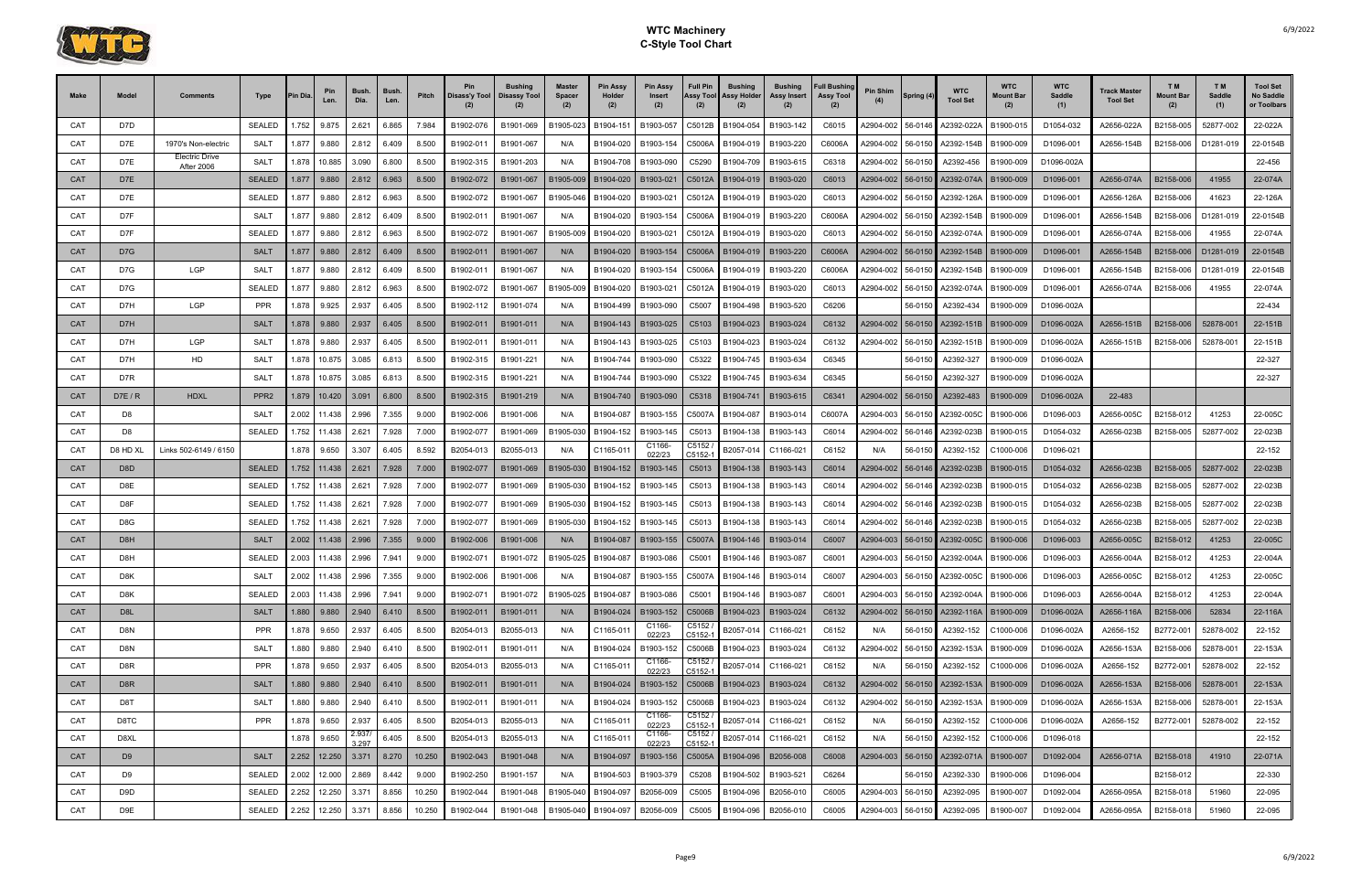# WTC Machinery
## C-Style Tool Chart

| Make | Model | Comments | Type | Pin Dia. | Pin Len. | Bush. Dia. | Bush. Len. | Pitch | Pin Disass'y Tool (2) | Bushing Disassy Tool (2) | Master Spacer (2) | Pin Assy Holder (2) | Pin Assy Insert (2) | Full Pin Assy Tool (2) | Bushing Assy Holder (2) | Bushing Assy Insert (2) | Full Bushing Assy Tool (2) | Pin Shim (4) | Spring (4) | WTC Tool Set | WTC Mount Bar (2) | WTC Saddle (1) | Track Master Tool Set | T M Mount Bar (2) | T M Saddle (1) | Tool Set No Saddle or Toolbars |
|---|---|---|---|---|---|---|---|---|---|---|---|---|---|---|---|---|---|---|---|---|---|---|---|---|---|---|
| CAT | D7D | | SEALED | 1.752 | 9.875 | 2.621 | 6.865 | 7.984 | B1902-076 | B1901-069 | B1905-023 | B1904-151 | B1903-057 | C5012B | B1904-054 | B1903-142 | C6015 | A2904-002 | 56-0146 | A2392-022A | B1900-015 | D1054-032 | A2656-022A | B2158-005 | 52877-002 | 22-022A |
| CAT | D7E | 1970's Non-electric | SALT | 1.877 | 9.880 | 2.812 | 6.409 | 8.500 | B1902-011 | B1901-067 | N/A | B1904-020 | B1903-154 | C5006A | B1904-019 | B1903-220 | C6006A | A2904-002 | 56-0150 | A2392-154B | B1900-009 | D1096-001 | A2656-154B | B2158-006 | D1281-019 | 22-0154B |
| CAT | D7E | Electric Drive After 2006 | SALT | 1.878 | 10.885 | 3.090 | 6.800 | 8.500 | B1902-315 | B1901-203 | N/A | B1904-708 | B1903-090 | C5290 | B1904-709 | B1903-615 | C6318 | A2904-002 | 56-0150 | A2392-456 | B1900-009 | D1096-002A | | | | 22-456 |
| CAT | D7E | | SEALED | 1.877 | 9.880 | 2.812 | 6.963 | 8.500 | B1902-072 | B1901-067 | B1905-009 | B1904-020 | B1903-021 | C5012A | B1904-019 | B1903-020 | C6013 | A2904-002 | 56-0150 | A2392-074A | B1900-009 | D1096-001 | A2656-074A | B2158-006 | 41955 | 22-074A |
| CAT | D7E | | SEALED | 1.877 | 9.880 | 2.812 | 6.963 | 8.500 | B1902-072 | B1901-067 | B1905-046 | B1904-020 | B1903-021 | C5012A | B1904-019 | B1903-020 | C6013 | A2904-002 | 56-0150 | A2392-126A | B1900-009 | D1096-001 | A2656-126A | B2158-006 | 41623 | 22-126A |
| CAT | D7F | | SALT | 1.877 | 9.880 | 2.812 | 6.409 | 8.500 | B1902-011 | B1901-067 | N/A | B1904-020 | B1903-154 | C5006A | B1904-019 | B1903-220 | C6006A | A2904-002 | 56-0150 | A2392-154B | B1900-009 | D1096-001 | A2656-154B | B2158-006 | D1281-019 | 22-0154B |
| CAT | D7F | | SEALED | 1.877 | 9.880 | 2.812 | 6.963 | 8.500 | B1902-072 | B1901-067 | B1905-009 | B1904-020 | B1903-021 | C5012A | B1904-019 | B1903-020 | C6013 | A2904-002 | 56-0150 | A2392-074A | B1900-009 | D1096-001 | A2656-074A | B2158-006 | 41955 | 22-074A |
| CAT | D7G | | SALT | 1.877 | 9.880 | 2.812 | 6.409 | 8.500 | B1902-011 | B1901-067 | N/A | B1904-020 | B1903-154 | C5006A | B1904-019 | B1903-220 | C6006A | A2904-002 | 56-0150 | A2392-154B | B1900-009 | D1096-001 | A2656-154B | B2158-006 | D1281-019 | 22-0154B |
| CAT | D7G | LGP | SALT | 1.877 | 9.880 | 2.812 | 6.409 | 8.500 | B1902-011 | B1901-067 | N/A | B1904-020 | B1903-154 | C5006A | B1904-019 | B1903-220 | C6006A | A2904-002 | 56-0150 | A2392-154B | B1900-009 | D1096-001 | A2656-154B | B2158-006 | D1281-019 | 22-0154B |
| CAT | D7G | | SEALED | 1.877 | 9.880 | 2.812 | 6.963 | 8.500 | B1902-072 | B1901-067 | B1905-009 | B1904-020 | B1903-021 | C5012A | B1904-019 | B1903-020 | C6013 | A2904-002 | 56-0150 | A2392-074A | B1900-009 | D1096-001 | A2656-074A | B2158-006 | 41955 | 22-074A |
| CAT | D7H | LGP | PPR | 1.878 | 9.925 | 2.937 | 6.405 | 8.500 | B1902-112 | B1901-074 | N/A | B1904-499 | B1903-090 | C5007 | B1904-498 | B1903-520 | C6206 | | 56-0150 | A2392-434 | B1900-009 | D1096-002A | | | | 22-434 |
| CAT | D7H | | SALT | 1.878 | 9.880 | 2.937 | 6.405 | 8.500 | B1902-011 | B1901-011 | N/A | B1904-143 | B1903-025 | C5103 | B1904-023 | B1903-024 | C6132 | A2904-002 | 56-0150 | A2392-151B | B1900-009 | D1096-002A | A2656-151B | B2158-006 | 52878-001 | 22-151B |
| CAT | D7H | LGP | SALT | 1.878 | 9.880 | 2.937 | 6.405 | 8.500 | B1902-011 | B1901-011 | N/A | B1904-143 | B1903-025 | C5103 | B1904-023 | B1903-024 | C6132 | A2904-002 | 56-0150 | A2392-151B | B1900-009 | D1096-002A | A2656-151B | B2158-006 | 52878-001 | 22-151B |
| CAT | D7H | HD | SALT | 1.878 | 10.875 | 3.085 | 6.813 | 8.500 | B1902-315 | B1901-221 | N/A | B1904-744 | B1903-090 | C5322 | B1904-745 | B1903-634 | C6345 | | 56-0150 | A2392-327 | B1900-009 | D1096-002A | | | | 22-327 |
| CAT | D7R | | SALT | 1.878 | 10.875 | 3.085 | 6.813 | 8.500 | B1902-315 | B1901-221 | N/A | B1904-744 | B1903-090 | C5322 | B1904-745 | B1903-634 | C6345 | | 56-0150 | A2392-327 | B1900-009 | D1096-002A | | | | 22-327 |
| CAT | D7E / R | HDXL | PPR2 | 1.879 | 10.420 | 3.091 | 6.800 | 8.500 | B1902-315 | B1901-219 | N/A | B1904-740 | B1903-090 | C5318 | B1904-741 | B1903-615 | C6341 | A2904-002 | 56-0150 | A2392-483 | B1900-009 | D1096-002A | 22-483 | | | |
| CAT | D8 | | SALT | 2.002 | 11.438 | 2.996 | 7.355 | 9.000 | B1902-006 | B1901-006 | N/A | B1904-087 | B1903-155 | C5007A | B1904-087 | B1903-014 | C6007A | A2904-003 | 56-0150 | A2392-005C | B1900-006 | D1096-003 | A2656-005C | B2158-012 | 41253 | 22-005C |
| CAT | D8 | | SEALED | 1.752 | 11.438 | 2.621 | 7.928 | 7.000 | B1902-077 | B1901-069 | B1905-030 | B1904-152 | B1903-145 | C5013 | B1904-138 | B1903-143 | C6014 | A2904-002 | 56-0146 | A2392-023B | B1900-015 | D1054-032 | A2656-023B | B2158-005 | 52877-002 | 22-023B |
| CAT | D8 HD XL | Links 502-6149 / 6150 | | 1.878 | 9.650 | 3.307 | 6.405 | 8.592 | B2054-013 | B2055-013 | N/A | C1165-011 | C1166-022/23 | C5152 / C5152-1 | B2057-014 | C1166-021 | C6152 | N/A | 56-0150 | A2392-152 | C1000-006 | D1096-021 | | | | 22-152 |
| CAT | D8D | | SEALED | 1.752 | 11.438 | 2.621 | 7.928 | 7.000 | B1902-077 | B1901-069 | B1905-030 | B1904-152 | B1903-145 | C5013 | B1904-138 | B1903-143 | C6014 | A2904-002 | 56-0146 | A2392-023B | B1900-015 | D1054-032 | A2656-023B | B2158-005 | 52877-002 | 22-023B |
| CAT | D8E | | SEALED | 1.752 | 11.438 | 2.621 | 7.928 | 7.000 | B1902-077 | B1901-069 | B1905-030 | B1904-152 | B1903-145 | C5013 | B1904-138 | B1903-143 | C6014 | A2904-002 | 56-0146 | A2392-023B | B1900-015 | D1054-032 | A2656-023B | B2158-005 | 52877-002 | 22-023B |
| CAT | D8F | | SEALED | 1.752 | 11.438 | 2.621 | 7.928 | 7.000 | B1902-077 | B1901-069 | B1905-030 | B1904-152 | B1903-145 | C5013 | B1904-138 | B1903-143 | C6014 | A2904-002 | 56-0146 | A2392-023B | B1900-015 | D1054-032 | A2656-023B | B2158-005 | 52877-002 | 22-023B |
| CAT | D8G | | SEALED | 1.752 | 11.438 | 2.621 | 7.928 | 7.000 | B1902-077 | B1901-069 | B1905-030 | B1904-152 | B1903-145 | C5013 | B1904-138 | B1903-143 | C6014 | A2904-002 | 56-0146 | A2392-023B | B1900-015 | D1054-032 | A2656-023B | B2158-005 | 52877-002 | 22-023B |
| CAT | D8H | | SALT | 2.002 | 11.438 | 2.996 | 7.355 | 9.000 | B1902-006 | B1901-006 | N/A | B1904-087 | B1903-155 | C5007A | B1904-146 | B1903-014 | C6007 | A2904-003 | 56-0150 | A2392-005C | B1900-006 | D1096-003 | A2656-005C | B2158-012 | 41253 | 22-005C |
| CAT | D8H | | SEALED | 2.003 | 11.438 | 2.996 | 7.941 | 9.000 | B1902-071 | B1901-072 | B1905-025 | B1904-087 | B1903-086 | C5001 | B1904-146 | B1903-087 | C6001 | A2904-003 | 56-0150 | A2392-004A | B1900-006 | D1096-003 | A2656-004A | B2158-012 | 41253 | 22-004A |
| CAT | D8K | | SALT | 2.002 | 11.438 | 2.996 | 7.355 | 9.000 | B1902-006 | B1901-006 | N/A | B1904-087 | B1903-155 | C5007A | B1904-146 | B1903-014 | C6007 | A2904-003 | 56-0150 | A2392-005C | B1900-006 | D1096-003 | A2656-005C | B2158-012 | 41253 | 22-005C |
| CAT | D8K | | SEALED | 2.003 | 11.438 | 2.996 | 7.941 | 9.000 | B1902-071 | B1901-072 | B1905-025 | B1904-087 | B1903-086 | C5001 | B1904-146 | B1903-087 | C6001 | A2904-003 | 56-0150 | A2392-004A | B1900-006 | D1096-003 | A2656-004A | B2158-012 | 41253 | 22-004A |
| CAT | D8L | | SALT | 1.880 | 9.880 | 2.940 | 6.410 | 8.500 | B1902-011 | B1901-011 | N/A | B1904-024 | B1903-152 | C5006B | B1904-023 | B1903-024 | C6132 | A2904-002 | 56-0150 | A2392-116A | B1900-009 | D1096-002A | A2656-116A | B2158-006 | 52834 | 22-116A |
| CAT | D8N | | PPR | 1.878 | 9.650 | 2.937 | 6.405 | 8.500 | B2054-013 | B2055-013 | N/A | C1165-011 | C1166-022/23 | C5152 / C5152-1 | B2057-014 | C1166-021 | C6152 | N/A | 56-0150 | A2392-152 | C1000-006 | D1096-002A | A2656-152 | B2772-001 | 52878-002 | 22-152 |
| CAT | D8N | | SALT | 1.880 | 9.880 | 2.940 | 6.410 | 8.500 | B1902-011 | B1901-011 | N/A | B1904-024 | B1903-152 | C5006B | B1904-023 | B1903-024 | C6132 | A2904-002 | 56-0150 | A2392-153A | B1900-009 | D1096-002A | A2656-153A | B2158-006 | 52878-001 | 22-153A |
| CAT | D8R | | PPR | 1.878 | 9.650 | 2.937 | 6.405 | 8.500 | B2054-013 | B2055-013 | N/A | C1165-011 | C1166-022/23 | C5152 / C5152-1 | B2057-014 | C1166-021 | C6152 | N/A | 56-0150 | A2392-152 | C1000-006 | D1096-002A | A2656-152 | B2772-001 | 52878-002 | 22-152 |
| CAT | D8R | | SALT | 1.880 | 9.880 | 2.940 | 6.410 | 8.500 | B1902-011 | B1901-011 | N/A | B1904-024 | B1903-152 | C5006B | B1904-023 | B1903-024 | C6132 | A2904-002 | 56-0150 | A2392-153A | B1900-009 | D1096-002A | A2656-153A | B2158-006 | 52878-001 | 22-153A |
| CAT | D8T | | SALT | 1.880 | 9.880 | 2.940 | 6.410 | 8.500 | B1902-011 | B1901-011 | N/A | B1904-024 | B1903-152 | C5006B | B1904-023 | B1903-024 | C6132 | A2904-002 | 56-0150 | A2392-153A | B1900-009 | D1096-002A | A2656-153A | B2158-006 | 52878-001 | 22-153A |
| CAT | D8TC | | PPR | 1.878 | 9.650 | 2.937 | 6.405 | 8.500 | B2054-013 | B2055-013 | N/A | C1165-011 | C1166-022/23 | C5152 / C5152-1 | B2057-014 | C1166-021 | C6152 | N/A | 56-0150 | A2392-152 | C1000-006 | D1096-002A | A2656-152 | B2772-001 | 52878-002 | 22-152 |
| CAT | D8XL | | | 1.878 | 9.650 | 2.937/3.297 | 6.405 | 8.500 | B2054-013 | B2055-013 | N/A | C1165-011 | C1166-022/23 | C5152 / C5152-1 | B2057-014 | C1166-021 | C6152 | N/A | 56-0150 | A2392-152 | C1000-006 | D1096-018 | | | | 22-152 |
| CAT | D9 | | SALT | 2.252 | 12.250 | 3.371 | 8.270 | 10.250 | B1902-043 | B1901-048 | N/A | B1904-097 | B1903-156 | C5005A | B1904-096 | B2056-008 | C6008 | A2904-003 | 56-0150 | A2392-071A | B1900-007 | D1092-004 | A2656-071A | B2158-018 | 41910 | 22-071A |
| CAT | D9 | | SEALED | 2.002 | 12.000 | 2.869 | 8.442 | 9.000 | B1902-250 | B1901-157 | N/A | B1904-503 | B1903-379 | C5208 | B1904-502 | B1903-521 | C6264 | | 56-0150 | A2392-330 | B1900-006 | D1096-004 | | B2158-012 | | 22-330 |
| CAT | D9D | | SEALED | 2.252 | 12.250 | 3.371 | 8.856 | 10.250 | B1902-044 | B1901-048 | B1905-040 | B1904-097 | B2056-009 | C5005 | B1904-096 | B2056-010 | C6005 | A2904-003 | 56-0150 | A2392-095 | B1900-007 | D1092-004 | A2656-095A | B2158-018 | 51960 | 22-095 |
| CAT | D9E | | SEALED | 2.252 | 12.250 | 3.371 | 8.856 | 10.250 | B1902-044 | B1901-048 | B1905-040 | B1904-097 | B2056-009 | C5005 | B1904-096 | B2056-010 | C6005 | A2904-003 | 56-0150 | A2392-095 | B1900-007 | D1092-004 | A2656-095A | B2158-018 | 51960 | 22-095 |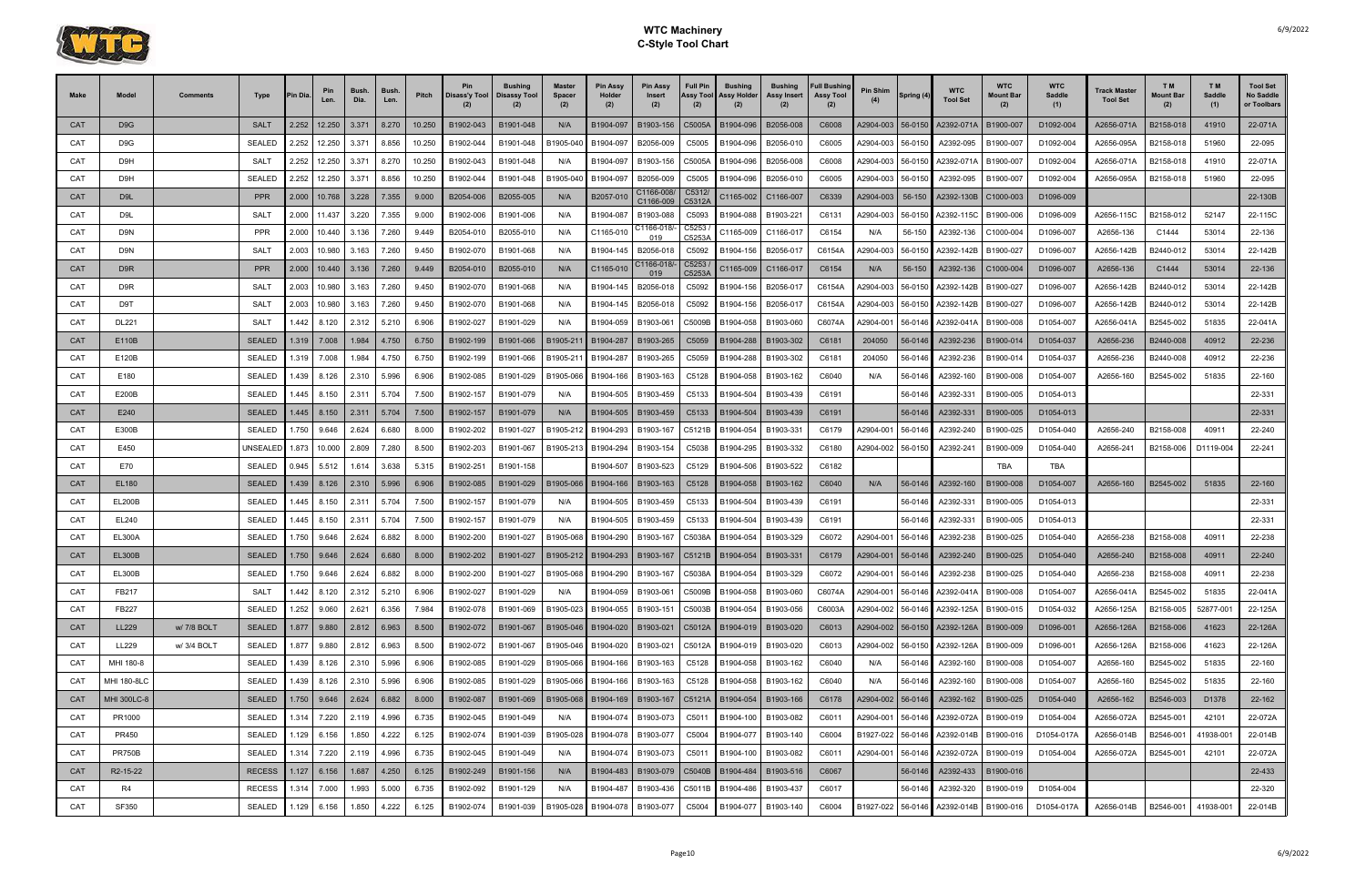# WTC Machinery
## C-Style Tool Chart

| Make | Model | Comments | Type | Pin Dia. | Pin Len. | Bush. Dia. | Bush. Len. | Pitch | Pin Disass'y Tool (2) | Bushing Disassy Tool (2) | Master Spacer (2) | Pin Assy Holder (2) | Pin Assy Insert (2) | Full Pin Assy Tool (2) | Bushing Assy Holder (2) | Bushing Assy Insert (2) | Full Bushing Assy Tool (2) | Pin Shim (4) | Spring (4) | WTC Tool Set | WTC Mount Bar (2) | WTC Saddle (1) | Track Master Tool Set | T M Mount Bar (2) | T M Saddle (1) | Tool Set No Saddle or Toolbars |
|---|---|---|---|---|---|---|---|---|---|---|---|---|---|---|---|---|---|---|---|---|---|---|---|---|---|---|
| CAT | D9G | | SALT | 2.252 | 12.250 | 3.371 | 8.270 | 10.250 | B1902-043 | B1901-048 | N/A | B1904-097 | B1903-156 | C5005A | B1904-096 | B2056-008 | C6008 | A2904-003 | 56-0150 | A2392-071A | B1900-007 | D1092-004 | A2656-071A | B2158-018 | 41910 | 22-071A |
| CAT | D9G | | SEALED | 2.252 | 12.250 | 3.371 | 8.856 | 10.250 | B1902-044 | B1901-048 | B1905-040 | B1904-097 | B2056-009 | C5005 | B1904-096 | B2056-010 | C6005 | A2904-003 | 56-0150 | A2392-095 | B1900-007 | D1092-004 | A2656-095A | B2158-018 | 51960 | 22-095 |
| CAT | D9H | | SALT | 2.252 | 12.250 | 3.371 | 8.270 | 10.250 | B1902-043 | B1901-048 | N/A | B1904-097 | B1903-156 | C5005A | B1904-096 | B2056-008 | C6008 | A2904-003 | 56-0150 | A2392-071A | B1900-007 | D1092-004 | A2656-071A | B2158-018 | 41910 | 22-071A |
| CAT | D9H | | SEALED | 2.252 | 12.250 | 3.371 | 8.856 | 10.250 | B1902-044 | B1901-048 | B1905-040 | B1904-097 | B2056-009 | C5005 | B1904-096 | B2056-010 | C6005 | A2904-003 | 56-0150 | A2392-095 | B1900-007 | D1092-004 | A2656-095A | B2158-018 | 51960 | 22-095 |
| CAT | D9L | | PPR | 2.000 | 10.768 | 3.228 | 7.355 | 9.000 | B2054-006 | B2055-005 | N/A | B2057-010 | C1166-008/ C1166-009 | C5312/ C5312A | C1165-002 | C1166-007 | C6339 | A2904-003 | 56-150 | A2392-130B | C1000-003 | D1096-009 | | | | 22-130B |
| CAT | D9L | | SALT | 2.000 | 11.437 | 3.220 | 7.355 | 9.000 | B1902-006 | B1901-006 | N/A | B1904-087 | B1903-088 | C5093 | B1904-088 | B1903-221 | C6131 | A2904-003 | 56-0150 | A2392-115C | B1900-006 | D1096-009 | A2656-115C | B2158-012 | 52147 | 22-115C |
| CAT | D9N | | PPR | 2.000 | 10.440 | 3.136 | 7.260 | 9.449 | B2054-010 | B2055-010 | N/A | C1165-010 | C1166-018/- 019 | C5253 / C5253A | C1165-009 | C1166-017 | C6154 | N/A | 56-150 | A2392-136 | C1000-004 | D1096-007 | A2656-136 | C1444 | 53014 | 22-136 |
| CAT | D9N | | SALT | 2.003 | 10.980 | 3.163 | 7.260 | 9.450 | B1902-070 | B1901-068 | N/A | B1904-145 | B2056-018 | C5092 | B1904-156 | B2056-017 | C6154A | A2904-003 | 56-0150 | A2392-142B | B1900-027 | D1096-007 | A2656-142B | B2440-012 | 53014 | 22-142B |
| CAT | D9R | | PPR | 2.000 | 10.440 | 3.136 | 7.260 | 9.449 | B2054-010 | B2055-010 | N/A | C1165-010 | C1166-018/- 019 | C5253 / C5253A | C1165-009 | C1166-017 | C6154 | N/A | 56-150 | A2392-136 | C1000-004 | D1096-007 | A2656-136 | C1444 | 53014 | 22-136 |
| CAT | D9R | | SALT | 2.003 | 10.980 | 3.163 | 7.260 | 9.450 | B1902-070 | B1901-068 | N/A | B1904-145 | B2056-018 | C5092 | B1904-156 | B2056-017 | C6154A | A2904-003 | 56-0150 | A2392-142B | B1900-027 | D1096-007 | A2656-142B | B2440-012 | 53014 | 22-142B |
| CAT | D9T | | SALT | 2.003 | 10.980 | 3.163 | 7.260 | 9.450 | B1902-070 | B1901-068 | N/A | B1904-145 | B2056-018 | C5092 | B1904-156 | B2056-017 | C6154A | A2904-003 | 56-0150 | A2392-142B | B1900-027 | D1096-007 | A2656-142B | B2440-012 | 53014 | 22-142B |
| CAT | DL221 | | SALT | 1.442 | 8.120 | 2.312 | 5.210 | 6.906 | B1902-027 | B1901-029 | N/A | B1904-059 | B1903-061 | C5009B | B1904-058 | B1903-060 | C6074A | A2904-001 | 56-0146 | A2392-041A | B1900-008 | D1054-007 | A2656-041A | B2545-002 | 51835 | 22-041A |
| CAT | E110B | | SEALED | 1.319 | 7.008 | 1.984 | 4.750 | 6.750 | B1902-199 | B1901-066 | B1905-211 | B1904-287 | B1903-265 | C5059 | B1904-288 | B1903-302 | C6181 | 204050 | 56-0146 | A2392-236 | B1900-014 | D1054-037 | A2656-236 | B2440-008 | 40912 | 22-236 |
| CAT | E120B | | SEALED | 1.319 | 7.008 | 1.984 | 4.750 | 6.750 | B1902-199 | B1901-066 | B1905-211 | B1904-287 | B1903-265 | C5059 | B1904-288 | B1903-302 | C6181 | 204050 | 56-0146 | A2392-236 | B1900-014 | D1054-037 | A2656-236 | B2440-008 | 40912 | 22-236 |
| CAT | E180 | | SEALED | 1.439 | 8.126 | 2.310 | 5.996 | 6.906 | B1902-085 | B1901-029 | B1905-066 | B1904-166 | B1903-163 | C5128 | B1904-058 | B1903-162 | C6040 | N/A | 56-0146 | A2392-160 | B1900-008 | D1054-007 | A2656-160 | B2545-002 | 51835 | 22-160 |
| CAT | E200B | | SEALED | 1.445 | 8.150 | 2.311 | 5.704 | 7.500 | B1902-157 | B1901-079 | N/A | B1904-505 | B1903-459 | C5133 | B1904-504 | B1903-439 | C6191 | | 56-0146 | A2392-331 | B1900-005 | D1054-013 | | | | 22-331 |
| CAT | E240 | | SEALED | 1.445 | 8.150 | 2.311 | 5.704 | 7.500 | B1902-157 | B1901-079 | N/A | B1904-505 | B1903-459 | C5133 | B1904-504 | B1903-439 | C6191 | | 56-0146 | A2392-331 | B1900-005 | D1054-013 | | | | 22-331 |
| CAT | E300B | | SEALED | 1.750 | 9.646 | 2.624 | 6.680 | 8.000 | B1902-202 | B1901-027 | B1905-212 | B1904-293 | B1903-167 | C5121B | B1904-054 | B1903-331 | C6179 | A2904-001 | 56-0146 | A2392-240 | B1900-025 | D1054-040 | A2656-240 | B2158-008 | 40911 | 22-240 |
| CAT | E450 | | UNSEALED | 1.873 | 10.000 | 2.809 | 7.280 | 8.500 | B1902-203 | B1901-067 | B1905-213 | B1904-294 | B1903-154 | C5038 | B1904-295 | B1903-332 | C6180 | A2904-002 | 56-0150 | A2392-241 | B1900-009 | D1054-040 | A2656-241 | B2158-006 | D1119-004 | 22-241 |
| CAT | E70 | | SEALED | 0.945 | 5.512 | 1.614 | 3.638 | 5.315 | B1902-251 | B1901-158 | | B1904-507 | B1903-523 | C5129 | B1904-506 | B1903-522 | C6182 | | | | TBA | TBA | | | | |
| CAT | EL180 | | SEALED | 1.439 | 8.126 | 2.310 | 5.996 | 6.906 | B1902-085 | B1901-029 | B1905-066 | B1904-166 | B1903-163 | C5128 | B1904-058 | B1903-162 | C6040 | N/A | 56-0146 | A2392-160 | B1900-008 | D1054-007 | A2656-160 | B2545-002 | 51835 | 22-160 |
| CAT | EL200B | | SEALED | 1.445 | 8.150 | 2.311 | 5.704 | 7.500 | B1902-157 | B1901-079 | N/A | B1904-505 | B1903-459 | C5133 | B1904-504 | B1903-439 | C6191 | | 56-0146 | A2392-331 | B1900-005 | D1054-013 | | | | 22-331 |
| CAT | EL240 | | SEALED | 1.445 | 8.150 | 2.311 | 5.704 | 7.500 | B1902-157 | B1901-079 | N/A | B1904-505 | B1903-459 | C5133 | B1904-504 | B1903-439 | C6191 | | 56-0146 | A2392-331 | B1900-005 | D1054-013 | | | | 22-331 |
| CAT | EL300A | | SEALED | 1.750 | 9.646 | 2.624 | 6.882 | 8.000 | B1902-200 | B1901-027 | B1905-068 | B1904-290 | B1903-167 | C5038A | B1904-054 | B1903-329 | C6072 | A2904-001 | 56-0146 | A2392-238 | B1900-025 | D1054-040 | A2656-238 | B2158-008 | 40911 | 22-238 |
| CAT | EL300B | | SEALED | 1.750 | 9.646 | 2.624 | 6.680 | 8.000 | B1902-202 | B1901-027 | B1905-212 | B1904-293 | B1903-167 | C5121B | B1904-054 | B1903-331 | C6179 | A2904-001 | 56-0146 | A2392-240 | B1900-025 | D1054-040 | A2656-240 | B2158-008 | 40911 | 22-240 |
| CAT | EL300B | | SEALED | 1.750 | 9.646 | 2.624 | 6.882 | 8.000 | B1902-200 | B1901-027 | B1905-068 | B1904-290 | B1903-167 | C5038A | B1904-054 | B1903-329 | C6072 | A2904-001 | 56-0146 | A2392-238 | B1900-025 | D1054-040 | A2656-238 | B2158-008 | 40911 | 22-238 |
| CAT | FB217 | | SALT | 1.442 | 8.120 | 2.312 | 5.210 | 6.906 | B1902-027 | B1901-029 | N/A | B1904-059 | B1903-061 | C5009B | B1904-058 | B1903-060 | C6074A | A2904-001 | 56-0146 | A2392-041A | B1900-008 | D1054-007 | A2656-041A | B2545-002 | 51835 | 22-041A |
| CAT | FB227 | | SEALED | 1.252 | 9.060 | 2.621 | 6.356 | 7.984 | B1902-078 | B1901-069 | B1905-023 | B1904-055 | B1903-151 | C5003B | B1904-054 | B1903-056 | C6003A | A2904-002 | 56-0146 | A2392-125A | B1900-015 | D1054-032 | A2656-125A | B2158-005 | 52877-001 | 22-125A |
| CAT | LL229 | w/ 7/8 BOLT | SEALED | 1.877 | 9.880 | 2.812 | 6.963 | 8.500 | B1902-072 | B1901-067 | B1905-046 | B1904-020 | B1903-021 | C5012A | B1904-019 | B1903-020 | C6013 | A2904-002 | 56-0150 | A2392-126A | B1900-009 | D1096-001 | A2656-126A | B2158-006 | 41623 | 22-126A |
| CAT | LL229 | w/ 3/4 BOLT | SEALED | 1.877 | 9.880 | 2.812 | 6.963 | 8.500 | B1902-072 | B1901-067 | B1905-046 | B1904-020 | B1903-021 | C5012A | B1904-019 | B1903-020 | C6013 | A2904-002 | 56-0150 | A2392-126A | B1900-009 | D1096-001 | A2656-126A | B2158-006 | 41623 | 22-126A |
| CAT | MHI 180-8 | | SEALED | 1.439 | 8.126 | 2.310 | 5.996 | 6.906 | B1902-085 | B1901-029 | B1905-066 | B1904-166 | B1903-163 | C5128 | B1904-058 | B1903-162 | C6040 | N/A | 56-0146 | A2392-160 | B1900-008 | D1054-007 | A2656-160 | B2545-002 | 51835 | 22-160 |
| CAT | MHI 180-8LC | | SEALED | 1.439 | 8.126 | 2.310 | 5.996 | 6.906 | B1902-085 | B1901-029 | B1905-066 | B1904-166 | B1903-163 | C5128 | B1904-058 | B1903-162 | C6040 | N/A | 56-0146 | A2392-160 | B1900-008 | D1054-007 | A2656-160 | B2545-002 | 51835 | 22-160 |
| CAT | MHI 300LC-8 | | SEALED | 1.750 | 9.646 | 2.624 | 6.882 | 8.000 | B1902-087 | B1901-069 | B1905-068 | B1904-169 | B1903-167 | C5121A | B1904-054 | B1903-166 | C6178 | A2904-002 | 56-0146 | A2392-162 | B1900-025 | D1054-040 | A2656-162 | B2546-003 | D1378 | 22-162 |
| CAT | PR1000 | | SEALED | 1.314 | 7.220 | 2.119 | 4.996 | 6.735 | B1902-045 | B1901-049 | N/A | B1904-074 | B1903-073 | C5011 | B1904-100 | B1903-082 | C6011 | A2904-001 | 56-0146 | A2392-072A | B1900-019 | D1054-004 | A2656-072A | B2545-001 | 42101 | 22-072A |
| CAT | PR450 | | SEALED | 1.129 | 6.156 | 1.850 | 4.222 | 6.125 | B1902-074 | B1901-039 | B1905-028 | B1904-078 | B1903-077 | C5004 | B1904-077 | B1903-140 | C6004 | B1927-022 | 56-0146 | A2392-014B | B1900-016 | D1054-017A | A2656-014B | B2546-001 | 41938-001 | 22-014B |
| CAT | PR750B | | SEALED | 1.314 | 7.220 | 2.119 | 4.996 | 6.735 | B1902-045 | B1901-049 | N/A | B1904-074 | B1903-073 | C5011 | B1904-100 | B1903-082 | C6011 | A2904-001 | 56-0146 | A2392-072A | B1900-019 | D1054-004 | A2656-072A | B2545-001 | 42101 | 22-072A |
| CAT | R2-15-22 | | RECESS | 1.127 | 6.156 | 1.687 | 4.250 | 6.125 | B1902-249 | B1901-156 | N/A | B1904-483 | B1903-079 | C5040B | B1904-484 | B1903-516 | C6067 | | 56-0146 | A2392-433 | B1900-016 | | | | | 22-433 |
| CAT | R4 | | RECESS | 1.314 | 7.000 | 1.993 | 5.000 | 6.735 | B1902-092 | B1901-129 | N/A | B1904-487 | B1903-436 | C5011B | B1904-486 | B1903-437 | C6017 | | 56-0146 | A2392-320 | B1900-019 | D1054-004 | | | | 22-320 |
| CAT | SF350 | | SEALED | 1.129 | 6.156 | 1.850 | 4.222 | 6.125 | B1902-074 | B1901-039 | B1905-028 | B1904-078 | B1903-077 | C5004 | B1904-077 | B1903-140 | C6004 | B1927-022 | 56-0146 | A2392-014B | B1900-016 | D1054-017A | A2656-014B | B2546-001 | 41938-001 | 22-014B |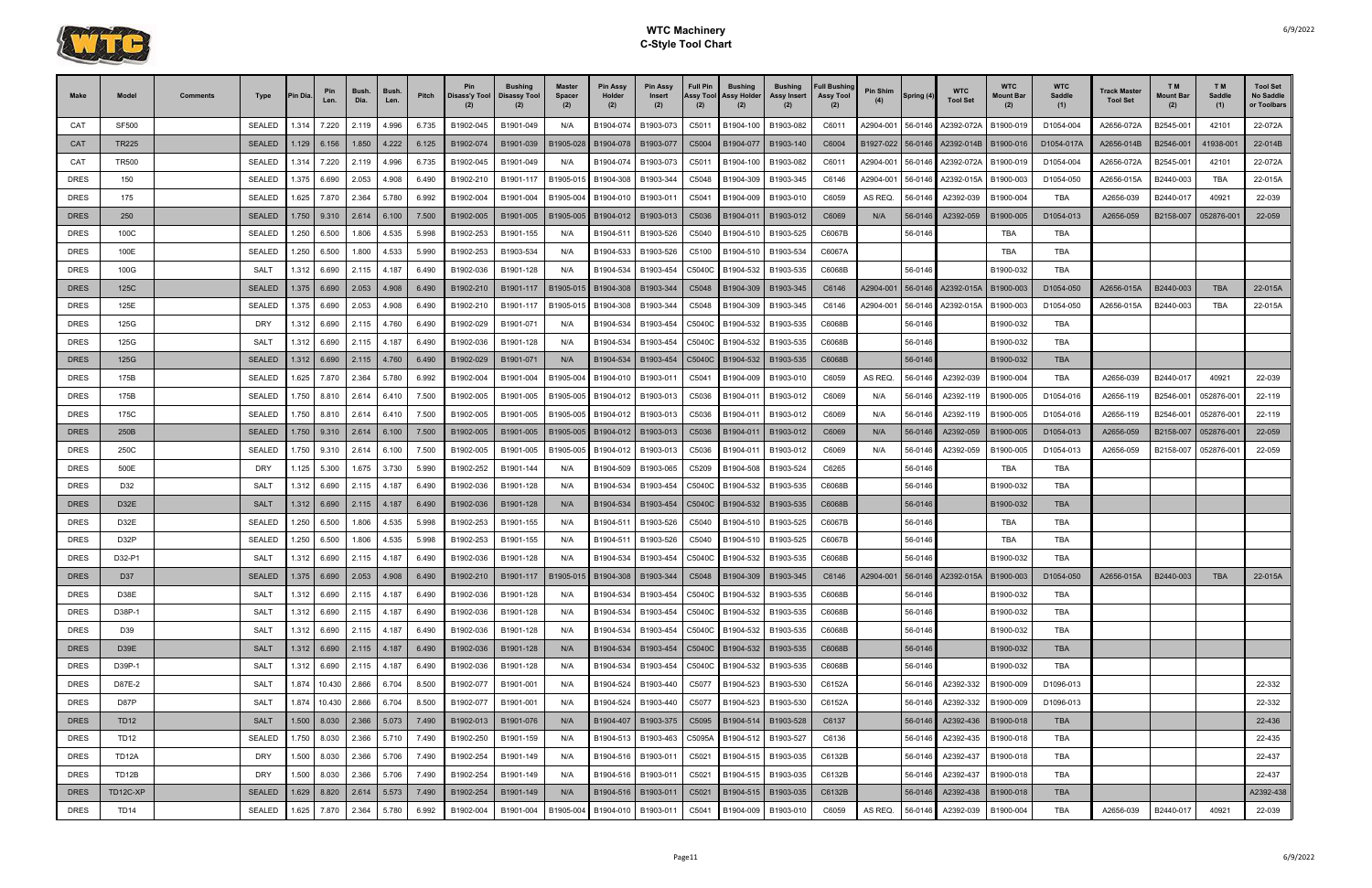# WTC Machinery
## C-Style Tool Chart

| Make | Model | Comments | Type | Pin Dia. | Pin Len. | Bush. Dia. | Bush. Len. | Pitch | Pin Disass'y Tool (2) | Bushing Disassy Tool (2) | Master Spacer (2) | Pin Assy Holder (2) | Pin Assy Insert (2) | Full Pin Assy Tool (2) | Bushing Assy Holder (2) | Bushing Assy Insert (2) | Full Bushing Assy Tool (2) | Pin Shim (4) | Spring (4) | WTC Tool Set | WTC Mount Bar (2) | WTC Saddle (1) | Track Master Tool Set | T M Mount Bar (2) | T M Saddle (1) | Tool Set No Saddle or Toolbars |
|---|---|---|---|---|---|---|---|---|---|---|---|---|---|---|---|---|---|---|---|---|---|---|---|---|---|---|
| CAT | SF500 | | SEALED | 1.314 | 7.220 | 2.119 | 4.996 | 6.735 | B1902-045 | B1901-049 | N/A | B1904-074 | B1903-073 | C5011 | B1904-100 | B1903-082 | C6011 | A2904-001 | 56-0146 | A2392-072A | B1900-019 | D1054-004 | A2656-072A | B2545-001 | 42101 | 22-072A |
| CAT | TR225 | | SEALED | 1.129 | 6.156 | 1.850 | 4.222 | 6.125 | B1902-074 | B1901-039 | B1905-028 | B1904-078 | B1903-077 | C5004 | B1904-077 | B1903-140 | C6004 | B1927-022 | 56-0146 | A2392-014B | B1900-016 | D1054-017A | A2656-014B | B2546-001 | 41938-001 | 22-014B |
| CAT | TR500 | | SEALED | 1.314 | 7.220 | 2.119 | 4.996 | 6.735 | B1902-045 | B1901-049 | N/A | B1904-074 | B1903-073 | C5011 | B1904-100 | B1903-082 | C6011 | A2904-001 | 56-0146 | A2392-072A | B1900-019 | D1054-004 | A2656-072A | B2545-001 | 42101 | 22-072A |
| DRES | 150 | | SEALED | 1.375 | 6.690 | 2.053 | 4.908 | 6.490 | B1902-210 | B1901-117 | B1905-015 | B1904-308 | B1903-344 | C5048 | B1904-309 | B1903-345 | C6146 | A2904-001 | 56-0146 | A2392-015A | B1900-003 | D1054-050 | A2656-015A | B2440-003 | TBA | 22-015A |
| DRES | 175 | | SEALED | 1.625 | 7.870 | 2.364 | 5.780 | 6.992 | B1902-004 | B1901-004 | B1905-004 | B1904-010 | B1903-011 | C5041 | B1904-009 | B1903-010 | C6059 | AS REQ. | 56-0146 | A2392-039 | B1900-004 | TBA | A2656-039 | B2440-017 | 40921 | 22-039 |
| DRES | 250 | | SEALED | 1.750 | 9.310 | 2.614 | 6.100 | 7.500 | B1902-005 | B1901-005 | B1905-005 | B1904-012 | B1903-013 | C5036 | B1904-011 | B1903-012 | C6069 | N/A | 56-0146 | A2392-059 | B1900-005 | D1054-013 | A2656-059 | B2158-007 | 052876-001 | 22-059 |
| DRES | 100C | | SEALED | 1.250 | 6.500 | 1.806 | 4.535 | 5.998 | B1902-253 | B1901-155 | N/A | B1904-511 | B1903-526 | C5040 | B1904-510 | B1903-525 | C6067B | | 56-0146 | | TBA | TBA | | | | |
| DRES | 100E | | SEALED | 1.250 | 6.500 | 1.800 | 4.533 | 5.990 | B1902-253 | B1903-534 | N/A | B1904-533 | B1903-526 | C5100 | B1904-510 | B1903-534 | C6067A | | | | TBA | TBA | | | | |
| DRES | 100G | | SALT | 1.312 | 6.690 | 2.115 | 4.187 | 6.490 | B1902-036 | B1901-128 | N/A | B1904-534 | B1903-454 | C5040C | B1904-532 | B1903-535 | C6068B | | 56-0146 | | B1900-032 | TBA | | | | |
| DRES | 125C | | SEALED | 1.375 | 6.690 | 2.053 | 4.908 | 6.490 | B1902-210 | B1901-117 | B1905-015 | B1904-308 | B1903-344 | C5048 | B1904-309 | B1903-345 | C6146 | A2904-001 | 56-0146 | A2392-015A | B1900-003 | D1054-050 | A2656-015A | B2440-003 | TBA | 22-015A |
| DRES | 125E | | SEALED | 1.375 | 6.690 | 2.053 | 4.908 | 6.490 | B1902-210 | B1901-117 | B1905-015 | B1904-308 | B1903-344 | C5048 | B1904-309 | B1903-345 | C6146 | A2904-001 | 56-0146 | A2392-015A | B1900-003 | D1054-050 | A2656-015A | B2440-003 | TBA | 22-015A |
| DRES | 125G | | DRY | 1.312 | 6.690 | 2.115 | 4.760 | 6.490 | B1902-029 | B1901-071 | N/A | B1904-534 | B1903-454 | C5040C | B1904-532 | B1903-535 | C6068B | | 56-0146 | | B1900-032 | TBA | | | | |
| DRES | 125G | | SALT | 1.312 | 6.690 | 2.115 | 4.187 | 6.490 | B1902-036 | B1901-128 | N/A | B1904-534 | B1903-454 | C5040C | B1904-532 | B1903-535 | C6068B | | 56-0146 | | B1900-032 | TBA | | | | |
| DRES | 125G | | SEALED | 1.312 | 6.690 | 2.115 | 4.760 | 6.490 | B1902-029 | B1901-071 | N/A | B1904-534 | B1903-454 | C5040C | B1904-532 | B1903-535 | C6068B | | 56-0146 | | B1900-032 | TBA | | | | |
| DRES | 175B | | SEALED | 1.625 | 7.870 | 2.364 | 5.780 | 6.992 | B1902-004 | B1901-004 | B1905-004 | B1904-010 | B1903-011 | C5041 | B1904-009 | B1903-010 | C6059 | AS REQ. | 56-0146 | A2392-039 | B1900-004 | TBA | A2656-039 | B2440-017 | 40921 | 22-039 |
| DRES | 175B | | SEALED | 1.750 | 8.810 | 2.614 | 6.410 | 7.500 | B1902-005 | B1901-005 | B1905-005 | B1904-012 | B1903-013 | C5036 | B1904-011 | B1903-012 | C6069 | N/A | 56-0146 | A2392-119 | B1900-005 | D1054-016 | A2656-119 | B2546-001 | 052876-001 | 22-119 |
| DRES | 175C | | SEALED | 1.750 | 8.810 | 2.614 | 6.410 | 7.500 | B1902-005 | B1901-005 | B1905-005 | B1904-012 | B1903-013 | C5036 | B1904-011 | B1903-012 | C6069 | N/A | 56-0146 | A2392-119 | B1900-005 | D1054-016 | A2656-119 | B2546-001 | 052876-001 | 22-119 |
| DRES | 250B | | SEALED | 1.750 | 9.310 | 2.614 | 6.100 | 7.500 | B1902-005 | B1901-005 | B1905-005 | B1904-012 | B1903-013 | C5036 | B1904-011 | B1903-012 | C6069 | N/A | 56-0146 | A2392-059 | B1900-005 | D1054-013 | A2656-059 | B2158-007 | 052876-001 | 22-059 |
| DRES | 250C | | SEALED | 1.750 | 9.310 | 2.614 | 6.100 | 7.500 | B1902-005 | B1901-005 | B1905-005 | B1904-012 | B1903-013 | C5036 | B1904-011 | B1903-012 | C6069 | N/A | 56-0146 | A2392-059 | B1900-005 | D1054-013 | A2656-059 | B2158-007 | 052876-001 | 22-059 |
| DRES | 500E | | DRY | 1.125 | 5.300 | 1.675 | 3.730 | 5.990 | B1902-252 | B1901-144 | N/A | B1904-509 | B1903-065 | C5209 | B1904-508 | B1903-524 | C6265 | | 56-0146 | | TBA | TBA | | | | |
| DRES | D32 | | SALT | 1.312 | 6.690 | 2.115 | 4.187 | 6.490 | B1902-036 | B1901-128 | N/A | B1904-534 | B1903-454 | C5040C | B1904-532 | B1903-535 | C6068B | | 56-0146 | | B1900-032 | TBA | | | | |
| DRES | D32E | | SALT | 1.312 | 6.690 | 2.115 | 4.187 | 6.490 | B1902-036 | B1901-128 | N/A | B1904-534 | B1903-454 | C5040C | B1904-532 | B1903-535 | C6068B | | 56-0146 | | B1900-032 | TBA | | | | |
| DRES | D32E | | SEALED | 1.250 | 6.500 | 1.806 | 4.535 | 5.998 | B1902-253 | B1901-155 | N/A | B1904-511 | B1903-526 | C5040 | B1904-510 | B1903-525 | C6067B | | 56-0146 | | TBA | TBA | | | | |
| DRES | D32P | | SEALED | 1.250 | 6.500 | 1.806 | 4.535 | 5.998 | B1902-253 | B1901-155 | N/A | B1904-511 | B1903-526 | C5040 | B1904-510 | B1903-525 | C6067B | | 56-0146 | | TBA | TBA | | | | |
| DRES | D32-P1 | | SALT | 1.312 | 6.690 | 2.115 | 4.187 | 6.490 | B1902-036 | B1901-128 | N/A | B1904-534 | B1903-454 | C5040C | B1904-532 | B1903-535 | C6068B | | 56-0146 | | B1900-032 | TBA | | | | |
| DRES | D37 | | SEALED | 1.375 | 6.690 | 2.053 | 4.908 | 6.490 | B1902-210 | B1901-117 | B1905-015 | B1904-308 | B1903-344 | C5048 | B1904-309 | B1903-345 | C6146 | A2904-001 | 56-0146 | A2392-015A | B1900-003 | D1054-050 | A2656-015A | B2440-003 | TBA | 22-015A |
| DRES | D38E | | SALT | 1.312 | 6.690 | 2.115 | 4.187 | 6.490 | B1902-036 | B1901-128 | N/A | B1904-534 | B1903-454 | C5040C | B1904-532 | B1903-535 | C6068B | | 56-0146 | | B1900-032 | TBA | | | | |
| DRES | D38P-1 | | SALT | 1.312 | 6.690 | 2.115 | 4.187 | 6.490 | B1902-036 | B1901-128 | N/A | B1904-534 | B1903-454 | C5040C | B1904-532 | B1903-535 | C6068B | | 56-0146 | | B1900-032 | TBA | | | | |
| DRES | D39 | | SALT | 1.312 | 6.690 | 2.115 | 4.187 | 6.490 | B1902-036 | B1901-128 | N/A | B1904-534 | B1903-454 | C5040C | B1904-532 | B1903-535 | C6068B | | 56-0146 | | B1900-032 | TBA | | | | |
| DRES | D39E | | SALT | 1.312 | 6.690 | 2.115 | 4.187 | 6.490 | B1902-036 | B1901-128 | N/A | B1904-534 | B1903-454 | C5040C | B1904-532 | B1903-535 | C6068B | | 56-0146 | | B1900-032 | TBA | | | | |
| DRES | D39P-1 | | SALT | 1.312 | 6.690 | 2.115 | 4.187 | 6.490 | B1902-036 | B1901-128 | N/A | B1904-534 | B1903-454 | C5040C | B1904-532 | B1903-535 | C6068B | | 56-0146 | | B1900-032 | TBA | | | | |
| DRES | D87E-2 | | SALT | 1.874 | 10.430 | 2.866 | 6.704 | 8.500 | B1902-077 | B1901-001 | N/A | B1904-524 | B1903-440 | C5077 | B1904-523 | B1903-530 | C6152A | | 56-0146 | A2392-332 | B1900-009 | D1096-013 | | | | 22-332 |
| DRES | D87P | | SALT | 1.874 | 10.430 | 2.866 | 6.704 | 8.500 | B1902-077 | B1901-001 | N/A | B1904-524 | B1903-440 | C5077 | B1904-523 | B1903-530 | C6152A | | 56-0146 | A2392-332 | B1900-009 | D1096-013 | | | | 22-332 |
| DRES | TD12 | | SALT | 1.500 | 8.030 | 2.366 | 5.073 | 7.490 | B1902-013 | B1901-076 | N/A | B1904-407 | B1903-375 | C5095 | B1904-514 | B1903-528 | C6137 | | 56-0146 | A2392-436 | B1900-018 | TBA | | | | 22-436 |
| DRES | TD12 | | SEALED | 1.750 | 8.030 | 2.366 | 5.710 | 7.490 | B1902-250 | B1901-159 | N/A | B1904-513 | B1903-463 | C5095A | B1904-512 | B1903-527 | C6136 | | 56-0146 | A2392-435 | B1900-018 | TBA | | | | 22-435 |
| DRES | TD12A | | DRY | 1.500 | 8.030 | 2.366 | 5.706 | 7.490 | B1902-254 | B1901-149 | N/A | B1904-516 | B1903-011 | C5021 | B1904-515 | B1903-035 | C6132B | | 56-0146 | A2392-437 | B1900-018 | TBA | | | | 22-437 |
| DRES | TD12B | | DRY | 1.500 | 8.030 | 2.366 | 5.706 | 7.490 | B1902-254 | B1901-149 | N/A | B1904-516 | B1903-011 | C5021 | B1904-515 | B1903-035 | C6132B | | 56-0146 | A2392-437 | B1900-018 | TBA | | | | 22-437 |
| DRES | TD12C-XP | | SEALED | 1.629 | 8.820 | 2.614 | 5.573 | 7.490 | B1902-254 | B1901-149 | N/A | B1904-516 | B1903-011 | C5021 | B1904-515 | B1903-035 | C6132B | | 56-0146 | A2392-438 | B1900-018 | TBA | | | | A2392-438 |
| DRES | TD14 | | SEALED | 1.625 | 7.870 | 2.364 | 5.780 | 6.992 | B1902-004 | B1901-004 | B1905-004 | B1904-010 | B1903-011 | C5041 | B1904-009 | B1903-010 | C6059 | AS REQ. | 56-0146 | A2392-039 | B1900-004 | TBA | A2656-039 | B2440-017 | 40921 | 22-039 |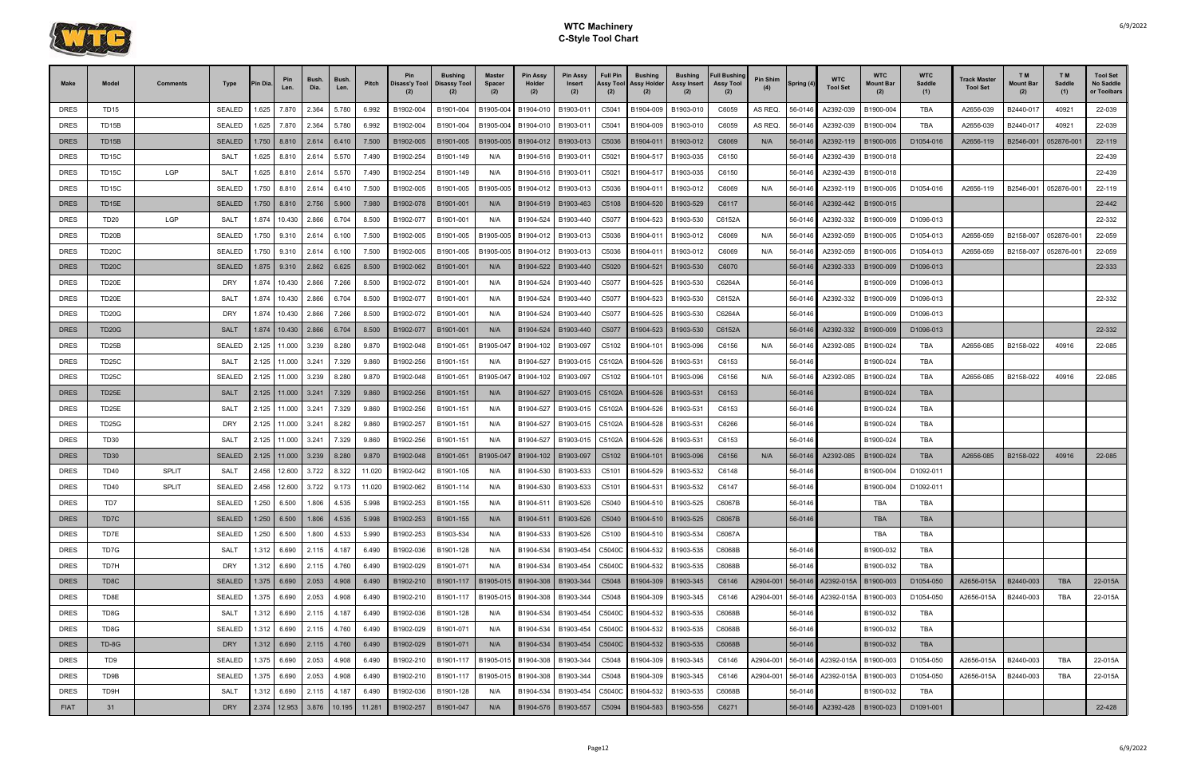# WTC Machinery
## C-Style Tool Chart

| Make | Model | Comments | Type | Pin Dia. | Pin Len. | Bush. Dia. | Bush. Len. | Pitch | Pin Disass'y Tool (2) | Bushing Disassy Tool (2) | Master Spacer (2) | Pin Assy Holder (2) | Pin Assy Insert (2) | Full Pin Assy Tool (2) | Bushing Assy Holder (2) | Bushing Assy Insert (2) | Full Bushing Assy Tool (2) | Pin Shim (4) | Spring (4) | WTC Tool Set | WTC Mount Bar (2) | WTC Saddle (1) | Track Master Tool Set | T M Mount Bar (2) | T M Saddle (1) | Tool Set No Saddle or Toolbars |
|---|---|---|---|---|---|---|---|---|---|---|---|---|---|---|---|---|---|---|---|---|---|---|---|---|---|---|
| DRES | TD15 | | SEALED | 1.625 | 7.870 | 2.364 | 5.780 | 6.992 | B1902-004 | B1901-004 | B1905-004 | B1904-010 | B1903-011 | C5041 | B1904-009 | B1903-010 | C6059 | AS REQ. | 56-0146 | A2392-039 | B1900-004 | TBA | A2656-039 | B2440-017 | 40921 | 22-039 |
| DRES | TD15B | | SEALED | 1.625 | 7.870 | 2.364 | 5.780 | 6.992 | B1902-004 | B1901-004 | B1905-004 | B1904-010 | B1903-011 | C5041 | B1904-009 | B1903-010 | C6059 | AS REQ. | 56-0146 | A2392-039 | B1900-004 | TBA | A2656-039 | B2440-017 | 40921 | 22-039 |
| DRES | TD15B | | SEALED | 1.750 | 8.810 | 2.614 | 6.410 | 7.500 | B1902-005 | B1901-005 | B1905-005 | B1904-012 | B1903-013 | C5036 | B1904-011 | B1903-012 | C6069 | N/A | 56-0146 | A2392-119 | B1900-005 | D1054-016 | A2656-119 | B2546-001 | 052876-001 | 22-119 |
| DRES | TD15C | | SALT | 1.625 | 8.810 | 2.614 | 5.570 | 7.490 | B1902-254 | B1901-149 | N/A | B1904-516 | B1903-011 | C5021 | B1904-517 | B1903-035 | C6150 | | 56-0146 | A2392-439 | B1900-018 | | | | | 22-439 |
| DRES | TD15C | LGP | SALT | 1.625 | 8.810 | 2.614 | 5.570 | 7.490 | B1902-254 | B1901-149 | N/A | B1904-516 | B1903-011 | C5021 | B1904-517 | B1903-035 | C6150 | | 56-0146 | A2392-439 | B1900-018 | | | | | 22-439 |
| DRES | TD15C | | SEALED | 1.750 | 8.810 | 2.614 | 6.410 | 7.500 | B1902-005 | B1901-005 | B1905-005 | B1904-012 | B1903-013 | C5036 | B1904-011 | B1903-012 | C6069 | N/A | 56-0146 | A2392-119 | B1900-005 | D1054-016 | A2656-119 | B2546-001 | 052876-001 | 22-119 |
| DRES | TD15E | | SEALED | 1.750 | 8.810 | 2.756 | 5.900 | 7.980 | B1902-078 | B1901-001 | N/A | B1904-519 | B1903-463 | C5108 | B1904-520 | B1903-529 | C6117 | | 56-0146 | A2392-442 | B1900-015 | | | | | 22-442 |
| DRES | TD20 | LGP | SALT | 1.874 | 10.430 | 2.866 | 6.704 | 8.500 | B1902-077 | B1901-001 | N/A | B1904-524 | B1903-440 | C5077 | B1904-523 | B1903-530 | C6152A | | 56-0146 | A2392-332 | B1900-009 | D1096-013 | | | | 22-332 |
| DRES | TD20B | | SEALED | 1.750 | 9.310 | 2.614 | 6.100 | 7.500 | B1902-005 | B1901-005 | B1905-005 | B1904-012 | B1903-013 | C5036 | B1904-011 | B1903-012 | C6069 | N/A | 56-0146 | A2392-059 | B1900-005 | D1054-013 | A2656-059 | B2158-007 | 052876-001 | 22-059 |
| DRES | TD20C | | SEALED | 1.750 | 9.310 | 2.614 | 6.100 | 7.500 | B1902-005 | B1901-005 | B1905-005 | B1904-012 | B1903-013 | C5036 | B1904-011 | B1903-012 | C6069 | N/A | 56-0146 | A2392-059 | B1900-005 | D1054-013 | A2656-059 | B2158-007 | 052876-001 | 22-059 |
| DRES | TD20C | | SEALED | 1.875 | 9.310 | 2.862 | 6.625 | 8.500 | B1902-062 | B1901-001 | N/A | B1904-522 | B1903-440 | C5020 | B1904-521 | B1903-530 | C6070 | | 56-0146 | A2392-333 | B1900-009 | D1096-013 | | | | 22-333 |
| DRES | TD20E | | DRY | 1.874 | 10.430 | 2.866 | 7.266 | 8.500 | B1902-072 | B1901-001 | N/A | B1904-524 | B1903-440 | C5077 | B1904-525 | B1903-530 | C6264A | | 56-0146 | | B1900-009 | D1096-013 | | | | |
| DRES | TD20E | | SALT | 1.874 | 10.430 | 2.866 | 6.704 | 8.500 | B1902-077 | B1901-001 | N/A | B1904-524 | B1903-440 | C5077 | B1904-523 | B1903-530 | C6152A | | 56-0146 | A2392-332 | B1900-009 | D1096-013 | | | | 22-332 |
| DRES | TD20G | | DRY | 1.874 | 10.430 | 2.866 | 7.266 | 8.500 | B1902-072 | B1901-001 | N/A | B1904-524 | B1903-440 | C5077 | B1904-525 | B1903-530 | C6264A | | 56-0146 | | B1900-009 | D1096-013 | | | | |
| DRES | TD20G | | SALT | 1.874 | 10.430 | 2.866 | 6.704 | 8.500 | B1902-077 | B1901-001 | N/A | B1904-524 | B1903-440 | C5077 | B1904-523 | B1903-530 | C6152A | | 56-0146 | A2392-332 | B1900-009 | D1096-013 | | | | 22-332 |
| DRES | TD25B | | SEALED | 2.125 | 11.000 | 3.239 | 8.280 | 9.870 | B1902-048 | B1901-051 | B1905-047 | B1904-102 | B1903-097 | C5102 | B1904-101 | B1903-096 | C6156 | N/A | 56-0146 | A2392-085 | B1900-024 | TBA | A2656-085 | B2158-022 | 40916 | 22-085 |
| DRES | TD25C | | SALT | 2.125 | 11.000 | 3.241 | 7.329 | 9.860 | B1902-256 | B1901-151 | N/A | B1904-527 | B1903-015 | C5102A | B1904-526 | B1903-531 | C6153 | | 56-0146 | | B1900-024 | TBA | | | | |
| DRES | TD25C | | SEALED | 2.125 | 11.000 | 3.239 | 8.280 | 9.870 | B1902-048 | B1901-051 | B1905-047 | B1904-102 | B1903-097 | C5102 | B1904-101 | B1903-096 | C6156 | N/A | 56-0146 | A2392-085 | B1900-024 | TBA | A2656-085 | B2158-022 | 40916 | 22-085 |
| DRES | TD25E | | SALT | 2.125 | 11.000 | 3.241 | 7.329 | 9.860 | B1902-256 | B1901-151 | N/A | B1904-527 | B1903-015 | C5102A | B1904-526 | B1903-531 | C6153 | | 56-0146 | | B1900-024 | TBA | | | | |
| DRES | TD25E | | SALT | 2.125 | 11.000 | 3.241 | 7.329 | 9.860 | B1902-256 | B1901-151 | N/A | B1904-527 | B1903-015 | C5102A | B1904-526 | B1903-531 | C6153 | | 56-0146 | | B1900-024 | TBA | | | | |
| DRES | TD25G | | DRY | 2.125 | 11.000 | 3.241 | 8.282 | 9.860 | B1902-257 | B1901-151 | N/A | B1904-527 | B1903-015 | C5102A | B1904-528 | B1903-531 | C6266 | | 56-0146 | | B1900-024 | TBA | | | | |
| DRES | TD30 | | SALT | 2.125 | 11.000 | 3.241 | 7.329 | 9.860 | B1902-256 | B1901-151 | N/A | B1904-527 | B1903-015 | C5102A | B1904-526 | B1903-531 | C6153 | | 56-0146 | | B1900-024 | TBA | | | | |
| DRES | TD30 | | SEALED | 2.125 | 11.000 | 3.239 | 8.280 | 9.870 | B1902-048 | B1901-051 | B1905-047 | B1904-102 | B1903-097 | C5102 | B1904-101 | B1903-096 | C6156 | N/A | 56-0146 | A2392-085 | B1900-024 | TBA | A2656-085 | B2158-022 | 40916 | 22-085 |
| DRES | TD40 | SPLIT | SALT | 2.456 | 12.600 | 3.722 | 8.322 | 11.020 | B1902-042 | B1901-105 | N/A | B1904-530 | B1903-533 | C5101 | B1904-529 | B1903-532 | C6148 | | 56-0146 | | B1900-004 | D1092-011 | | | | |
| DRES | TD40 | SPLIT | SEALED | 2.456 | 12.600 | 3.722 | 9.173 | 11.020 | B1902-062 | B1901-114 | N/A | B1904-530 | B1903-533 | C5101 | B1904-531 | B1903-532 | C6147 | | 56-0146 | | B1900-004 | D1092-011 | | | | |
| DRES | TD7 | | SEALED | 1.250 | 6.500 | 1.806 | 4.535 | 5.998 | B1902-253 | B1901-155 | N/A | B1904-511 | B1903-526 | C5040 | B1904-510 | B1903-525 | C6067B | | 56-0146 | | TBA | TBA | | | | |
| DRES | TD7C | | SEALED | 1.250 | 6.500 | 1.806 | 4.535 | 5.998 | B1902-253 | B1901-155 | N/A | B1904-511 | B1903-526 | C5040 | B1904-510 | B1903-525 | C6067B | | 56-0146 | | TBA | TBA | | | | |
| DRES | TD7E | | SEALED | 1.250 | 6.500 | 1.800 | 4.533 | 5.990 | B1902-253 | B1903-534 | N/A | B1904-533 | B1903-526 | C5100 | B1904-510 | B1903-534 | C6067A | | | | TBA | TBA | | | | |
| DRES | TD7G | | SALT | 1.312 | 6.690 | 2.115 | 4.187 | 6.490 | B1902-036 | B1901-128 | N/A | B1904-534 | B1903-454 | C5040C | B1904-532 | B1903-535 | C6068B | | 56-0146 | | B1900-032 | TBA | | | | |
| DRES | TD7H | | DRY | 1.312 | 6.690 | 2.115 | 4.760 | 6.490 | B1902-029 | B1901-071 | N/A | B1904-534 | B1903-454 | C5040C | B1904-532 | B1903-535 | C6068B | | 56-0146 | | B1900-032 | TBA | | | | |
| DRES | TD8C | | SEALED | 1.375 | 6.690 | 2.053 | 4.908 | 6.490 | B1902-210 | B1901-117 | B1905-015 | B1904-308 | B1903-344 | C5048 | B1904-309 | B1903-345 | C6146 | A2904-001 | 56-0146 | A2392-015A | B1900-003 | D1054-050 | A2656-015A | B2440-003 | TBA | 22-015A |
| DRES | TD8E | | SEALED | 1.375 | 6.690 | 2.053 | 4.908 | 6.490 | B1902-210 | B1901-117 | B1905-015 | B1904-308 | B1903-344 | C5048 | B1904-309 | B1903-345 | C6146 | A2904-001 | 56-0146 | A2392-015A | B1900-003 | D1054-050 | A2656-015A | B2440-003 | TBA | 22-015A |
| DRES | TD8G | | SALT | 1.312 | 6.690 | 2.115 | 4.187 | 6.490 | B1902-036 | B1901-128 | N/A | B1904-534 | B1903-454 | C5040C | B1904-532 | B1903-535 | C6068B | | 56-0146 | | B1900-032 | TBA | | | | |
| DRES | TD8G | | SEALED | 1.312 | 6.690 | 2.115 | 4.760 | 6.490 | B1902-029 | B1901-071 | N/A | B1904-534 | B1903-454 | C5040C | B1904-532 | B1903-535 | C6068B | | 56-0146 | | B1900-032 | TBA | | | | |
| DRES | TD-8G | | DRY | 1.312 | 6.690 | 2.115 | 4.760 | 6.490 | B1902-029 | B1901-071 | N/A | B1904-534 | B1903-454 | C5040C | B1904-532 | B1903-535 | C6068B | | 56-0146 | | B1900-032 | TBA | | | | |
| DRES | TD9 | | SEALED | 1.375 | 6.690 | 2.053 | 4.908 | 6.490 | B1902-210 | B1901-117 | B1905-015 | B1904-308 | B1903-344 | C5048 | B1904-309 | B1903-345 | C6146 | A2904-001 | 56-0146 | A2392-015A | B1900-003 | D1054-050 | A2656-015A | B2440-003 | TBA | 22-015A |
| DRES | TD9B | | SEALED | 1.375 | 6.690 | 2.053 | 4.908 | 6.490 | B1902-210 | B1901-117 | B1905-015 | B1904-308 | B1903-344 | C5048 | B1904-309 | B1903-345 | C6146 | A2904-001 | 56-0146 | A2392-015A | B1900-003 | D1054-050 | A2656-015A | B2440-003 | TBA | 22-015A |
| DRES | TD9H | | SALT | 1.312 | 6.690 | 2.115 | 4.187 | 6.490 | B1902-036 | B1901-128 | N/A | B1904-534 | B1903-454 | C5040C | B1904-532 | B1903-535 | C6068B | | 56-0146 | | B1900-032 | TBA | | | | |
| FIAT | 31 | | DRY | 2.374 | 12.953 | 3.876 | 10.195 | 11.281 | B1902-257 | B1901-047 | N/A | B1904-576 | B1903-557 | C5094 | B1904-583 | B1903-556 | C6271 | | 56-0146 | A2392-428 | B1900-023 | D1091-001 | | | | 22-428 |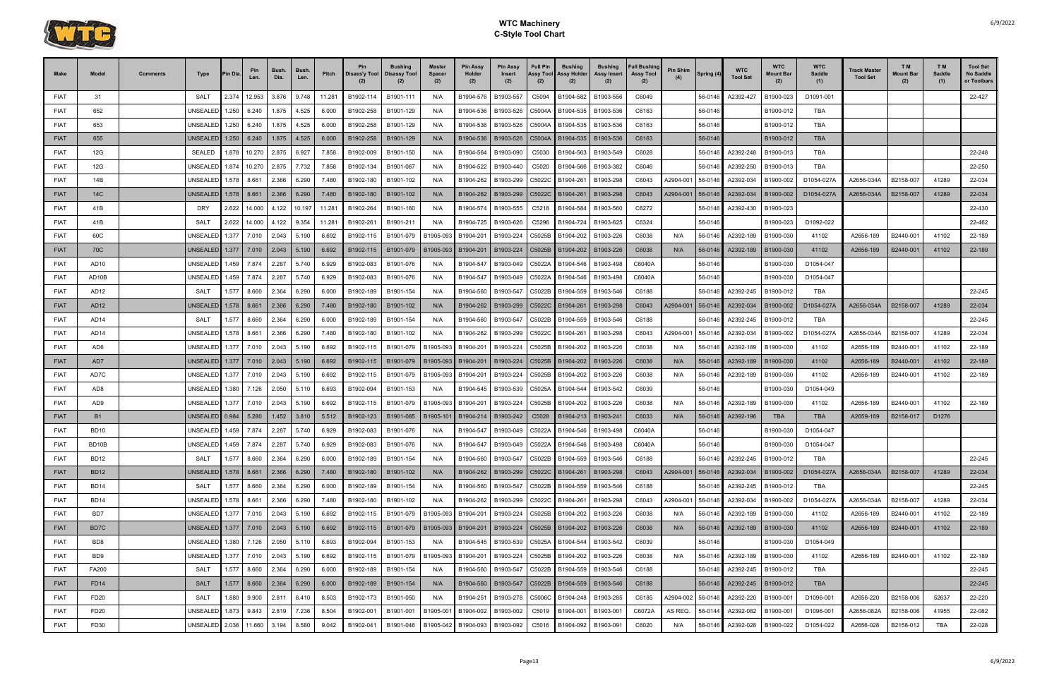# WTC Machinery
## C-Style Tool Chart

| Make | Model | Comments | Type | Pin Dia. | Pin Len. | Bush. Dia. | Bush. Len. | Pitch | Pin Disass'y Tool (2) | Bushing Disassy Tool (2) | Master Spacer (2) | Pin Assy Holder (2) | Pin Assy Insert (2) | Full Pin Assy Tool (2) | Bushing Assy Holder (2) | Bushing Assy Insert (2) | Full Bushing Assy Tool (2) | Pin Shim (4) | Spring (4) | WTC Tool Set | WTC Mount Bar (2) | WTC Saddle (1) | Track Master Tool Set | T M Mount Bar (2) | T M Saddle (1) | Tool Set No Saddle or Toolbars |
|---|---|---|---|---|---|---|---|---|---|---|---|---|---|---|---|---|---|---|---|---|---|---|---|---|---|---|
| FIAT | 31 | | SALT | 2.374 | 12.953 | 3.876 | 9.748 | 11.281 | B1902-114 | B1901-111 | N/A | B1904-576 | B1903-557 | C5094 | B1904-582 | B1903-556 | C6049 | | 56-0146 | A2392-427 | B1900-023 | D1091-001 | | | | 22-427 |
| FIAT | 652 | | UNSEALED | 1.250 | 6.240 | 1.875 | 4.525 | 6.000 | B1902-258 | B1901-129 | N/A | B1904-536 | B1903-526 | C5004A | B1904-535 | B1903-536 | C6163 | | 56-0146 | | B1900-012 | TBA | | | | |
| FIAT | 653 | | UNSEALED | 1.250 | 6.240 | 1.875 | 4.525 | 6.000 | B1902-258 | B1901-129 | N/A | B1904-536 | B1903-526 | C5004A | B1904-535 | B1903-536 | C6163 | | 56-0146 | | B1900-012 | TBA | | | | |
| FIAT | 655 | | UNSEALED | 1.250 | 6.240 | 1.875 | 4.525 | 6.000 | B1902-258 | B1901-129 | N/A | B1904-536 | B1903-526 | C5004A | B1904-535 | B1903-536 | C6163 | | 56-0146 | | B1900-012 | TBA | | | | |
| FIAT | 12G | | SEALED | 1.878 | 10.270 | 2.875 | 6.927 | 7.858 | B1902-009 | B1901-150 | N/A | B1904-564 | B1903-090 | C5030 | B1904-563 | B1903-549 | C6028 | | 56-0146 | A2392-248 | B1900-013 | TBA | | | | 22-248 |
| FIAT | 12G | | UNSEALED | 1.874 | 10.270 | 2.875 | 7.732 | 7.858 | B1902-134 | B1901-067 | N/A | B1904-522 | B1903-440 | C5020 | B1904-566 | B1903-382 | C6046 | | 56-0146 | A2392-250 | B1900-013 | TBA | | | | 22-250 |
| FIAT | 14B | | UNSEALED | 1.578 | 8.661 | 2.366 | 6.290 | 7.480 | B1902-180 | B1901-102 | N/A | B1904-262 | B1903-299 | C5022C | B1904-261 | B1903-298 | C6043 | A2904-001 | 56-0146 | A2392-034 | B1900-002 | D1054-027A | A2656-034A | B2158-007 | 41289 | 22-034 |
| FIAT | 14C | | UNSEALED | 1.578 | 8.661 | 2.366 | 6.290 | 7.480 | B1902-180 | B1901-102 | N/A | B1904-262 | B1903-299 | C5022C | B1904-261 | B1903-298 | C6043 | A2904-001 | 56-0146 | A2392-034 | B1900-002 | D1054-027A | A2656-034A | B2158-007 | 41289 | 22-034 |
| FIAT | 41B | | DRY | 2.622 | 14.000 | 4.122 | 10.197 | 11.281 | B1902-264 | B1901-160 | N/A | B1904-574 | B1903-555 | C5218 | B1904-584 | B1903-560 | C6272 | | 56-0146 | A2392-430 | B1900-023 | | | | | 22-430 |
| FIAT | 41B | | SALT | 2.622 | 14.000 | 4.122 | 9.354 | 11.281 | B1902-261 | B1901-211 | N/A | B1904-725 | B1903-626 | C5296 | B1904-724 | B1903-625 | C6324 | | 56-0146 | | B1900-023 | D1092-022 | | | | 22-462 |
| FIAT | 60C | | UNSEALED | 1.377 | 7.010 | 2.043 | 5.190 | 6.692 | B1902-115 | B1901-079 | B1905-093 | B1904-201 | B1903-224 | C5025B | B1904-202 | B1903-226 | C6038 | N/A | 56-0146 | A2392-189 | B1900-030 | 41102 | A2656-189 | B2440-001 | 41102 | 22-189 |
| FIAT | 70C | | UNSEALED | 1.377 | 7.010 | 2.043 | 5.190 | 6.692 | B1902-115 | B1901-079 | B1905-093 | B1904-201 | B1903-224 | C5025B | B1904-202 | B1903-226 | C6038 | N/A | 56-0146 | A2392-189 | B1900-030 | 41102 | A2656-189 | B2440-001 | 41102 | 22-189 |
| FIAT | AD10 | | UNSEALED | 1.459 | 7.874 | 2.287 | 5.740 | 6.929 | B1902-083 | B1901-076 | N/A | B1904-547 | B1903-049 | C5022A | B1904-546 | B1903-498 | C6040A | | 56-0146 | | B1900-030 | D1054-047 | | | | |
| FIAT | AD10B | | UNSEALED | 1.459 | 7.874 | 2.287 | 5.740 | 6.929 | B1902-083 | B1901-076 | N/A | B1904-547 | B1903-049 | C5022A | B1904-546 | B1903-498 | C6040A | | 56-0146 | | B1900-030 | D1054-047 | | | | |
| FIAT | AD12 | | SALT | 1.577 | 8.660 | 2.364 | 6.290 | 6.000 | B1902-189 | B1901-154 | N/A | B1904-560 | B1903-547 | C5022B | B1904-559 | B1903-546 | C6188 | | 56-0146 | A2392-245 | B1900-012 | TBA | | | | 22-245 |
| FIAT | AD12 | | UNSEALED | 1.578 | 8.661 | 2.366 | 6.290 | 7.480 | B1902-180 | B1901-102 | N/A | B1904-262 | B1903-299 | C5022C | B1904-261 | B1903-298 | C6043 | A2904-001 | 56-0146 | A2392-034 | B1900-002 | D1054-027A | A2656-034A | B2158-007 | 41289 | 22-034 |
| FIAT | AD14 | | SALT | 1.577 | 8.660 | 2.364 | 6.290 | 6.000 | B1902-189 | B1901-154 | N/A | B1904-560 | B1903-547 | C5022B | B1904-559 | B1903-546 | C6188 | | 56-0146 | A2392-245 | B1900-012 | TBA | | | | 22-245 |
| FIAT | AD14 | | UNSEALED | 1.578 | 8.661 | 2.366 | 6.290 | 7.480 | B1902-180 | B1901-102 | N/A | B1904-262 | B1903-299 | C5022C | B1904-261 | B1903-298 | C6043 | A2904-001 | 56-0146 | A2392-034 | B1900-002 | D1054-027A | A2656-034A | B2158-007 | 41289 | 22-034 |
| FIAT | AD6 | | UNSEALED | 1.377 | 7.010 | 2.043 | 5.190 | 6.692 | B1902-115 | B1901-079 | B1905-093 | B1904-201 | B1903-224 | C5025B | B1904-202 | B1903-226 | C6038 | N/A | 56-0146 | A2392-189 | B1900-030 | 41102 | A2656-189 | B2440-001 | 41102 | 22-189 |
| FIAT | AD7 | | UNSEALED | 1.377 | 7.010 | 2.043 | 5.190 | 6.692 | B1902-115 | B1901-079 | B1905-093 | B1904-201 | B1903-224 | C5025B | B1904-202 | B1903-226 | C6038 | N/A | 56-0146 | A2392-189 | B1900-030 | 41102 | A2656-189 | B2440-001 | 41102 | 22-189 |
| FIAT | AD7C | | UNSEALED | 1.377 | 7.010 | 2.043 | 5.190 | 6.692 | B1902-115 | B1901-079 | B1905-093 | B1904-201 | B1903-224 | C5025B | B1904-202 | B1903-226 | C6038 | N/A | 56-0146 | A2392-189 | B1900-030 | 41102 | A2656-189 | B2440-001 | 41102 | 22-189 |
| FIAT | AD8 | | UNSEALED | 1.380 | 7.126 | 2.050 | 5.110 | 6.693 | B1902-094 | B1901-153 | N/A | B1904-545 | B1903-539 | C5025A | B1904-544 | B1903-542 | C6039 | | 56-0146 | | B1900-030 | D1054-049 | | | | |
| FIAT | AD9 | | UNSEALED | 1.377 | 7.010 | 2.043 | 5.190 | 6.692 | B1902-115 | B1901-079 | B1905-093 | B1904-201 | B1903-224 | C5025B | B1904-202 | B1903-226 | C6038 | N/A | 56-0146 | A2392-189 | B1900-030 | 41102 | A2656-189 | B2440-001 | 41102 | 22-189 |
| FIAT | B1 | | UNSEALED | 0.984 | 5.280 | 1.452 | 3.810 | 5.512 | B1902-123 | B1901-085 | B1905-101 | B1904-214 | B1903-242 | C5028 | B1904-213 | B1903-241 | C6033 | N/A | 56-0146 | A2392-196 | TBA | TBA | A2659-169 | B2158-017 | D1276 | |
| FIAT | BD10 | | UNSEALED | 1.459 | 7.874 | 2.287 | 5.740 | 6.929 | B1902-083 | B1901-076 | N/A | B1904-547 | B1903-049 | C5022A | B1904-546 | B1903-498 | C6040A | | 56-0146 | | B1900-030 | D1054-047 | | | | |
| FIAT | BD10B | | UNSEALED | 1.459 | 7.874 | 2.287 | 5.740 | 6.929 | B1902-083 | B1901-076 | N/A | B1904-547 | B1903-049 | C5022A | B1904-546 | B1903-498 | C6040A | | 56-0146 | | B1900-030 | D1054-047 | | | | |
| FIAT | BD12 | | SALT | 1.577 | 8.660 | 2.364 | 6.290 | 6.000 | B1902-189 | B1901-154 | N/A | B1904-560 | B1903-547 | C5022B | B1904-559 | B1903-546 | C6188 | | 56-0146 | A2392-245 | B1900-012 | TBA | | | | 22-245 |
| FIAT | BD12 | | UNSEALED | 1.578 | 8.661 | 2.366 | 6.290 | 7.480 | B1902-180 | B1901-102 | N/A | B1904-262 | B1903-299 | C5022C | B1904-261 | B1903-298 | C6043 | A2904-001 | 56-0146 | A2392-034 | B1900-002 | D1054-027A | A2656-034A | B2158-007 | 41289 | 22-034 |
| FIAT | BD14 | | SALT | 1.577 | 8.660 | 2.364 | 6.290 | 6.000 | B1902-189 | B1901-154 | N/A | B1904-560 | B1903-547 | C5022B | B1904-559 | B1903-546 | C6188 | | 56-0146 | A2392-245 | B1900-012 | TBA | | | | 22-245 |
| FIAT | BD14 | | UNSEALED | 1.578 | 8.661 | 2.366 | 6.290 | 7.480 | B1902-180 | B1901-102 | N/A | B1904-262 | B1903-299 | C5022C | B1904-261 | B1903-298 | C6043 | A2904-001 | 56-0146 | A2392-034 | B1900-002 | D1054-027A | A2656-034A | B2158-007 | 41289 | 22-034 |
| FIAT | BD7 | | UNSEALED | 1.377 | 7.010 | 2.043 | 5.190 | 6.692 | B1902-115 | B1901-079 | B1905-093 | B1904-201 | B1903-224 | C5025B | B1904-202 | B1903-226 | C6038 | N/A | 56-0146 | A2392-189 | B1900-030 | 41102 | A2656-189 | B2440-001 | 41102 | 22-189 |
| FIAT | BD7C | | UNSEALED | 1.377 | 7.010 | 2.043 | 5.190 | 6.692 | B1902-115 | B1901-079 | B1905-093 | B1904-201 | B1903-224 | C5025B | B1904-202 | B1903-226 | C6038 | N/A | 56-0146 | A2392-189 | B1900-030 | 41102 | A2656-189 | B2440-001 | 41102 | 22-189 |
| FIAT | BD8 | | UNSEALED | 1.380 | 7.126 | 2.050 | 5.110 | 6.693 | B1902-094 | B1901-153 | N/A | B1904-545 | B1903-539 | C5025A | B1904-544 | B1903-542 | C6039 | | 56-0146 | | B1900-030 | D1054-049 | | | | |
| FIAT | BD9 | | UNSEALED | 1.377 | 7.010 | 2.043 | 5.190 | 6.692 | B1902-115 | B1901-079 | B1905-093 | B1904-201 | B1903-224 | C5025B | B1904-202 | B1903-226 | C6038 | N/A | 56-0146 | A2392-189 | B1900-030 | 41102 | A2656-189 | B2440-001 | 41102 | 22-189 |
| FIAT | FA200 | | SALT | 1.577 | 8.660 | 2.364 | 6.290 | 6.000 | B1902-189 | B1901-154 | N/A | B1904-560 | B1903-547 | C5022B | B1904-559 | B1903-546 | C6188 | | 56-0146 | A2392-245 | B1900-012 | TBA | | | | 22-245 |
| FIAT | FD14 | | SALT | 1.577 | 8.660 | 2.364 | 6.290 | 6.000 | B1902-189 | B1901-154 | N/A | B1904-560 | B1903-547 | C5022B | B1904-559 | B1903-546 | C6188 | | 56-0146 | A2392-245 | B1900-012 | TBA | | | | 22-245 |
| FIAT | FD20 | | SALT | 1.880 | 9.900 | 2.811 | 6.410 | 8.503 | B1902-173 | B1901-050 | N/A | B1904-251 | B1903-278 | C5006C | B1904-248 | B1903-285 | C6185 | A2904-002 | 56-0146 | A2392-220 | B1900-001 | D1096-001 | A2656-220 | B2158-006 | 52637 | 22-220 |
| FIAT | FD20 | | UNSEALED | 1.873 | 9.843 | 2.819 | 7.236 | 8.504 | B1902-001 | B1901-001 | B1905-001 | B1904-002 | B1903-002 | C5019 | B1904-001 | B1903-001 | C6072A | AS REQ. | 56-0144 | A2392-082 | B1900-001 | D1096-001 | A2656-082A | B2158-006 | 41955 | 22-082 |
| FIAT | FD30 | | UNSEALED | 2.036 | 11.660 | 3.194 | 8.580 | 9.042 | B1902-041 | B1901-046 | B1905-042 | B1904-093 | B1903-092 | C5016 | B1904-092 | B1903-091 | C6020 | N/A | 56-0146 | A2392-028 | B1900-022 | D1054-022 | A2656-028 | B2158-012 | TBA | 22-028 |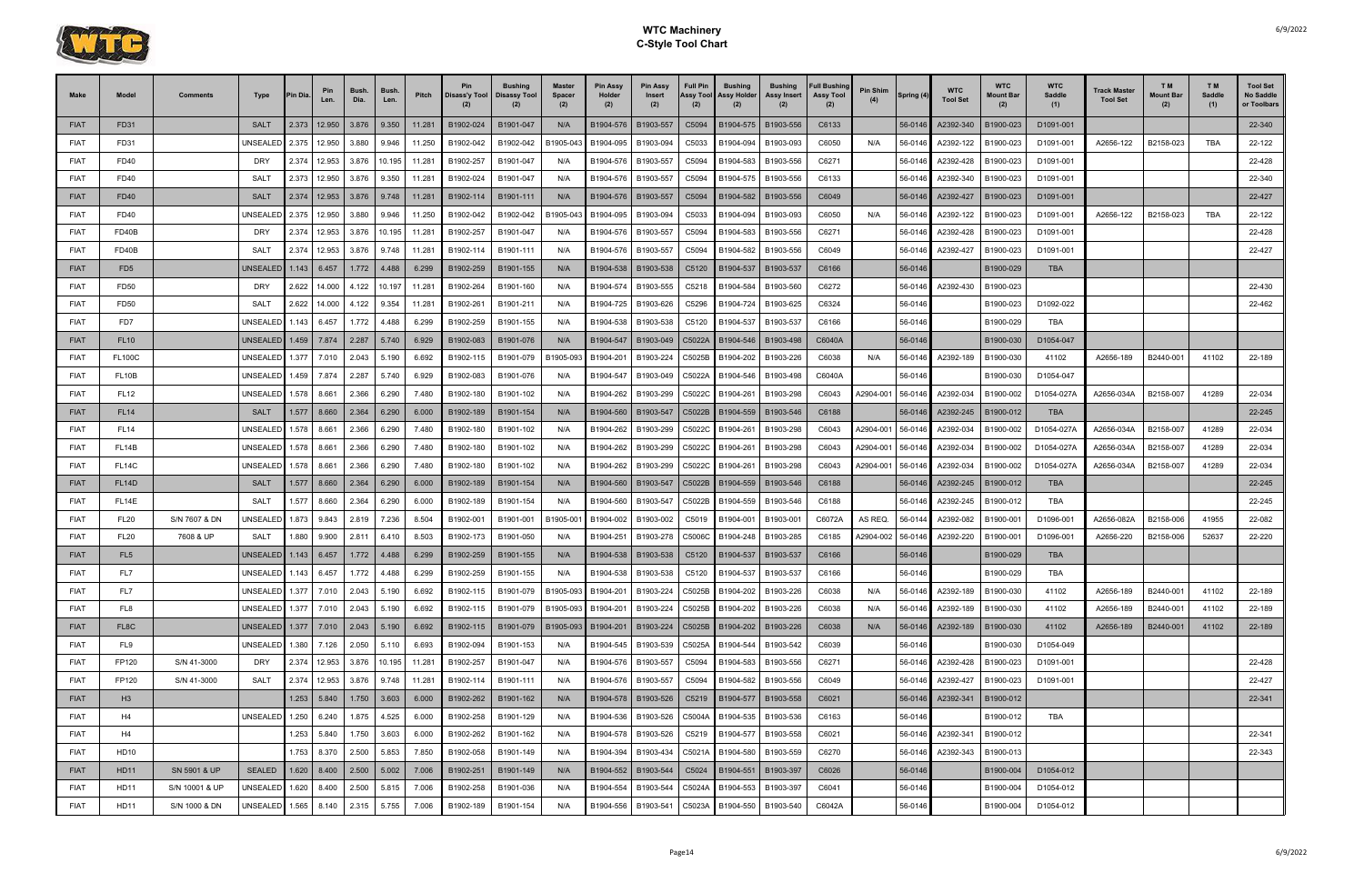# WTC Machinery
## C-Style Tool Chart

| Make | Model | Comments | Type | Pin Dia. | Pin Len. | Bush. Dia. | Bush. Len. | Pitch | Pin Disass'y Tool (2) | Bushing Disassy Tool (2) | Master Spacer (2) | Pin Assy Holder (2) | Pin Assy Insert (2) | Full Pin Assy Tool (2) | Bushing Assy Holder (2) | Bushing Assy Insert (2) | Full Bushing Assy Tool (2) | Pin Shim (4) | Spring (4) | WTC Tool Set | WTC Mount Bar (2) | WTC Saddle (1) | Track Master Tool Set | T M Mount Bar (2) | T M Saddle (1) | Tool Set No Saddle or Toolbars |
|---|---|---|---|---|---|---|---|---|---|---|---|---|---|---|---|---|---|---|---|---|---|---|---|---|---|---|
| FIAT | FD31 | | SALT | 2.373 | 12.950 | 3.876 | 9.350 | 11.281 | B1902-024 | B1901-047 | N/A | B1904-576 | B1903-557 | C5094 | B1904-575 | B1903-556 | C6133 | | 56-0146 | A2392-340 | B1900-023 | D1091-001 | | | | 22-340 |
| FIAT | FD31 | | UNSEALED | 2.375 | 12.950 | 3.880 | 9.946 | 11.250 | B1902-042 | B1902-042 | B1905-043 | B1904-095 | B1903-094 | C5033 | B1904-094 | B1903-093 | C6050 | N/A | 56-0146 | A2392-122 | B1900-023 | D1091-001 | A2656-122 | B2158-023 | TBA | 22-122 |
| FIAT | FD40 | | DRY | 2.374 | 12.953 | 3.876 | 10.195 | 11.281 | B1902-257 | B1901-047 | N/A | B1904-576 | B1903-557 | C5094 | B1904-583 | B1903-556 | C6271 | | 56-0146 | A2392-428 | B1900-023 | D1091-001 | | | | 22-428 |
| FIAT | FD40 | | SALT | 2.373 | 12.950 | 3.876 | 9.350 | 11.281 | B1902-024 | B1901-047 | N/A | B1904-576 | B1903-557 | C5094 | B1904-575 | B1903-556 | C6133 | | 56-0146 | A2392-340 | B1900-023 | D1091-001 | | | | 22-340 |
| FIAT | FD40 | | SALT | 2.374 | 12.953 | 3.876 | 9.748 | 11.281 | B1902-114 | B1901-111 | N/A | B1904-576 | B1903-557 | C5094 | B1904-582 | B1903-556 | C6049 | | 56-0146 | A2392-427 | B1900-023 | D1091-001 | | | | 22-427 |
| FIAT | FD40 | | UNSEALED | 2.375 | 12.950 | 3.880 | 9.946 | 11.250 | B1902-042 | B1902-042 | B1905-043 | B1904-095 | B1903-094 | C5033 | B1904-094 | B1903-093 | C6050 | N/A | 56-0146 | A2392-122 | B1900-023 | D1091-001 | A2656-122 | B2158-023 | TBA | 22-122 |
| FIAT | FD40B | | DRY | 2.374 | 12.953 | 3.876 | 10.195 | 11.281 | B1902-257 | B1901-047 | N/A | B1904-576 | B1903-557 | C5094 | B1904-583 | B1903-556 | C6271 | | 56-0146 | A2392-428 | B1900-023 | D1091-001 | | | | 22-428 |
| FIAT | FD40B | | SALT | 2.374 | 12.953 | 3.876 | 9.748 | 11.281 | B1902-114 | B1901-111 | N/A | B1904-576 | B1903-557 | C5094 | B1904-582 | B1903-556 | C6049 | | 56-0146 | A2392-427 | B1900-023 | D1091-001 | | | | 22-427 |
| FIAT | FD5 | | UNSEALED | 1.143 | 6.457 | 1.772 | 4.488 | 6.299 | B1902-259 | B1901-155 | N/A | B1904-538 | B1903-538 | C5120 | B1904-537 | B1903-537 | C6166 | | 56-0146 | | B1900-029 | TBA | | | | |
| FIAT | FD50 | | DRY | 2.622 | 14.000 | 4.122 | 10.197 | 11.281 | B1902-264 | B1901-160 | N/A | B1904-574 | B1903-555 | C5218 | B1904-584 | B1903-560 | C6272 | | 56-0146 | A2392-430 | B1900-023 | | | | | 22-430 |
| FIAT | FD50 | | SALT | 2.622 | 14.000 | 4.122 | 9.354 | 11.281 | B1902-261 | B1901-211 | N/A | B1904-725 | B1903-626 | C5296 | B1904-724 | B1903-625 | C6324 | | 56-0146 | | B1900-023 | D1092-022 | | | | 22-462 |
| FIAT | FD7 | | UNSEALED | 1.143 | 6.457 | 1.772 | 4.488 | 6.299 | B1902-259 | B1901-155 | N/A | B1904-538 | B1903-538 | C5120 | B1904-537 | B1903-537 | C6166 | | 56-0146 | | B1900-029 | TBA | | | | |
| FIAT | FL10 | | UNSEALED | 1.459 | 7.874 | 2.287 | 5.740 | 6.929 | B1902-083 | B1901-076 | N/A | B1904-547 | B1903-049 | C5022A | B1904-546 | B1903-498 | C6040A | | 56-0146 | | B1900-030 | D1054-047 | | | | |
| FIAT | FL100C | | UNSEALED | 1.377 | 7.010 | 2.043 | 5.190 | 6.692 | B1902-115 | B1901-079 | B1905-093 | B1904-201 | B1903-224 | C5025B | B1904-202 | B1903-226 | C6038 | N/A | 56-0146 | A2392-189 | B1900-030 | 41102 | A2656-189 | B2440-001 | 41102 | 22-189 |
| FIAT | FL10B | | UNSEALED | 1.459 | 7.874 | 2.287 | 5.740 | 6.929 | B1902-083 | B1901-076 | N/A | B1904-547 | B1903-049 | C5022A | B1904-546 | B1903-498 | C6040A | | 56-0146 | | B1900-030 | D1054-047 | | | | |
| FIAT | FL12 | | UNSEALED | 1.578 | 8.661 | 2.366 | 6.290 | 7.480 | B1902-180 | B1901-102 | N/A | B1904-262 | B1903-299 | C5022C | B1904-261 | B1903-298 | C6043 | A2904-001 | 56-0146 | A2392-034 | B1900-002 | D1054-027A | A2656-034A | B2158-007 | 41289 | 22-034 |
| FIAT | FL14 | | SALT | 1.577 | 8.660 | 2.364 | 6.290 | 6.000 | B1902-189 | B1901-154 | N/A | B1904-560 | B1903-547 | C5022B | B1904-559 | B1903-546 | C6188 | | 56-0146 | A2392-245 | B1900-012 | TBA | | | | 22-245 |
| FIAT | FL14 | | UNSEALED | 1.578 | 8.661 | 2.366 | 6.290 | 7.480 | B1902-180 | B1901-102 | N/A | B1904-262 | B1903-299 | C5022C | B1904-261 | B1903-298 | C6043 | A2904-001 | 56-0146 | A2392-034 | B1900-002 | D1054-027A | A2656-034A | B2158-007 | 41289 | 22-034 |
| FIAT | FL14B | | UNSEALED | 1.578 | 8.661 | 2.366 | 6.290 | 7.480 | B1902-180 | B1901-102 | N/A | B1904-262 | B1903-299 | C5022C | B1904-261 | B1903-298 | C6043 | A2904-001 | 56-0146 | A2392-034 | B1900-002 | D1054-027A | A2656-034A | B2158-007 | 41289 | 22-034 |
| FIAT | FL14C | | UNSEALED | 1.578 | 8.661 | 2.366 | 6.290 | 7.480 | B1902-180 | B1901-102 | N/A | B1904-262 | B1903-299 | C5022C | B1904-261 | B1903-298 | C6043 | A2904-001 | 56-0146 | A2392-034 | B1900-002 | D1054-027A | A2656-034A | B2158-007 | 41289 | 22-034 |
| FIAT | FL14D | | SALT | 1.577 | 8.660 | 2.364 | 6.290 | 6.000 | B1902-189 | B1901-154 | N/A | B1904-560 | B1903-547 | C5022B | B1904-559 | B1903-546 | C6188 | | 56-0146 | A2392-245 | B1900-012 | TBA | | | | 22-245 |
| FIAT | FL14E | | SALT | 1.577 | 8.660 | 2.364 | 6.290 | 6.000 | B1902-189 | B1901-154 | N/A | B1904-560 | B1903-547 | C5022B | B1904-559 | B1903-546 | C6188 | | 56-0146 | A2392-245 | B1900-012 | TBA | | | | 22-245 |
| FIAT | FL20 | S/N 7607 & DN | UNSEALED | 1.873 | 9.843 | 2.819 | 7.236 | 8.504 | B1902-001 | B1901-001 | B1905-001 | B1904-002 | B1903-002 | C5019 | B1904-001 | B1903-001 | C6072A | AS REQ. | 56-0144 | A2392-082 | B1900-001 | D1096-001 | A2656-082A | B2158-006 | 41955 | 22-082 |
| FIAT | FL20 | 7608 & UP | SALT | 1.880 | 9.900 | 2.811 | 6.410 | 8.503 | B1902-173 | B1901-050 | N/A | B1904-251 | B1903-278 | C5006C | B1904-248 | B1903-285 | C6185 | A2904-002 | 56-0146 | A2392-220 | B1900-001 | D1096-001 | A2656-220 | B2158-006 | 52637 | 22-220 |
| FIAT | FL5 | | UNSEALED | 1.143 | 6.457 | 1.772 | 4.488 | 6.299 | B1902-259 | B1901-155 | N/A | B1904-538 | B1903-538 | C5120 | B1904-537 | B1903-537 | C6166 | | 56-0146 | | B1900-029 | TBA | | | | |
| FIAT | FL7 | | UNSEALED | 1.143 | 6.457 | 1.772 | 4.488 | 6.299 | B1902-259 | B1901-155 | N/A | B1904-538 | B1903-538 | C5120 | B1904-537 | B1903-537 | C6166 | | 56-0146 | | B1900-029 | TBA | | | | |
| FIAT | FL7 | | UNSEALED | 1.377 | 7.010 | 2.043 | 5.190 | 6.692 | B1902-115 | B1901-079 | B1905-093 | B1904-201 | B1903-224 | C5025B | B1904-202 | B1903-226 | C6038 | N/A | 56-0146 | A2392-189 | B1900-030 | 41102 | A2656-189 | B2440-001 | 41102 | 22-189 |
| FIAT | FL8 | | UNSEALED | 1.377 | 7.010 | 2.043 | 5.190 | 6.692 | B1902-115 | B1901-079 | B1905-093 | B1904-201 | B1903-224 | C5025B | B1904-202 | B1903-226 | C6038 | N/A | 56-0146 | A2392-189 | B1900-030 | 41102 | A2656-189 | B2440-001 | 41102 | 22-189 |
| FIAT | FL8C | | UNSEALED | 1.377 | 7.010 | 2.043 | 5.190 | 6.692 | B1902-115 | B1901-079 | B1905-093 | B1904-201 | B1903-224 | C5025B | B1904-202 | B1903-226 | C6038 | N/A | 56-0146 | A2392-189 | B1900-030 | 41102 | A2656-189 | B2440-001 | 41102 | 22-189 |
| FIAT | FL9 | | UNSEALED | 1.380 | 7.126 | 2.050 | 5.110 | 6.693 | B1902-094 | B1901-153 | N/A | B1904-545 | B1903-539 | C5025A | B1904-544 | B1903-542 | C6039 | | 56-0146 | | B1900-030 | D1054-049 | | | | |
| FIAT | FP120 | S/N 41-3000 | DRY | 2.374 | 12.953 | 3.876 | 10.195 | 11.281 | B1902-257 | B1901-047 | N/A | B1904-576 | B1903-557 | C5094 | B1904-583 | B1903-556 | C6271 | | 56-0146 | A2392-428 | B1900-023 | D1091-001 | | | | 22-428 |
| FIAT | FP120 | S/N 41-3000 | SALT | 2.374 | 12.953 | 3.876 | 9.748 | 11.281 | B1902-114 | B1901-111 | N/A | B1904-576 | B1903-557 | C5094 | B1904-582 | B1903-556 | C6049 | | 56-0146 | A2392-427 | B1900-023 | D1091-001 | | | | 22-427 |
| FIAT | H3 | | | 1.253 | 5.840 | 1.750 | 3.603 | 6.000 | B1902-262 | B1901-162 | N/A | B1904-578 | B1903-526 | C5219 | B1904-577 | B1903-558 | C6021 | | 56-0146 | A2392-341 | B1900-012 | | | | | 22-341 |
| FIAT | H4 | | UNSEALED | 1.250 | 6.240 | 1.875 | 4.525 | 6.000 | B1902-258 | B1901-129 | N/A | B1904-536 | B1903-526 | C5004A | B1904-535 | B1903-536 | C6163 | | 56-0146 | | B1900-012 | TBA | | | | |
| FIAT | H4 | | | 1.253 | 5.840 | 1.750 | 3.603 | 6.000 | B1902-262 | B1901-162 | N/A | B1904-578 | B1903-526 | C5219 | B1904-577 | B1903-558 | C6021 | | 56-0146 | A2392-341 | B1900-012 | | | | | 22-341 |
| FIAT | HD10 | | | 1.753 | 8.370 | 2.500 | 5.853 | 7.850 | B1902-058 | B1901-149 | N/A | B1904-394 | B1903-434 | C5021A | B1904-580 | B1903-559 | C6270 | | 56-0146 | A2392-343 | B1900-013 | | | | | 22-343 |
| FIAT | HD11 | SN 5901 & UP | SEALED | 1.620 | 8.400 | 2.500 | 5.002 | 7.006 | B1902-251 | B1901-149 | N/A | B1904-552 | B1903-544 | C5024 | B1904-551 | B1903-397 | C6026 | | 56-0146 | | B1900-004 | D1054-012 | | | | |
| FIAT | HD11 | S/N 10001 & UP | UNSEALED | 1.620 | 8.400 | 2.500 | 5.815 | 7.006 | B1902-258 | B1901-036 | N/A | B1904-554 | B1903-544 | C5024A | B1904-553 | B1903-397 | C6041 | | 56-0146 | | B1900-004 | D1054-012 | | | | |
| FIAT | HD11 | S/N 1000 & DN | UNSEALED | 1.565 | 8.140 | 2.315 | 5.755 | 7.006 | B1902-189 | B1901-154 | N/A | B1904-556 | B1903-541 | C5023A | B1904-550 | B1903-540 | C6042A | | 56-0146 | | B1900-004 | D1054-012 | | | | |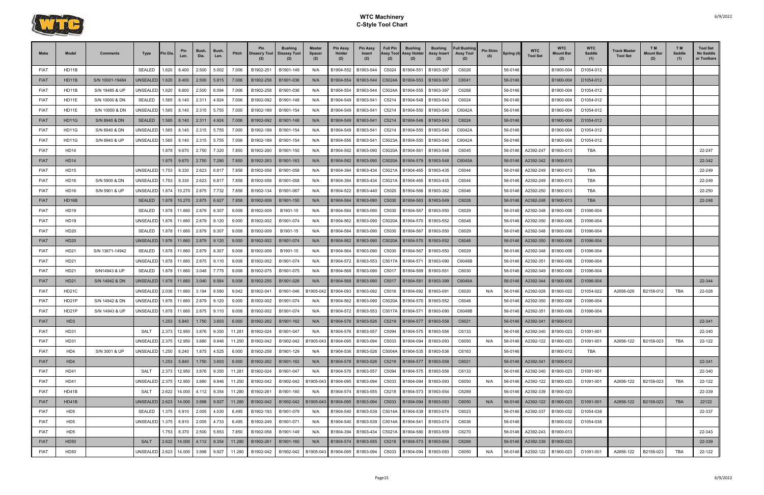# WTC Machinery
## C-Style Tool Chart

| Make | Model | Comments | Type | Pin Dia. | Pin Len. | Bush. Dia. | Bush. Len. | Pitch | Pin Disass'y Tool (2) | Bushing Disassy Tool (2) | Master Spacer (2) | Pin Assy Holder (2) | Pin Assy Insert (2) | Full Pin Assy Tool (2) | Bushing Assy Holder (2) | Bushing Assy Insert (2) | Full Bushing Assy Tool (2) | Pin Shim (4) | Spring (4) | WTC Tool Set | WTC Mount Bar (2) | WTC Saddle (1) | Track Master Tool Set | T M Mount Bar (2) | T M Saddle (1) | Tool Set No Saddle or Toolbars |
|---|---|---|---|---|---|---|---|---|---|---|---|---|---|---|---|---|---|---|---|---|---|---|---|---|---|---|
| FIAT | HD11B | | SEALED | 1.620 | 8.400 | 2.500 | 5.002 | 7.006 | B1902-251 | B1901-149 | N/A | B1904-552 | B1903-544 | C5024 | B1904-551 | B1903-397 | C6026 | | 56-0146 | | B1900-004 | D1054-012 | | | | |
| FIAT | HD11B | S/N 10001-19484 | UNSEALED | 1.620 | 8.400 | 2.500 | 5.815 | 7.006 | B1902-258 | B1901-036 | N/A | B1904-554 | B1903-544 | C5024A | B1904-553 | B1903-397 | C6041 | | 56-0146 | | B1900-004 | D1054-012 | | | | |
| FIAT | HD11B | S/N 19485 & UP | UNSEALED | 1.620 | 8.600 | 2.500 | 6.094 | 7.006 | B1902-258 | B1901-036 | N/A | B1904-554 | B1903-544 | C5024A | B1904-555 | B1903-397 | C6268 | | 56-0146 | | B1900-004 | D1054-012 | | | | |
| FIAT | HD11E | S/N 10000 & DN | SEALED | 1.565 | 8.140 | 2.311 | 4.924 | 7.006 | B1902-092 | B1901-148 | N/A | B1904-549 | B1903-541 | C5214 | B1904-548 | B1903-543 | C6024 | | 56-0146 | | B1900-004 | D1054-012 | | | | |
| FIAT | HD11E | S/N 10000 & DN | UNSEALED | 1.565 | 8.140 | 2.315 | 5.755 | 7.000 | B1902-189 | B1901-154 | N/A | B1904-549 | B1903-541 | C5214 | B1904-550 | B1903-540 | C6042A | | 56-0146 | | B1900-004 | D1054-012 | | | | |
| FIAT | HD11G | S/N 8940 & DN | SEALED | 1.565 | 8.140 | 2.311 | 4.924 | 7.006 | B1902-092 | B1901-148 | N/A | B1904-549 | B1903-541 | C5214 | B1904-548 | B1903-543 | C6024 | | 56-0146 | | B1900-004 | D1054-012 | | | | |
| FIAT | HD11G | S/N 8940 & DN | UNSEALED | 1.565 | 8.140 | 2.315 | 5.755 | 7.000 | B1902-189 | B1901-154 | N/A | B1904-549 | B1903-541 | C5214 | B1904-550 | B1903-540 | C6042A | | 56-0146 | | B1900-004 | D1054-012 | | | | |
| FIAT | HD11G | S/N 8940 & UP | UNSEALED | 1.565 | 8.140 | 2.315 | 5.755 | 7.006 | B1902-189 | B1901-154 | N/A | B1904-556 | B1903-541 | C5023A | B1904-550 | B1903-540 | C6042A | | 56-0146 | | B1900-004 | D1054-012 | | | | |
| FIAT | HD14 | | | 1.878 | 9.670 | 2.750 | 7.320 | 7.850 | B1902-260 | B1901-150 | N/A | B1904-562 | B1903-090 | C5020A | B1904-561 | B1903-548 | C6045 | | 56-0146 | A2392-247 | B1900-013 | TBA | | | | 22-247 |
| FIAT | HD14 | | | 1.875 | 9.670 | 2.750 | 7.280 | 7.850 | B1902-263 | B1901-163 | N/A | B1904-562 | B1903-090 | C5020A | B1904-579 | B1903-548 | C6045A | | 56-0146 | A2392-342 | B1900-013 | | | | | 22-342 |
| FIAT | HD15 | | UNSEALED | 1.753 | 9.330 | 2.623 | 6.817 | 7.858 | B1902-058 | B1901-058 | N/A | B1904-394 | B1903-434 | C5021A | B1904-465 | B1903-435 | C6044 | | 56-0146 | A2392-249 | B1900-013 | TBA | | | | 22-249 |
| FIAT | HD16 | S/N 5900 & DN | UNSEALED | 1.753 | 9.330 | 2.623 | 6.817 | 7.858 | B1902-058 | B1901-058 | N/A | B1904-394 | B1903-434 | C5021A | B1904-465 | B1903-435 | C6044 | | 56-0146 | A2392-249 | B1900-013 | TBA | | | | 22-249 |
| FIAT | HD16 | S/N 5901 & UP | UNSEALED | 1.874 | 10.270 | 2.875 | 7.732 | 7.858 | B1902-134 | B1901-067 | N/A | B1904-522 | B1903-440 | C5020 | B1904-566 | B1903-382 | C6046 | | 56-0146 | A2392-250 | B1900-013 | TBA | | | | 22-250 |
| FIAT | HD16B | | SEALED | 1.878 | 10.270 | 2.875 | 6.927 | 7.858 | B1902-009 | B1901-150 | N/A | B1904-564 | B1903-090 | C5030 | B1904-563 | B1903-549 | C6028 | | 56-0146 | A2392-248 | B1900-013 | TBA | | | | 22-248 |
| FIAT | HD19 | | SEALED | 1.878 | 11.660 | 2.879 | 8.307 | 9.008 | B1902-009 | B1901-15 | N/A | B1904-564 | B1903-090 | C5030 | B1904-567 | B1903-550 | C6029 | | 56-0146 | A2392-348 | B1900-006 | D1096-004 | | | | |
| FIAT | HD19 | | UNSEALED | 1.876 | 11.660 | 2.879 | 9.120 | 9.000 | B1902-002 | B1901-074 | N/A | B1904-562 | B1903-090 | C5020A | B1904-570 | B1903-552 | C6048 | | 56-0146 | A2392-350 | B1900-006 | D1096-004 | | | | |
| FIAT | HD20 | | SEALED | 1.878 | 11.660 | 2.879 | 8.307 | 9.008 | B1902-009 | B1901-15 | N/A | B1904-564 | B1903-090 | C5030 | B1904-567 | B1903-550 | C6029 | | 56-0146 | A2392-348 | B1900-006 | D1096-004 | | | | |
| FIAT | HD20 | | UNSEALED | 1.876 | 11.660 | 2.879 | 9.120 | 9.000 | B1902-002 | B1901-074 | N/A | B1904-562 | B1903-090 | C5020A | B1904-570 | B1903-552 | C6048 | | 56-0146 | A2392-350 | B1900-006 | D1096-004 | | | | |
| FIAT | HD21 | S/N 13871-14942 | SEALED | 1.878 | 11.660 | 2.879 | 8.307 | 9.008 | B1902-009 | B1901-15 | N/A | B1904-564 | B1903-090 | C5030 | B1904-567 | B1903-550 | C6029 | | 56-0146 | A2392-348 | B1900-006 | D1096-004 | | | | |
| FIAT | HD21 | | UNSEALED | 1.878 | 11.660 | 2.875 | 9.110 | 9.008 | B1902-002 | B1901-074 | N/A | B1904-572 | B1903-553 | C5017A | B1904-571 | B1903-090 | C6049B | | 56-0146 | A2392-351 | B1900-006 | D1096-004 | | | | |
| FIAT | HD21 | S/N14943 & UP | SEALED | 1.878 | 11.660 | 3.048 | 7.775 | 9.008 | B1902-075 | B1901-075 | N/A | B1904-568 | B1903-090 | C5017 | B1904-569 | B1903-551 | C6030 | | 56-0146 | A2392-349 | B1900-006 | D1096-004 | | | | |
| FIAT | HD21 | S/N 14942 & DN | UNSEALED | 1.878 | 11.660 | 3.040 | 8.584 | 9.008 | B1902-255 | B1901-026 | N/A | B1904-568 | B1903-090 | C5017 | B1904-581 | B1903-399 | C6049A | | 56-0146 | A2392-344 | B1900-006 | D1096-004 | | | | 22-344 |
| FIAT | HD21C | | UNSEALED | 2.036 | 11.660 | 3.194 | 8.580 | 9.042 | B1902-041 | B1901-046 | B1905-042 | B1904-093 | B1903-092 | C5016 | B1904-092 | B1903-091 | C6020 | N/A | 56-0146 | A2392-028 | B1900-022 | D1054-022 | A2656-028 | B2158-012 | TBA | 22-028 |
| FIAT | HD21P | S/N 14942 & DN | UNSEALED | 1.876 | 11.660 | 2.879 | 9.120 | 9.000 | B1902-002 | B1901-074 | N/A | B1904-562 | B1903-090 | C5020A | B1904-570 | B1903-552 | C6048 | | 56-0146 | A2392-350 | B1900-006 | D1096-004 | | | | |
| FIAT | HD21P | S/N 14943 & UP | UNSEALED | 1.878 | 11.660 | 2.875 | 9.110 | 9.008 | B1902-002 | B1901-074 | N/A | B1904-572 | B1903-553 | C5017A | B1904-571 | B1903-090 | C6049B | | 56-0146 | A2392-351 | B1900-006 | D1096-004 | | | | |
| FIAT | HD3 | | | 1.253 | 5.840 | 1.750 | 3.603 | 6.000 | B1902-262 | B1901-162 | N/A | B1904-578 | B1903-526 | C5219 | B1904-577 | B1903-558 | C6021 | | 56-0146 | A2392-341 | B1900-012 | | | | | 22-341 |
| FIAT | HD31 | | SALT | 2.373 | 12.950 | 3.876 | 9.350 | 11.281 | B1902-024 | B1901-047 | N/A | B1904-576 | B1903-557 | C5094 | B1904-575 | B1903-556 | C6133 | | 56-0146 | A2392-340 | B1900-023 | D1091-001 | | | | 22-340 |
| FIAT | HD31 | | UNSEALED | 2.375 | 12.950 | 3.880 | 9.946 | 11.250 | B1902-042 | B1902-042 | B1905-043 | B1904-095 | B1903-094 | C5033 | B1904-094 | B1903-093 | C6050 | N/A | 56-0146 | A2392-122 | B1900-023 | D1091-001 | A2656-122 | B2158-023 | TBA | 22-122 |
| FIAT | HD4 | S/N 3001 & UP | UNSEALED | 1.250 | 6.240 | 1.875 | 4.525 | 6.000 | B1902-258 | B1901-129 | N/A | B1904-536 | B1903-526 | C5004A | B1904-535 | B1903-536 | C6163 | | 56-0146 | | B1900-012 | TBA | | | | |
| FIAT | HD4 | | | 1.253 | 5.840 | 1.750 | 3.603 | 6.000 | B1902-262 | B1901-162 | N/A | B1904-578 | B1903-526 | C5219 | B1904-577 | B1903-558 | C6021 | | 56-0146 | A2392-341 | B1900-012 | | | | | 22-341 |
| FIAT | HD41 | | SALT | 2.373 | 12.950 | 3.876 | 9.350 | 11.281 | B1902-024 | B1901-047 | N/A | B1904-576 | B1903-557 | C5094 | B1904-575 | B1903-556 | C6133 | | 56-0146 | A2392-340 | B1900-023 | D1091-001 | | | | 22-340 |
| FIAT | HD41 | | UNSEALED | 2.375 | 12.950 | 3.880 | 9.946 | 11.250 | B1902-042 | B1902-042 | B1905-043 | B1904-095 | B1903-094 | C5033 | B1904-094 | B1903-093 | C6050 | N/A | 56-0146 | A2392-122 | B1900-023 | D1091-001 | A2656-122 | B2158-023 | TBA | 22-122 |
| FIAT | HD41B | | SALT | 2.622 | 14.000 | 4.112 | 9.354 | 11.280 | B1902-261 | B1901-160 | N/A | B1904-574 | B1903-555 | C5218 | B1904-573 | B1903-554 | C6269 | | 56-0146 | A2392-339 | B1900-023 | | | | | 22-339 |
| FIAT | HD41B | | UNSEALED | 2.623 | 14.000 | 3.998 | 9.927 | 11.280 | B1902-042 | B1902-042 | B1905-043 | B1904-095 | B1903-094 | C5033 | B1904-094 | B1903-093 | C6050 | N/A | 56-0146 | A2392-122 | B1900-023 | D1091-001 | A2656-122 | B2158-023 | TBA | 22122 |
| FIAT | HD5 | | SEALED | 1.375 | 6.910 | 2.005 | 4.030 | 6.495 | B1902-193 | B1901-079 | N/A | B1904-540 | B1903-539 | C5014A | B1904-539 | B1903-074 | C6023 | | 56-0146 | A2392-337 | B1900-032 | D1054-038 | | | | 22-337 |
| FIAT | HD5 | | UNSEALED | 1.375 | 6.910 | 2.005 | 4.733 | 6.495 | B1902-249 | B1901-071 | N/A | B1904-540 | B1903-539 | C5014A | B1904-541 | B1903-074 | C6036 | | 56-0146 | | B1900-032 | D1054-038 | | | | |
| FIAT | HD5 | | | 1.753 | 8.370 | 2.500 | 5.853 | 7.850 | B1902-058 | B1901-149 | N/A | B1904-394 | B1903-434 | C5021A | B1904-580 | B1903-559 | C6270 | | 56-0146 | A2392-243 | B1900-013 | | | | | 22-343 |
| FIAT | HD50 | | SALT | 2.622 | 14.000 | 4.112 | 9.354 | 11.280 | B1902-261 | B1901-160 | N/A | B1904-574 | B1903-555 | C5218 | B1904-573 | B1903-554 | C6269 | | 56-0146 | A2392-339 | B1900-023 | | | | | 22-339 |
| FIAT | HD50 | | UNSEALED | 2.623 | 14.000 | 3.998 | 9.927 | 11.280 | B1902-042 | B1902-042 | B1905-043 | B1904-095 | B1903-094 | C5033 | B1904-094 | B1903-093 | C6050 | N/A | 56-0146 | A2392-122 | B1900-023 | D1091-001 | A2656-122 | B2158-023 | TBA | 22-122 |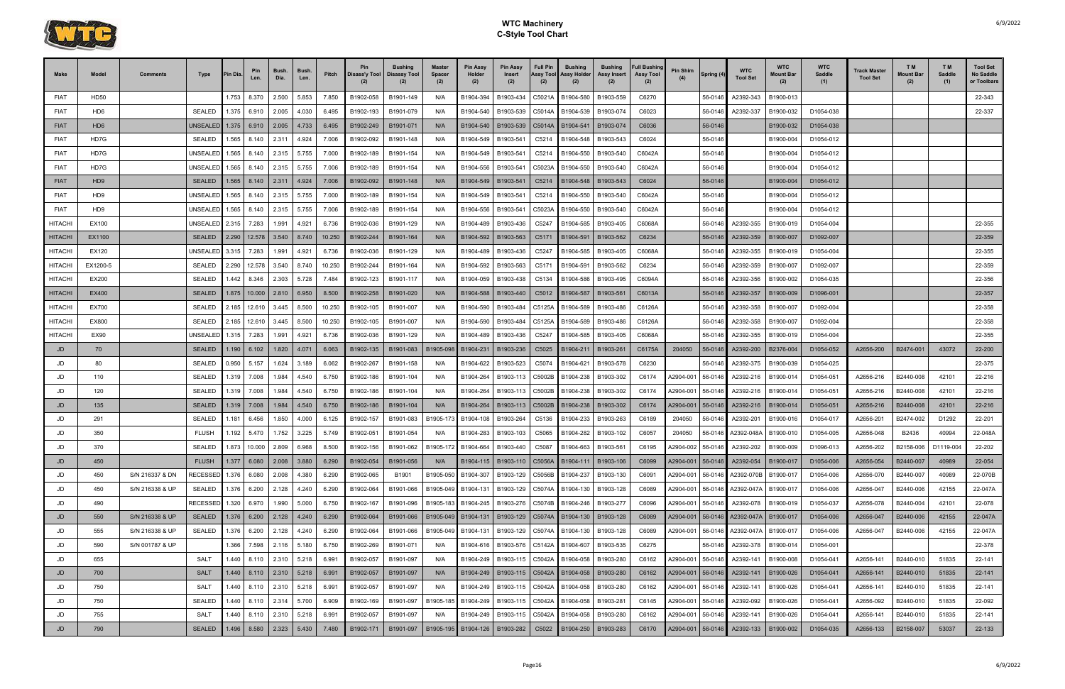# WTC Machinery
## C-Style Tool Chart

| Make | Model | Comments | Type | Pin Dia. | Pin Len. | Bush. Dia. | Bush. Len. | Pitch | Pin Disass'y Tool (2) | Bushing Disassy Tool (2) | Master Spacer (2) | Pin Assy Holder (2) | Pin Assy Insert (2) | Full Pin Assy Tool (2) | Bushing Assy Holder (2) | Bushing Assy Insert (2) | Full Bushing Assy Tool (2) | Pin Shim (4) | Spring (4) | WTC Tool Set | WTC Mount Bar (2) | WTC Saddle (1) | Track Master Tool Set | T M Mount Bar (2) | T M Saddle (1) | Tool Set No Saddle or Toolbars |
|---|---|---|---|---|---|---|---|---|---|---|---|---|---|---|---|---|---|---|---|---|---|---|---|---|---|---|
| FIAT | HD50 | | | 1.753 | 8.370 | 2.500 | 5.853 | 7.850 | B1902-058 | B1901-149 | N/A | B1904-394 | B1903-434 | C5021A | B1904-580 | B1903-559 | C6270 | | 56-0146 | A2392-343 | B1900-013 | | | | | 22-343 |
| FIAT | HD6 | | SEALED | 1.375 | 6.910 | 2.005 | 4.030 | 6.495 | B1902-193 | B1901-079 | N/A | B1904-540 | B1903-539 | C5014A | B1904-539 | B1903-074 | C6023 | | 56-0146 | A2392-337 | B1900-032 | D1054-038 | | | | 22-337 |
| FIAT | HD6 | | UNSEALED | 1.375 | 6.910 | 2.005 | 4.733 | 6.495 | B1902-249 | B1901-071 | N/A | B1904-540 | B1903-539 | C5014A | B1904-541 | B1903-074 | C6036 | | 56-0146 | | B1900-032 | D1054-038 | | | | |
| FIAT | HD7G | | SEALED | 1.565 | 8.140 | 2.311 | 4.924 | 7.006 | B1902-092 | B1901-148 | N/A | B1904-549 | B1903-541 | C5214 | B1904-548 | B1903-543 | C6024 | | 56-0146 | | B1900-004 | D1054-012 | | | | |
| FIAT | HD7G | | UNSEALED | 1.565 | 8.140 | 2.315 | 5.755 | 7.000 | B1902-189 | B1901-154 | N/A | B1904-549 | B1903-541 | C5214 | B1904-550 | B1903-540 | C6042A | | 56-0146 | | B1900-004 | D1054-012 | | | | |
| FIAT | HD7G | | UNSEALED | 1.565 | 8.140 | 2.315 | 5.755 | 7.006 | B1902-189 | B1901-154 | N/A | B1904-556 | B1903-541 | C5023A | B1904-550 | B1903-540 | C6042A | | 56-0146 | | B1900-004 | D1054-012 | | | | |
| FIAT | HD9 | | SEALED | 1.565 | 8.140 | 2.311 | 4.924 | 7.006 | B1902-092 | B1901-148 | N/A | B1904-549 | B1903-541 | C5214 | B1904-548 | B1903-543 | C6024 | | 56-0146 | | B1900-004 | D1054-012 | | | | |
| FIAT | HD9 | | UNSEALED | 1.565 | 8.140 | 2.315 | 5.755 | 7.000 | B1902-189 | B1901-154 | N/A | B1904-549 | B1903-541 | C5214 | B1904-550 | B1903-540 | C6042A | | 56-0146 | | B1900-004 | D1054-012 | | | | |
| FIAT | HD9 | | UNSEALED | 1.565 | 8.140 | 2.315 | 5.755 | 7.006 | B1902-189 | B1901-154 | N/A | B1904-556 | B1903-541 | C5023A | B1904-550 | B1903-540 | C6042A | | 56-0146 | | B1900-004 | D1054-012 | | | | |
| HITACHI | EX100 | | UNSEALED | 2.315 | 7.283 | 1.991 | 4.921 | 6.736 | B1902-036 | B1901-129 | N/A | B1904-489 | B1903-436 | C5247 | B1904-585 | B1903-405 | C6068A | | 56-0146 | A2392-355 | B1900-019 | D1054-004 | | | | 22-355 |
| HITACHI | EX1100 | | SEALED | 2.290 | 12.578 | 3.540 | 8.740 | 10.250 | B1902-244 | B1901-164 | N/A | B1904-592 | B1903-563 | C5171 | B1904-591 | B1903-562 | C6234 | | 56-0146 | A2392-359 | B1900-007 | D1092-007 | | | | 22-359 |
| HITACHI | EX120 | | UNSEALED | 3.315 | 7.283 | 1.991 | 4.921 | 6.736 | B1902-036 | B1901-129 | N/A | B1904-489 | B1903-436 | C5247 | B1904-585 | B1903-405 | C6068A | | 56-0146 | A2392-355 | B1900-019 | D1054-004 | | | | 22-355 |
| HITACHI | EX1200-5 | | SEALED | 2.290 | 12.578 | 3.540 | 8.740 | 10.250 | B1902-244 | B1901-164 | N/A | B1904-592 | B1903-563 | C5171 | B1904-591 | B1903-562 | C6234 | | 56-0146 | A2392-359 | B1900-007 | D1092-007 | | | | 22-359 |
| HITACHI | EX200 | | SEALED | 1.442 | 8.346 | 2.303 | 5.728 | 7.484 | B1902-123 | B1901-117 | N/A | B1904-059 | B1903-438 | C5134 | B1904-586 | B1903-495 | C6094A | | 56-0146 | A2392-356 | B1900-002 | D1054-035 | | | | 22-356 |
| HITACHI | EX400 | | SEALED | 1.875 | 10.000 | 2.810 | 6.950 | 8.500 | B1902-258 | B1901-020 | N/A | B1904-588 | B1903-440 | C5012 | B1904-587 | B1903-561 | C6013A | | 56-0146 | A2392-357 | B1900-009 | D1096-001 | | | | 22-357 |
| HITACHI | EX700 | | SEALED | 2.185 | 12.610 | 3.445 | 8.500 | 10.250 | B1902-105 | B1901-007 | N/A | B1904-590 | B1903-484 | C5125A | B1904-589 | B1903-486 | C6126A | | 56-0146 | A2392-358 | B1900-007 | D1092-004 | | | | 22-358 |
| HITACHI | EX800 | | SEALED | 2.185 | 12.610 | 3.445 | 8.500 | 10.250 | B1902-105 | B1901-007 | N/A | B1904-590 | B1903-484 | C5125A | B1904-589 | B1903-486 | C6126A | | 56-0146 | A2392-358 | B1900-007 | D1092-004 | | | | 22-358 |
| HITACHI | EX90 | | UNSEALED | 1.315 | 7.283 | 1.991 | 4.921 | 6.736 | B1902-036 | B1901-129 | N/A | B1904-489 | B1903-436 | C5247 | B1904-585 | B1903-405 | C6068A | | 56-0146 | A2392-355 | B1900-019 | D1054-004 | | | | 22-355 |
| JD | 70 | | SEALED | 1.190 | 6.102 | 1.820 | 4.071 | 6.063 | B1902-135 | B1901-083 | B1905-098 | B1904-231 | B1903-236 | C5025 | B1904-211 | B1903-261 | C6175A | 204050 | 56-0146 | A2392-200 | B2376-004 | D1054-052 | A2656-200 | B2474-001 | 43072 | 22-200 |
| JD | 80 | | SEALED | 0.950 | 5.157 | 1.624 | 3.189 | 6.062 | B1902-267 | B1901-158 | N/A | B1904-622 | B1903-523 | C5074 | B1904-621 | B1903-578 | C6230 | | 56-0146 | A2392-375 | B1900-039 | D1054-025 | | | | 22-375 |
| JD | 110 | | SEALED | 1.319 | 7.008 | 1.984 | 4.540 | 6.750 | B1902-186 | B1901-104 | N/A | B1904-264 | B1903-113 | C5002B | B1904-238 | B1903-302 | C6174 | A2904-001 | 56-0146 | A2392-216 | B1900-014 | D1054-051 | A2656-216 | B2440-008 | 42101 | 22-216 |
| JD | 120 | | SEALED | 1.319 | 7.008 | 1.984 | 4.540 | 6.750 | B1902-186 | B1901-104 | N/A | B1904-264 | B1903-113 | C5002B | B1904-238 | B1903-302 | C6174 | A2904-001 | 56-0146 | A2392-216 | B1900-014 | D1054-051 | A2656-216 | B2440-008 | 42101 | 22-216 |
| JD | 135 | | SEALED | 1.319 | 7.008 | 1.984 | 4.540 | 6.750 | B1902-186 | B1901-104 | N/A | B1904-264 | B1903-113 | C5002B | B1904-238 | B1903-302 | C6174 | A2904-001 | 56-0146 | A2392-216 | B1900-014 | D1054-051 | A2656-216 | B2440-008 | 42101 | 22-216 |
| JD | 291 | | SEALED | 1.181 | 6.456 | 1.850 | 4.000 | 6.125 | B1902-157 | B1901-083 | B1905-173 | B1904-108 | B1903-264 | C5136 | B1904-233 | B1903-263 | C6189 | 204050 | 56-0146 | A2392-201 | B1900-016 | D1054-017 | A2656-201 | B2474-002 | D1292 | 22-201 |
| JD | 350 | | FLUSH | 1.192 | 5.470 | 1.752 | 3.225 | 5.749 | B1902-051 | B1901-054 | N/A | B1904-283 | B1903-103 | C5065 | B1904-282 | B1903-102 | C6057 | 204050 | 56-0146 | A2392-048A | B1900-010 | D1054-005 | A2656-048 | B2436 | 40994 | 22-048A |
| JD | 370 | | SEALED | 1.873 | 10.000 | 2.809 | 6.968 | 8.500 | B1902-156 | B1901-062 | B1905-172 | B1904-664 | B1903-440 | C5087 | B1904-663 | B1903-561 | C6195 | A2904-002 | 56-0146 | A2392-202 | B1900-009 | D1096-013 | A2656-202 | B2158-006 | D1119-004 | 22-202 |
| JD | 450 | | FLUSH | 1.377 | 6.080 | 2.008 | 3.880 | 6.290 | B1902-054 | B1901-056 | N/A | B1904-115 | B1903-110 | C5056A | B1904-111 | B1903-106 | C6099 | A2904-001 | 56-0146 | A2392-054 | B1900-017 | D1054-006 | A2656-054 | B2440-007 | 40989 | 22-054 |
| JD | 450 | S/N 216337 & DN | RECESSED | 1.376 | 6.080 | 2.008 | 4.380 | 6.290 | B1902-065 | B1901 | B1905-050 | B1904-307 | B1903-129 | C5056B | B1904-237 | B1903-130 | C6091 | A2904-001 | 56-0146 | A2392-070B | B1900-017 | D1054-006 | A2656-070 | B2440-007 | 40989 | 22-070B |
| JD | 450 | S/N 216338 & UP | SEALED | 1.376 | 6.200 | 2.128 | 4.240 | 6.290 | B1902-064 | B1901-066 | B1905-049 | B1904-131 | B1903-129 | C5074A | B1904-130 | B1903-128 | C6089 | A2904-001 | 56-0146 | A2392-047A | B1900-017 | D1054-006 | A2656-047 | B2440-006 | 42155 | 22-047A |
| JD | 490 | | RECESSED | 1.320 | 6.970 | 1.990 | 5.000 | 6.750 | B1902-167 | B1901-096 | B1905-183 | B1904-245 | B1903-276 | C5074B | B1904-246 | B1903-277 | C6096 | A2904-001 | 56-0146 | A2392-078 | B1900-019 | D1054-037 | A2656-078 | B2440-004 | 42101 | 22-078 |
| JD | 550 | S/N 216338 & UP | SEALED | 1.376 | 6.200 | 2.128 | 4.240 | 6.290 | B1902-064 | B1901-066 | B1905-049 | B1904-131 | B1903-129 | C5074A | B1904-130 | B1903-128 | C6089 | A2904-001 | 56-0146 | A2392-047A | B1900-017 | D1054-006 | A2656-047 | B2440-006 | 42155 | 22-047A |
| JD | 555 | S/N 216338 & UP | SEALED | 1.376 | 6.200 | 2.128 | 4.240 | 6.290 | B1902-064 | B1901-066 | B1905-049 | B1904-131 | B1903-129 | C5074A | B1904-130 | B1903-128 | C6089 | A2904-001 | 56-0146 | A2392-047A | B1900-017 | D1054-006 | A2656-047 | B2440-006 | 42155 | 22-047A |
| JD | 590 | S/N 001787 & UP | | 1.366 | 7.598 | 2.116 | 5.180 | 6.750 | B1902-269 | B1901-071 | N/A | B1904-616 | B1903-576 | C5142A | B1904-607 | B1903-535 | C6275 | | 56-0146 | A2392-378 | B1900-014 | D1054-001 | | | | 22-378 |
| JD | 655 | | SALT | 1.440 | 8.110 | 2.310 | 5.218 | 6.991 | B1902-057 | B1901-097 | N/A | B1904-249 | B1903-115 | C5042A | B1904-058 | B1903-280 | C6162 | A2904-001 | 56-0146 | A2392-141 | B1900-008 | D1054-041 | A2656-141 | B2440-010 | 51835 | 22-141 |
| JD | 700 | | SALT | 1.440 | 8.110 | 2.310 | 5.218 | 6.991 | B1902-057 | B1901-097 | N/A | B1904-249 | B1903-115 | C5042A | B1904-058 | B1903-280 | C6162 | A2904-001 | 56-0146 | A2392-141 | B1900-026 | D1054-041 | A2656-141 | B2440-010 | 51835 | 22-141 |
| JD | 750 | | SALT | 1.440 | 8.110 | 2.310 | 5.218 | 6.991 | B1902-057 | B1901-097 | N/A | B1904-249 | B1903-115 | C5042A | B1904-058 | B1903-280 | C6162 | A2904-001 | 56-0146 | A2392-141 | B1900-026 | D1054-041 | A2656-141 | B2440-010 | 51835 | 22-141 |
| JD | 750 | | SEALED | 1.440 | 8.110 | 2.314 | 5.700 | 6.909 | B1902-169 | B1901-097 | B1905-185 | B1904-249 | B1903-115 | C5042A | B1904-058 | B1903-281 | C6145 | A2904-001 | 56-0146 | A2392-092 | B1900-026 | D1054-041 | A2656-092 | B2440-010 | 51835 | 22-092 |
| JD | 755 | | SALT | 1.440 | 8.110 | 2.310 | 5.218 | 6.991 | B1902-057 | B1901-097 | N/A | B1904-249 | B1903-115 | C5042A | B1904-058 | B1903-280 | C6162 | A2904-001 | 56-0146 | A2392-141 | B1900-026 | D1054-041 | A2656-141 | B2440-010 | 51835 | 22-141 |
| JD | 790 | | SEALED | 1.496 | 8.580 | 2.323 | 5.430 | 7.480 | B1902-171 | B1901-097 | B1905-195 | B1904-126 | B1903-282 | C5022 | B1904-250 | B1903-283 | C6170 | A2904-001 | 56-0146 | A2392-133 | B1900-002 | D1054-035 | A2656-133 | B2158-007 | 53037 | 22-133 |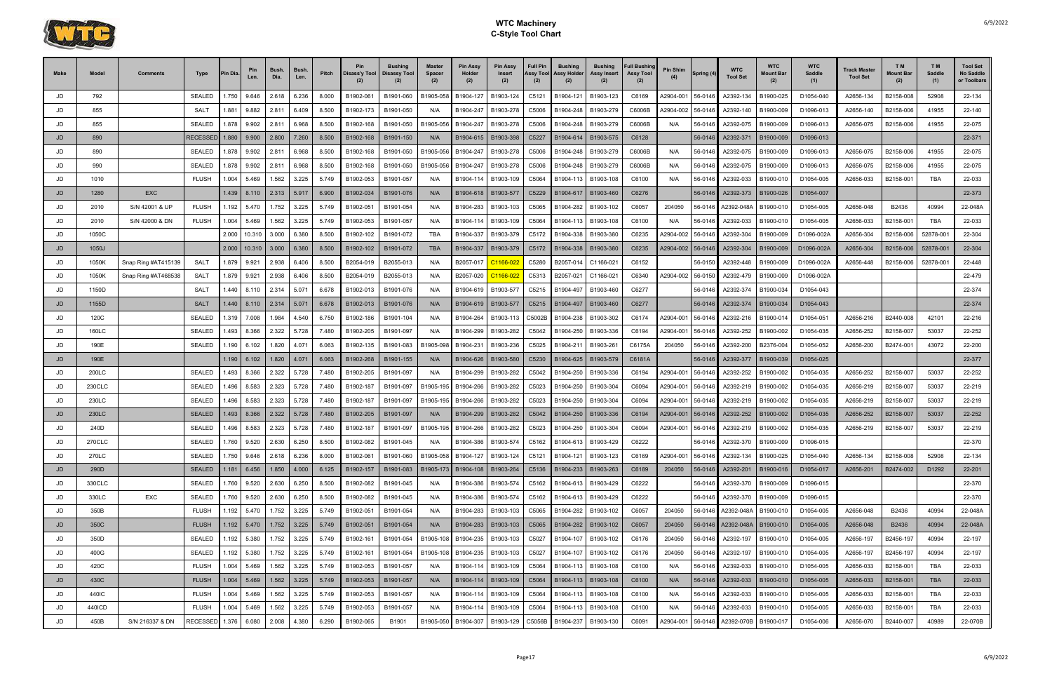# WTC Machinery
## C-Style Tool Chart

| Make | Model | Comments | Type | Pin Dia. | Pin Len. | Bush. Dia. | Bush. Len. | Pitch | Pin Disass'y Tool (2) | Bushing Disassy Tool (2) | Master Spacer (2) | Pin Assy Holder (2) | Pin Assy Insert (2) | Full Pin Assy Tool (2) | Bushing Assy Holder (2) | Bushing Assy Insert (2) | Full Bushing Assy Tool (2) | Pin Shim (4) | Spring (4) | WTC Tool Set | WTC Mount Bar (2) | WTC Saddle (1) | Track Master Tool Set | T M Mount Bar (2) | T M Saddle (1) | Tool Set No Saddle or Toolbars |
|---|---|---|---|---|---|---|---|---|---|---|---|---|---|---|---|---|---|---|---|---|---|---|---|---|---|---|
| JD | 792 | | SEALED | 1.750 | 9.646 | 2.618 | 6.236 | 8.000 | B1902-061 | B1901-060 | B1905-058 | B1904-127 | B1903-124 | C5121 | B1904-121 | B1903-123 | C6169 | A2904-001 | 56-0146 | A2392-134 | B1900-025 | D1054-040 | A2656-134 | B2158-008 | 52908 | 22-134 |
| JD | 855 | | SALT | 1.881 | 9.882 | 2.811 | 6.409 | 8.500 | B1902-173 | B1901-050 | N/A | B1904-247 | B1903-278 | C5006 | B1904-248 | B1903-279 | C6006B | A2904-002 | 56-0146 | A2392-140 | B1900-009 | D1096-013 | A2656-140 | B2158-006 | 41955 | 22-140 |
| JD | 855 | | SEALED | 1.878 | 9.902 | 2.811 | 6.968 | 8.500 | B1902-168 | B1901-050 | B1905-056 | B1904-247 | B1903-278 | C5006 | B1904-248 | B1903-279 | C6006B | N/A | 56-0146 | A2392-075 | B1900-009 | D1096-013 | A2656-075 | B2158-006 | 41955 | 22-075 |
| JD | 890 | | RECESSED | 1.880 | 9.900 | 2.800 | 7.260 | 8.500 | B1902-168 | B1901-150 | N/A | B1904-615 | B1903-398 | C5227 | B1904-614 | B1903-575 | C6128 | | 56-0146 | A2392-371 | B1900-009 | D1096-013 | | | | 22-371 |
| JD | 890 | | SEALED | 1.878 | 9.902 | 2.811 | 6.968 | 8.500 | B1902-168 | B1901-050 | B1905-056 | B1904-247 | B1903-278 | C5006 | B1904-248 | B1903-279 | C6006B | N/A | 56-0146 | A2392-075 | B1900-009 | D1096-013 | A2656-075 | B2158-006 | 41955 | 22-075 |
| JD | 990 | | SEALED | 1.878 | 9.902 | 2.811 | 6.968 | 8.500 | B1902-168 | B1901-050 | B1905-056 | B1904-247 | B1903-278 | C5006 | B1904-248 | B1903-279 | C6006B | N/A | 56-0146 | A2392-075 | B1900-009 | D1096-013 | A2656-075 | B2158-006 | 41955 | 22-075 |
| JD | 1010 | | FLUSH | 1.004 | 5.469 | 1.562 | 3.225 | 5.749 | B1902-053 | B1901-057 | N/A | B1904-114 | B1903-109 | C5064 | B1904-113 | B1903-108 | C6100 | N/A | 56-0146 | A2392-033 | B1900-010 | D1054-005 | A2656-033 | B2158-001 | TBA | 22-033 |
| JD | 1280 | EXC | | 1.439 | 8.110 | 2.313 | 5.917 | 6.900 | B1902-034 | B1901-076 | N/A | B1904-618 | B1903-577 | C5229 | B1904-617 | B1903-460 | C6276 | | 56-0146 | A2392-373 | B1900-026 | D1054-007 | | | | 22-373 |
| JD | 2010 | S/N 42001 & UP | FLUSH | 1.192 | 5.470 | 1.752 | 3.225 | 5.749 | B1902-051 | B1901-054 | N/A | B1904-283 | B1903-103 | C5065 | B1904-282 | B1903-102 | C6057 | 204050 | 56-0146 | A2392-048A | B1900-010 | D1054-005 | A2656-048 | B2436 | 40994 | 22-048A |
| JD | 2010 | S/N 42000 & DN | FLUSH | 1.004 | 5.469 | 1.562 | 3.225 | 5.749 | B1902-053 | B1901-057 | N/A | B1904-114 | B1903-109 | C5064 | B1904-113 | B1903-108 | C6100 | N/A | 56-0146 | A2392-033 | B1900-010 | D1054-005 | A2656-033 | B2158-001 | TBA | 22-033 |
| JD | 1050C | | | 2.000 | 10.310 | 3.000 | 6.380 | 8.500 | B1902-102 | B1901-072 | TBA | B1904-337 | B1903-379 | C5172 | B1904-338 | B1903-380 | C6235 | A2904-002 | 56-0146 | A2392-304 | B1900-009 | D1096-002A | A2656-304 | B2158-006 | 52878-001 | 22-304 |
| JD | 1050J | | | 2.000 | 10.310 | 3.000 | 6.380 | 8.500 | B1902-102 | B1901-072 | TBA | B1904-337 | B1903-379 | C5172 | B1904-338 | B1903-380 | C6235 | A2904-002 | 56-0146 | A2392-304 | B1900-009 | D1096-002A | A2656-304 | B2158-006 | 52878-001 | 22-304 |
| JD | 1050K | Snap Ring #AT415139 | SALT | 1.879 | 9.921 | 2.938 | 6.406 | 8.500 | B2054-019 | B2055-013 | N/A | B2057-017 | C1166-022 | C5280 | B2057-014 | C1166-021 | C6152 | | 56-0150 | A2392-448 | B1900-009 | D1096-002A | A2656-448 | B2158-006 | 52878-001 | 22-448 |
| JD | 1050K | Snap Ring #AT468538 | SALT | 1.879 | 9.921 | 2.938 | 6.406 | 8.500 | B2054-019 | B2055-013 | N/A | B2057-020 | C1166-022 | C5313 | B2057-021 | C1166-021 | C6340 | A2904-002 | 56-0150 | A2392-479 | B1900-009 | D1096-002A | | | | 22-479 |
| JD | 1150D | | SALT | 1.440 | 8.110 | 2.314 | 5.071 | 6.678 | B1902-013 | B1901-076 | N/A | B1904-619 | B1903-577 | C5215 | B1904-497 | B1903-460 | C6277 | | 56-0146 | A2392-374 | B1900-034 | D1054-043 | | | | 22-374 |
| JD | 1155D | | SALT | 1.440 | 8.110 | 2.314 | 5.071 | 6.678 | B1902-013 | B1901-076 | N/A | B1904-619 | B1903-577 | C5215 | B1904-497 | B1903-460 | C6277 | | 56-0146 | A2392-374 | B1900-034 | D1054-043 | | | | 22-374 |
| JD | 120C | | SEALED | 1.319 | 7.008 | 1.984 | 4.540 | 6.750 | B1902-186 | B1901-104 | N/A | B1904-264 | B1903-113 | C5002B | B1904-238 | B1903-302 | C6174 | A2904-001 | 56-0146 | A2392-216 | B1900-014 | D1054-051 | A2656-216 | B2440-008 | 42101 | 22-216 |
| JD | 160LC | | SEALED | 1.493 | 8.366 | 2.322 | 5.728 | 7.480 | B1902-205 | B1901-097 | N/A | B1904-299 | B1903-282 | C5042 | B1904-250 | B1903-336 | C6194 | A2904-001 | 56-0146 | A2392-252 | B1900-002 | D1054-035 | A2656-252 | B2158-007 | 53037 | 22-252 |
| JD | 190E | | SEALED | 1.190 | 6.102 | 1.820 | 4.071 | 6.063 | B1902-135 | B1901-083 | B1905-098 | B1904-231 | B1903-236 | C5025 | B1904-211 | B1903-261 | C6175A | 204050 | 56-0146 | A2392-200 | B2376-004 | D1054-052 | A2656-200 | B2474-001 | 43072 | 22-200 |
| JD | 190E | | | 1.190 | 6.102 | 1.820 | 4.071 | 6.063 | B1902-268 | B1901-155 | N/A | B1904-626 | B1903-580 | C5230 | B1904-625 | B1903-579 | C6181A | | 56-0146 | A2392-377 | B1900-039 | D1054-025 | | | | 22-377 |
| JD | 200LC | | SEALED | 1.493 | 8.366 | 2.322 | 5.728 | 7.480 | B1902-205 | B1901-097 | N/A | B1904-299 | B1903-282 | C5042 | B1904-250 | B1903-336 | C6194 | A2904-001 | 56-0146 | A2392-252 | B1900-002 | D1054-035 | A2656-252 | B2158-007 | 53037 | 22-252 |
| JD | 230CLC | | SEALED | 1.496 | 8.583 | 2.323 | 5.728 | 7.480 | B1902-187 | B1901-097 | B1905-195 | B1904-266 | B1903-282 | C5023 | B1904-250 | B1903-304 | C6094 | A2904-001 | 56-0146 | A2392-219 | B1900-002 | D1054-035 | A2656-219 | B2158-007 | 53037 | 22-219 |
| JD | 230LC | | SEALED | 1.496 | 8.583 | 2.323 | 5.728 | 7.480 | B1902-187 | B1901-097 | B1905-195 | B1904-266 | B1903-282 | C5023 | B1904-250 | B1903-304 | C6094 | A2904-001 | 56-0146 | A2392-219 | B1900-002 | D1054-035 | A2656-219 | B2158-007 | 53037 | 22-219 |
| JD | 230LC | | SEALED | 1.493 | 8.366 | 2.322 | 5.728 | 7.480 | B1902-205 | B1901-097 | N/A | B1904-299 | B1903-282 | C5042 | B1904-250 | B1903-336 | C6194 | A2904-001 | 56-0146 | A2392-252 | B1900-002 | D1054-035 | A2656-252 | B2158-007 | 53037 | 22-252 |
| JD | 240D | | SEALED | 1.496 | 8.583 | 2.323 | 5.728 | 7.480 | B1902-187 | B1901-097 | B1905-195 | B1904-266 | B1903-282 | C5023 | B1904-250 | B1903-304 | C6094 | A2904-001 | 56-0146 | A2392-219 | B1900-002 | D1054-035 | A2656-219 | B2158-007 | 53037 | 22-219 |
| JD | 270CLC | | SEALED | 1.760 | 9.520 | 2.630 | 6.250 | 8.500 | B1902-082 | B1901-045 | N/A | B1904-386 | B1903-574 | C5162 | B1904-613 | B1903-429 | C6222 | | 56-0146 | A2392-370 | B1900-009 | D1096-015 | | | | 22-370 |
| JD | 270LC | | SEALED | 1.750 | 9.646 | 2.618 | 6.236 | 8.000 | B1902-061 | B1901-060 | B1905-058 | B1904-127 | B1903-124 | C5121 | B1904-121 | B1903-123 | C6169 | A2904-001 | 56-0146 | A2392-134 | B1900-025 | D1054-040 | A2656-134 | B2158-008 | 52908 | 22-134 |
| JD | 290D | | SEALED | 1.181 | 6.456 | 1.850 | 4.000 | 6.125 | B1902-157 | B1901-083 | B1905-173 | B1904-108 | B1903-264 | C5136 | B1904-233 | B1903-263 | C6189 | 204050 | 56-0146 | A2392-201 | B1900-016 | D1054-017 | A2656-201 | B2474-002 | D1292 | 22-201 |
| JD | 330CLC | | SEALED | 1.760 | 9.520 | 2.630 | 6.250 | 8.500 | B1902-082 | B1901-045 | N/A | B1904-386 | B1903-574 | C5162 | B1904-613 | B1903-429 | C6222 | | 56-0146 | A2392-370 | B1900-009 | D1096-015 | | | | 22-370 |
| JD | 330LC | EXC | SEALED | 1.760 | 9.520 | 2.630 | 6.250 | 8.500 | B1902-082 | B1901-045 | N/A | B1904-386 | B1903-574 | C5162 | B1904-613 | B1903-429 | C6222 | | 56-0146 | A2392-370 | B1900-009 | D1096-015 | | | | 22-370 |
| JD | 350B | | FLUSH | 1.192 | 5.470 | 1.752 | 3.225 | 5.749 | B1902-051 | B1901-054 | N/A | B1904-283 | B1903-103 | C5065 | B1904-282 | B1903-102 | C6057 | 204050 | 56-0146 | A2392-048A | B1900-010 | D1054-005 | A2656-048 | B2436 | 40994 | 22-048A |
| JD | 350C | | FLUSH | 1.192 | 5.470 | 1.752 | 3.225 | 5.749 | B1902-051 | B1901-054 | N/A | B1904-283 | B1903-103 | C5065 | B1904-282 | B1903-102 | C6057 | 204050 | 56-0146 | A2392-048A | B1900-010 | D1054-005 | A2656-048 | B2436 | 40994 | 22-048A |
| JD | 350D | | SEALED | 1.192 | 5.380 | 1.752 | 3.225 | 5.749 | B1902-161 | B1901-054 | B1905-108 | B1904-235 | B1903-103 | C5027 | B1904-107 | B1903-102 | C6176 | 204050 | 56-0146 | A2392-197 | B1900-010 | D1054-005 | A2656-197 | B2456-197 | 40994 | 22-197 |
| JD | 400G | | SEALED | 1.192 | 5.380 | 1.752 | 3.225 | 5.749 | B1902-161 | B1901-054 | B1905-108 | B1904-235 | B1903-103 | C5027 | B1904-107 | B1903-102 | C6176 | 204050 | 56-0146 | A2392-197 | B1900-010 | D1054-005 | A2656-197 | B2456-197 | 40994 | 22-197 |
| JD | 420C | | FLUSH | 1.004 | 5.469 | 1.562 | 3.225 | 5.749 | B1902-053 | B1901-057 | N/A | B1904-114 | B1903-109 | C5064 | B1904-113 | B1903-108 | C6100 | N/A | 56-0146 | A2392-033 | B1900-010 | D1054-005 | A2656-033 | B2158-001 | TBA | 22-033 |
| JD | 430C | | FLUSH | 1.004 | 5.469 | 1.562 | 3.225 | 5.749 | B1902-053 | B1901-057 | N/A | B1904-114 | B1903-109 | C5064 | B1904-113 | B1903-108 | C6100 | N/A | 56-0146 | A2392-033 | B1900-010 | D1054-005 | A2656-033 | B2158-001 | TBA | 22-033 |
| JD | 440IC | | FLUSH | 1.004 | 5.469 | 1.562 | 3.225 | 5.749 | B1902-053 | B1901-057 | N/A | B1904-114 | B1903-109 | C5064 | B1904-113 | B1903-108 | C6100 | N/A | 56-0146 | A2392-033 | B1900-010 | D1054-005 | A2656-033 | B2158-001 | TBA | 22-033 |
| JD | 440ICD | | FLUSH | 1.004 | 5.469 | 1.562 | 3.225 | 5.749 | B1902-053 | B1901-057 | N/A | B1904-114 | B1903-109 | C5064 | B1904-113 | B1903-108 | C6100 | N/A | 56-0146 | A2392-033 | B1900-010 | D1054-005 | A2656-033 | B2158-001 | TBA | 22-033 |
| JD | 450B | S/N 216337 & DN | RECESSED | 1.376 | 6.080 | 2.008 | 4.380 | 6.290 | B1902-065 | B1901 | B1905-050 | B1904-307 | B1903-129 | C5056B | B1904-237 | B1903-130 | C6091 | A2904-001 | 56-0146 | A2392-070B | B1900-017 | D1054-006 | A2656-070 | B2440-007 | 40989 | 22-070B |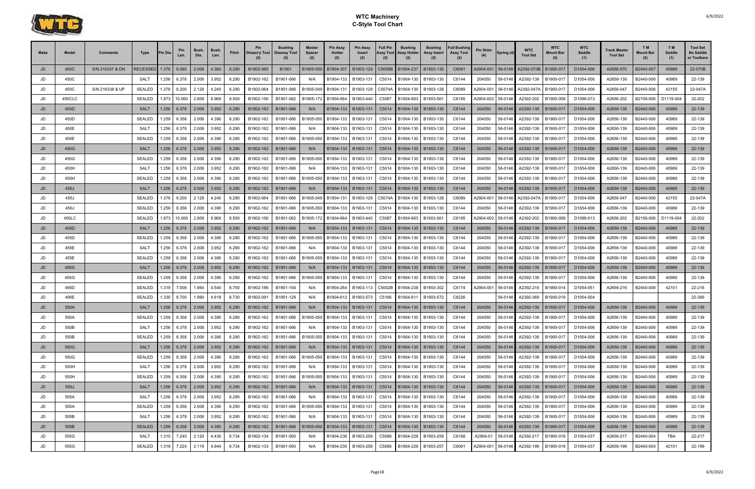# WTC Machinery
## C-Style Tool Chart

| Make | Model | Comments | Type | Pin Dia. | Pin Len. | Bush. Dia. | Bush. Len. | Pitch | Pin Disass'y Tool (2) | Bushing Disassy Tool (2) | Master Spacer (2) | Pin Assy Holder (2) | Pin Assy Insert (2) | Full Pin Assy Tool (2) | Bushing Assy Holder (2) | Bushing Assy Insert (2) | Full Bushing Assy Tool (2) | Pin Shim (4) | Spring (4) | WTC Tool Set | WTC Mount Bar (2) | WTC Saddle (1) | Track Master Tool Set | T M Mount Bar (2) | T M Saddle (1) | Tool Set No Saddle or Toolbars |
|---|---|---|---|---|---|---|---|---|---|---|---|---|---|---|---|---|---|---|---|---|---|---|---|---|---|---|
| JD | 450C | S/N 216337 & DN | RECESSED | 1.376 | 6.080 | 2.008 | 4.380 | 6.290 | B1902-065 | B1901 | B1905-050 | B1904-307 | B1903-129 | C5056B | B1904-237 | B1903-130 | C6091 | A2904-001 | 56-0146 | A2392-070B | B1900-017 | D1054-006 | A2656-070 | B2440-007 | 40989 | 22-070B |
| JD | 450C | | SALT | 1.256 | 6.378 | 2.008 | 3.952 | 6.290 | B1902-162 | B1901-066 | N/A | B1904-133 | B1903-131 | C5014 | B1904-130 | B1903-130 | C6144 | 204050 | 56-0146 | A2392-139 | B1900-017 | D1054-006 | A2656-139 | B2440-006 | 40989 | 22-139 |
| JD | 450C | S/N 216338 & UP | SEALED | 1.376 | 6.200 | 2.128 | 4.240 | 6.290 | B1902-064 | B1901-066 | B1905-049 | B1904-131 | B1903-129 | C5074A | B1904-130 | B1903-128 | C6089 | A2904-001 | 56-0146 | A2392-047A | B1900-017 | D1054-006 | A2656-047 | B2440-006 | 42155 | 22-047A |
| JD | 450CLC | | SEALED | 1.873 | 10.000 | 2.809 | 6.968 | 8.500 | B1902-156 | B1901-062 | B1905-172 | B1904-664 | B1903-440 | C5087 | B1904-663 | B1903-561 | C6195 | A2904-002 | 56-0146 | A2392-202 | B1900-009 | D1096-013 | A2656-202 | B2158-006 | D1119-004 | 22-202 |
| JD | 450D | | SALT | 1.256 | 6.378 | 2.008 | 3.952 | 6.290 | B1902-162 | B1901-066 | N/A | B1904-133 | B1903-131 | C5014 | B1904-130 | B1903-130 | C6144 | 204050 | 56-0146 | A2392-139 | B1900-017 | D1054-006 | A2656-139 | B2440-006 | 40989 | 22-139 |
| JD | 450D | | SEALED | 1.259 | 6.358 | 2.008 | 4.390 | 6.290 | B1902-162 | B1901-066 | B1905-050 | B1904-133 | B1903-131 | C5014 | B1904-130 | B1903-130 | C6144 | 204050 | 56-0146 | A2392-139 | B1900-017 | D1054-006 | A2656-139 | B2440-006 | 40989 | 22-139 |
| JD | 450E | | SALT | 1.256 | 6.378 | 2.008 | 3.952 | 6.290 | B1902-162 | B1901-066 | N/A | B1904-133 | B1903-131 | C5014 | B1904-130 | B1903-130 | C6144 | 204050 | 56-0146 | A2392-139 | B1900-017 | D1054-006 | A2656-139 | B2440-006 | 40989 | 22-139 |
| JD | 450E | | SEALED | 1.259 | 6.358 | 2.008 | 4.390 | 6.290 | B1902-162 | B1901-066 | B1905-050 | B1904-133 | B1903-131 | C5014 | B1904-130 | B1903-130 | C6144 | 204050 | 56-0146 | A2392-139 | B1900-017 | D1054-006 | A2656-139 | B2440-006 | 40989 | 22-139 |
| JD | 450G | | SALT | 1.256 | 6.378 | 2.008 | 3.952 | 6.290 | B1902-162 | B1901-066 | N/A | B1904-133 | B1903-131 | C5014 | B1904-130 | B1903-130 | C6144 | 204050 | 56-0146 | A2392-139 | B1900-017 | D1054-006 | A2656-139 | B2440-006 | 40989 | 22-139 |
| JD | 450G | | SEALED | 1.259 | 6.358 | 2.008 | 4.390 | 6.290 | B1902-162 | B1901-066 | B1905-050 | B1904-133 | B1903-131 | C5014 | B1904-130 | B1903-130 | C6144 | 204050 | 56-0146 | A2392-139 | B1900-017 | D1054-006 | A2656-139 | B2440-006 | 40989 | 22-139 |
| JD | 450H | | SALT | 1.256 | 6.378 | 2.008 | 3.952 | 6.290 | B1902-162 | B1901-066 | N/A | B1904-133 | B1903-131 | C5014 | B1904-130 | B1903-130 | C6144 | 204050 | 56-0146 | A2392-139 | B1900-017 | D1054-006 | A2656-139 | B2440-006 | 40989 | 22-139 |
| JD | 450H | | SEALED | 1.259 | 6.358 | 2.008 | 4.390 | 6.290 | B1902-162 | B1901-066 | B1905-050 | B1904-133 | B1903-131 | C5014 | B1904-130 | B1903-130 | C6144 | 204050 | 56-0146 | A2392-139 | B1900-017 | D1054-006 | A2656-139 | B2440-006 | 40989 | 22-139 |
| JD | 450J | | SALT | 1.256 | 6.378 | 2.008 | 3.952 | 6.290 | B1902-162 | B1901-066 | N/A | B1904-133 | B1903-131 | C5014 | B1904-130 | B1903-130 | C6144 | 204050 | 56-0146 | A2392-139 | B1900-017 | D1054-006 | A2656-139 | B2440-006 | 40989 | 22-139 |
| JD | 450J | | SEALED | 1.376 | 6.200 | 2.128 | 4.240 | 6.290 | B1902-064 | B1901-066 | B1905-049 | B1904-131 | B1903-129 | C5074A | B1904-130 | B1903-128 | C6089 | A2904-001 | 56-0146 | A2392-047A | B1900-017 | D1054-006 | A2656-047 | B2440-006 | 42155 | 22-047A |
| JD | 450J | | SEALED | 1.259 | 6.358 | 2.008 | 4.390 | 6.290 | B1902-162 | B1901-066 | B1905-050 | B1904-133 | B1903-131 | C5014 | B1904-130 | B1903-130 | C6144 | 204050 | 56-0146 | A2392-139 | B1900-017 | D1054-006 | A2656-139 | B2440-006 | 40989 | 22-139 |
| JD | 450LC | | SEALED | 1.873 | 10.000 | 2.809 | 6.968 | 8.500 | B1902-156 | B1901-062 | B1905-172 | B1904-664 | B1903-440 | C5087 | B1904-663 | B1903-561 | C6195 | A2904-002 | 56-0146 | A2392-202 | B1900-009 | D1096-013 | A2656-202 | B2158-006 | D1119-004 | 22-202 |
| JD | 455D | | SALT | 1.256 | 6.378 | 2.008 | 3.952 | 6.290 | B1902-162 | B1901-066 | N/A | B1904-133 | B1903-131 | C5014 | B1904-130 | B1903-130 | C6144 | 204050 | 56-0146 | A2392-139 | B1900-017 | D1054-006 | A2656-139 | B2440-006 | 40989 | 22-139 |
| JD | 455D | | SEALED | 1.259 | 6.358 | 2.008 | 4.390 | 6.290 | B1902-162 | B1901-066 | B1905-050 | B1904-133 | B1903-131 | C5014 | B1904-130 | B1903-130 | C6144 | 204050 | 56-0146 | A2392-139 | B1900-017 | D1054-006 | A2656-139 | B2440-006 | 40989 | 22-139 |
| JD | 455E | | SALT | 1.256 | 6.378 | 2.008 | 3.952 | 6.290 | B1902-162 | B1901-066 | N/A | B1904-133 | B1903-131 | C5014 | B1904-130 | B1903-130 | C6144 | 204050 | 56-0146 | A2392-139 | B1900-017 | D1054-006 | A2656-139 | B2440-006 | 40989 | 22-139 |
| JD | 455E | | SEALED | 1.259 | 6.358 | 2.008 | 4.390 | 6.290 | B1902-162 | B1901-066 | B1905-050 | B1904-133 | B1903-131 | C5014 | B1904-130 | B1903-130 | C6144 | 204050 | 56-0146 | A2392-139 | B1900-017 | D1054-006 | A2656-139 | B2440-006 | 40989 | 22-139 |
| JD | 455G | | SALT | 1.256 | 6.378 | 2.008 | 3.952 | 6.290 | B1902-162 | B1901-066 | N/A | B1904-133 | B1903-131 | C5014 | B1904-130 | B1903-130 | C6144 | 204050 | 56-0146 | A2392-139 | B1900-017 | D1054-006 | A2656-139 | B2440-006 | 40989 | 22-139 |
| JD | 455G | | SEALED | 1.259 | 6.358 | 2.008 | 4.390 | 6.290 | B1902-162 | B1901-066 | B1905-050 | B1904-133 | B1903-131 | C5014 | B1904-130 | B1903-130 | C6144 | 204050 | 56-0146 | A2392-139 | B1900-017 | D1054-006 | A2656-139 | B2440-006 | 40989 | 22-139 |
| JD | 490D | | SEALED | 1.319 | 7.008 | 1.984 | 4.540 | 6.750 | B1902-186 | B1901-104 | N/A | B1904-264 | B1903-113 | C5002B | B1904-238 | B1903-302 | C6174 | A2904-001 | 56-0146 | A2392-216 | B1900-014 | D1054-051 | A2656-216 | B2440-008 | 42101 | 22-216 |
| JD | 490E | | SEALED | 1.330 | 6.700 | 1.990 | 4.618 | 6.730 | B1902-091 | B1901-129 | N/A | B1904-612 | B1903-573 | C5166 | B1904-611 | B1903-572 | C6226 | | 56-0146 | A2392-369 | B1900-019 | D1054-004 | | | | 22-369 |
| JD | 550A | | SALT | 1.256 | 6.378 | 2.008 | 3.952 | 6.290 | B1902-162 | B1901-066 | N/A | B1904-133 | B1903-131 | C5014 | B1904-130 | B1903-130 | C6144 | 204050 | 56-0146 | A2392-139 | B1900-017 | D1054-006 | A2656-139 | B2440-006 | 40989 | 22-139 |
| JD | 550A | | SEALED | 1.259 | 6.358 | 2.008 | 4.390 | 6.290 | B1902-162 | B1901-066 | B1905-050 | B1904-133 | B1903-131 | C5014 | B1904-130 | B1903-130 | C6144 | 204050 | 56-0146 | A2392-139 | B1900-017 | D1054-006 | A2656-139 | B2440-006 | 40989 | 22-139 |
| JD | 550B | | SALT | 1.256 | 6.378 | 2.008 | 3.952 | 6.290 | B1902-162 | B1901-066 | N/A | B1904-133 | B1903-131 | C5014 | B1904-130 | B1903-130 | C6144 | 204050 | 56-0146 | A2392-139 | B1900-017 | D1054-006 | A2656-139 | B2440-006 | 40989 | 22-139 |
| JD | 550B | | SEALED | 1.259 | 6.358 | 2.008 | 4.390 | 6.290 | B1902-162 | B1901-066 | B1905-050 | B1904-133 | B1903-131 | C5014 | B1904-130 | B1903-130 | C6144 | 204050 | 56-0146 | A2392-139 | B1900-017 | D1054-006 | A2656-139 | B2440-006 | 40989 | 22-139 |
| JD | 550G | | SALT | 1.256 | 6.378 | 2.008 | 3.952 | 6.290 | B1902-162 | B1901-066 | N/A | B1904-133 | B1903-131 | C5014 | B1904-130 | B1903-130 | C6144 | 204050 | 56-0146 | A2392-139 | B1900-017 | D1054-006 | A2656-139 | B2440-006 | 40989 | 22-139 |
| JD | 550G | | SEALED | 1.259 | 6.358 | 2.008 | 4.390 | 6.290 | B1902-162 | B1901-066 | B1905-050 | B1904-133 | B1903-131 | C5014 | B1904-130 | B1903-130 | C6144 | 204050 | 56-0146 | A2392-139 | B1900-017 | D1054-006 | A2656-139 | B2440-006 | 40989 | 22-139 |
| JD | 550H | | SALT | 1.256 | 6.378 | 2.008 | 3.952 | 6.290 | B1902-162 | B1901-066 | N/A | B1904-133 | B1903-131 | C5014 | B1904-130 | B1903-130 | C6144 | 204050 | 56-0146 | A2392-139 | B1900-017 | D1054-006 | A2656-139 | B2440-006 | 40989 | 22-139 |
| JD | 550H | | SEALED | 1.259 | 6.358 | 2.008 | 4.390 | 6.290 | B1902-162 | B1901-066 | B1905-050 | B1904-133 | B1903-131 | C5014 | B1904-130 | B1903-130 | C6144 | 204050 | 56-0146 | A2392-139 | B1900-017 | D1054-006 | A2656-139 | B2440-006 | 40989 | 22-139 |
| JD | 550J | | SALT | 1.256 | 6.378 | 2.008 | 3.952 | 6.290 | B1902-162 | B1901-066 | N/A | B1904-133 | B1903-131 | C5014 | B1904-130 | B1903-130 | C6144 | 204050 | 56-0146 | A2392-139 | B1900-017 | D1054-006 | A2656-139 | B2440-006 | 40989 | 22-139 |
| JD | 555A | | SALT | 1.256 | 6.378 | 2.008 | 3.952 | 6.290 | B1902-162 | B1901-066 | N/A | B1904-133 | B1903-131 | C5014 | B1904-130 | B1903-130 | C6144 | 204050 | 56-0146 | A2392-139 | B1900-017 | D1054-006 | A2656-139 | B2440-006 | 40989 | 22-139 |
| JD | 555A | | SEALED | 1.259 | 6.358 | 2.008 | 4.390 | 6.290 | B1902-162 | B1901-066 | B1905-050 | B1904-133 | B1903-131 | C5014 | B1904-130 | B1903-130 | C6144 | 204050 | 56-0146 | A2392-139 | B1900-017 | D1054-006 | A2656-139 | B2440-006 | 40989 | 22-139 |
| JD | 555B | | SALT | 1.256 | 6.378 | 2.008 | 3.952 | 6.290 | B1902-162 | B1901-066 | N/A | B1904-133 | B1903-131 | C5014 | B1904-130 | B1903-130 | C6144 | 204050 | 56-0146 | A2392-139 | B1900-017 | D1054-006 | A2656-139 | B2440-006 | 40989 | 22-139 |
| JD | 555B | | SEALED | 1.259 | 6.358 | 2.008 | 4.390 | 6.290 | B1902-162 | B1901-066 | B1905-050 | B1904-133 | B1903-131 | C5014 | B1904-130 | B1903-130 | C6144 | 204050 | 56-0146 | A2392-139 | B1900-017 | D1054-006 | A2656-139 | B2440-006 | 40989 | 22-139 |
| JD | 555G | | SALT | 1.310 | 7.240 | 2.120 | 4.430 | 6.734 | B1902-134 | B1901-093 | N/A | B1904-230 | B1903-258 | C5089 | B1904-229 | B1903-259 | C6168 | A2904-01 | 56-0146 | A2392-217 | B1900-019 | D1054-037 | A2656-217 | B2440-004 | TBA | 22-217 |
| JD | 555G | | SEALED | 1.318 | 7.224 | 2.119 | 4.944 | 6.734 | B1902-133 | B1901-093 | N/A | B1904-230 | B1903-258 | C5089 | B1904-229 | B1903-257 | C6061 | A2904-001 | 56-0146 | A2392-199 | B1900-019 | D1054-037 | A2656-199 | B2440-004 | 42101 | 22-199 |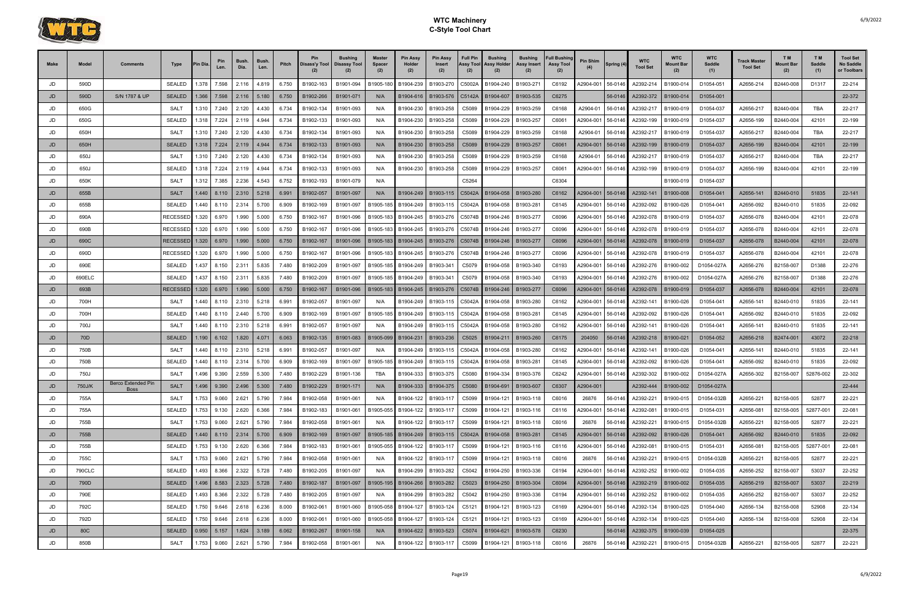# WTC Machinery
## C-Style Tool Chart

| Make | Model | Comments | Type | Pin Dia. | Pin Len. | Bush. Dia. | Bush. Len. | Pitch | Pin Disass'y Tool (2) | Bushing Disassy Tool (2) | Master Spacer (2) | Pin Assy Holder (2) | Pin Assy Insert (2) | Full Pin Assy Tool (2) | Bushing Assy Holder (2) | Bushing Assy Insert (2) | Full Bushing Assy Tool (2) | Pin Shim (4) | Spring (4) | WTC Tool Set | WTC Mount Bar (2) | WTC Saddle (1) | Track Master Tool Set | T M Mount Bar (2) | T M Saddle (1) | Tool Set No Saddle or Toolbars |
|---|---|---|---|---|---|---|---|---|---|---|---|---|---|---|---|---|---|---|---|---|---|---|---|---|---|---|
| JD | 590D | | SEALED | 1.378 | 7.598 | 2.116 | 4.819 | 6.750 | B1902-163 | B1901-094 | B1905-180 | B1904-239 | B1903-270 | C5002A | B1904-240 | B1903-271 | C6192 | A2904-001 | 56-0146 | A2392-214 | B1900-014 | D1054-051 | A2656-214 | B2440-008 | D1317 | 22-214 |
| JD | 590D | S/N 1787 & UP | SEALED | 1.366 | 7.598 | 2.116 | 5.180 | 6.750 | B1902-266 | B1901-071 | N/A | B1904-616 | B1903-576 | C5142A | B1904-607 | B1903-535 | C6275 | | 56-0146 | A2392-372 | B1900-014 | D1054-001 | | | | 22-372 |
| JD | 650G | | SALT | 1.310 | 7.240 | 2.120 | 4.430 | 6.734 | B1902-134 | B1901-093 | N/A | B1904-230 | B1903-258 | C5089 | B1904-229 | B1903-259 | C6168 | A2904-01 | 56-0146 | A2392-217 | B1900-019 | D1054-037 | A2656-217 | B2440-004 | TBA | 22-217 |
| JD | 650G | | SEALED | 1.318 | 7.224 | 2.119 | 4.944 | 6.734 | B1902-133 | B1901-093 | N/A | B1904-230 | B1903-258 | C5089 | B1904-229 | B1903-257 | C6061 | A2904-001 | 56-0146 | A2392-199 | B1900-019 | D1054-037 | A2656-199 | B2440-004 | 42101 | 22-199 |
| JD | 650H | | SALT | 1.310 | 7.240 | 2.120 | 4.430 | 6.734 | B1902-134 | B1901-093 | N/A | B1904-230 | B1903-258 | C5089 | B1904-229 | B1903-259 | C6168 | A2904-01 | 56-0146 | A2392-217 | B1900-019 | D1054-037 | A2656-217 | B2440-004 | TBA | 22-217 |
| JD | 650H | | SEALED | 1.318 | 7.224 | 2.119 | 4.944 | 6.734 | B1902-133 | B1901-093 | N/A | B1904-230 | B1903-258 | C5089 | B1904-229 | B1903-257 | C6061 | A2904-001 | 56-0146 | A2392-199 | B1900-019 | D1054-037 | A2656-199 | B2440-004 | 42101 | 22-199 |
| JD | 650J | | SALT | 1.310 | 7.240 | 2.120 | 4.430 | 6.734 | B1902-134 | B1901-093 | N/A | B1904-230 | B1903-258 | C5089 | B1904-229 | B1903-259 | C6168 | A2904-01 | 56-0146 | A2392-217 | B1900-019 | D1054-037 | A2656-217 | B2440-004 | TBA | 22-217 |
| JD | 650J | | SEALED | 1.318 | 7.224 | 2.119 | 4.944 | 6.734 | B1902-133 | B1901-093 | N/A | B1904-230 | B1903-258 | C5089 | B1904-229 | B1903-257 | C6061 | A2904-001 | 56-0146 | A2392-199 | B1900-019 | D1054-037 | A2656-199 | B2440-004 | 42101 | 22-199 |
| JD | 650K | | SALT | 1.312 | 7.385 | 2.236 | 4.543 | 6.752 | B1902-193 | B1901-079 | N/A | | | C5264 | | | C6304 | | | | B1900-019 | D1054-037 | | | | |
| JD | 655B | | SALT | 1.440 | 8.110 | 2.310 | 5.218 | 6.991 | B1902-057 | B1901-097 | N/A | B1904-249 | B1903-115 | C5042A | B1904-058 | B1903-280 | C6162 | A2904-001 | 56-0146 | A2392-141 | B1900-008 | D1054-041 | A2656-141 | B2440-010 | 51835 | 22-141 |
| JD | 655B | | SEALED | 1.440 | 8.110 | 2.314 | 5.700 | 6.909 | B1902-169 | B1901-097 | B1905-185 | B1904-249 | B1903-115 | C5042A | B1904-058 | B1903-281 | C6145 | A2904-001 | 56-0146 | A2392-092 | B1900-026 | D1054-041 | A2656-092 | B2440-010 | 51835 | 22-092 |
| JD | 690A | | RECESSED | 1.320 | 6.970 | 1.990 | 5.000 | 6.750 | B1902-167 | B1901-096 | B1905-183 | B1904-245 | B1903-276 | C5074B | B1904-246 | B1903-277 | C6096 | A2904-001 | 56-0146 | A2392-078 | B1900-019 | D1054-037 | A2656-078 | B2440-004 | 42101 | 22-078 |
| JD | 690B | | RECESSED | 1.320 | 6.970 | 1.990 | 5.000 | 6.750 | B1902-167 | B1901-096 | B1905-183 | B1904-245 | B1903-276 | C5074B | B1904-246 | B1903-277 | C6096 | A2904-001 | 56-0146 | A2392-078 | B1900-019 | D1054-037 | A2656-078 | B2440-004 | 42101 | 22-078 |
| JD | 690C | | RECESSED | 1.320 | 6.970 | 1.990 | 5.000 | 6.750 | B1902-167 | B1901-096 | B1905-183 | B1904-245 | B1903-276 | C5074B | B1904-246 | B1903-277 | C6096 | A2904-001 | 56-0146 | A2392-078 | B1900-019 | D1054-037 | A2656-078 | B2440-004 | 42101 | 22-078 |
| JD | 690D | | RECESSED | 1.320 | 6.970 | 1.990 | 5.000 | 6.750 | B1902-167 | B1901-096 | B1905-183 | B1904-245 | B1903-276 | C5074B | B1904-246 | B1903-277 | C6096 | A2904-001 | 56-0146 | A2392-078 | B1900-019 | D1054-037 | A2656-078 | B2440-004 | 42101 | 22-078 |
| JD | 690E | | SEALED | 1.437 | 8.150 | 2.311 | 5.835 | 7.480 | B1902-209 | B1901-097 | B1905-185 | B1904-249 | B1903-341 | C5079 | B1904-058 | B1903-340 | C6193 | A2904-001 | 56-0146 | A2392-276 | B1900-002 | D1054-027A | A2656-276 | B2158-007 | D1388 | 22-276 |
| JD | 690ELC | | SEALED | 1.437 | 8.150 | 2.311 | 5.835 | 7.480 | B1902-209 | B1901-097 | B1905-185 | B1904-249 | B1903-341 | C5079 | B1904-058 | B1903-340 | C6193 | A2904-001 | 56-0146 | A2392-276 | B1900-002 | D1054-027A | A2656-276 | B2158-007 | D1388 | 22-276 |
| JD | 693B | | RECESSED | 1.320 | 6.970 | 1.990 | 5.000 | 6.750 | B1902-167 | B1901-096 | B1905-183 | B1904-245 | B1903-276 | C5074B | B1904-246 | B1903-277 | C6096 | A2904-001 | 56-0146 | A2392-078 | B1900-019 | D1054-037 | A2656-078 | B2440-004 | 42101 | 22-078 |
| JD | 700H | | SALT | 1.440 | 8.110 | 2.310 | 5.218 | 6.991 | B1902-057 | B1901-097 | N/A | B1904-249 | B1903-115 | C5042A | B1904-058 | B1903-280 | C6162 | A2904-001 | 56-0146 | A2392-141 | B1900-026 | D1054-041 | A2656-141 | B2440-010 | 51835 | 22-141 |
| JD | 700H | | SEALED | 1.440 | 8.110 | 2.314 | 5.700 | 6.909 | B1902-169 | B1901-097 | B1905-185 | B1904-249 | B1903-115 | C5042A | B1904-058 | B1903-281 | C6145 | A2904-001 | 56-0146 | A2392-092 | B1900-026 | D1054-041 | A2656-092 | B2440-010 | 51835 | 22-092 |
| JD | 700J | | SALT | 1.440 | 8.110 | 2.310 | 5.218 | 6.991 | B1902-057 | B1901-097 | N/A | B1904-249 | B1903-115 | C5042A | B1904-058 | B1903-280 | C6162 | A2904-001 | 56-0146 | A2392-141 | B1900-026 | D1054-041 | A2656-141 | B2440-010 | 51835 | 22-141 |
| JD | 70D | | SEALED | 1.190 | 6.102 | 1.820 | 4.071 | 6.063 | B1902-135 | B1901-083 | B1905-099 | B1904-231 | B1903-236 | C5025 | B1904-211 | B1903-260 | C6175 | 204050 | 56-0146 | A2392-218 | B1900-021 | D1054-052 | A2656-218 | B2474-001 | 43072 | 22-218 |
| JD | 750B | | SALT | 1.440 | 8.110 | 2.310 | 5.218 | 6.991 | B1902-057 | B1901-097 | N/A | B1904-249 | B1903-115 | C5042A | B1904-058 | B1903-280 | C6162 | A2904-001 | 56-0146 | A2392-141 | B1900-026 | D1054-041 | A2656-141 | B2440-010 | 51835 | 22-141 |
| JD | 750B | | SEALED | 1.440 | 8.110 | 2.440 | 5.700 | 6.909 | B1902-169 | B1901-097 | B1905-185 | B1904-249 | B1903-115 | C5042A | B1904-058 | B1903-281 | C6145 | A2904-001 | 56-0146 | A2392-092 | B1900-026 | D1054-041 | A2656-092 | B2440-010 | 51835 | 22-092 |
| JD | 750J | | SALT | 1.496 | 9.390 | 2.559 | 5.300 | 7.480 | B1902-229 | B1901-136 | TBA | B1904-333 | B1903-375 | C5080 | B1904-334 | B1903-376 | C6242 | A2904-001 | 56-0146 | A2392-302 | B1900-002 | D1054-027A | A2656-302 | B2158-007 | 52876-002 | 22-302 |
| JD | 750J/K | Berco Extended Pin Boss | SALT | 1.496 | 9.390 | 2.496 | 5.300 | 7.480 | B1902-229 | B1901-171 | N/A | B1904-333 | B1904-375 | C5080 | B1904-691 | B1903-607 | C6307 | A2904-001 | | A2392-444 | B1900-002 | D1054-027A | | | | 22-444 |
| JD | 755A | | SALT | 1.753 | 9.060 | 2.621 | 5.790 | 7.984 | B1902-058 | B1901-061 | N/A | B1904-122 | B1903-117 | C5099 | B1904-121 | B1903-118 | C6016 | 26876 | 56-0146 | A2392-221 | B1900-015 | D1054-032B | A2656-221 | B2158-005 | 52877 | 22-221 |
| JD | 755A | | SEALED | 1.753 | 9.130 | 2.620 | 6.366 | 7.984 | B1902-183 | B1901-061 | B1905-055 | B1904-122 | B1903-117 | C5099 | B1904-121 | B1903-116 | C6116 | A2904-001 | 56-0146 | A2392-081 | B1900-015 | D1054-031 | A2656-081 | B2158-005 | 52877-001 | 22-081 |
| JD | 755B | | SALT | 1.753 | 9.060 | 2.621 | 5.790 | 7.984 | B1902-058 | B1901-061 | N/A | B1904-122 | B1903-117 | C5099 | B1904-121 | B1903-118 | C6016 | 26876 | 56-0146 | A2392-221 | B1900-015 | D1054-032B | A2656-221 | B2158-005 | 52877 | 22-221 |
| JD | 755B | | SEALED | 1.440 | 8.110 | 2.314 | 5.700 | 6.909 | B1902-169 | B1901-097 | B1905-185 | B1904-249 | B1903-115 | C5042A | B1904-058 | B1903-281 | C6145 | A2904-001 | 56-0146 | A2392-092 | B1900-026 | D1054-041 | A2656-092 | B2440-010 | 51835 | 22-092 |
| JD | 755B | | SEALED | 1.753 | 9.130 | 2.620 | 6.366 | 7.984 | B1902-183 | B1901-061 | B1905-055 | B1904-122 | B1903-117 | C5099 | B1904-121 | B1903-116 | C6116 | A2904-001 | 56-0146 | A2392-081 | B1900-015 | D1054-031 | A2656-081 | B2158-005 | 52877-001 | 22-081 |
| JD | 755C | | SALT | 1.753 | 9.060 | 2.621 | 5.790 | 7.984 | B1902-058 | B1901-061 | N/A | B1904-122 | B1903-117 | C5099 | B1904-121 | B1903-118 | C6016 | 26876 | 56-0146 | A2392-221 | B1900-015 | D1054-032B | A2656-221 | B2158-005 | 52877 | 22-221 |
| JD | 790CLC | | SEALED | 1.493 | 8.366 | 2.322 | 5.728 | 7.480 | B1902-205 | B1901-097 | N/A | B1904-299 | B1903-282 | C5042 | B1904-250 | B1903-336 | C6194 | A2904-001 | 56-0146 | A2392-252 | B1900-002 | D1054-035 | A2656-252 | B2158-007 | 53037 | 22-252 |
| JD | 790D | | SEALED | 1.496 | 8.583 | 2.323 | 5.728 | 7.480 | B1902-187 | B1901-097 | B1905-195 | B1904-266 | B1903-282 | C5023 | B1904-250 | B1903-304 | C6094 | A2904-001 | 56-0146 | A2392-219 | B1900-002 | D1054-035 | A2656-219 | B2158-007 | 53037 | 22-219 |
| JD | 790E | | SEALED | 1.493 | 8.366 | 2.322 | 5.728 | 7.480 | B1902-205 | B1901-097 | N/A | B1904-299 | B1903-282 | C5042 | B1904-250 | B1903-336 | C6194 | A2904-001 | 56-0146 | A2392-252 | B1900-002 | D1054-035 | A2656-252 | B2158-007 | 53037 | 22-252 |
| JD | 792C | | SEALED | 1.750 | 9.646 | 2.618 | 6.236 | 8.000 | B1902-061 | B1901-060 | B1905-058 | B1904-127 | B1903-124 | C5121 | B1904-121 | B1903-123 | C6169 | A2904-001 | 56-0146 | A2392-134 | B1900-025 | D1054-040 | A2656-134 | B2158-008 | 52908 | 22-134 |
| JD | 792D | | SEALED | 1.750 | 9.646 | 2.618 | 6.236 | 8.000 | B1902-061 | B1901-060 | B1905-058 | B1904-127 | B1903-124 | C5121 | B1904-121 | B1903-123 | C6169 | A2904-001 | 56-0146 | A2392-134 | B1900-025 | D1054-040 | A2656-134 | B2158-008 | 52908 | 22-134 |
| JD | 80C | | SEALED | 0.950 | 5.157 | 1.624 | 3.189 | 6.062 | B1902-267 | B1901-158 | N/A | B1904-622 | B1903-523 | C5074 | B1904-621 | B1903-578 | C6230 | | 56-0146 | A2392-375 | B1900-039 | D1054-025 | | | | 22-375 |
| JD | 850B | | SALT | 1.753 | 9.060 | 2.621 | 5.790 | 7.984 | B1902-058 | B1901-061 | N/A | B1904-122 | B1903-117 | C5099 | B1904-121 | B1903-118 | C6016 | 26876 | 56-0146 | A2392-221 | B1900-015 | D1054-032B | A2656-221 | B2158-005 | 52877 | 22-221 |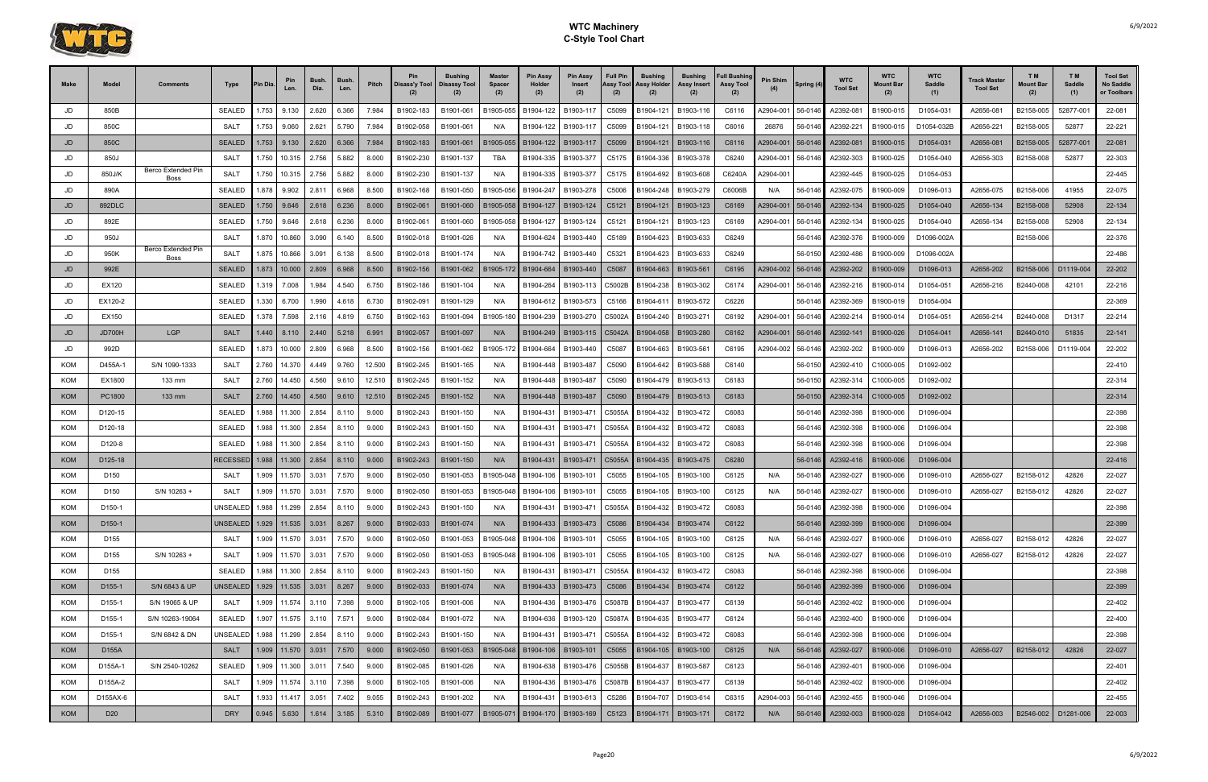# WTC Machinery
## C-Style Tool Chart

| Make | Model | Comments | Type | Pin Dia. | Pin Len. | Bush. Dia. | Bush. Len. | Pitch | Pin Disass'y Tool (2) | Bushing Disassy Tool (2) | Master Spacer (2) | Pin Assy Holder (2) | Pin Assy Insert (2) | Full Pin Assy Tool (2) | Bushing Assy Holder (2) | Bushing Assy Insert (2) | Full Bushing Assy Tool (2) | Pin Shim (4) | Spring (4) | WTC Tool Set | WTC Mount Bar (2) | WTC Saddle (1) | Track Master Tool Set | T M Mount Bar (2) | T M Saddle (1) | Tool Set No Saddle or Toolbars |
|---|---|---|---|---|---|---|---|---|---|---|---|---|---|---|---|---|---|---|---|---|---|---|---|---|---|---|
| JD | 850B | | SEALED | 1.753 | 9.130 | 2.620 | 6.366 | 7.984 | B1902-183 | B1901-061 | B1905-055 | B1904-122 | B1903-117 | C5099 | B1904-121 | B1903-116 | C6116 | A2904-001 | 56-0146 | A2392-081 | B1900-015 | D1054-031 | A2656-081 | B2158-005 | 52877-001 | 22-081 |
| JD | 850C | | SALT | 1.753 | 9.060 | 2.621 | 5.790 | 7.984 | B1902-058 | B1901-061 | N/A | B1904-122 | B1903-117 | C5099 | B1904-121 | B1903-118 | C6016 | 26876 | 56-0146 | A2392-221 | B1900-015 | D1054-032B | A2656-221 | B2158-005 | 52877 | 22-221 |
| JD | 850C | | SEALED | 1.753 | 9.130 | 2.620 | 6.366 | 7.984 | B1902-183 | B1901-061 | B1905-055 | B1904-122 | B1903-117 | C5099 | B1904-121 | B1903-116 | C6116 | A2904-001 | 56-0146 | A2392-081 | B1900-015 | D1054-031 | A2656-081 | B2158-005 | 52877-001 | 22-081 |
| JD | 850J | | SALT | 1.750 | 10.315 | 2.756 | 5.882 | 8.000 | B1902-230 | B1901-137 | TBA | B1904-335 | B1903-377 | C5175 | B1904-336 | B1903-378 | C6240 | A2904-001 | 56-0146 | A2392-303 | B1900-025 | D1054-040 | A2656-303 | B2158-008 | 52877 | 22-303 |
| JD | 850J/K | Berco Extended Pin Boss | SALT | 1.750 | 10.315 | 2.756 | 5.882 | 8.000 | B1902-230 | B1901-137 | N/A | B1904-335 | B1903-377 | C5175 | B1904-692 | B1903-608 | C6240A | A2904-001 | | A2392-445 | B1900-025 | D1054-053 | | | | 22-445 |
| JD | 890A | | SEALED | 1.878 | 9.902 | 2.811 | 6.968 | 8.500 | B1902-168 | B1901-050 | B1905-056 | B1904-247 | B1903-278 | C5006 | B1904-248 | B1903-279 | C6006B | N/A | 56-0146 | A2392-075 | B1900-009 | D1096-013 | A2656-075 | B2158-006 | 41955 | 22-075 |
| JD | 892DLC | | SEALED | 1.750 | 9.646 | 2.618 | 6.236 | 8.000 | B1902-061 | B1901-060 | B1905-058 | B1904-127 | B1903-124 | C5121 | B1904-121 | B1903-123 | C6169 | A2904-001 | 56-0146 | A2392-134 | B1900-025 | D1054-040 | A2656-134 | B2158-008 | 52908 | 22-134 |
| JD | 892E | | SEALED | 1.750 | 9.646 | 2.618 | 6.236 | 8.000 | B1902-061 | B1901-060 | B1905-058 | B1904-127 | B1903-124 | C5121 | B1904-121 | B1903-123 | C6169 | A2904-001 | 56-0146 | A2392-134 | B1900-025 | D1054-040 | A2656-134 | B2158-008 | 52908 | 22-134 |
| JD | 950J | | SALT | 1.870 | 10.860 | 3.090 | 6.140 | 8.500 | B1902-018 | B1901-026 | N/A | B1904-624 | B1903-440 | C5189 | B1904-623 | B1903-633 | C6249 | | 56-0146 | A2392-376 | B1900-009 | D1096-002A | | B2158-006 | | 22-376 |
| JD | 950K | Berco Extended Pin Boss | SALT | 1.875 | 10.866 | 3.091 | 6.138 | 8.500 | B1902-018 | B1901-174 | N/A | B1904-742 | B1903-440 | C5321 | B1904-623 | B1903-633 | C6249 | | 56-0150 | A2392-486 | B1900-009 | D1096-002A | | | | 22-486 |
| JD | 992E | | SEALED | 1.873 | 10.000 | 2.809 | 6.968 | 8.500 | B1902-156 | B1901-062 | B1905-172 | B1904-664 | B1903-440 | C5087 | B1904-663 | B1903-561 | C6195 | A2904-002 | 56-0146 | A2392-202 | B1900-009 | D1096-013 | A2656-202 | B2158-006 | D1119-004 | 22-202 |
| JD | EX120 | | SEALED | 1.319 | 7.008 | 1.984 | 4.540 | 6.750 | B1902-186 | B1901-104 | N/A | B1904-264 | B1903-113 | C5002B | B1904-238 | B1903-302 | C6174 | A2904-001 | 56-0146 | A2392-216 | B1900-014 | D1054-051 | A2656-216 | B2440-008 | 42101 | 22-216 |
| JD | EX120-2 | | SEALED | 1.330 | 6.700 | 1.990 | 4.618 | 6.730 | B1902-091 | B1901-129 | N/A | B1904-612 | B1903-573 | C5166 | B1904-611 | B1903-572 | C6226 | | 56-0146 | A2392-369 | B1900-019 | D1054-004 | | | | 22-369 |
| JD | EX150 | | SEALED | 1.378 | 7.598 | 2.116 | 4.819 | 6.750 | B1902-163 | B1901-094 | B1905-180 | B1904-239 | B1903-270 | C5002A | B1904-240 | B1903-271 | C6192 | A2904-001 | 56-0146 | A2392-214 | B1900-014 | D1054-051 | A2656-214 | B2440-008 | D1317 | 22-214 |
| JD | JD700H | LGP | SALT | 1.440 | 8.110 | 2.440 | 5.218 | 6.991 | B1902-057 | B1901-097 | N/A | B1904-249 | B1903-115 | C5042A | B1904-058 | B1903-280 | C6162 | A2904-001 | 56-0146 | A2392-141 | B1900-026 | D1054-041 | A2656-141 | B2440-010 | 51835 | 22-141 |
| JD | 992D | | SEALED | 1.873 | 10.000 | 2.809 | 6.968 | 8.500 | B1902-156 | B1901-062 | B1905-172 | B1904-664 | B1903-440 | C5087 | B1904-663 | B1903-561 | C6195 | A2904-002 | 56-0146 | A2392-202 | B1900-009 | D1096-013 | A2656-202 | B2158-006 | D1119-004 | 22-202 |
| KOM | D455A-1 | S/N 1090-1333 | SALT | 2.760 | 14.370 | 4.449 | 9.760 | 12.500 | B1902-245 | B1901-165 | N/A | B1904-448 | B1903-487 | C5090 | B1904-642 | B1903-588 | C6140 | | 56-0150 | A2392-410 | C1000-005 | D1092-002 | | | | 22-410 |
| KOM | EX1800 | 133 mm | SALT | 2.760 | 14.450 | 4.560 | 9.610 | 12.510 | B1902-245 | B1901-152 | N/A | B1904-448 | B1903-487 | C5090 | B1904-479 | B1903-513 | C6183 | | 56-0150 | A2392-314 | C1000-005 | D1092-002 | | | | 22-314 |
| KOM | PC1800 | 133 mm | SALT | 2.760 | 14.450 | 4.560 | 9.610 | 12.510 | B1902-245 | B1901-152 | N/A | B1904-448 | B1903-487 | C5090 | B1904-479 | B1903-513 | C6183 | | 56-0150 | A2392-314 | C1000-005 | D1092-002 | | | | 22-314 |
| KOM | D120-15 | | SEALED | 1.988 | 11.300 | 2.854 | 8.110 | 9.000 | B1902-243 | B1901-150 | N/A | B1904-431 | B1903-471 | C5055A | B1904-432 | B1903-472 | C6083 | | 56-0146 | A2392-398 | B1900-006 | D1096-004 | | | | 22-398 |
| KOM | D120-18 | | SEALED | 1.988 | 11.300 | 2.854 | 8.110 | 9.000 | B1902-243 | B1901-150 | N/A | B1904-431 | B1903-471 | C5055A | B1904-432 | B1903-472 | C6083 | | 56-0146 | A2392-398 | B1900-006 | D1096-004 | | | | 22-398 |
| KOM | D120-8 | | SEALED | 1.988 | 11.300 | 2.854 | 8.110 | 9.000 | B1902-243 | B1901-150 | N/A | B1904-431 | B1903-471 | C5055A | B1904-432 | B1903-472 | C6083 | | 56-0146 | A2392-398 | B1900-006 | D1096-004 | | | | 22-398 |
| KOM | D125-18 | | RECESSED | 1.988 | 11.300 | 2.854 | 8.110 | 9.000 | B1902-243 | B1901-150 | N/A | B1904-431 | B1903-471 | C5055A | B1904-435 | B1903-475 | C6280 | | 56-0146 | A2392-416 | B1900-006 | D1096-004 | | | | 22-416 |
| KOM | D150 | | SALT | 1.909 | 11.570 | 3.031 | 7.570 | 9.000 | B1902-050 | B1901-053 | B1905-048 | B1904-106 | B1903-101 | C5055 | B1904-105 | B1903-100 | C6125 | N/A | 56-0146 | A2392-027 | B1900-006 | D1096-010 | A2656-027 | B2158-012 | 42826 | 22-027 |
| KOM | D150 | S/N 10263 + | SALT | 1.909 | 11.570 | 3.031 | 7.570 | 9.000 | B1902-050 | B1901-053 | B1905-048 | B1904-106 | B1903-101 | C5055 | B1904-105 | B1903-100 | C6125 | N/A | 56-0146 | A2392-027 | B1900-006 | D1096-010 | A2656-027 | B2158-012 | 42826 | 22-027 |
| KOM | D150-1 | | UNSEALED | 1.988 | 11.299 | 2.854 | 8.110 | 9.000 | B1902-243 | B1901-150 | N/A | B1904-431 | B1903-471 | C5055A | B1904-432 | B1903-472 | C6083 | | 56-0146 | A2392-398 | B1900-006 | D1096-004 | | | | 22-398 |
| KOM | D150-1 | | UNSEALED | 1.929 | 11.535 | 3.031 | 8.267 | 9.000 | B1902-033 | B1901-074 | N/A | B1904-433 | B1903-473 | C5086 | B1904-434 | B1903-474 | C6122 | | 56-0146 | A2392-399 | B1900-006 | D1096-004 | | | | 22-399 |
| KOM | D155 | | SALT | 1.909 | 11.570 | 3.031 | 7.570 | 9.000 | B1902-050 | B1901-053 | B1905-048 | B1904-106 | B1903-101 | C5055 | B1904-105 | B1903-100 | C6125 | N/A | 56-0146 | A2392-027 | B1900-006 | D1096-010 | A2656-027 | B2158-012 | 42826 | 22-027 |
| KOM | D155 | S/N 10263 + | SALT | 1.909 | 11.570 | 3.031 | 7.570 | 9.000 | B1902-050 | B1901-053 | B1905-048 | B1904-106 | B1903-101 | C5055 | B1904-105 | B1903-100 | C6125 | N/A | 56-0146 | A2392-027 | B1900-006 | D1096-010 | A2656-027 | B2158-012 | 42826 | 22-027 |
| KOM | D155 | | SEALED | 1.988 | 11.300 | 2.854 | 8.110 | 9.000 | B1902-243 | B1901-150 | N/A | B1904-431 | B1903-471 | C5055A | B1904-432 | B1903-472 | C6083 | | 56-0146 | A2392-398 | B1900-006 | D1096-004 | | | | 22-398 |
| KOM | D155-1 | S/N 6843 & UP | UNSEALED | 1.929 | 11.535 | 3.031 | 8.267 | 9.000 | B1902-033 | B1901-074 | N/A | B1904-433 | B1903-473 | C5086 | B1904-434 | B1903-474 | C6122 | | 56-0146 | A2392-399 | B1900-006 | D1096-004 | | | | 22-399 |
| KOM | D155-1 | S/N 19065 & UP | SALT | 1.909 | 11.574 | 3.110 | 7.398 | 9.000 | B1902-105 | B1901-006 | N/A | B1904-436 | B1903-476 | C5087B | B1904-437 | B1903-477 | C6139 | | 56-0146 | A2392-402 | B1900-006 | D1096-004 | | | | 22-402 |
| KOM | D155-1 | S/N 10263-19064 | SEALED | 1.907 | 11.575 | 3.110 | 7.571 | 9.000 | B1902-084 | B1901-072 | N/A | B1904-636 | B1903-120 | C5087A | B1904-635 | B1903-477 | C6124 | | 56-0146 | A2392-400 | B1900-006 | D1096-004 | | | | 22-400 |
| KOM | D155-1 | S/N 6842 & DN | UNSEALED | 1.988 | 11.299 | 2.854 | 8.110 | 9.000 | B1902-243 | B1901-150 | N/A | B1904-431 | B1903-471 | C5055A | B1904-432 | B1903-472 | C6083 | | 56-0146 | A2392-398 | B1900-006 | D1096-004 | | | | 22-398 |
| KOM | D155A | | SALT | 1.909 | 11.570 | 3.031 | 7.570 | 9.000 | B1902-050 | B1901-053 | B1905-048 | B1904-106 | B1903-101 | C5055 | B1904-105 | B1903-100 | C6125 | N/A | 56-0146 | A2392-027 | B1900-006 | D1096-010 | A2656-027 | B2158-012 | 42826 | 22-027 |
| KOM | D155A-1 | S/N 2540-10262 | SEALED | 1.909 | 11.300 | 3.011 | 7.540 | 9.000 | B1902-085 | B1901-026 | N/A | B1904-638 | B1903-476 | C5055B | B1904-637 | B1903-587 | C6123 | | 56-0146 | A2392-401 | B1900-006 | D1096-004 | | | | 22-401 |
| KOM | D155A-2 | | SALT | 1.909 | 11.574 | 3.110 | 7.398 | 9.000 | B1902-105 | B1901-006 | N/A | B1904-436 | B1903-476 | C5087B | B1904-437 | B1903-477 | C6139 | | 56-0146 | A2392-402 | B1900-006 | D1096-004 | | | | 22-402 |
| KOM | D155AX-6 | | SALT | 1.933 | 11.417 | 3.051 | 7.402 | 9.055 | B1902-243 | B1901-202 | N/A | B1904-431 | B1903-613 | C5286 | B1904-707 | D1903-614 | C6315 | A2904-003 | 56-0146 | A2392-455 | B1900-046 | D1096-004 | | | | 22-455 |
| KOM | D20 | | DRY | 0.945 | 5.630 | 1.614 | 3.185 | 5.310 | B1902-089 | B1901-077 | B1905-071 | B1904-170 | B1903-169 | C5123 | B1904-171 | B1903-171 | C6172 | N/A | 56-0146 | A2392-003 | B1900-028 | D1054-042 | A2656-003 | B2546-002 | D1281-006 | 22-003 |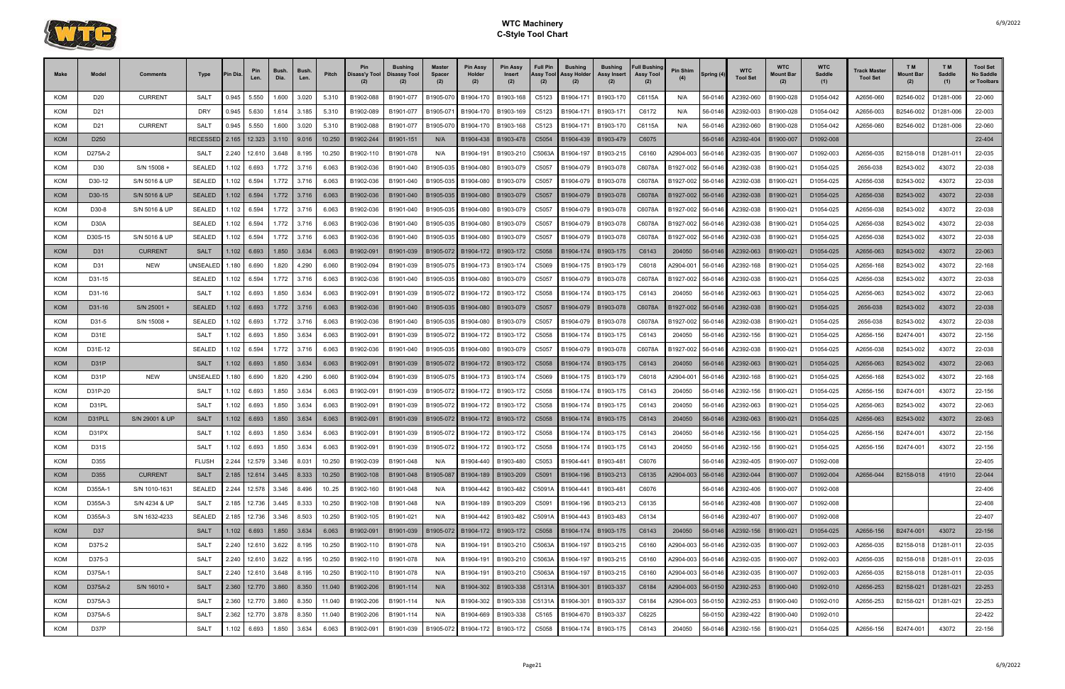# WTC Machinery
## C-Style Tool Chart

| Make | Model | Comments | Type | Pin Dia. | Pin Len. | Bush. Dia. | Bush. Len. | Pitch | Pin Disass'y Tool (2) | Bushing Disassy Tool (2) | Master Spacer (2) | Pin Assy Holder (2) | Pin Assy Insert (2) | Full Pin Assy Tool (2) | Bushing Assy Holder (2) | Bushing Assy Insert (2) | Full Bushing Assy Tool (2) | Pin Shim (4) | Spring (4) | WTC Tool Set | WTC Mount Bar (2) | WTC Saddle (1) | Track Master Tool Set | T M Mount Bar (2) | T M Saddle (1) | Tool Set No Saddle or Toolbars |
|---|---|---|---|---|---|---|---|---|---|---|---|---|---|---|---|---|---|---|---|---|---|---|---|---|---|---|
| KOM | D20 | CURRENT | SALT | 0.945 | 5.550 | 1.600 | 3.020 | 5.310 | B1902-088 | B1901-077 | B1905-070 | B1904-170 | B1903-168 | C5123 | B1904-171 | B1903-170 | C6115A | N/A | 56-0146 | A2392-060 | B1900-028 | D1054-042 | A2656-060 | B2546-002 | D1281-006 | 22-060 |
| KOM | D21 | | DRY | 0.945 | 5.630 | 1.614 | 3.185 | 5.310 | B1902-089 | B1901-077 | B1905-071 | B1904-170 | B1903-169 | C5123 | B1904-171 | B1903-171 | C6172 | N/A | 56-0146 | A2392-003 | B1900-028 | D1054-042 | A2656-003 | B2546-002 | D1281-006 | 22-003 |
| KOM | D21 | CURRENT | SALT | 0.945 | 5.550 | 1.600 | 3.020 | 5.310 | B1902-088 | B1901-077 | B1905-070 | B1904-170 | B1903-168 | C5123 | B1904-171 | B1903-170 | C6115A | N/A | 56-0146 | A2392-060 | B1900-028 | D1054-042 | A2656-060 | B2546-002 | D1281-006 | 22-060 |
| KOM | D250 | | RECESSED | 2.165 | 12.323 | 3.110 | 9.016 | 10.250 | B1902-244 | B1901-151 | N/A | B1904-438 | B1903-478 | C5054 | B1904-439 | B1903-479 | C6075 | | 56-0146 | A2392-404 | B1900-007 | D1092-008 | | | | 22-404 |
| KOM | D275A-2 | | SALT | 2.240 | 12.610 | 3.648 | 8.195 | 10.250 | B1902-110 | B1901-078 | N/A | B1904-191 | B1903-210 | C5063A | B1904-197 | B1903-215 | C6160 | A2904-003 | 56-0146 | A2392-035 | B1900-007 | D1092-003 | A2656-035 | B2158-018 | D1281-011 | 22-035 |
| KOM | D30 | S/N 15008 + | SEALED | 1.102 | 6.693 | 1.772 | 3.716 | 6.063 | B1902-036 | B1901-040 | B1905-035 | B1904-080 | B1903-079 | C5057 | B1904-079 | B1903-078 | C6078A | B1927-002 | 56-0146 | A2392-038 | B1900-021 | D1054-025 | 2656-038 | B2543-002 | 43072 | 22-038 |
| KOM | D30-12 | S/N 5016 & UP | SEALED | 1.102 | 6.594 | 1.772 | 3.716 | 6.063 | B1902-036 | B1901-040 | B1905-035 | B1904-080 | B1903-079 | C5057 | B1904-079 | B1903-078 | C6078A | B1927-002 | 56-0146 | A2392-038 | B1900-021 | D1054-025 | A2656-038 | B2543-002 | 43072 | 22-038 |
| KOM | D30-15 | S/N 5016 & UP | SEALED | 1.102 | 6.594 | 1.772 | 3.716 | 6.063 | B1902-036 | B1901-040 | B1905-035 | B1904-080 | B1903-079 | C5057 | B1904-079 | B1903-078 | C6078A | B1927-002 | 56-0146 | A2392-038 | B1900-021 | D1054-025 | A2656-038 | B2543-002 | 43072 | 22-038 |
| KOM | D30-8 | S/N 5016 & UP | SEALED | 1.102 | 6.594 | 1.772 | 3.716 | 6.063 | B1902-036 | B1901-040 | B1905-035 | B1904-080 | B1903-079 | C5057 | B1904-079 | B1903-078 | C6078A | B1927-002 | 56-0146 | A2392-038 | B1900-021 | D1054-025 | A2656-038 | B2543-002 | 43072 | 22-038 |
| KOM | D30A | | SEALED | 1.102 | 6.594 | 1.772 | 3.716 | 6.063 | B1902-036 | B1901-040 | B1905-035 | B1904-080 | B1903-079 | C5057 | B1904-079 | B1903-078 | C6078A | B1927-002 | 56-0146 | A2392-038 | B1900-021 | D1054-025 | A2656-038 | B2543-002 | 43072 | 22-038 |
| KOM | D30S-15 | S/N 5016 & UP | SEALED | 1.102 | 6.594 | 1.772 | 3.716 | 6.063 | B1902-036 | B1901-040 | B1905-035 | B1904-080 | B1903-079 | C5057 | B1904-079 | B1903-078 | C6078A | B1927-002 | 56-0146 | A2392-038 | B1900-021 | D1054-025 | A2656-038 | B2543-002 | 43072 | 22-038 |
| KOM | D31 | CURRENT | SALT | 1.102 | 6.693 | 1.850 | 3.634 | 6.063 | B1902-091 | B1901-039 | B1905-072 | B1904-172 | B1903-172 | C5058 | B1904-174 | B1903-175 | C6143 | 204050 | 56-0146 | A2392-063 | B1900-021 | D1054-025 | A2656-063 | B2543-002 | 43072 | 22-063 |
| KOM | D31 | NEW | UNSEALED | 1.180 | 6.690 | 1.820 | 4.290 | 6.060 | B1902-094 | B1901-039 | B1905-075 | B1904-173 | B1903-174 | C5069 | B1904-175 | B1903-179 | C6018 | A2904-001 | 56-0146 | A2392-168 | B1900-021 | D1054-025 | A2656-168 | B2543-002 | 43072 | 22-168 |
| KOM | D31-15 | | SEALED | 1.102 | 6.594 | 1.772 | 3.716 | 6.063 | B1902-036 | B1901-040 | B1905-035 | B1904-080 | B1903-079 | C5057 | B1904-079 | B1903-078 | C6078A | B1927-002 | 56-0146 | A2392-038 | B1900-021 | D1054-025 | A2656-038 | B2543-002 | 43072 | 22-038 |
| KOM | D31-16 | | SALT | 1.102 | 6.693 | 1.850 | 3.634 | 6.063 | B1902-091 | B1901-039 | B1905-072 | B1904-172 | B1903-172 | C5058 | B1904-174 | B1903-175 | C6143 | 204050 | 56-0146 | A2392-063 | B1900-021 | D1054-025 | A2656-063 | B2543-002 | 43072 | 22-063 |
| KOM | D31-16 | S/N 25001 + | SEALED | 1.102 | 6.693 | 1.772 | 3.716 | 6.063 | B1902-036 | B1901-040 | B1905-035 | B1904-080 | B1903-079 | C5057 | B1904-079 | B1903-078 | C6078A | B1927-002 | 56-0146 | A2392-038 | B1900-021 | D1054-025 | 2656-038 | B2543-002 | 43072 | 22-038 |
| KOM | D31-5 | S/N 15008 + | SEALED | 1.102 | 6.693 | 1.772 | 3.716 | 6.063 | B1902-036 | B1901-040 | B1905-035 | B1904-080 | B1903-079 | C5057 | B1904-079 | B1903-078 | C6078A | B1927-002 | 56-0146 | A2392-038 | B1900-021 | D1054-025 | 2656-038 | B2543-002 | 43072 | 22-038 |
| KOM | D31E | | SALT | 1.102 | 6.693 | 1.850 | 3.634 | 6.063 | B1902-091 | B1901-039 | B1905-072 | B1904-172 | B1903-172 | C5058 | B1904-174 | B1903-175 | C6143 | 204050 | 56-0146 | A2392-156 | B1900-021 | D1054-025 | A2656-156 | B2474-001 | 43072 | 22-156 |
| KOM | D31E-12 | | SEALED | 1.102 | 6.594 | 1.772 | 3.716 | 6.063 | B1902-036 | B1901-040 | B1905-035 | B1904-080 | B1903-079 | C5057 | B1904-079 | B1903-078 | C6078A | B1927-002 | 56-0146 | A2392-038 | B1900-021 | D1054-025 | A2656-038 | B2543-002 | 43072 | 22-038 |
| KOM | D31P | | SALT | 1.102 | 6.693 | 1.850 | 3.634 | 6.063 | B1902-091 | B1901-039 | B1905-072 | B1904-172 | B1903-172 | C5058 | B1904-174 | B1903-175 | C6143 | 204050 | 56-0146 | A2392-063 | B1900-021 | D1054-025 | A2656-063 | B2543-002 | 43072 | 22-063 |
| KOM | D31P | NEW | UNSEALED | 1.180 | 6.690 | 1.820 | 4.290 | 6.060 | B1902-094 | B1901-039 | B1905-075 | B1904-173 | B1903-174 | C5069 | B1904-175 | B1903-179 | C6018 | A2904-001 | 56-0146 | A2392-168 | B1900-021 | D1054-025 | A2656-168 | B2543-002 | 43072 | 22-168 |
| KOM | D31P-20 | | SALT | 1.102 | 6.693 | 1.850 | 3.634 | 6.063 | B1902-091 | B1901-039 | B1905-072 | B1904-172 | B1903-172 | C5058 | B1904-174 | B1903-175 | C6143 | 204050 | 56-0146 | A2392-156 | B1900-021 | D1054-025 | A2656-156 | B2474-001 | 43072 | 22-156 |
| KOM | D31PL | | SALT | 1.102 | 6.693 | 1.850 | 3.634 | 6.063 | B1902-091 | B1901-039 | B1905-072 | B1904-172 | B1903-172 | C5058 | B1904-174 | B1903-175 | C6143 | 204050 | 56-0146 | A2392-063 | B1900-021 | D1054-025 | A2656-063 | B2543-002 | 43072 | 22-063 |
| KOM | D31PLL | S/N 29001 & UP | SALT | 1.102 | 6.693 | 1.850 | 3.634 | 6.063 | B1902-091 | B1901-039 | B1905-072 | B1904-172 | B1903-172 | C5058 | B1904-174 | B1903-175 | C6143 | 204050 | 56-0146 | A2392-063 | B1900-021 | D1054-025 | A2656-063 | B2543-002 | 43072 | 22-063 |
| KOM | D31PX | | SALT | 1.102 | 6.693 | 1.850 | 3.634 | 6.063 | B1902-091 | B1901-039 | B1905-072 | B1904-172 | B1903-172 | C5058 | B1904-174 | B1903-175 | C6143 | 204050 | 56-0146 | A2392-156 | B1900-021 | D1054-025 | A2656-156 | B2474-001 | 43072 | 22-156 |
| KOM | D31S | | SALT | 1.102 | 6.693 | 1.850 | 3.634 | 6.063 | B1902-091 | B1901-039 | B1905-072 | B1904-172 | B1903-172 | C5058 | B1904-174 | B1903-175 | C6143 | 204050 | 56-0146 | A2392-156 | B1900-021 | D1054-025 | A2656-156 | B2474-001 | 43072 | 22-156 |
| KOM | D355 | | FLUSH | 2.244 | 12.579 | 3.346 | 8.031 | 10.250 | B1902-039 | B1901-048 | N/A | B1904-440 | B1903-480 | C5053 | B1904-441 | B1903-481 | C6076 | | 56-0146 | A2392-405 | B1900-007 | D1092-008 | | | | 22-405 |
| KOM | D355 | CURRENT | SALT | 2.185 | 12.614 | 3.445 | 8.333 | 10.250 | B1902-108 | B1901-048 | B1905-087 | B1904-189 | B1903-209 | C5091 | B1904-196 | B1903-213 | C6135 | A2904-003 | 56-0146 | A2392-044 | B1900-007 | D1092-004 | A2656-044 | B2158-018 | 41910 | 22-044 |
| KOM | D355A-1 | S/N 1010-1631 | SEALED | 2.244 | 12.578 | 3.346 | 8.496 | 10..25 | B1902-160 | B1901-048 | N/A | B1904-442 | B1903-482 | C5091A | B1904-441 | B1903-481 | C6076 | | 56-0146 | A2392-406 | B1900-007 | D1092-008 | | | | 22-406 |
| KOM | D355A-3 | S/N 4234 & UP | SALT | 2.185 | 12.736 | 3.445 | 8.333 | 10.250 | B1902-108 | B1901-048 | N/A | B1904-189 | B1903-209 | C5091 | B1904-196 | B1903-213 | C6135 | | 56-0146 | A2392-408 | B1900-007 | D1092-008 | | | | 22-408 |
| KOM | D355A-3 | S/N 1632-4233 | SEALED | 2.185 | 12.736 | 3.346 | 8.503 | 10.250 | B1902-105 | B1901-021 | N/A | B1904-442 | B1903-482 | C5091A | B1904-443 | B1903-483 | C6134 | | 56-0146 | A2392-407 | B1900-007 | D1092-008 | | | | 22-407 |
| KOM | D37 | | SALT | 1.102 | 6.693 | 1.850 | 3.634 | 6.063 | B1902-091 | B1901-039 | B1905-072 | B1904-172 | B1903-172 | C5058 | B1904-174 | B1903-175 | C6143 | 204050 | 56-0146 | A2392-156 | B1900-021 | D1054-025 | A2656-156 | B2474-001 | 43072 | 22-156 |
| KOM | D375-2 | | SALT | 2.240 | 12.610 | 3.622 | 8.195 | 10.250 | B1902-110 | B1901-078 | N/A | B1904-191 | B1903-210 | C5063A | B1904-197 | B1903-215 | C6160 | A2904-003 | 56-0146 | A2392-035 | B1900-007 | D1092-003 | A2656-035 | B2158-018 | D1281-011 | 22-035 |
| KOM | D375-3 | | SALT | 2.240 | 12.610 | 3.622 | 8.195 | 10.250 | B1902-110 | B1901-078 | N/A | B1904-191 | B1903-210 | C5063A | B1904-197 | B1903-215 | C6160 | A2904-003 | 56-0146 | A2392-035 | B1900-007 | D1092-003 | A2656-035 | B2158-018 | D1281-011 | 22-035 |
| KOM | D375A-1 | | SALT | 2.240 | 12.610 | 3.648 | 8.195 | 10.250 | B1902-110 | B1901-078 | N/A | B1904-191 | B1903-210 | C5063A | B1904-197 | B1903-215 | C6160 | A2904-003 | 56-0146 | A2392-035 | B1900-007 | D1092-003 | A2656-035 | B2158-018 | D1281-011 | 22-035 |
| KOM | D375A-2 | S/N 16010 + | SALT | 2.360 | 12.770 | 3.860 | 8.350 | 11.040 | B1902-206 | B1901-114 | N/A | B1904-302 | B1903-338 | C5131A | B1904-301 | B1903-337 | C6184 | A2904-003 | 56-0150 | A2392-253 | B1900-040 | D1092-010 | A2656-253 | B2158-021 | D1281-021 | 22-253 |
| KOM | D375A-3 | | SALT | 2.360 | 12.770 | 3.860 | 8.350 | 11.040 | B1902-206 | B1901-114 | N/A | B1904-302 | B1903-338 | C5131A | B1904-301 | B1903-337 | C6184 | A2904-003 | 56-0150 | A2392-253 | B1900-040 | D1092-010 | A2656-253 | B2158-021 | D1281-021 | 22-253 |
| KOM | D375A-5 | | SALT | 2.362 | 12.770 | 3.878 | 8.350 | 11.040 | B1902-206 | B1901-114 | N/A | B1904-669 | B1903-338 | C5165 | B1904-670 | B1903-337 | C6225 | | 56-0150 | A2392-422 | B1900-040 | D1092-010 | | | | 22-422 |
| KOM | D37P | | SALT | 1.102 | 6.693 | 1.850 | 3.634 | 6.063 | B1902-091 | B1901-039 | B1905-072 | B1904-172 | B1903-172 | C5058 | B1904-174 | B1903-175 | C6143 | 204050 | 56-0146 | A2392-156 | B1900-021 | D1054-025 | A2656-156 | B2474-001 | 43072 | 22-156 |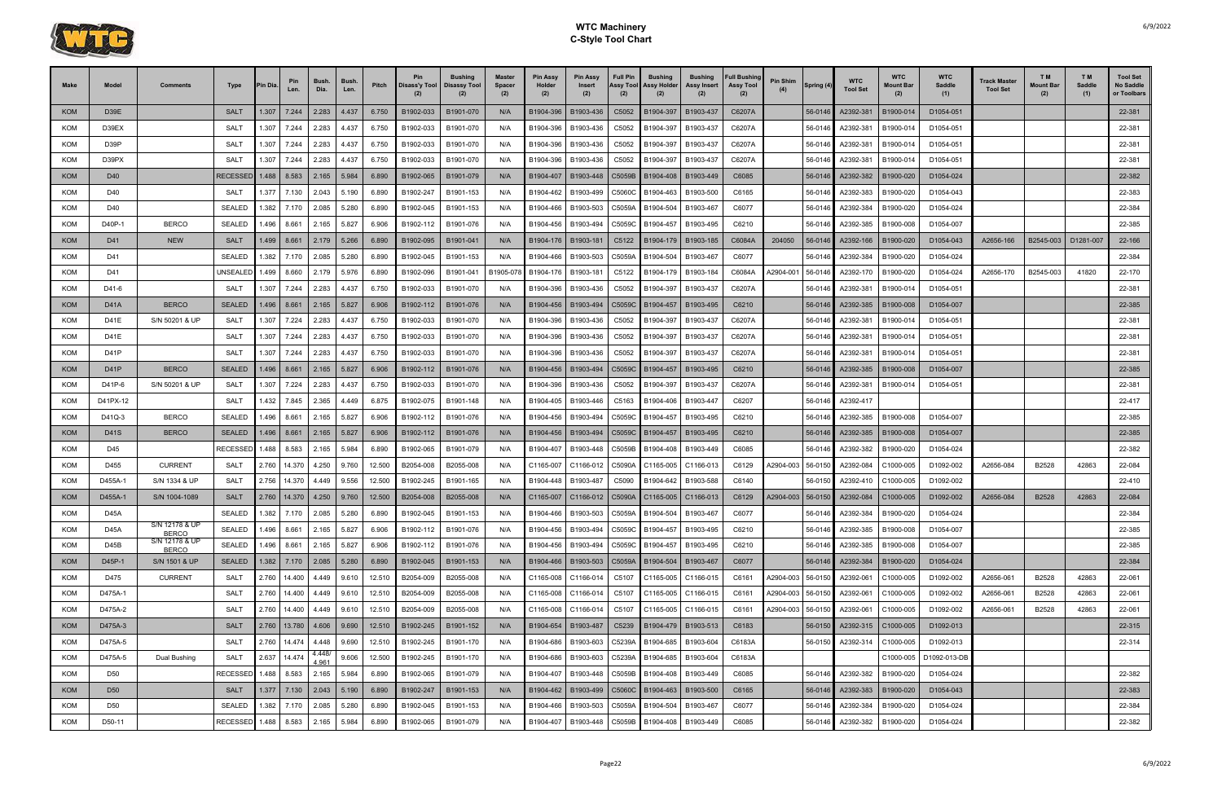# WTC Machinery
## C-Style Tool Chart

| Make | Model | Comments | Type | Pin Dia. | Pin Len. | Bush. Dia. | Bush. Len. | Pitch | Pin Disass'y Tool (2) | Bushing Disassy Tool (2) | Master Spacer (2) | Pin Assy Holder (2) | Pin Assy Insert (2) | Full Pin Assy Tool (2) | Bushing Assy Holder (2) | Bushing Assy Insert (2) | Full Bushing Assy Tool (2) | Pin Shim (4) | Spring (4) | WTC Tool Set | WTC Mount Bar (2) | WTC Saddle (1) | Track Master Tool Set | T M Mount Bar (2) | T M Saddle (1) | Tool Set No Saddle or Toolbars |
|---|---|---|---|---|---|---|---|---|---|---|---|---|---|---|---|---|---|---|---|---|---|---|---|---|---|---|
| KOM | D39E | | SALT | 1.307 | 7.244 | 2.283 | 4.437 | 6.750 | B1902-033 | B1901-070 | N/A | B1904-396 | B1903-436 | C5052 | B1904-397 | B1903-437 | C6207A | | 56-0146 | A2392-381 | B1900-014 | D1054-051 | | | | 22-381 |
| KOM | D39EX | | SALT | 1.307 | 7.244 | 2.283 | 4.437 | 6.750 | B1902-033 | B1901-070 | N/A | B1904-396 | B1903-436 | C5052 | B1904-397 | B1903-437 | C6207A | | 56-0146 | A2392-381 | B1900-014 | D1054-051 | | | | 22-381 |
| KOM | D39P | | SALT | 1.307 | 7.244 | 2.283 | 4.437 | 6.750 | B1902-033 | B1901-070 | N/A | B1904-396 | B1903-436 | C5052 | B1904-397 | B1903-437 | C6207A | | 56-0146 | A2392-381 | B1900-014 | D1054-051 | | | | 22-381 |
| KOM | D39PX | | SALT | 1.307 | 7.244 | 2.283 | 4.437 | 6.750 | B1902-033 | B1901-070 | N/A | B1904-396 | B1903-436 | C5052 | B1904-397 | B1903-437 | C6207A | | 56-0146 | A2392-381 | B1900-014 | D1054-051 | | | | 22-381 |
| KOM | D40 | | RECESSED | 1.488 | 8.583 | 2.165 | 5.984 | 6.890 | B1902-065 | B1901-079 | N/A | B1904-407 | B1903-448 | C5059B | B1904-408 | B1903-449 | C6085 | | 56-0146 | A2392-382 | B1900-020 | D1054-024 | | | | 22-382 |
| KOM | D40 | | SALT | 1.377 | 7.130 | 2.043 | 5.190 | 6.890 | B1902-247 | B1901-153 | N/A | B1904-462 | B1903-499 | C5060C | B1904-463 | B1903-500 | C6165 | | 56-0146 | A2392-383 | B1900-020 | D1054-043 | | | | 22-383 |
| KOM | D40 | | SEALED | 1.382 | 7.170 | 2.085 | 5.280 | 6.890 | B1902-045 | B1901-153 | N/A | B1904-466 | B1903-503 | C5059A | B1904-504 | B1903-467 | C6077 | | 56-0146 | A2392-384 | B1900-020 | D1054-024 | | | | 22-384 |
| KOM | D40P-1 | BERCO | SEALED | 1.496 | 8.661 | 2.165 | 5.827 | 6.906 | B1902-112 | B1901-076 | N/A | B1904-456 | B1903-494 | C5059C | B1904-457 | B1903-495 | C6210 | | 56-0146 | A2392-385 | B1900-008 | D1054-007 | | | | 22-385 |
| KOM | D41 | NEW | SALT | 1.499 | 8.661 | 2.179 | 5.266 | 6.890 | B1902-095 | B1901-041 | N/A | B1904-176 | B1903-181 | C5122 | B1904-179 | B1903-185 | C6084A | 204050 | 56-0146 | A2392-166 | B1900-020 | D1054-043 | A2656-166 | B2545-003 | D1281-007 | 22-166 |
| KOM | D41 | | SEALED | 1.382 | 7.170 | 2.085 | 5.280 | 6.890 | B1902-045 | B1901-153 | N/A | B1904-466 | B1903-503 | C5059A | B1904-504 | B1903-467 | C6077 | | 56-0146 | A2392-384 | B1900-020 | D1054-024 | | | | 22-384 |
| KOM | D41 | | UNSEALED | 1.499 | 8.660 | 2.179 | 5.976 | 6.890 | B1902-096 | B1901-041 | B1905-078 | B1904-176 | B1903-181 | C5122 | B1904-179 | B1903-184 | C6084A | A2904-001 | 56-0146 | A2392-170 | B1900-020 | D1054-024 | A2656-170 | B2545-003 | 41820 | 22-170 |
| KOM | D41-6 | | SALT | 1.307 | 7.244 | 2.283 | 4.437 | 6.750 | B1902-033 | B1901-070 | N/A | B1904-396 | B1903-436 | C5052 | B1904-397 | B1903-437 | C6207A | | 56-0146 | A2392-381 | B1900-014 | D1054-051 | | | | 22-381 |
| KOM | D41A | BERCO | SEALED | 1.496 | 8.661 | 2.165 | 5.827 | 6.906 | B1902-112 | B1901-076 | N/A | B1904-456 | B1903-494 | C5059C | B1904-457 | B1903-495 | C6210 | | 56-0146 | A2392-385 | B1900-008 | D1054-007 | | | | 22-385 |
| KOM | D41E | S/N 50201 & UP | SALT | 1.307 | 7.224 | 2.283 | 4.437 | 6.750 | B1902-033 | B1901-070 | N/A | B1904-396 | B1903-436 | C5052 | B1904-397 | B1903-437 | C6207A | | 56-0146 | A2392-381 | B1900-014 | D1054-051 | | | | 22-381 |
| KOM | D41E | | SALT | 1.307 | 7.244 | 2.283 | 4.437 | 6.750 | B1902-033 | B1901-070 | N/A | B1904-396 | B1903-436 | C5052 | B1904-397 | B1903-437 | C6207A | | 56-0146 | A2392-381 | B1900-014 | D1054-051 | | | | 22-381 |
| KOM | D41P | | SALT | 1.307 | 7.244 | 2.283 | 4.437 | 6.750 | B1902-033 | B1901-070 | N/A | B1904-396 | B1903-436 | C5052 | B1904-397 | B1903-437 | C6207A | | 56-0146 | A2392-381 | B1900-014 | D1054-051 | | | | 22-381 |
| KOM | D41P | BERCO | SEALED | 1.496 | 8.661 | 2.165 | 5.827 | 6.906 | B1902-112 | B1901-076 | N/A | B1904-456 | B1903-494 | C5059C | B1904-457 | B1903-495 | C6210 | | 56-0146 | A2392-385 | B1900-008 | D1054-007 | | | | 22-385 |
| KOM | D41P-6 | S/N 50201 & UP | SALT | 1.307 | 7.224 | 2.283 | 4.437 | 6.750 | B1902-033 | B1901-070 | N/A | B1904-396 | B1903-436 | C5052 | B1904-397 | B1903-437 | C6207A | | 56-0146 | A2392-381 | B1900-014 | D1054-051 | | | | 22-381 |
| KOM | D41PX-12 | | SALT | 1.432 | 7.845 | 2.365 | 4.449 | 6.875 | B1902-075 | B1901-148 | N/A | B1904-405 | B1903-446 | C5163 | B1904-406 | B1903-447 | C6207 | | 56-0146 | A2392-417 | | | | | | 22-417 |
| KOM | D41Q-3 | BERCO | SEALED | 1.496 | 8.661 | 2.165 | 5.827 | 6.906 | B1902-112 | B1901-076 | N/A | B1904-456 | B1903-494 | C5059C | B1904-457 | B1903-495 | C6210 | | 56-0146 | A2392-385 | B1900-008 | D1054-007 | | | | 22-385 |
| KOM | D41S | BERCO | SEALED | 1.496 | 8.661 | 2.165 | 5.827 | 6.906 | B1902-112 | B1901-076 | N/A | B1904-456 | B1903-494 | C5059C | B1904-457 | B1903-495 | C6210 | | 56-0146 | A2392-385 | B1900-008 | D1054-007 | | | | 22-385 |
| KOM | D45 | | RECESSED | 1.488 | 8.583 | 2.165 | 5.984 | 6.890 | B1902-065 | B1901-079 | N/A | B1904-407 | B1903-448 | C5059B | B1904-408 | B1903-449 | C6085 | | 56-0146 | A2392-382 | B1900-020 | D1054-024 | | | | 22-382 |
| KOM | D455 | CURRENT | SALT | 2.760 | 14.370 | 4.250 | 9.760 | 12.500 | B2054-008 | B2055-008 | N/A | C1165-007 | C1166-012 | C5090A | C1165-005 | C1166-013 | C6129 | A2904-003 | 56-0150 | A2392-084 | C1000-005 | D1092-002 | A2656-084 | B2528 | 42863 | 22-084 |
| KOM | D455A-1 | S/N 1334 & UP | SALT | 2.756 | 14.370 | 4.449 | 9.556 | 12.500 | B1902-245 | B1901-165 | N/A | B1904-448 | B1903-487 | C5090 | B1904-642 | B1903-588 | C6140 | | 56-0150 | A2392-410 | C1000-005 | D1092-002 | | | | 22-410 |
| KOM | D455A-1 | S/N 1004-1089 | SALT | 2.760 | 14.370 | 4.250 | 9.760 | 12.500 | B2054-008 | B2055-008 | N/A | C1165-007 | C1166-012 | C5090A | C1165-005 | C1166-013 | C6129 | A2904-003 | 56-0150 | A2392-084 | C1000-005 | D1092-002 | A2656-084 | B2528 | 42863 | 22-084 |
| KOM | D45A | | SEALED | 1.382 | 7.170 | 2.085 | 5.280 | 6.890 | B1902-045 | B1901-153 | N/A | B1904-466 | B1903-503 | C5059A | B1904-504 | B1903-467 | C6077 | | 56-0146 | A2392-384 | B1900-020 | D1054-024 | | | | 22-384 |
| KOM | D45A | S/N 12178 & UP BERCO | SEALED | 1.496 | 8.661 | 2.165 | 5.827 | 6.906 | B1902-112 | B1901-076 | N/A | B1904-456 | B1903-494 | C5059C | B1904-457 | B1903-495 | C6210 | | 56-0146 | A2392-385 | B1900-008 | D1054-007 | | | | 22-385 |
| KOM | D45B | S/N 12178 & UP BERCO | SEALED | 1.496 | 8.661 | 2.165 | 5.827 | 6.906 | B1902-112 | B1901-076 | N/A | B1904-456 | B1903-494 | C5059C | B1904-457 | B1903-495 | C6210 | | 56-0146 | A2392-385 | B1900-008 | D1054-007 | | | | 22-385 |
| KOM | D45P-1 | S/N 1501 & UP | SEALED | 1.382 | 7.170 | 2.085 | 5.280 | 6.890 | B1902-045 | B1901-153 | N/A | B1904-466 | B1903-503 | C5059A | B1904-504 | B1903-467 | C6077 | | 56-0146 | A2392-384 | B1900-020 | D1054-024 | | | | 22-384 |
| KOM | D475 | CURRENT | SALT | 2.760 | 14.400 | 4.449 | 9.610 | 12.510 | B2054-009 | B2055-008 | N/A | C1165-008 | C1166-014 | C5107 | C1165-005 | C1166-015 | C6161 | A2904-003 | 56-0150 | A2392-061 | C1000-005 | D1092-002 | A2656-061 | B2528 | 42863 | 22-061 |
| KOM | D475A-1 | | SALT | 2.760 | 14.400 | 4.449 | 9.610 | 12.510 | B2054-009 | B2055-008 | N/A | C1165-008 | C1166-014 | C5107 | C1165-005 | C1166-015 | C6161 | A2904-003 | 56-0150 | A2392-061 | C1000-005 | D1092-002 | A2656-061 | B2528 | 42863 | 22-061 |
| KOM | D475A-2 | | SALT | 2.760 | 14.400 | 4.449 | 9.610 | 12.510 | B2054-009 | B2055-008 | N/A | C1165-008 | C1166-014 | C5107 | C1165-005 | C1166-015 | C6161 | A2904-003 | 56-0150 | A2392-061 | C1000-005 | D1092-002 | A2656-061 | B2528 | 42863 | 22-061 |
| KOM | D475A-3 | | SALT | 2.760 | 13.780 | 4.606 | 9.690 | 12.510 | B1902-245 | B1901-152 | N/A | B1904-654 | B1903-487 | C5239 | B1904-479 | B1903-513 | C6183 | | 56-0150 | A2392-315 | C1000-005 | D1092-013 | | | | 22-315 |
| KOM | D475A-5 | | SALT | 2.760 | 14.474 | 4.448 | 9.690 | 12.510 | B1902-245 | B1901-170 | N/A | B1904-686 | B1903-603 | C5239A | B1904-685 | B1903-604 | C6183A | | 56-0150 | A2392-314 | C1000-005 | D1092-013 | | | | 22-314 |
| KOM | D475A-5 | Dual Bushing | SALT | 2.637 | 14.474 | 4.448/ 4.961 | 9.606 | 12.500 | B1902-245 | B1901-170 | N/A | B1904-686 | B1903-603 | C5239A | B1904-685 | B1903-604 | C6183A | | | | C1000-005 | D1092-013-DB | | | | |
| KOM | D50 | | RECESSED | 1.488 | 8.583 | 2.165 | 5.984 | 6.890 | B1902-065 | B1901-079 | N/A | B1904-407 | B1903-448 | C5059B | B1904-408 | B1903-449 | C6085 | | 56-0146 | A2392-382 | B1900-020 | D1054-024 | | | | 22-382 |
| KOM | D50 | | SALT | 1.377 | 7.130 | 2.043 | 5.190 | 6.890 | B1902-247 | B1901-153 | N/A | B1904-462 | B1903-499 | C5060C | B1904-463 | B1903-500 | C6165 | | 56-0146 | A2392-383 | B1900-020 | D1054-043 | | | | 22-383 |
| KOM | D50 | | SEALED | 1.382 | 7.170 | 2.085 | 5.280 | 6.890 | B1902-045 | B1901-153 | N/A | B1904-466 | B1903-503 | C5059A | B1904-504 | B1903-467 | C6077 | | 56-0146 | A2392-384 | B1900-020 | D1054-024 | | | | 22-384 |
| KOM | D50-11 | | RECESSED | 1.488 | 8.583 | 2.165 | 5.984 | 6.890 | B1902-065 | B1901-079 | N/A | B1904-407 | B1903-448 | C5059B | B1904-408 | B1903-449 | C6085 | | 56-0146 | A2392-382 | B1900-020 | D1054-024 | | | | 22-382 |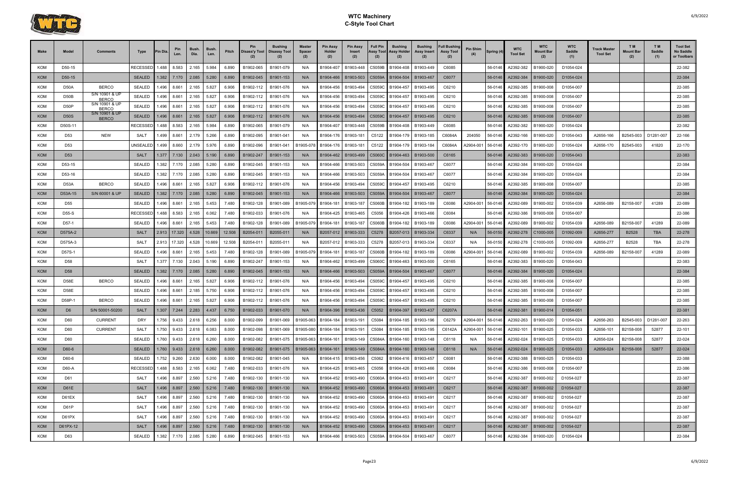# WTC Machinery
## C-Style Tool Chart

| Make | Model | Comments | Type | Pin Dia. | Pin Len. | Bush. Dia. | Bush. Len. | Pitch | Pin Disass'y Tool (2) | Bushing Disassy Tool (2) | Master Spacer (2) | Pin Assy Holder (2) | Pin Assy Insert (2) | Full Pin Assy Tool (2) | Bushing Assy Holder (2) | Bushing Assy Insert (2) | Full Bushing Assy Tool (2) | Pin Shim (4) | Spring (4) | WTC Tool Set | WTC Mount Bar (2) | WTC Saddle (1) | Track Master Tool Set | T M Mount Bar (2) | T M Saddle (1) | Tool Set No Saddle or Toolbars |
|---|---|---|---|---|---|---|---|---|---|---|---|---|---|---|---|---|---|---|---|---|---|---|---|---|---|---|
| KOM | D50-15 | | RECESSED | 1.488 | 8.583 | 2.165 | 5.984 | 6.890 | B1902-065 | B1901-079 | N/A | B1904-407 | B1903-448 | C5059B | B1904-408 | B1903-449 | C6085 | | 56-0146 | A2392-382 | B1900-020 | D1054-024 | | | | 22-382 |
| KOM | D50-15 | | SEALED | 1.382 | 7.170 | 2.085 | 5.280 | 6.890 | B1902-045 | B1901-153 | N/A | B1904-466 | B1903-503 | C5059A | B1904-504 | B1903-467 | C6077 | | 56-0146 | A2392-384 | B1900-020 | D1054-024 | | | | 22-384 |
| KOM | D50A | BERCO | SEALED | 1.496 | 8.661 | 2.165 | 5.827 | 6.906 | B1902-112 | B1901-076 | N/A | B1904-456 | B1903-494 | C5059C | B1904-457 | B1903-495 | C6210 | | 56-0146 | A2392-385 | B1900-008 | D1054-007 | | | | 22-385 |
| KOM | D50B | S/N 10901 & UP BERCO | SEALED | 1.496 | 8.661 | 2.165 | 5.827 | 6.906 | B1902-112 | B1901-076 | N/A | B1904-456 | B1903-494 | C5059C | B1904-457 | B1903-495 | C6210 | | 56-0146 | A2392-385 | B1900-008 | D1054-007 | | | | 22-385 |
| KOM | D50P | S/N 10901 & UP BERCO | SEALED | 1.496 | 8.661 | 2.165 | 5.827 | 6.906 | B1902-112 | B1901-076 | N/A | B1904-456 | B1903-494 | C5059C | B1904-457 | B1903-495 | C6210 | | 56-0146 | A2392-385 | B1900-008 | D1054-007 | | | | 22-385 |
| KOM | D50S | S/N 10901 & UP BERCO | SEALED | 1.496 | 8.661 | 2.165 | 5.827 | 6.906 | B1902-112 | B1901-076 | N/A | B1904-456 | B1903-494 | C5059C | B1904-457 | B1903-495 | C6210 | | 56-0146 | A2392-385 | B1900-008 | D1054-007 | | | | 22-385 |
| KOM | D50S-11 | | RECESSED | 1.488 | 8.583 | 2.165 | 5.984 | 6.890 | B1902-065 | B1901-079 | N/A | B1904-407 | B1903-448 | C5059B | B1904-408 | B1903-449 | C6085 | | 56-0146 | A2392-382 | B1900-020 | D1054-024 | | | | 22-382 |
| KOM | D53 | NEW | SALT | 1.499 | 8.661 | 2.179 | 5.266 | 6.890 | B1902-095 | B1901-041 | N/A | B1904-176 | B1903-181 | C5122 | B1904-179 | B1903-185 | C6084A | 204050 | 56-0146 | A2392-166 | B1900-020 | D1054-043 | A2656-166 | B2545-003 | D1281-007 | 22-166 |
| KOM | D53 | | UNSEALED | 1.499 | 8.660 | 2.179 | 5.976 | 6.890 | B1902-096 | B1901-041 | B1905-078 | B1904-176 | B1903-181 | C5122 | B1904-179 | B1903-184 | C6084A | A2904-001 | 56-0146 | A2392-170 | B1900-020 | D1054-024 | A2656-170 | B2545-003 | 41820 | 22-170 |
| KOM | D53 | | SALT | 1.377 | 7.130 | 2.043 | 5.190 | 6.890 | B1902-247 | B1901-153 | N/A | B1904-462 | B1903-499 | C5060C | B1904-463 | B1903-500 | C6165 | | 56-0146 | A2392-383 | B1900-020 | D1054-043 | | | | 22-383 |
| KOM | D53-15 | | SEALED | 1.382 | 7.170 | 2.085 | 5.280 | 6.890 | B1902-045 | B1901-153 | N/A | B1904-466 | B1903-503 | C5059A | B1904-504 | B1903-467 | C6077 | | 56-0146 | A2392-384 | B1900-020 | D1054-024 | | | | 22-384 |
| KOM | D53-16 | | SEALED | 1.382 | 7.170 | 2.085 | 5.280 | 6.890 | B1902-045 | B1901-153 | N/A | B1904-466 | B1903-503 | C5059A | B1904-504 | B1903-467 | C6077 | | 56-0146 | A2392-384 | B1900-020 | D1054-024 | | | | 22-384 |
| KOM | D53A | BERCO | SEALED | 1.496 | 8.661 | 2.165 | 5.827 | 6.906 | B1902-112 | B1901-076 | N/A | B1904-456 | B1903-494 | C5059C | B1904-457 | B1903-495 | C6210 | | 56-0146 | A2392-385 | B1900-008 | D1054-007 | | | | 22-385 |
| KOM | D53A-15 | S/N 60001 & UP | SEALED | 1.382 | 7.170 | 2.085 | 5.280 | 6.890 | B1902-045 | B1901-153 | N/A | B1904-466 | B1903-503 | C5059A | B1904-504 | B1903-467 | C6077 | | 56-0146 | A2392-384 | B1900-020 | D1054-024 | | | | 22-384 |
| KOM | D55 | | SEALED | 1.496 | 8.661 | 2.165 | 5.453 | 7.480 | B1902-128 | B1901-089 | B1905-079 | B1904-181 | B1903-187 | C5060B | B1904-182 | B1903-189 | C6086 | A2904-001 | 56-0146 | A2392-089 | B1900-002 | D1054-039 | A2656-089 | B2158-007 | 41289 | 22-089 |
| KOM | D55-S | | RECESSED | 1.488 | 8.583 | 2.165 | 6.062 | 7.480 | B1902-033 | B1901-076 | N/A | B1904-425 | B1903-465 | C5056 | B1904-426 | B1903-466 | C6084 | | 56-0146 | A2392-386 | B1900-008 | D1054-007 | | | | 22-386 |
| KOM | D57-1 | | SEALED | 1.496 | 8.661 | 2.165 | 5.453 | 7.480 | B1902-128 | B1901-089 | B1905-079 | B1904-181 | B1903-187 | C5060B | B1904-182 | B1903-189 | C6086 | A2904-001 | 56-0146 | A2392-089 | B1900-002 | D1054-039 | A2656-089 | B2158-007 | 41289 | 22-089 |
| KOM | D575A-2 | | SALT | 2.913 | 17.320 | 4.528 | 10.669 | 12.508 | B2054-011 | B2055-011 | N/A | B2057-012 | B1903-333 | C5278 | B2057-013 | B1903-334 | C6337 | N/A | 56-0150 | A2392-278 | C1000-005 | D1092-009 | A2656-277 | B2528 | TBA | 22-278 |
| KOM | D575A-3 | | SALT | 2.913 | 17.320 | 4.528 | 10.669 | 12.508 | B2054-011 | B2055-011 | N/A | B2057-012 | B1903-333 | C5278 | B2057-013 | B1903-334 | C6337 | N/A | 56-0150 | A2392-278 | C1000-005 | D1092-009 | A2656-277 | B2528 | TBA | 22-278 |
| KOM | D57S-1 | | SEALED | 1.496 | 8.661 | 2.165 | 5.453 | 7.480 | B1902-128 | B1901-089 | B1905-079 | B1904-181 | B1903-187 | C5060B | B1904-182 | B1903-189 | C6086 | A2904-001 | 56-0146 | A2392-089 | B1900-002 | D1054-039 | A2656-089 | B2158-007 | 41289 | 22-089 |
| KOM | D58 | | SALT | 1.377 | 7.130 | 2.043 | 5.190 | 6.890 | B1902-247 | B1901-153 | N/A | B1904-462 | B1903-499 | C5060C | B1904-463 | B1903-500 | C6165 | | 56-0146 | A2392-383 | B1900-020 | D1054-043 | | | | 22-383 |
| KOM | D58 | | SEALED | 1.382 | 7.170 | 2.085 | 5.280 | 6.890 | B1902-045 | B1901-153 | N/A | B1904-466 | B1903-503 | C5059A | B1904-504 | B1903-467 | C6077 | | 56-0146 | A2392-384 | B1900-020 | D1054-024 | | | | 22-384 |
| KOM | D58E | BERCO | SEALED | 1.496 | 8.661 | 2.165 | 5.827 | 6.906 | B1902-112 | B1901-076 | N/A | B1904-456 | B1903-494 | C5059C | B1904-457 | B1903-495 | C6210 | | 56-0146 | A2392-385 | B1900-008 | D1054-007 | | | | 22-385 |
| KOM | D58E | | SEALED | 1.496 | 8.661 | 2.185 | 5.750 | 6.906 | B1902-112 | B1901-076 | N/A | B1904-456 | B1903-494 | C5059C | B1904-457 | B1903-495 | C6210 | | 56-0146 | A2392-385 | B1900-008 | D1054-007 | | | | 22-385 |
| KOM | D58P-1 | BERCO | SEALED | 1.496 | 8.661 | 2.165 | 5.827 | 6.906 | B1902-112 | B1901-076 | N/A | B1904-456 | B1903-494 | C5059C | B1904-457 | B1903-495 | C6210 | | 56-0146 | A2392-385 | B1900-008 | D1054-007 | | | | 22-385 |
| KOM | D6 | S/N 50001-50200 | SALT | 1.307 | 7.244 | 2.283 | 4.437 | 6.750 | B1902-033 | B1901-070 | N/A | B1904-396 | B1903-436 | C5052 | B1904-397 | B1903-437 | C6207A | | 56-0146 | A2392-381 | B1900-014 | D1054-051 | | | | 22-381 |
| KOM | D60 | CURRENT | DRY | 1.756 | 9.433 | 2.618 | 6.256 | 8.000 | B1902-099 | B1901-069 | B1905-063 | B1904-184 | B1903-191 | C5084 | B1904-185 | B1903-196 | C6279 | A2904-001 | 56-0146 | A2392-263 | B1900-020 | D1054-024 | A2656-263 | B2545-003 | D1281-007 | 22-263 |
| KOM | D60 | CURRENT | SALT | 1.750 | 9.433 | 2.618 | 6.083 | 8.000 | B1902-098 | B1901-069 | B1905-080 | B1904-184 | B1903-191 | C5084 | B1904-185 | B1903-195 | C6142A | A2904-001 | 56-0146 | A2392-101 | B1900-025 | D1054-033 | A2656-101 | B2158-008 | 52877 | 22-101 |
| KOM | D60 | | SEALED | 1.760 | 9.433 | 2.618 | 6.260 | 8.000 | B1902-082 | B1901-075 | B1905-063 | B1904-161 | B1903-149 | C5084A | B1904-160 | B1903-148 | C6118 | N/A | 56-0146 | A2392-024 | B1900-025 | D1054-033 | A2656-024 | B2158-008 | 52877 | 22-024 |
| KOM | D60-6 | | SEALED | 1.760 | 9.433 | 2.618 | 6.260 | 8.000 | B1902-082 | B1901-075 | B1905-063 | B1904-161 | B1903-149 | C5084A | B1904-160 | B1903-148 | C6118 | N/A | 56-0146 | A2392-024 | B1900-025 | D1054-033 | A2656-024 | B2158-008 | 52877 | 22-024 |
| KOM | D60-6 | | SEALED | 1.752 | 9.260 | 2.630 | 6.000 | 8.000 | B1902-082 | B1901-045 | N/A | B1904-415 | B1903-456 | C5062 | B1904-416 | B1903-457 | C6081 | | 56-0146 | A2392-388 | B1900-025 | D1054-033 | | | | 22-388 |
| KOM | D60-A | | RECESSED | 1.488 | 8.583 | 2.165 | 6.062 | 7.480 | B1902-033 | B1901-076 | N/A | B1904-425 | B1903-465 | C5056 | B1904-426 | B1903-466 | C6084 | | 56-0146 | A2392-386 | B1900-008 | D1054-007 | | | | 22-386 |
| KOM | D61 | | SALT | 1.496 | 8.897 | 2.560 | 5.216 | 7.480 | B1902-130 | B1901-130 | N/A | B1904-452 | B1903-490 | C5060A | B1904-453 | B1903-491 | C6217 | | 56-0146 | A2392-387 | B1900-002 | D1054-027 | | | | 22-387 |
| KOM | D61E | | SALT | 1.496 | 8.897 | 2.560 | 5.216 | 7.480 | B1902-130 | B1901-130 | N/A | B1904-452 | B1903-490 | C5060A | B1904-453 | B1903-491 | C6217 | | 56-0146 | A2392-387 | B1900-002 | D1054-027 | | | | 22-387 |
| KOM | D61EX | | SALT | 1.496 | 8.897 | 2.560 | 5.216 | 7.480 | B1902-130 | B1901-130 | N/A | B1904-452 | B1903-490 | C5060A | B1904-453 | B1903-491 | C6217 | | 56-0146 | A2392-387 | B1900-002 | D1054-027 | | | | 22-387 |
| KOM | D61P | | SALT | 1.496 | 8.897 | 2.560 | 5.216 | 7.480 | B1902-130 | B1901-130 | N/A | B1904-452 | B1903-490 | C5060A | B1904-453 | B1903-491 | C6217 | | 56-0146 | A2392-387 | B1900-002 | D1054-027 | | | | 22-387 |
| KOM | D61PX | | SALT | 1.496 | 8.897 | 2.560 | 5.216 | 7.480 | B1902-130 | B1901-130 | N/A | B1904-452 | B1903-490 | C5060A | B1904-453 | B1903-491 | C6217 | | 56-0146 | A2392-387 | B1900-002 | D1054-027 | | | | 22-387 |
| KOM | D61PX-12 | | SALT | 1.496 | 8.897 | 2.560 | 5.216 | 7.480 | B1902-130 | B1901-130 | N/A | B1904-452 | B1903-490 | C5060A | B1904-453 | B1903-491 | C6217 | | 56-0146 | A2392-387 | B1900-002 | D1054-027 | | | | 22-387 |
| KOM | D63 | | SEALED | 1.382 | 7.170 | 2.085 | 5.280 | 6.890 | B1902-045 | B1901-153 | N/A | B1904-466 | B1903-503 | C5059A | B1904-504 | B1903-467 | C6077 | | 56-0146 | A2392-384 | B1900-020 | D1054-024 | | | | 22-384 |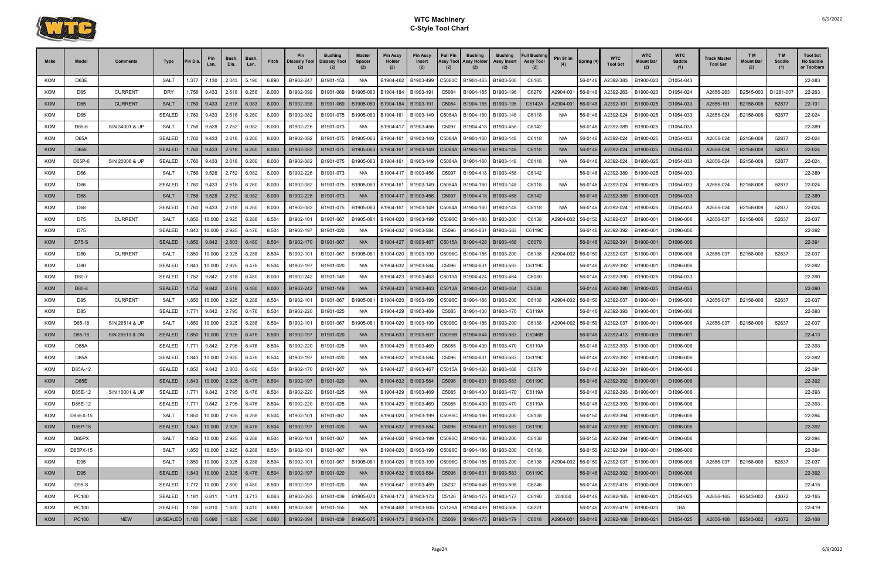# WTC Machinery
## C-Style Tool Chart

| Make | Model | Comments | Type | Pin Dia. | Pin Len. | Bush. Dia. | Bush. Len. | Pitch | Pin Disass'y Tool (2) | Bushing Disassy Tool (2) | Master Spacer (2) | Pin Assy Holder (2) | Pin Assy Insert (2) | Full Pin Assy Tool (2) | Bushing Assy Holder (2) | Bushing Assy Insert (2) | Full Bushing Assy Tool (2) | Pin Shim (4) | Spring (4) | WTC Tool Set | WTC Mount Bar (2) | WTC Saddle (1) | Track Master Tool Set | T M Mount Bar (2) | T M Saddle (1) | Tool Set No Saddle or Toolbars |
|---|---|---|---|---|---|---|---|---|---|---|---|---|---|---|---|---|---|---|---|---|---|---|---|---|---|---|
| KOM | D63E | | SALT | 1.377 | 7.130 | 2.043 | 5.190 | 6.890 | B1902-247 | B1901-153 | N/A | B1904-462 | B1903-499 | C5060C | B1904-463 | B1903-500 | C6165 | | 56-0146 | A2392-383 | B1900-020 | D1054-043 | | | | 22-383 |
| KOM | D65 | CURRENT | DRY | 1.756 | 9.433 | 2.618 | 6.256 | 8.000 | B1902-099 | B1901-069 | B1905-063 | B1904-184 | B1903-191 | C5084 | B1904-185 | B1903-196 | C6279 | A2904-001 | 56-0146 | A2392-263 | B1900-020 | D1054-024 | A2656-263 | B2545-003 | D1281-007 | 22-263 |
| KOM | D65 | CURRENT | SALT | 1.750 | 9.433 | 2.618 | 6.083 | 8.000 | B1902-098 | B1901-069 | B1905-080 | B1904-184 | B1903-191 | C5084 | B1904-185 | B1903-195 | C6142A | A2904-001 | 56-0146 | A2392-101 | B1900-025 | D1054-033 | A2656-101 | B2158-008 | 52877 | 22-101 |
| KOM | D65 | | SEALED | 1.760 | 9.433 | 2.618 | 6.260 | 8.000 | B1902-082 | B1901-075 | B1905-063 | B1904-161 | B1903-149 | C5084A | B1904-160 | B1903-148 | C6118 | N/A | 56-0146 | A2392-024 | B1900-025 | D1054-033 | A2656-024 | B2158-008 | 52877 | 22-024 |
| KOM | D65-6 | S/N 34001 & UP | SALT | 1.756 | 9.528 | 2.752 | 6.082 | 8.000 | B1902-226 | B1901-073 | N/A | B1904-417 | B1903-456 | C5097 | B1904-418 | B1903-458 | C6142 | | 56-0146 | A2392-389 | B1900-025 | D1054-033 | | | | 22-389 |
| KOM | D65A | | SEALED | 1.760 | 9.433 | 2.618 | 6.260 | 8.000 | B1902-082 | B1901-075 | B1905-063 | B1904-161 | B1903-149 | C5084A | B1904-160 | B1903-148 | C6118 | N/A | 56-0146 | A2392-024 | B1900-025 | D1054-033 | A2656-024 | B2158-008 | 52877 | 22-024 |
| KOM | D65E | | SEALED | 1.760 | 9.433 | 2.618 | 6.260 | 8.000 | B1902-082 | B1901-075 | B1905-063 | B1904-161 | B1903-149 | C5084A | B1904-160 | B1903-148 | C6118 | N/A | 56-0146 | A2392-024 | B1900-025 | D1054-033 | A2656-024 | B2158-008 | 52877 | 22-024 |
| KOM | D65P-6 | S/N 20006 & UP | SEALED | 1.760 | 9.433 | 2.618 | 6.260 | 8.000 | B1902-082 | B1901-075 | B1905-063 | B1904-161 | B1903-149 | C5084A | B1904-160 | B1903-148 | C6118 | N/A | 56-0146 | A2392-024 | B1900-025 | D1054-033 | A2656-024 | B2158-008 | 52877 | 22-024 |
| KOM | D66 | | SALT | 1.756 | 9.528 | 2.752 | 6.082 | 8.000 | B1902-226 | B1901-073 | N/A | B1904-417 | B1903-456 | C5097 | B1904-418 | B1903-458 | C6142 | | 56-0146 | A2392-389 | B1900-025 | D1054-033 | | | | 22-389 |
| KOM | D66 | | SEALED | 1.760 | 9.433 | 2.618 | 6.260 | 8.000 | B1902-082 | B1901-075 | B1905-063 | B1904-161 | B1903-149 | C5084A | B1904-160 | B1903-148 | C6118 | N/A | 56-0146 | A2392-024 | B1900-025 | D1054-033 | A2656-024 | B2158-008 | 52877 | 22-024 |
| KOM | D68 | | SALT | 1.756 | 9.528 | 2.752 | 6.082 | 8.000 | B1902-226 | B1901-073 | N/A | B1904-417 | B1903-456 | C5097 | B1904-418 | B1903-458 | C6142 | | 56-0146 | A2392-389 | B1900-025 | D1054-033 | | | | 22-389 |
| KOM | D68 | | SEALED | 1.760 | 9.433 | 2.618 | 6.260 | 8.000 | B1902-082 | B1901-075 | B1905-063 | B1904-161 | B1903-149 | C5084A | B1904-160 | B1903-148 | C6118 | N/A | 56-0146 | A2392-024 | B1900-025 | D1054-033 | A2656-024 | B2158-008 | 52877 | 22-024 |
| KOM | D75 | CURRENT | SALT | 1.850 | 10.000 | 2.925 | 6.288 | 8.504 | B1902-101 | B1901-067 | B1905-081 | B1904-020 | B1903-199 | C5096C | B1904-186 | B1903-200 | C6138 | A2904-002 | 56-0150 | A2392-037 | B1900-001 | D1096-006 | A2656-037 | B2158-006 | 52637 | 22-037 |
| KOM | D75 | | SEALED | 1.843 | 10.000 | 2.925 | 6.476 | 8.504 | B1902-197 | B1901-020 | N/A | B1904-632 | B1903-584 | C5096 | B1904-631 | B1903-583 | C6119C | | 56-0146 | A2392-392 | B1900-001 | D1096-006 | | | | 22-392 |
| KOM | D75-S | | SEALED | 1.850 | 9.842 | 2.803 | 6.480 | 8.504 | B1902-170 | B1901-067 | N/A | B1904-427 | B1903-467 | C5015A | B1904-428 | B1903-468 | C6079 | | 56-0146 | A2392-391 | B1900-001 | D1096-006 | | | | 22-391 |
| KOM | D80 | CURRENT | SALT | 1.850 | 10.000 | 2.925 | 6.288 | 8.504 | B1902-101 | B1901-067 | B1905-081 | B1904-020 | B1903-199 | C5096C | B1904-186 | B1903-200 | C6138 | A2904-002 | 56-0150 | A2392-037 | B1900-001 | D1096-006 | A2656-037 | B2158-006 | 52637 | 22-037 |
| KOM | D80 | | SEALED | 1.843 | 10.000 | 2.925 | 6.476 | 8.504 | B1902-197 | B1901-020 | N/A | B1904-632 | B1903-584 | C5096 | B1904-631 | B1903-583 | C6119C | | 56-0146 | A2392-392 | B1900-001 | D1096-006 | | | | 22-392 |
| KOM | D80-7 | | SEALED | 1.752 | 9.842 | 2.618 | 6.480 | 8.000 | B1902-242 | B1901-149 | N/A | B1904-423 | B1903-463 | C5013A | B1904-424 | B1903-464 | C6080 | | 56-0146 | A2392-390 | B1900-025 | D1054-033 | | | | 22-390 |
| KOM | D80-8 | | SEALED | 1.752 | 9.842 | 2.618 | 6.480 | 8.000 | B1902-242 | B1901-149 | N/A | B1904-423 | B1903-463 | C5013A | B1904-424 | B1903-464 | C6080 | | 56-0146 | A2392-390 | B1900-025 | D1054-033 | | | | 22-390 |
| KOM | D85 | CURRENT | SALT | 1.850 | 10.000 | 2.925 | 6.288 | 8.504 | B1902-101 | B1901-067 | B1905-081 | B1904-020 | B1903-199 | C5096C | B1904-186 | B1903-200 | C6138 | A2904-002 | 56-0150 | A2392-037 | B1900-001 | D1096-006 | A2656-037 | B2158-006 | 52637 | 22-037 |
| KOM | D85 | | SEALED | 1.771 | 9.842 | 2.795 | 6.476 | 8.504 | B1902-220 | B1901-025 | N/A | B1904-429 | B1903-469 | C5085 | B1904-430 | B1903-470 | C6119A | | 56-0146 | A2392-393 | B1900-001 | D1096-006 | | | | 22-393 |
| KOM | D85-18 | S/N 26514 & UP | SALT | 1.850 | 10.000 | 2.925 | 6.288 | 8.504 | B1902-101 | B1901-067 | B1905-081 | B1904-020 | B1903-199 | C5096C | B1904-186 | B1903-200 | C6138 | A2904-002 | 56-0150 | A2392-037 | B1900-001 | D1096-006 | A2656-037 | B2158-006 | 52637 | 22-037 |
| KOM | D85-18 | S/N 26513 & DN | SEALED | 1.850 | 10.000 | 2.925 | 6.476 | 8.500 | B1902-197 | B1901-020 | N/A | B1904-633 | B1903-507 | C5096B | B1904-644 | B1903-583 | C6246B | | 56-0146 | A2392-413 | B1900-009 | D1096-001 | | | | 22-413 |
| KOM | D85A | | SEALED | 1.771 | 9.842 | 2.795 | 6.476 | 8.504 | B1902-220 | B1901-025 | N/A | B1904-429 | B1903-469 | C5085 | B1904-430 | B1903-470 | C6119A | | 56-0146 | A2392-393 | B1900-001 | D1096-006 | | | | 22-393 |
| KOM | D85A | | SEALED | 1.843 | 10.000 | 2.925 | 6.476 | 8.504 | B1902-197 | B1901-020 | N/A | B1904-632 | B1903-584 | C5096 | B1904-631 | B1903-583 | C6119C | | 56-0146 | A2392-392 | B1900-001 | D1096-006 | | | | 22-392 |
| KOM | D85A-12 | | SEALED | 1.850 | 9.842 | 2.803 | 6.480 | 8.504 | B1902-170 | B1901-067 | N/A | B1904-427 | B1903-467 | C5015A | B1904-428 | B1903-468 | C6079 | | 56-0146 | A2392-391 | B1900-001 | D1096-006 | | | | 22-391 |
| KOM | D85E | | SEALED | 1.843 | 10.000 | 2.925 | 6.476 | 8.504 | B1902-197 | B1901-020 | N/A | B1904-632 | B1903-584 | C5096 | B1904-631 | B1903-583 | C6119C | | 56-0146 | A2392-392 | B1900-001 | D1096-006 | | | | 22-392 |
| KOM | D85E-12 | S/N 10001 & UP | SEALED | 1.771 | 9.842 | 2.795 | 6.476 | 8.504 | B1902-220 | B1901-025 | N/A | B1904-429 | B1903-469 | C5085 | B1904-430 | B1903-470 | C6119A | | 56-0146 | A2392-393 | B1900-001 | D1096-006 | | | | 22-393 |
| KOM | D85E-12 | | SEALED | 1.771 | 9.842 | 2.795 | 6.476 | 8.504 | B1902-220 | B1901-025 | N/A | B1904-429 | B1903-469 | C5085 | B1904-430 | B1903-470 | C6119A | | 56-0146 | A2392-393 | B1900-001 | D1096-006 | | | | 22-393 |
| KOM | D85EX-15 | | SALT | 1.850 | 10.000 | 2.925 | 6.288 | 8.504 | B1902-101 | B1901-067 | N/A | B1904-020 | B1903-199 | C5096C | B1904-186 | B1903-200 | C6138 | | 56-0150 | A2392-394 | B1900-001 | D1096-006 | | | | 22-394 |
| KOM | D85P-18 | | SEALED | 1.843 | 10.000 | 2.925 | 6.476 | 8.504 | B1902-197 | B1901-020 | N/A | B1904-632 | B1903-584 | C5096 | B1904-631 | B1903-583 | C6119C | | 56-0146 | A2392-392 | B1900-001 | D1096-006 | | | | 22-392 |
| KOM | D85PX | | SALT | 1.850 | 10.000 | 2.925 | 6.288 | 8.504 | B1902-101 | B1901-067 | N/A | B1904-020 | B1903-199 | C5096C | B1904-186 | B1903-200 | C6138 | | 56-0150 | A2392-394 | B1900-001 | D1096-006 | | | | 22-394 |
| KOM | D85PX-15 | | SALT | 1.850 | 10.000 | 2.925 | 6.288 | 8.504 | B1902-101 | B1901-067 | N/A | B1904-020 | B1903-199 | C5096C | B1904-186 | B1903-200 | C6138 | | 56-0150 | A2392-394 | B1900-001 | D1096-006 | | | | 22-394 |
| KOM | D95 | | SALT | 1.850 | 10.000 | 2.925 | 6.288 | 8.504 | B1902-101 | B1901-067 | B1905-081 | B1904-020 | B1903-199 | C5096C | B1904-186 | B1903-200 | C6138 | A2904-002 | 56-0150 | A2392-037 | B1900-001 | D1096-006 | A2656-037 | B2158-006 | 52637 | 22-037 |
| KOM | D95 | | SEALED | 1.843 | 10.000 | 2.925 | 6.476 | 8.504 | B1902-197 | B1901-020 | N/A | B1904-632 | B1903-584 | C5096 | B1904-631 | B1903-583 | C6119C | | 56-0146 | A2392-392 | B1900-001 | D1096-006 | | | | 22-392 |
| KOM | D95-S | | SEALED | 1.772 | 10.000 | 2.800 | 6.480 | 8.500 | B1902-197 | B1901-020 | N/A | B1904-647 | B1903-469 | C5232 | B1904-646 | B1903-508 | C6246 | | 56-0146 | A2392-415 | B1900-009 | D1096-001 | | | | 22-415 |
| KOM | PC100 | | SEALED | 1.181 | 6.811 | 1.811 | 3.713 | 6.063 | B1902-093 | B1901-039 | B1905-074 | B1904-173 | B1903-173 | C5126 | B1904-175 | B1903-177 | C6190 | 204050 | 56-0146 | A2392-165 | B1900-021 | D1054-025 | A2656-165 | B2543-002 | 43072 | 22-165 |
| KOM | PC100 | | SEALED | 1.180 | 6.810 | 1.820 | 3.410 | 6.050 | B1902-089 | B1901-155 | N/A | B1904-468 | B1903-505 | C5126A | B1904-469 | B1903-506 | C6221 | | 56-0146 | A2392-419 | B1900-020 | TBA | | | | 22-419 |
| KOM | PC100 | NEW | UNSEALED | 1.180 | 6.690 | 1.820 | 4.290 | 6.060 | B1902-094 | B1901-039 | B1905-075 | B1904-173 | B1903-174 | C5069 | B1904-175 | B1903-179 | C6018 | A2904-001 | 56-0146 | A2392-168 | B1900-021 | D1054-025 | A2656-168 | B2543-002 | 43072 | 22-168 |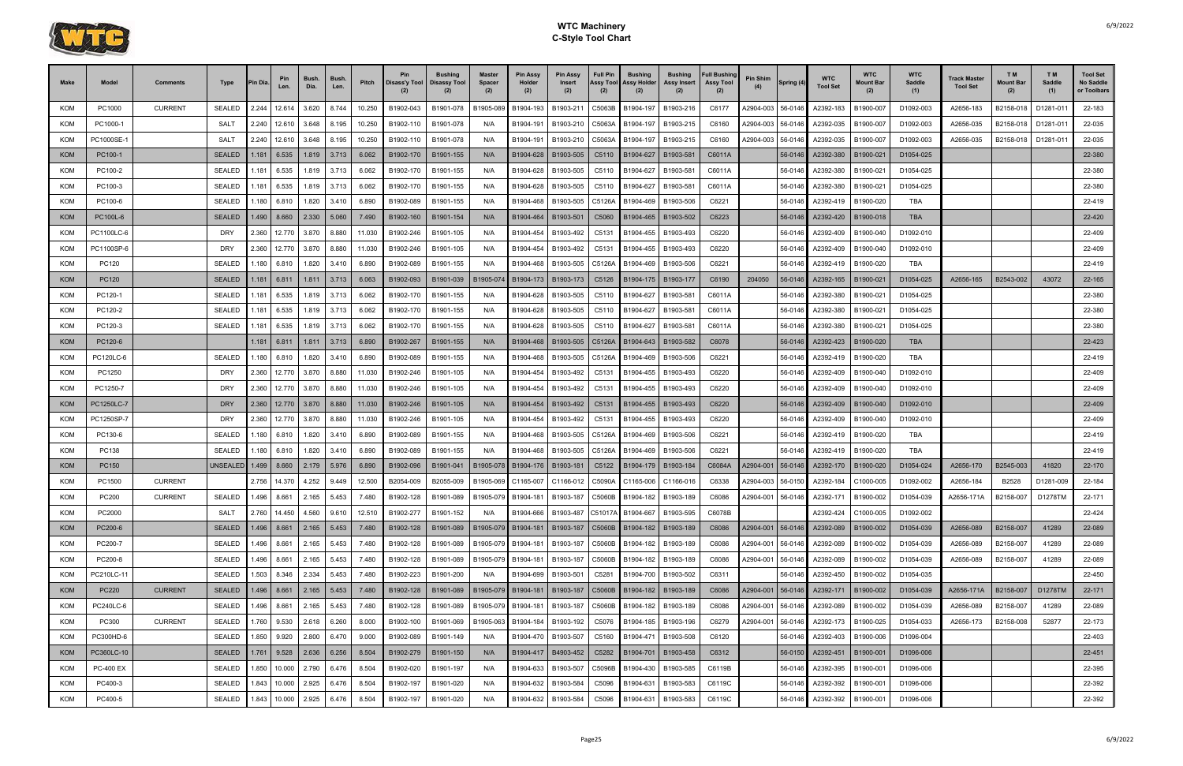# WTC Machinery
## C-Style Tool Chart

| Make | Model | Comments | Type | Pin Dia. | Pin Len. | Bush. Dia. | Bush. Len. | Pitch | Pin Disass'y Tool (2) | Bushing Disassy Tool (2) | Master Spacer (2) | Pin Assy Holder (2) | Pin Assy Insert (2) | Full Pin Assy Tool (2) | Bushing Assy Holder (2) | Bushing Assy Insert (2) | Full Bushing Assy Tool (2) | Pin Shim (4) | Spring (4) | WTC Tool Set | WTC Mount Bar (2) | WTC Saddle (1) | Track Master Tool Set | T M Mount Bar (2) | T M Saddle (1) | Tool Set No Saddle or Toolbars |
|---|---|---|---|---|---|---|---|---|---|---|---|---|---|---|---|---|---|---|---|---|---|---|---|---|---|---|
| KOM | PC1000 | CURRENT | SEALED | 2.244 | 12.614 | 3.620 | 8.744 | 10.250 | B1902-043 | B1901-078 | B1905-089 | B1904-193 | B1903-211 | C5063B | B1904-197 | B1903-216 | C6177 | A2904-003 | 56-0146 | A2392-183 | B1900-007 | D1092-003 | A2656-183 | B2158-018 | D1281-011 | 22-183 |
| KOM | PC1000-1 | | SALT | 2.240 | 12.610 | 3.648 | 8.195 | 10.250 | B1902-110 | B1901-078 | N/A | B1904-191 | B1903-210 | C5063A | B1904-197 | B1903-215 | C6160 | A2904-003 | 56-0146 | A2392-035 | B1900-007 | D1092-003 | A2656-035 | B2158-018 | D1281-011 | 22-035 |
| KOM | PC1000SE-1 | | SALT | 2.240 | 12.610 | 3.648 | 8.195 | 10.250 | B1902-110 | B1901-078 | N/A | B1904-191 | B1903-210 | C5063A | B1904-197 | B1903-215 | C6160 | A2904-003 | 56-0146 | A2392-035 | B1900-007 | D1092-003 | A2656-035 | B2158-018 | D1281-011 | 22-035 |
| KOM | PC100-1 | | SEALED | 1.181 | 6.535 | 1.819 | 3.713 | 6.062 | B1902-170 | B1901-155 | N/A | B1904-628 | B1903-505 | C5110 | B1904-627 | B1903-581 | C6011A | | 56-0146 | A2392-380 | B1900-021 | D1054-025 | | | | 22-380 |
| KOM | PC100-2 | | SEALED | 1.181 | 6.535 | 1.819 | 3.713 | 6.062 | B1902-170 | B1901-155 | N/A | B1904-628 | B1903-505 | C5110 | B1904-627 | B1903-581 | C6011A | | 56-0146 | A2392-380 | B1900-021 | D1054-025 | | | | 22-380 |
| KOM | PC100-3 | | SEALED | 1.181 | 6.535 | 1.819 | 3.713 | 6.062 | B1902-170 | B1901-155 | N/A | B1904-628 | B1903-505 | C5110 | B1904-627 | B1903-581 | C6011A | | 56-0146 | A2392-380 | B1900-021 | D1054-025 | | | | 22-380 |
| KOM | PC100-6 | | SEALED | 1.180 | 6.810 | 1.820 | 3.410 | 6.890 | B1902-089 | B1901-155 | N/A | B1904-468 | B1903-505 | C5126A | B1904-469 | B1903-506 | C6221 | | 56-0146 | A2392-419 | B1900-020 | TBA | | | | 22-419 |
| KOM | PC100L-6 | | SEALED | 1.490 | 8.660 | 2.330 | 5.060 | 7.490 | B1902-160 | B1901-154 | N/A | B1904-464 | B1903-501 | C5060 | B1904-465 | B1903-502 | C6223 | | 56-0146 | A2392-420 | B1900-018 | TBA | | | | 22-420 |
| KOM | PC1100LC-6 | | DRY | 2.360 | 12.770 | 3.870 | 8.880 | 11.030 | B1902-246 | B1901-105 | N/A | B1904-454 | B1903-492 | C5131 | B1904-455 | B1903-493 | C6220 | | 56-0146 | A2392-409 | B1900-040 | D1092-010 | | | | 22-409 |
| KOM | PC1100SP-6 | | DRY | 2.360 | 12.770 | 3.870 | 8.880 | 11.030 | B1902-246 | B1901-105 | N/A | B1904-454 | B1903-492 | C5131 | B1904-455 | B1903-493 | C6220 | | 56-0146 | A2392-409 | B1900-040 | D1092-010 | | | | 22-409 |
| KOM | PC120 | | SEALED | 1.180 | 6.810 | 1.820 | 3.410 | 6.890 | B1902-089 | B1901-155 | N/A | B1904-468 | B1903-505 | C5126A | B1904-469 | B1903-506 | C6221 | | 56-0146 | A2392-419 | B1900-020 | TBA | | | | 22-419 |
| KOM | PC120 | | SEALED | 1.181 | 6.811 | 1.811 | 3.713 | 6.063 | B1902-093 | B1901-039 | B1905-074 | B1904-173 | B1903-173 | C5126 | B1904-175 | B1903-177 | C6190 | 204050 | 56-0146 | A2392-165 | B1900-021 | D1054-025 | A2656-165 | B2543-002 | 43072 | 22-165 |
| KOM | PC120-1 | | SEALED | 1.181 | 6.535 | 1.819 | 3.713 | 6.062 | B1902-170 | B1901-155 | N/A | B1904-628 | B1903-505 | C5110 | B1904-627 | B1903-581 | C6011A | | 56-0146 | A2392-380 | B1900-021 | D1054-025 | | | | 22-380 |
| KOM | PC120-2 | | SEALED | 1.181 | 6.535 | 1.819 | 3.713 | 6.062 | B1902-170 | B1901-155 | N/A | B1904-628 | B1903-505 | C5110 | B1904-627 | B1903-581 | C6011A | | 56-0146 | A2392-380 | B1900-021 | D1054-025 | | | | 22-380 |
| KOM | PC120-3 | | SEALED | 1.181 | 6.535 | 1.819 | 3.713 | 6.062 | B1902-170 | B1901-155 | N/A | B1904-628 | B1903-505 | C5110 | B1904-627 | B1903-581 | C6011A | | 56-0146 | A2392-380 | B1900-021 | D1054-025 | | | | 22-380 |
| KOM | PC120-6 | | | 1.181 | 6.811 | 1.811 | 3.713 | 6.890 | B1902-267 | B1901-155 | N/A | B1904-468 | B1903-505 | C5126A | B1904-643 | B1903-582 | C6078 | | 56-0146 | A2392-423 | B1900-020 | TBA | | | | 22-423 |
| KOM | PC120LC-6 | | SEALED | 1.180 | 6.810 | 1.820 | 3.410 | 6.890 | B1902-089 | B1901-155 | N/A | B1904-468 | B1903-505 | C5126A | B1904-469 | B1903-506 | C6221 | | 56-0146 | A2392-419 | B1900-020 | TBA | | | | 22-419 |
| KOM | PC1250 | | DRY | 2.360 | 12.770 | 3.870 | 8.880 | 11.030 | B1902-246 | B1901-105 | N/A | B1904-454 | B1903-492 | C5131 | B1904-455 | B1903-493 | C6220 | | 56-0146 | A2392-409 | B1900-040 | D1092-010 | | | | 22-409 |
| KOM | PC1250-7 | | DRY | 2.360 | 12.770 | 3.870 | 8.880 | 11.030 | B1902-246 | B1901-105 | N/A | B1904-454 | B1903-492 | C5131 | B1904-455 | B1903-493 | C6220 | | 56-0146 | A2392-409 | B1900-040 | D1092-010 | | | | 22-409 |
| KOM | PC1250LC-7 | | DRY | 2.360 | 12.770 | 3.870 | 8.880 | 11.030 | B1902-246 | B1901-105 | N/A | B1904-454 | B1903-492 | C5131 | B1904-455 | B1903-493 | C6220 | | 56-0146 | A2392-409 | B1900-040 | D1092-010 | | | | 22-409 |
| KOM | PC1250SP-7 | | DRY | 2.360 | 12.770 | 3.870 | 8.880 | 11.030 | B1902-246 | B1901-105 | N/A | B1904-454 | B1903-492 | C5131 | B1904-455 | B1903-493 | C6220 | | 56-0146 | A2392-409 | B1900-040 | D1092-010 | | | | 22-409 |
| KOM | PC130-6 | | SEALED | 1.180 | 6.810 | 1.820 | 3.410 | 6.890 | B1902-089 | B1901-155 | N/A | B1904-468 | B1903-505 | C5126A | B1904-469 | B1903-506 | C6221 | | 56-0146 | A2392-419 | B1900-020 | TBA | | | | 22-419 |
| KOM | PC138 | | SEALED | 1.180 | 6.810 | 1.820 | 3.410 | 6.890 | B1902-089 | B1901-155 | N/A | B1904-468 | B1903-505 | C5126A | B1904-469 | B1903-506 | C6221 | | 56-0146 | A2392-419 | B1900-020 | TBA | | | | 22-419 |
| KOM | PC150 | | UNSEALED | 1.499 | 8.660 | 2.179 | 5.976 | 6.890 | B1902-096 | B1901-041 | B1905-078 | B1904-176 | B1903-181 | C5122 | B1904-179 | B1903-184 | C6084A | A2904-001 | 56-0146 | A2392-170 | B1900-020 | D1054-024 | A2656-170 | B2545-003 | 41820 | 22-170 |
| KOM | PC1500 | CURRENT | | 2.756 | 14.370 | 4.252 | 9.449 | 12.500 | B2054-009 | B2055-009 | B1905-069 | C1165-007 | C1166-012 | C5090A | C1165-006 | C1166-016 | C6338 | A2904-003 | 56-0150 | A2392-184 | C1000-005 | D1092-002 | A2656-184 | B2528 | D1281-009 | 22-184 |
| KOM | PC200 | CURRENT | SEALED | 1.496 | 8.661 | 2.165 | 5.453 | 7.480 | B1902-128 | B1901-089 | B1905-079 | B1904-181 | B1903-187 | C5060B | B1904-182 | B1903-189 | C6086 | A2904-001 | 56-0146 | A2392-171 | B1900-002 | D1054-039 | A2656-171A | B2158-007 | D1278TM | 22-171 |
| KOM | PC2000 | | SALT | 2.760 | 14.450 | 4.560 | 9.610 | 12.510 | B1902-277 | B1901-152 | N/A | B1904-666 | B1903-487 | C51017A | B1904-667 | B1903-595 | C6078B | | | A2392-424 | C1000-005 | D1092-002 | | | | 22-424 |
| KOM | PC200-6 | | SEALED | 1.496 | 8.661 | 2.165 | 5.453 | 7.480 | B1902-128 | B1901-089 | B1905-079 | B1904-181 | B1903-187 | C5060B | B1904-182 | B1903-189 | C6086 | A2904-001 | 56-0146 | A2392-089 | B1900-002 | D1054-039 | A2656-089 | B2158-007 | 41289 | 22-089 |
| KOM | PC200-7 | | SEALED | 1.496 | 8.661 | 2.165 | 5.453 | 7.480 | B1902-128 | B1901-089 | B1905-079 | B1904-181 | B1903-187 | C5060B | B1904-182 | B1903-189 | C6086 | A2904-001 | 56-0146 | A2392-089 | B1900-002 | D1054-039 | A2656-089 | B2158-007 | 41289 | 22-089 |
| KOM | PC200-8 | | SEALED | 1.496 | 8.661 | 2.165 | 5.453 | 7.480 | B1902-128 | B1901-089 | B1905-079 | B1904-181 | B1903-187 | C5060B | B1904-182 | B1903-189 | C6086 | A2904-001 | 56-0146 | A2392-089 | B1900-002 | D1054-039 | A2656-089 | B2158-007 | 41289 | 22-089 |
| KOM | PC210LC-11 | | SEALED | 1.503 | 8.346 | 2.334 | 5.453 | 7.480 | B1902-223 | B1901-200 | N/A | B1904-699 | B1903-501 | C5281 | B1904-700 | B1903-502 | C6311 | | 56-0146 | A2392-450 | B1900-002 | D1054-035 | | | | 22-450 |
| KOM | PC220 | CURRENT | SEALED | 1.496 | 8.661 | 2.165 | 5.453 | 7.480 | B1902-128 | B1901-089 | B1905-079 | B1904-181 | B1903-187 | C5060B | B1904-182 | B1903-189 | C6086 | A2904-001 | 56-0146 | A2392-171 | B1900-002 | D1054-039 | A2656-171A | B2158-007 | D1278TM | 22-171 |
| KOM | PC240LC-6 | | SEALED | 1.496 | 8.661 | 2.165 | 5.453 | 7.480 | B1902-128 | B1901-089 | B1905-079 | B1904-181 | B1903-187 | C5060B | B1904-182 | B1903-189 | C6086 | A2904-001 | 56-0146 | A2392-089 | B1900-002 | D1054-039 | A2656-089 | B2158-007 | 41289 | 22-089 |
| KOM | PC300 | CURRENT | SEALED | 1.760 | 9.530 | 2.618 | 6.260 | 8.000 | B1902-100 | B1901-069 | B1905-063 | B1904-184 | B1903-192 | C5076 | B1904-185 | B1903-196 | C6279 | A2904-001 | 56-0146 | A2392-173 | B1900-025 | D1054-033 | A2656-173 | B2158-008 | 52877 | 22-173 |
| KOM | PC300HD-6 | | SEALED | 1.850 | 9.920 | 2.800 | 6.470 | 9.000 | B1902-089 | B1901-149 | N/A | B1904-470 | B1903-507 | C5160 | B1904-471 | B1903-508 | C6120 | | 56-0146 | A2392-403 | B1900-006 | D1096-004 | | | | 22-403 |
| KOM | PC360LC-10 | | SEALED | 1.761 | 9.528 | 2.636 | 6.256 | 8.504 | B1902-279 | B1901-150 | N/A | B1904-417 | B4903-452 | C5282 | B1904-701 | B1903-458 | C6312 | | 56-0150 | A2392-451 | B1900-001 | D1096-006 | | | | 22-451 |
| KOM | PC-400 EX | | SEALED | 1.850 | 10.000 | 2.790 | 6.476 | 8.504 | B1902-020 | B1901-197 | N/A | B1904-633 | B1903-507 | C5096B | B1904-430 | B1903-585 | C6119B | | 56-0146 | A2392-395 | B1900-001 | D1096-006 | | | | 22-395 |
| KOM | PC400-3 | | SEALED | 1.843 | 10.000 | 2.925 | 6.476 | 8.504 | B1902-197 | B1901-020 | N/A | B1904-632 | B1903-584 | C5096 | B1904-631 | B1903-583 | C6119C | | 56-0146 | A2392-392 | B1900-001 | D1096-006 | | | | 22-392 |
| KOM | PC400-5 | | SEALED | 1.843 | 10.000 | 2.925 | 6.476 | 8.504 | B1902-197 | B1901-020 | N/A | B1904-632 | B1903-584 | C5096 | B1904-631 | B1903-583 | C6119C | | 56-0146 | A2392-392 | B1900-001 | D1096-006 | | | | 22-392 |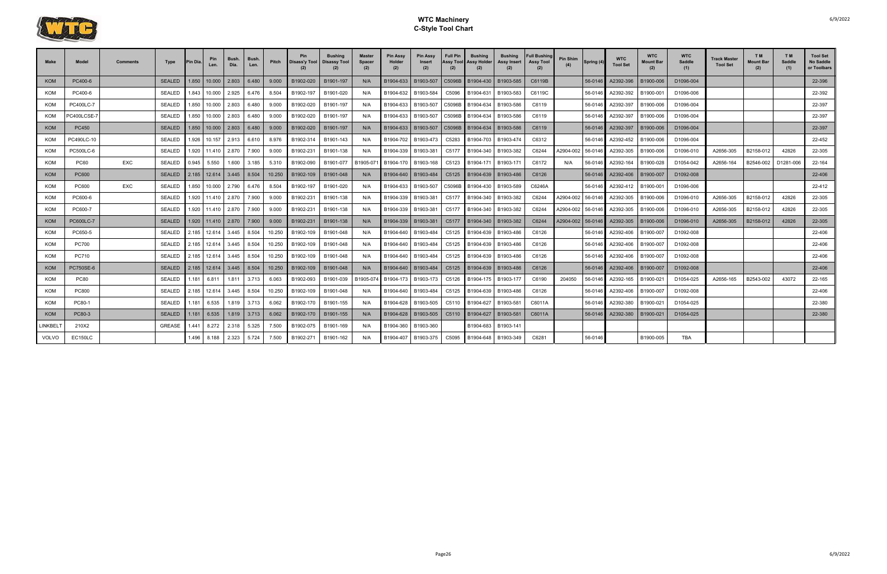# WTC Machinery
## C-Style Tool Chart

| Make | Model | Comments | Type | Pin Dia. | Pin Len. | Bush. Dia. | Bush. Len. | Pitch | Pin Disass'y Tool (2) | Bushing Disassy Tool (2) | Master Spacer (2) | Pin Assy Holder (2) | Pin Assy Insert (2) | Full Pin Assy Tool (2) | Bushing Assy Holder (2) | Bushing Assy Insert (2) | Full Bushing Assy Tool (2) | Pin Shim (4) | Spring (4) | WTC Tool Set | WTC Mount Bar (2) | WTC Saddle (1) | Track Master Tool Set | T M Mount Bar (2) | T M Saddle (1) | Tool Set No Saddle or Toolbars |
|---|---|---|---|---|---|---|---|---|---|---|---|---|---|---|---|---|---|---|---|---|---|---|---|---|---|---|
| KOM | PC400-6 | | SEALED | 1.850 | 10.000 | 2.803 | 6.480 | 9.000 | B1902-020 | B1901-197 | N/A | B1904-633 | B1903-507 | C5096B | B1904-430 | B1903-585 | C6119B | | 56-0146 | A2392-396 | B1900-006 | D1096-004 | | | | 22-396 |
| KOM | PC400-6 | | SEALED | 1.843 | 10.000 | 2.925 | 6.476 | 8.504 | B1902-197 | B1901-020 | N/A | B1904-632 | B1903-584 | C5096 | B1904-631 | B1903-583 | C6119C | | 56-0146 | A2392-392 | B1900-001 | D1096-006 | | | | 22-392 |
| KOM | PC400LC-7 | | SEALED | 1.850 | 10.000 | 2.803 | 6.480 | 9.000 | B1902-020 | B1901-197 | N/A | B1904-633 | B1903-507 | C5096B | B1904-634 | B1903-586 | C6119 | | 56-0146 | A2392-397 | B1900-006 | D1096-004 | | | | 22-397 |
| KOM | PC400LCSE-7 | | SEALED | 1.850 | 10.000 | 2.803 | 6.480 | 9.000 | B1902-020 | B1901-197 | N/A | B1904-633 | B1903-507 | C5096B | B1904-634 | B1903-586 | C6119 | | 56-0146 | A2392-397 | B1900-006 | D1096-004 | | | | 22-397 |
| KOM | PC450 | | SEALED | 1.850 | 10.000 | 2.803 | 6.480 | 9.000 | B1902-020 | B1901-197 | N/A | B1904-633 | B1903-507 | C5096B | B1904-634 | B1903-586 | C6119 | | 56-0146 | A2392-397 | B1900-006 | D1096-004 | | | | 22-397 |
| KOM | PC490LC-10 | | SEALED | 1.926 | 10.157 | 2.913 | 6.610 | 8.976 | B1902-314 | B1901-143 | N/A | B1904-702 | B1903-473 | C5283 | B1904-703 | B1903-474 | C6312 | | 56-0146 | A2392-452 | B1900-006 | D1096-004 | | | | 22-452 |
| KOM | PC500LC-6 | | SEALED | 1.920 | 11.410 | 2.870 | 7.900 | 9.000 | B1902-231 | B1901-138 | N/A | B1904-339 | B1903-381 | C5177 | B1904-340 | B1903-382 | C6244 | A2904-002 | 56-0146 | A2392-305 | B1900-006 | D1096-010 | A2656-305 | B2158-012 | 42826 | 22-305 |
| KOM | PC60 | EXC | SEALED | 0.945 | 5.550 | 1.600 | 3.185 | 5.310 | B1902-090 | B1901-077 | B1905-071 | B1904-170 | B1903-168 | C5123 | B1904-171 | B1903-171 | C6172 | N/A | 56-0146 | A2392-164 | B1900-028 | D1054-042 | A2656-164 | B2546-002 | D1281-006 | 22-164 |
| KOM | PC600 | | SEALED | 2.185 | 12.614 | 3.445 | 8.504 | 10.250 | B1902-109 | B1901-048 | N/A | B1904-640 | B1903-484 | C5125 | B1904-639 | B1903-486 | C6126 | | 56-0146 | A2392-406 | B1900-007 | D1092-008 | | | | 22-406 |
| KOM | PC600 | EXC | SEALED | 1.850 | 10.000 | 2.790 | 6.476 | 8.504 | B1902-197 | B1901-020 | N/A | B1904-633 | B1903-507 | C5096B | B1904-430 | B1903-589 | C6246A | | 56-0146 | A2392-412 | B1900-001 | D1096-006 | | | | 22-412 |
| KOM | PC600-6 | | SEALED | 1.920 | 11.410 | 2.870 | 7.900 | 9.000 | B1902-231 | B1901-138 | N/A | B1904-339 | B1903-381 | C5177 | B1904-340 | B1903-382 | C6244 | A2904-002 | 56-0146 | A2392-305 | B1900-006 | D1096-010 | A2656-305 | B2158-012 | 42826 | 22-305 |
| KOM | PC600-7 | | SEALED | 1.920 | 11.410 | 2.870 | 7.900 | 9.000 | B1902-231 | B1901-138 | N/A | B1904-339 | B1903-381 | C5177 | B1904-340 | B1903-382 | C6244 | A2904-002 | 56-0146 | A2392-305 | B1900-006 | D1096-010 | A2656-305 | B2158-012 | 42826 | 22-305 |
| KOM | PC600LC-7 | | SEALED | 1.920 | 11.410 | 2.870 | 7.900 | 9.000 | B1902-231 | B1901-138 | N/A | B1904-339 | B1903-381 | C5177 | B1904-340 | B1903-382 | C6244 | A2904-002 | 56-0146 | A2392-305 | B1900-006 | D1096-010 | A2656-305 | B2158-012 | 42826 | 22-305 |
| KOM | PC650-5 | | SEALED | 2.185 | 12.614 | 3.445 | 8.504 | 10.250 | B1902-109 | B1901-048 | N/A | B1904-640 | B1903-484 | C5125 | B1904-639 | B1903-486 | C6126 | | 56-0146 | A2392-406 | B1900-007 | D1092-008 | | | | 22-406 |
| KOM | PC700 | | SEALED | 2.185 | 12.614 | 3.445 | 8.504 | 10.250 | B1902-109 | B1901-048 | N/A | B1904-640 | B1903-484 | C5125 | B1904-639 | B1903-486 | C6126 | | 56-0146 | A2392-406 | B1900-007 | D1092-008 | | | | 22-406 |
| KOM | PC710 | | SEALED | 2.185 | 12.614 | 3.445 | 8.504 | 10.250 | B1902-109 | B1901-048 | N/A | B1904-640 | B1903-484 | C5125 | B1904-639 | B1903-486 | C6126 | | 56-0146 | A2392-406 | B1900-007 | D1092-008 | | | | 22-406 |
| KOM | PC750SE-6 | | SEALED | 2.185 | 12.614 | 3.445 | 8.504 | 10.250 | B1902-109 | B1901-048 | N/A | B1904-640 | B1903-484 | C5125 | B1904-639 | B1903-486 | C6126 | | 56-0146 | A2392-406 | B1900-007 | D1092-008 | | | | 22-406 |
| KOM | PC80 | | SEALED | 1.181 | 6.811 | 1.811 | 3.713 | 6.063 | B1902-093 | B1901-039 | B1905-074 | B1904-173 | B1903-173 | C5126 | B1904-175 | B1903-177 | C6190 | 204050 | 56-0146 | A2392-165 | B1900-021 | D1054-025 | A2656-165 | B2543-002 | 43072 | 22-165 |
| KOM | PC800 | | SEALED | 2.185 | 12.614 | 3.445 | 8.504 | 10.250 | B1902-109 | B1901-048 | N/A | B1904-640 | B1903-484 | C5125 | B1904-639 | B1903-486 | C6126 | | 56-0146 | A2392-406 | B1900-007 | D1092-008 | | | | 22-406 |
| KOM | PC80-1 | | SEALED | 1.181 | 6.535 | 1.819 | 3.713 | 6.062 | B1902-170 | B1901-155 | N/A | B1904-628 | B1903-505 | C5110 | B1904-627 | B1903-581 | C6011A | | 56-0146 | A2392-380 | B1900-021 | D1054-025 | | | | 22-380 |
| KOM | PC80-3 | | SEALED | 1.181 | 6.535 | 1.819 | 3.713 | 6.062 | B1902-170 | B1901-155 | N/A | B1904-628 | B1903-505 | C5110 | B1904-627 | B1903-581 | C6011A | | 56-0146 | A2392-380 | B1900-021 | D1054-025 | | | | 22-380 |
| LINKBELT | 210X2 | | GREASE | 1.441 | 8.272 | 2.318 | 5.325 | 7.500 | B1902-075 | B1901-169 | N/A | B1904-360 | B1903-360 | | B1904-683 | B1903-141 | | | | | | | | | | |
| VOLVO | EC150LC | | | 1.496 | 8.188 | 2.323 | 5.724 | 7.500 | B1902-271 | B1901-162 | N/A | B1904-407 | B1903-375 | C5095 | B1904-648 | B1903-349 | C6281 | | 56-0146 | | B1900-005 | TBA | | | | |